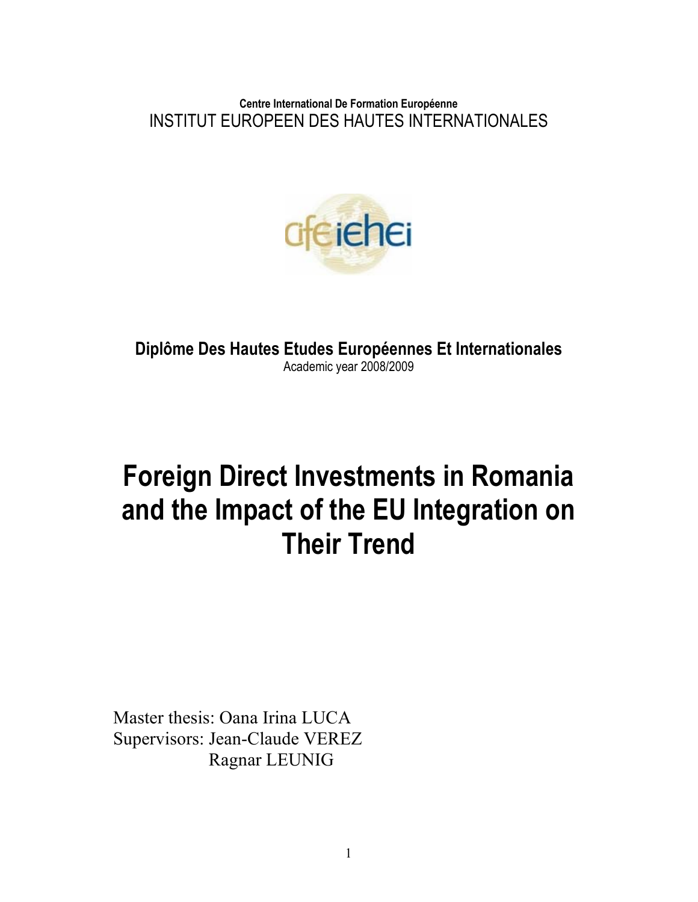**Centre International De Formation Européenne**

INSTITUT EUROPEEN DES HAUTES INTERNATIONALES

**Diplôme Des Hautes Etudes Européennes Et Internationales**

Academic year 2008/2009

# Foreign Direct Investments in Romania and the Impact of the EU Integration on Their Trend

Master thesis: Oana Irina LUCA

Supervisors: Jean-Claude VEREZ

Ragnar LEUNIG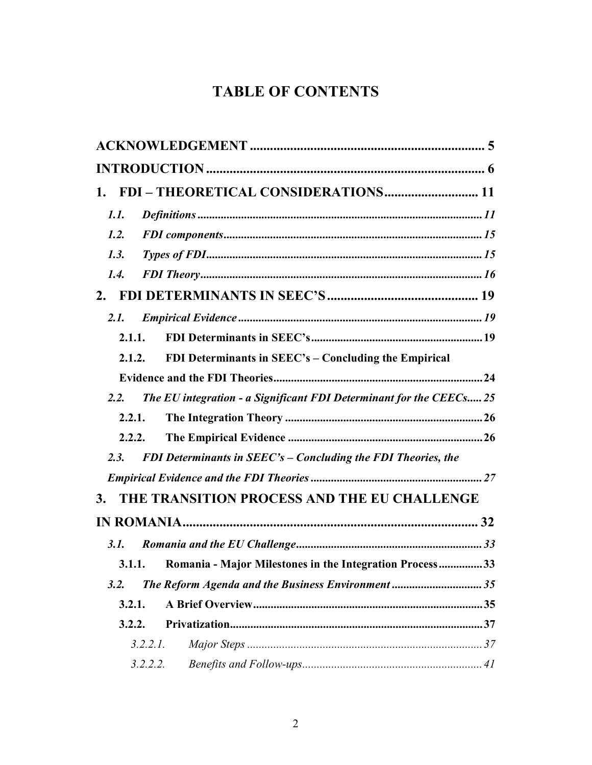# TABLE OF CONTENTS

**ACKNOWLEDGEMENT** ........................................................................ 5

**INTRODUCTION** .............................................................................. 6

**1. FDI – THEORETICAL CONSIDERATIONS** ........................... 11

*1.1. Definitions* ........................................................................................ 11

*1.2. FDI components* ............................................................................... 15

*1.3. Types of FDI* ..................................................................................... 15

*1.4. FDI Theory* ....................................................................................... 16

**2. FDI DETERMINANTS IN SEEC'S** ............................................. 19

*2.1. Empirical Evidence* .......................................................................... 19

**2.1.1. FDI Determinants in SEEC's** ........................................................ 19

**2.1.2. FDI Determinants in SEEC's – Concluding the Empirical Evidence and the FDI Theories** ........................................................ 24

*2.2. The EU integration - a Significant FDI Determinant for the CEECs* ..... 25

**2.2.1. The Integration Theory** ............................................................... 26

**2.2.2. The Empirical Evidence** ............................................................. 26

*2.3. FDI Determinants in SEEC's – Concluding the FDI Theories, the Empirical Evidence and the FDI Theories* ............................................. 27

**3. THE TRANSITION PROCESS AND THE EU CHALLENGE IN ROMANIA** .......................................................................................... 32

*3.1. Romania and the EU Challenge* ......................................................... 33

**3.1.1. Romania - Major Milestones in the Integration Process** ............... 33

*3.2. The Reform Agenda and the Business Environment* ............................ 35

**3.2.1. A Brief Overview** ........................................................................ 35

**3.2.2. Privatization** .............................................................................. 37

*3.2.2.1. Major Steps* .................................................................................. 37

*3.2.2.2. Benefits and Follow-ups* ............................................................... 41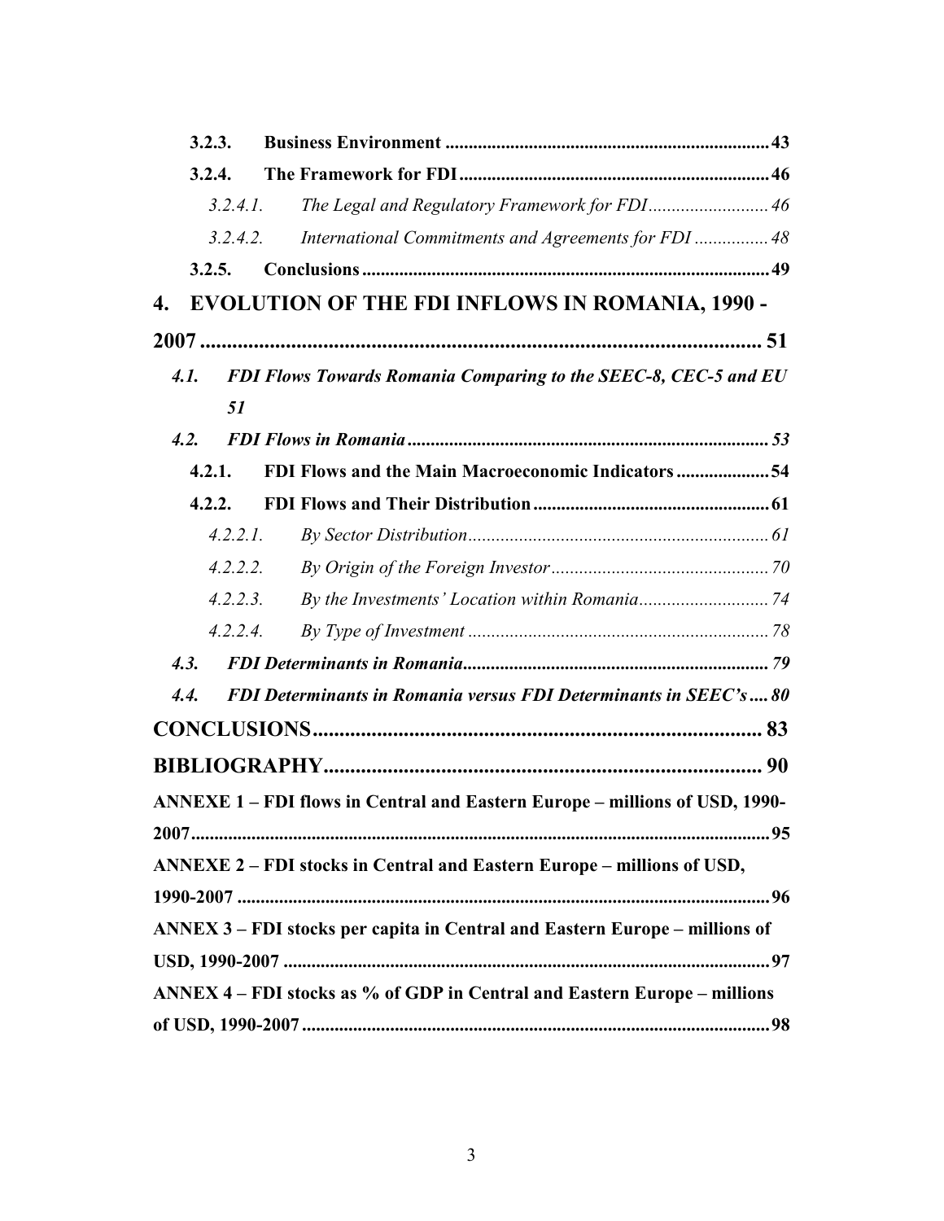**3.2.3. Business Environment ........................................................................ 43**

**3.2.4. The Framework for FDI ........................................................................ 46**

*3.2.4.1. The Legal and Regulatory Framework for FDI .......................... 46*

*3.2.4.2. International Commitments and Agreements for FDI ................ 48*

**3.2.5. Conclusions ........................................................................................ 49**

**4. EVOLUTION OF THE FDI INFLOWS IN ROMANIA, 1990 - 2007 ........................................................................................................ 51**

***4.1. FDI Flows Towards Romania Comparing to the SEEC-8, CEC-5 and EU 51***

***4.2. FDI Flows in Romania .............................................................................. 53***

**4.2.1. FDI Flows and the Main Macroeconomic Indicators .................... 54**

**4.2.2. FDI Flows and Their Distribution ................................................... 61**

*4.2.2.1. By Sector Distribution ................................................................. 61*

*4.2.2.2. By Origin of the Foreign Investor ............................................... 70*

*4.2.2.3. By the Investments' Location within Romania ............................ 74*

*4.2.2.4. By Type of Investment ................................................................. 78*

***4.3. FDI Determinants in Romania ................................................................. 79***

***4.4. FDI Determinants in Romania versus FDI Determinants in SEEC's .... 80***

**CONCLUSIONS ................................................................................... 83**

**BIBLIOGRAPHY ................................................................................. 90**

**ANNEXE 1 – FDI flows in Central and Eastern Europe – millions of USD, 1990-2007 ............................................................................................................ 95**

**ANNEXE 2 – FDI stocks in Central and Eastern Europe – millions of USD, 1990-2007 .................................................................................................. 96**

**ANNEX 3 – FDI stocks per capita in Central and Eastern Europe – millions of USD, 1990-2007 ......................................................................................... 97**

**ANNEX 4 – FDI stocks as % of GDP in Central and Eastern Europe – millions of USD, 1990-2007 .................................................................................... 98**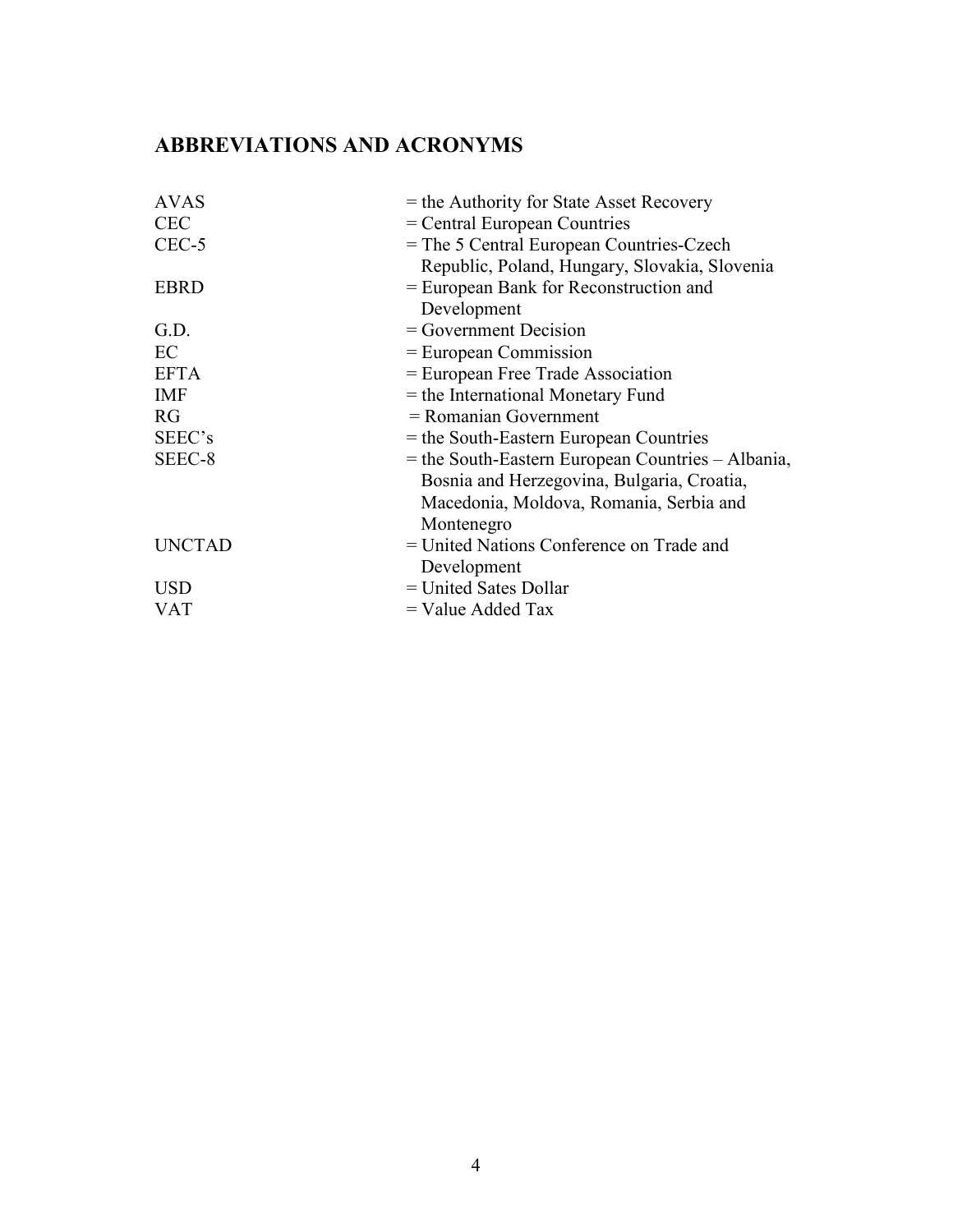## ABBREVIATIONS AND ACRONYMS

| | |
|---|---|
| AVAS | = the Authority for State Asset Recovery |
| CEC | = Central European Countries |
| CEC-5 | = The 5 Central European Countries-Czech Republic, Poland, Hungary, Slovakia, Slovenia |
| EBRD | = European Bank for Reconstruction and Development |
| G.D. | = Government Decision |
| EC | = European Commission |
| EFTA | = European Free Trade Association |
| IMF | = the International Monetary Fund |
| RG | = Romanian Government |
| SEEC's | = the South-Eastern European Countries |
| SEEC-8 | = the South-Eastern European Countries – Albania, Bosnia and Herzegovina, Bulgaria, Croatia, Macedonia, Moldova, Romania, Serbia and Montenegro |
| UNCTAD | = United Nations Conference on Trade and Development |
| USD | = United Sates Dollar |
| VAT | = Value Added Tax |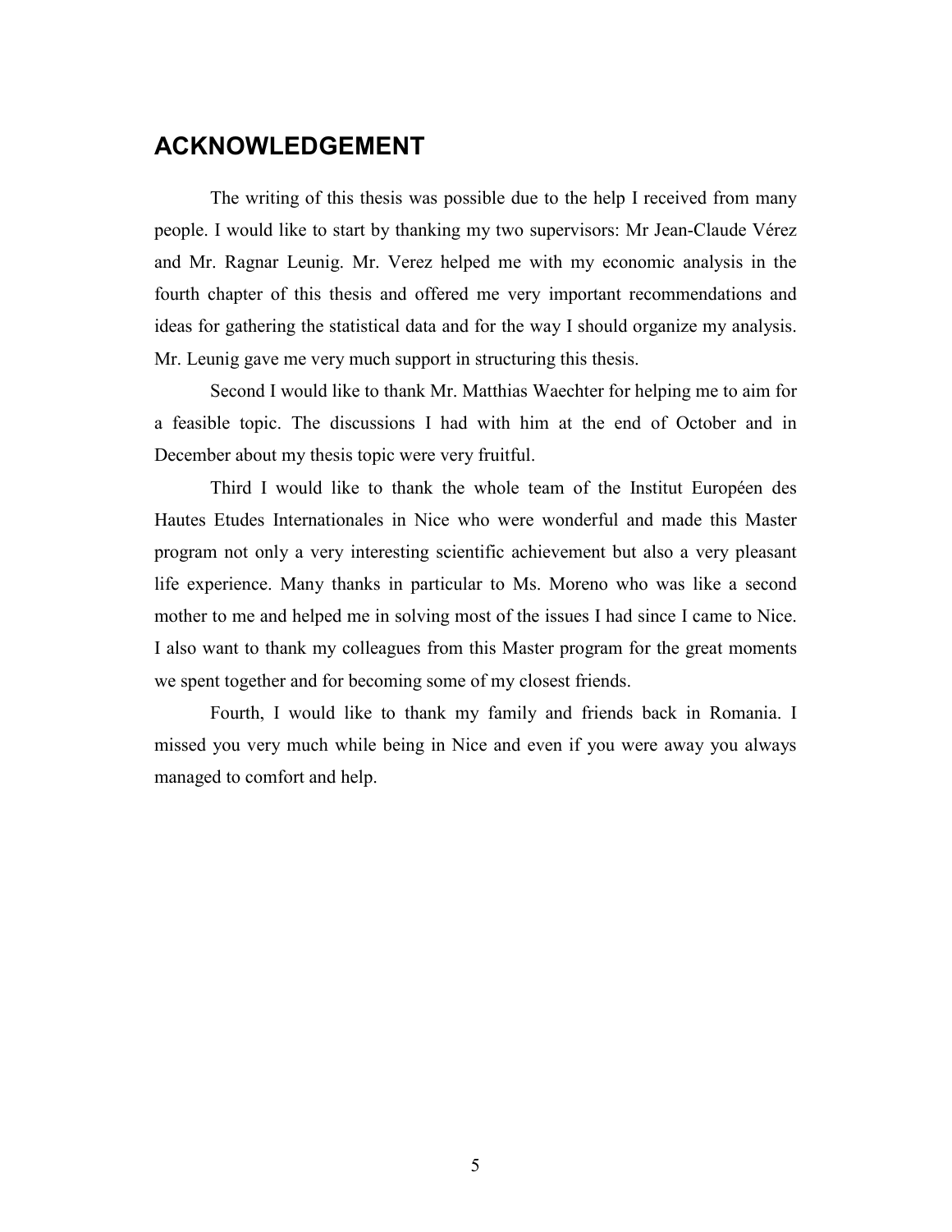## ACKNOWLEDGEMENT

The writing of this thesis was possible due to the help I received from many people. I would like to start by thanking my two supervisors: Mr Jean-Claude Vérez and Mr. Ragnar Leunig. Mr. Verez helped me with my economic analysis in the fourth chapter of this thesis and offered me very important recommendations and ideas for gathering the statistical data and for the way I should organize my analysis. Mr. Leunig gave me very much support in structuring this thesis.

Second I would like to thank Mr. Matthias Waechter for helping me to aim for a feasible topic. The discussions I had with him at the end of October and in December about my thesis topic were very fruitful.

Third I would like to thank the whole team of the Institut Européen des Hautes Etudes Internationales in Nice who were wonderful and made this Master program not only a very interesting scientific achievement but also a very pleasant life experience. Many thanks in particular to Ms. Moreno who was like a second mother to me and helped me in solving most of the issues I had since I came to Nice. I also want to thank my colleagues from this Master program for the great moments we spent together and for becoming some of my closest friends.

Fourth, I would like to thank my family and friends back in Romania. I missed you very much while being in Nice and even if you were away you always managed to comfort and help.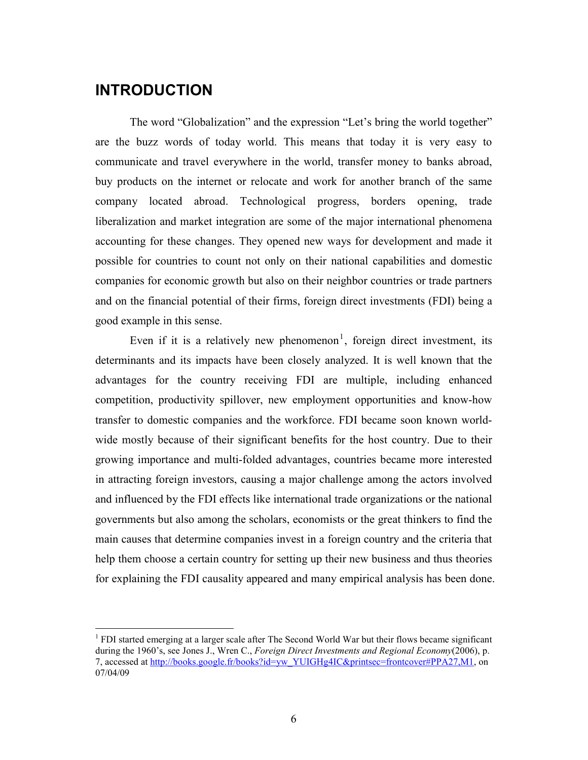# INTRODUCTION

The word "Globalization" and the expression "Let's bring the world together" are the buzz words of today world. This means that today it is very easy to communicate and travel everywhere in the world, transfer money to banks abroad, buy products on the internet or relocate and work for another branch of the same company located abroad. Technological progress, borders opening, trade liberalization and market integration are some of the major international phenomena accounting for these changes. They opened new ways for development and made it possible for countries to count not only on their national capabilities and domestic companies for economic growth but also on their neighbor countries or trade partners and on the financial potential of their firms, foreign direct investments (FDI) being a good example in this sense.

Even if it is a relatively new phenomenon[1], foreign direct investment, its determinants and its impacts have been closely analyzed. It is well known that the advantages for the country receiving FDI are multiple, including enhanced competition, productivity spillover, new employment opportunities and know-how transfer to domestic companies and the workforce. FDI became soon known world-wide mostly because of their significant benefits for the host country. Due to their growing importance and multi-folded advantages, countries became more interested in attracting foreign investors, causing a major challenge among the actors involved and influenced by the FDI effects like international trade organizations or the national governments but also among the scholars, economists or the great thinkers to find the main causes that determine companies invest in a foreign country and the criteria that help them choose a certain country for setting up their new business and thus theories for explaining the FDI causality appeared and many empirical analysis has been done.

---

[1] FDI started emerging at a larger scale after The Second World War but their flows became significant during the 1960's, see Jones J., Wren C., *Foreign Direct Investments and Regional Economy*(2006), p. 7, accessed at http://books.google.fr/books?id=yw_YUIGHg4IC&printsec=frontcover#PPA27,M1, on 07/04/09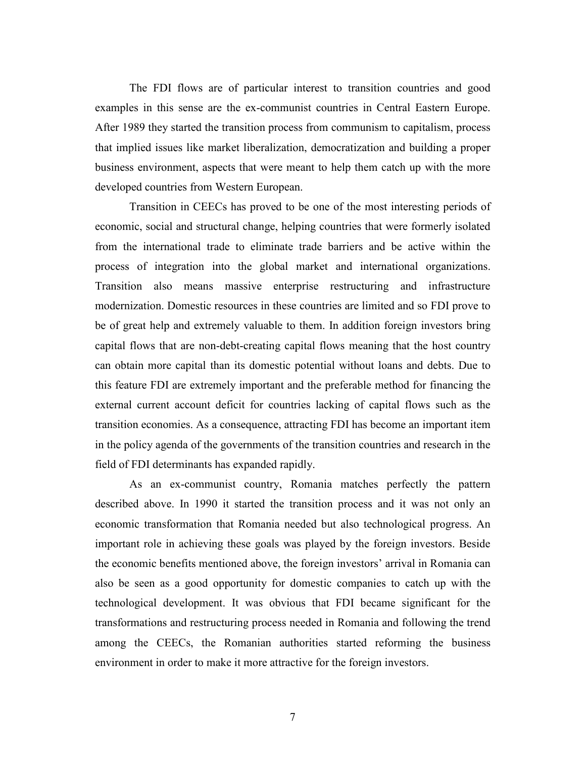The FDI flows are of particular interest to transition countries and good examples in this sense are the ex-communist countries in Central Eastern Europe. After 1989 they started the transition process from communism to capitalism, process that implied issues like market liberalization, democratization and building a proper business environment, aspects that were meant to help them catch up with the more developed countries from Western European.

Transition in CEECs has proved to be one of the most interesting periods of economic, social and structural change, helping countries that were formerly isolated from the international trade to eliminate trade barriers and be active within the process of integration into the global market and international organizations. Transition also means massive enterprise restructuring and infrastructure modernization. Domestic resources in these countries are limited and so FDI prove to be of great help and extremely valuable to them. In addition foreign investors bring capital flows that are non-debt-creating capital flows meaning that the host country can obtain more capital than its domestic potential without loans and debts. Due to this feature FDI are extremely important and the preferable method for financing the external current account deficit for countries lacking of capital flows such as the transition economies. As a consequence, attracting FDI has become an important item in the policy agenda of the governments of the transition countries and research in the field of FDI determinants has expanded rapidly.

As an ex-communist country, Romania matches perfectly the pattern described above. In 1990 it started the transition process and it was not only an economic transformation that Romania needed but also technological progress. An important role in achieving these goals was played by the foreign investors. Beside the economic benefits mentioned above, the foreign investors' arrival in Romania can also be seen as a good opportunity for domestic companies to catch up with the technological development. It was obvious that FDI became significant for the transformations and restructuring process needed in Romania and following the trend among the CEECs, the Romanian authorities started reforming the business environment in order to make it more attractive for the foreign investors.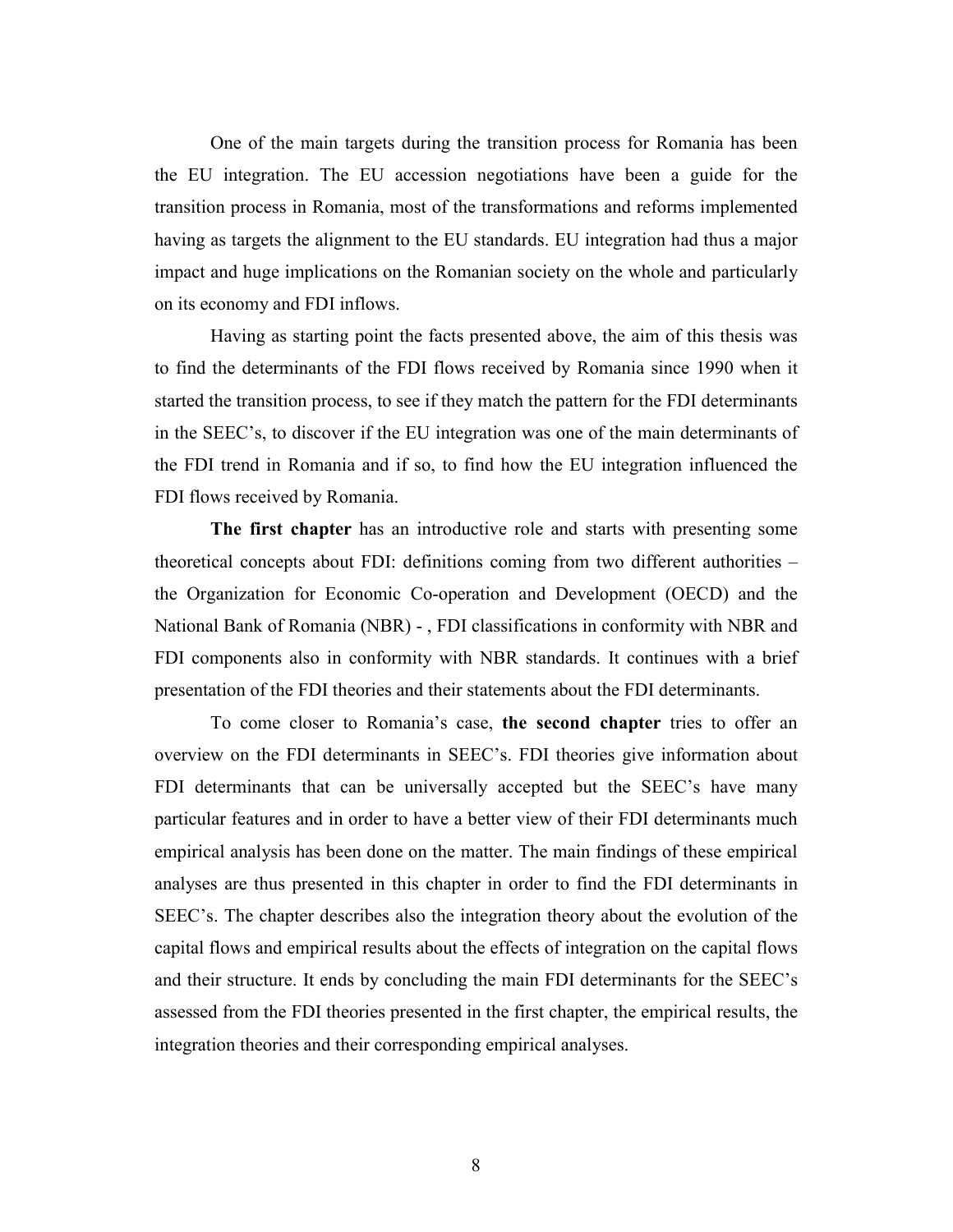One of the main targets during the transition process for Romania has been the EU integration. The EU accession negotiations have been a guide for the transition process in Romania, most of the transformations and reforms implemented having as targets the alignment to the EU standards. EU integration had thus a major impact and huge implications on the Romanian society on the whole and particularly on its economy and FDI inflows.

Having as starting point the facts presented above, the aim of this thesis was to find the determinants of the FDI flows received by Romania since 1990 when it started the transition process, to see if they match the pattern for the FDI determinants in the SEEC's, to discover if the EU integration was one of the main determinants of the FDI trend in Romania and if so, to find how the EU integration influenced the FDI flows received by Romania.

**The first chapter** has an introductive role and starts with presenting some theoretical concepts about FDI: definitions coming from two different authorities – the Organization for Economic Co-operation and Development (OECD) and the National Bank of Romania (NBR) - , FDI classifications in conformity with NBR and FDI components also in conformity with NBR standards. It continues with a brief presentation of the FDI theories and their statements about the FDI determinants.

To come closer to Romania's case, **the second chapter** tries to offer an overview on the FDI determinants in SEEC's. FDI theories give information about FDI determinants that can be universally accepted but the SEEC's have many particular features and in order to have a better view of their FDI determinants much empirical analysis has been done on the matter. The main findings of these empirical analyses are thus presented in this chapter in order to find the FDI determinants in SEEC's. The chapter describes also the integration theory about the evolution of the capital flows and empirical results about the effects of integration on the capital flows and their structure. It ends by concluding the main FDI determinants for the SEEC's assessed from the FDI theories presented in the first chapter, the empirical results, the integration theories and their corresponding empirical analyses.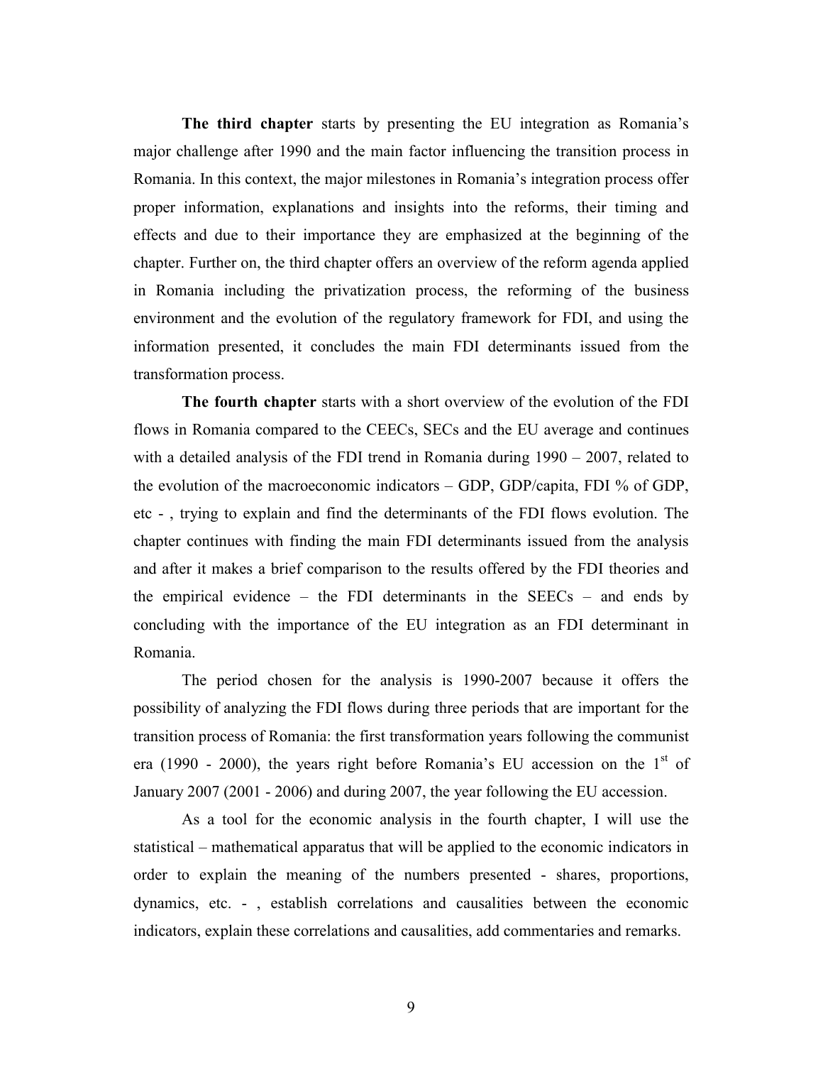**The third chapter** starts by presenting the EU integration as Romania's major challenge after 1990 and the main factor influencing the transition process in Romania. In this context, the major milestones in Romania's integration process offer proper information, explanations and insights into the reforms, their timing and effects and due to their importance they are emphasized at the beginning of the chapter. Further on, the third chapter offers an overview of the reform agenda applied in Romania including the privatization process, the reforming of the business environment and the evolution of the regulatory framework for FDI, and using the information presented, it concludes the main FDI determinants issued from the transformation process.

**The fourth chapter** starts with a short overview of the evolution of the FDI flows in Romania compared to the CEECs, SECs and the EU average and continues with a detailed analysis of the FDI trend in Romania during 1990 – 2007, related to the evolution of the macroeconomic indicators – GDP, GDP/capita, FDI % of GDP, etc - , trying to explain and find the determinants of the FDI flows evolution. The chapter continues with finding the main FDI determinants issued from the analysis and after it makes a brief comparison to the results offered by the FDI theories and the empirical evidence – the FDI determinants in the SEECs – and ends by concluding with the importance of the EU integration as an FDI determinant in Romania.

The period chosen for the analysis is 1990-2007 because it offers the possibility of analyzing the FDI flows during three periods that are important for the transition process of Romania: the first transformation years following the communist era (1990 - 2000), the years right before Romania's EU accession on the 1st of January 2007 (2001 - 2006) and during 2007, the year following the EU accession.

As a tool for the economic analysis in the fourth chapter, I will use the statistical – mathematical apparatus that will be applied to the economic indicators in order to explain the meaning of the numbers presented - shares, proportions, dynamics, etc. - , establish correlations and causalities between the economic indicators, explain these correlations and causalities, add commentaries and remarks.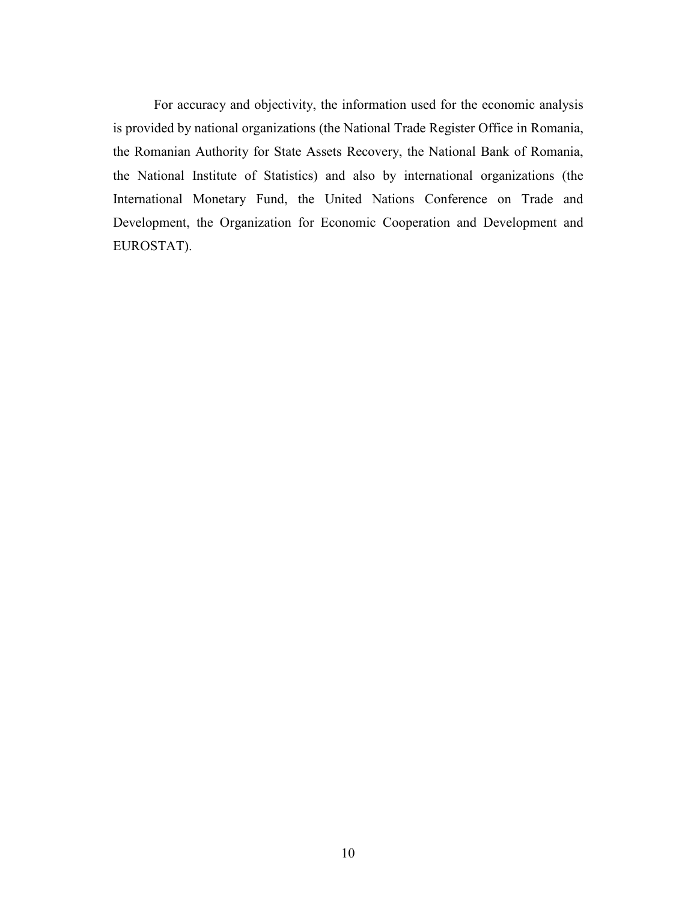For accuracy and objectivity, the information used for the economic analysis is provided by national organizations (the National Trade Register Office in Romania, the Romanian Authority for State Assets Recovery, the National Bank of Romania, the National Institute of Statistics) and also by international organizations (the International Monetary Fund, the United Nations Conference on Trade and Development, the Organization for Economic Cooperation and Development and EUROSTAT).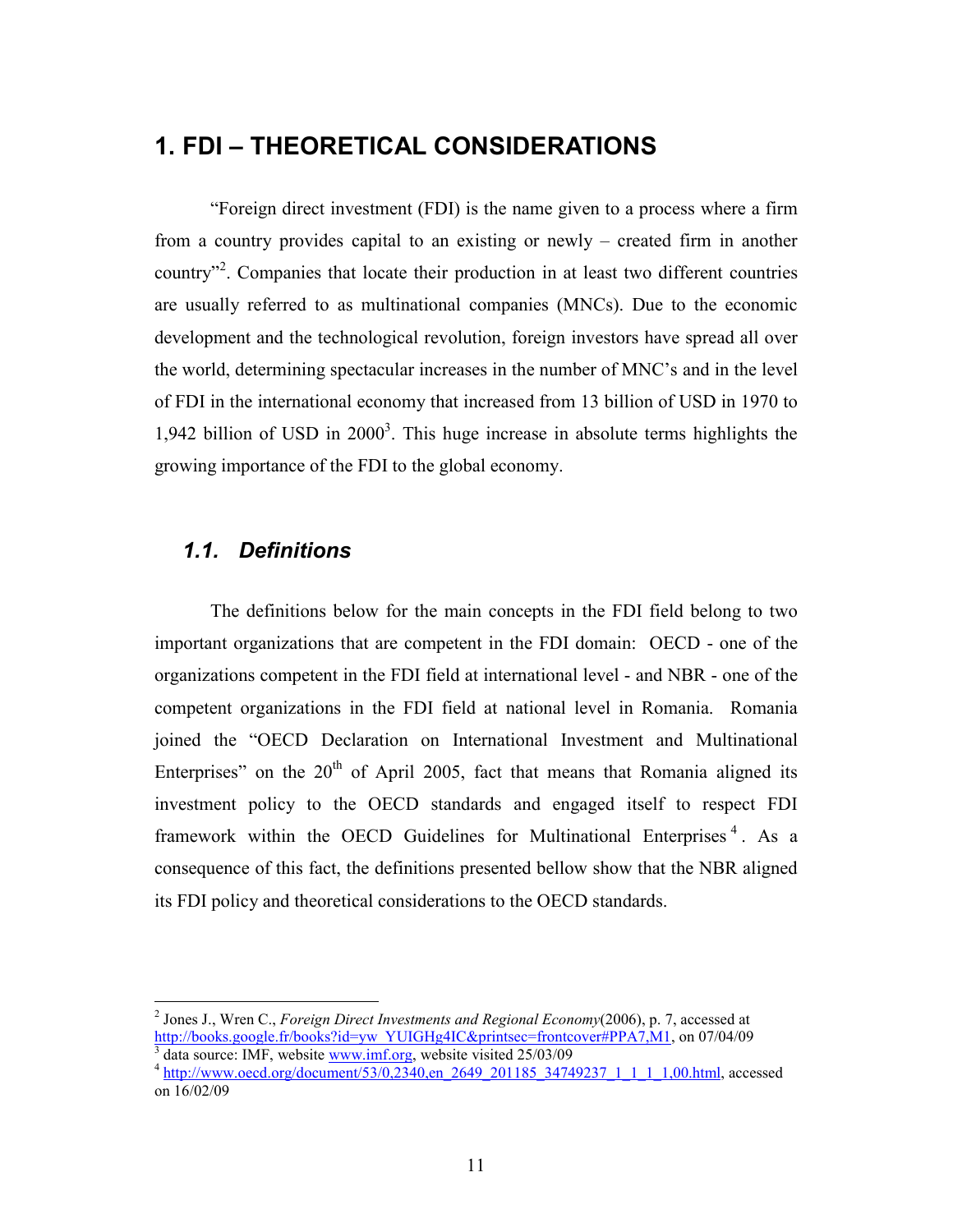# 1. FDI – THEORETICAL CONSIDERATIONS

"Foreign direct investment (FDI) is the name given to a process where a firm from a country provides capital to an existing or newly – created firm in another country"[2]. Companies that locate their production in at least two different countries are usually referred to as multinational companies (MNCs). Due to the economic development and the technological revolution, foreign investors have spread all over the world, determining spectacular increases in the number of MNC's and in the level of FDI in the international economy that increased from 13 billion of USD in 1970 to 1,942 billion of USD in 2000[3]. This huge increase in absolute terms highlights the growing importance of the FDI to the global economy.

## 1.1. Definitions

The definitions below for the main concepts in the FDI field belong to two important organizations that are competent in the FDI domain: OECD - one of the organizations competent in the FDI field at international level - and NBR - one of the competent organizations in the FDI field at national level in Romania. Romania joined the "OECD Declaration on International Investment and Multinational Enterprises" on the 20th of April 2005, fact that means that Romania aligned its investment policy to the OECD standards and engaged itself to respect FDI framework within the OECD Guidelines for Multinational Enterprises[4]. As a consequence of this fact, the definitions presented bellow show that the NBR aligned its FDI policy and theoretical considerations to the OECD standards.

---

[2] Jones J., Wren C., *Foreign Direct Investments and Regional Economy*(2006), p. 7, accessed at http://books.google.fr/books?id=yw_YUIGHg4IC&printsec=frontcover#PPA7,M1, on 07/04/09

[3] data source: IMF, website www.imf.org, website visited 25/03/09

[4] http://www.oecd.org/document/53/0,2340,en_2649_201185_34749237_1_1_1_1,00.html, accessed on 16/02/09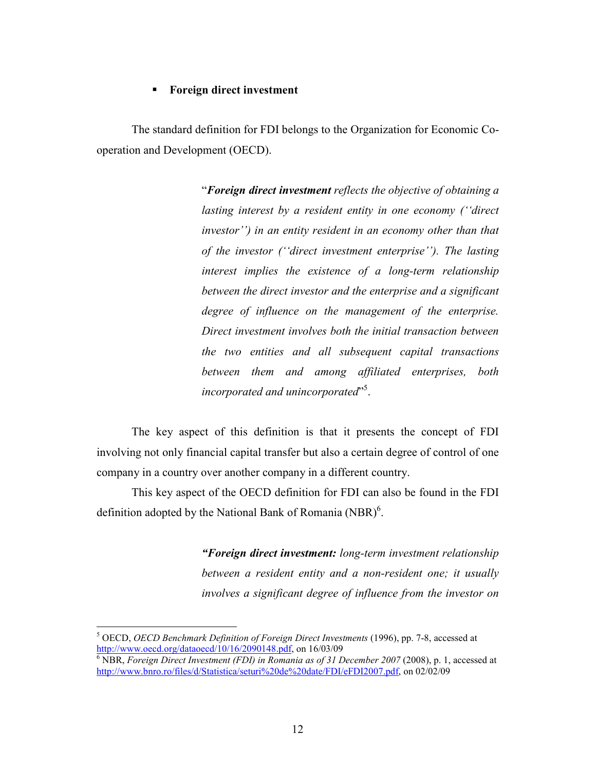- **Foreign direct investment**

The standard definition for FDI belongs to the Organization for Economic Co-operation and Development (OECD).

> "***Foreign direct investment*** *reflects the objective of obtaining a lasting interest by a resident entity in one economy (''direct investor'') in an entity resident in an economy other than that of the investor (''direct investment enterprise''). The lasting interest implies the existence of a long-term relationship between the direct investor and the enterprise and a significant degree of influence on the management of the enterprise. Direct investment involves both the initial transaction between the two entities and all subsequent capital transactions between them and among affiliated enterprises, both incorporated and unincorporated*"[5].

The key aspect of this definition is that it presents the concept of FDI involving not only financial capital transfer but also a certain degree of control of one company in a country over another company in a different country.

This key aspect of the OECD definition for FDI can also be found in the FDI definition adopted by the National Bank of Romania (NBR)[6].

> ***"Foreign direct investment:*** *long-term investment relationship between a resident entity and a non-resident one; it usually involves a significant degree of influence from the investor on*

---

[5] OECD, *OECD Benchmark Definition of Foreign Direct Investments* (1996), pp. 7-8, accessed at http://www.oecd.org/dataoecd/10/16/2090148.pdf, on 16/03/09

[6] NBR, *Foreign Direct Investment (FDI) in Romania as of 31 December 2007* (2008), p. 1, accessed at http://www.bnro.ro/files/d/Statistica/seturi%20de%20date/FDI/eFDI2007.pdf, on 02/02/09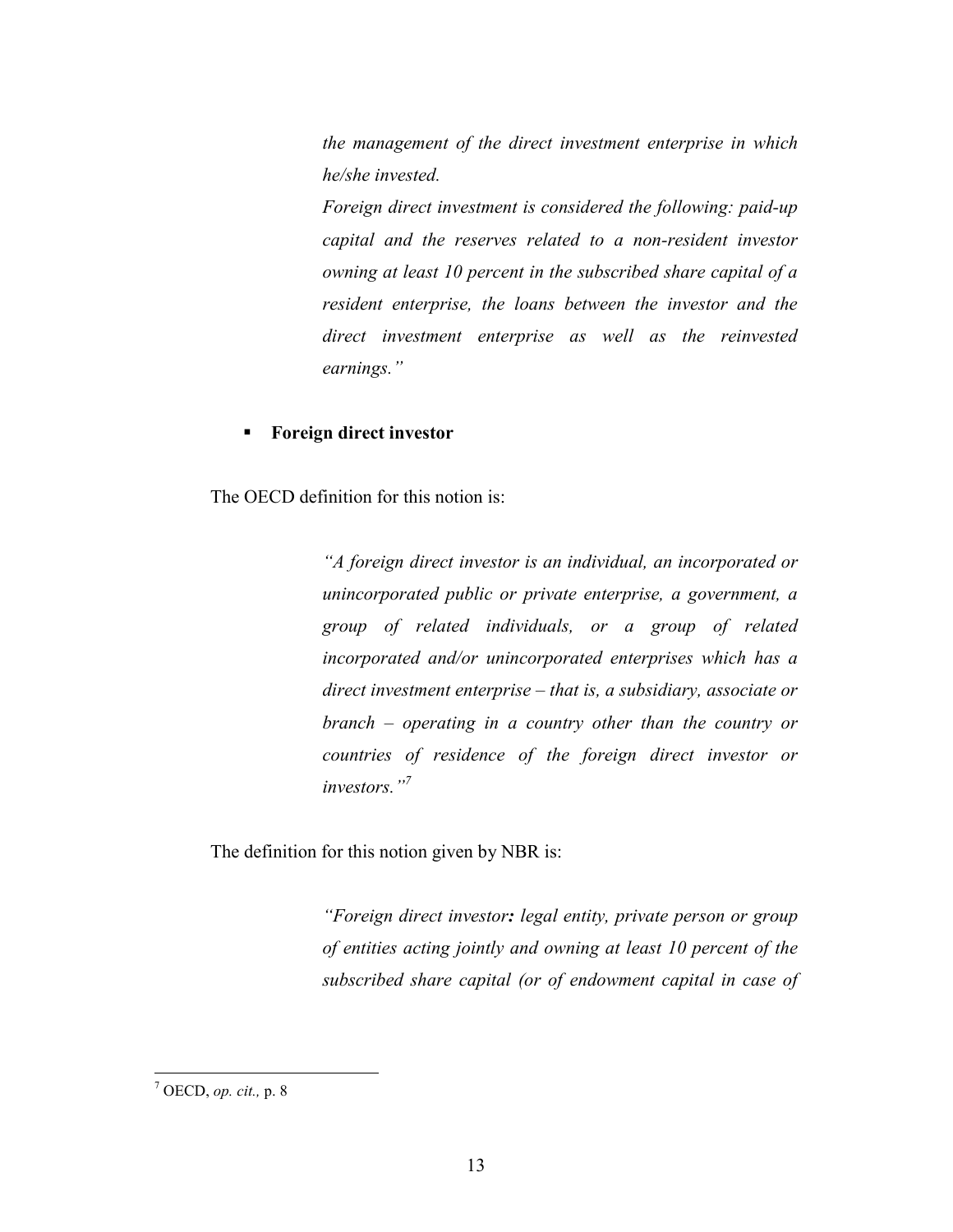> *the management of the direct investment enterprise in which he/she invested.*
>
> *Foreign direct investment is considered the following: paid-up capital and the reserves related to a non-resident investor owning at least 10 percent in the subscribed share capital of a resident enterprise, the loans between the investor and the direct investment enterprise as well as the reinvested earnings."*

- **Foreign direct investor**

The OECD definition for this notion is:

> *"A foreign direct investor is an individual, an incorporated or unincorporated public or private enterprise, a government, a group of related individuals, or a group of related incorporated and/or unincorporated enterprises which has a direct investment enterprise – that is, a subsidiary, associate or branch – operating in a country other than the country or countries of residence of the foreign direct investor or investors."*[7]

The definition for this notion given by NBR is:

> *"Foreign direct investor**:** legal entity, private person or group of entities acting jointly and owning at least 10 percent of the subscribed share capital (or of endowment capital in case of*

---

[7] OECD, *op. cit.,* p. 8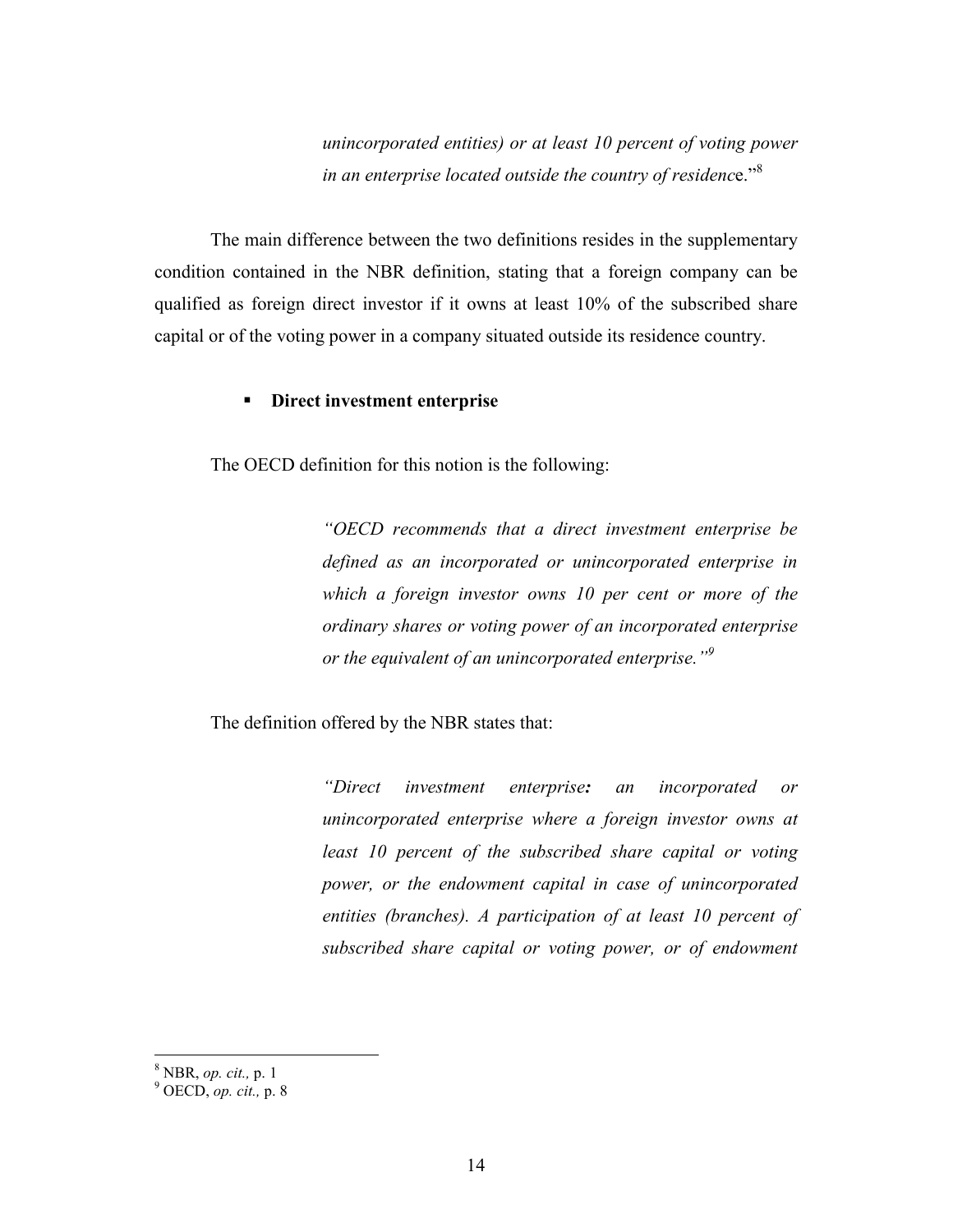> *unincorporated entities) or at least 10 percent of voting power in an enterprise located outside the country of residence*."[8]

The main difference between the two definitions resides in the supplementary condition contained in the NBR definition, stating that a foreign company can be qualified as foreign direct investor if it owns at least 10% of the subscribed share capital or of the voting power in a company situated outside its residence country.

- **Direct investment enterprise**

The OECD definition for this notion is the following:

> *"OECD recommends that a direct investment enterprise be defined as an incorporated or unincorporated enterprise in which a foreign investor owns 10 per cent or more of the ordinary shares or voting power of an incorporated enterprise or the equivalent of an unincorporated enterprise."*[9]

The definition offered by the NBR states that:

> *"Direct investment enterprise**:** an incorporated or unincorporated enterprise where a foreign investor owns at least 10 percent of the subscribed share capital or voting power, or the endowment capital in case of unincorporated entities (branches). A participation of at least 10 percent of subscribed share capital or voting power, or of endowment*

---

[8] NBR, *op. cit.,* p. 1

[9] OECD, *op. cit.,* p. 8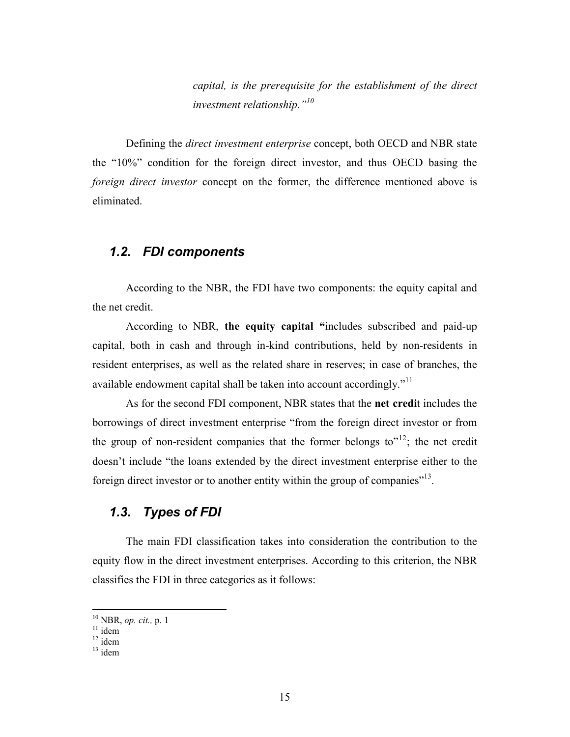*capital, is the prerequisite for the establishment of the direct investment relationship."*[10]

Defining the *direct investment enterprise* concept, both OECD and NBR state the "10%" condition for the foreign direct investor, and thus OECD basing the *foreign direct investor* concept on the former, the difference mentioned above is eliminated.

## 1.2. FDI components

According to the NBR, the FDI have two components: the equity capital and the net credit.

According to NBR, **the equity capital "**includes subscribed and paid-up capital, both in cash and through in-kind contributions, held by non-residents in resident enterprises, as well as the related share in reserves; in case of branches, the available endowment capital shall be taken into account accordingly."[11]

As for the second FDI component, NBR states that the **net credi**t includes the borrowings of direct investment enterprise "from the foreign direct investor or from the group of non-resident companies that the former belongs to"[12]; the net credit doesn't include "the loans extended by the direct investment enterprise either to the foreign direct investor or to another entity within the group of companies"[13].

## 1.3. Types of FDI

The main FDI classification takes into consideration the contribution to the equity flow in the direct investment enterprises. According to this criterion, the NBR classifies the FDI in three categories as it follows:

---

[10] NBR, *op. cit.,* p. 1
[11] idem
[12] idem
[13] idem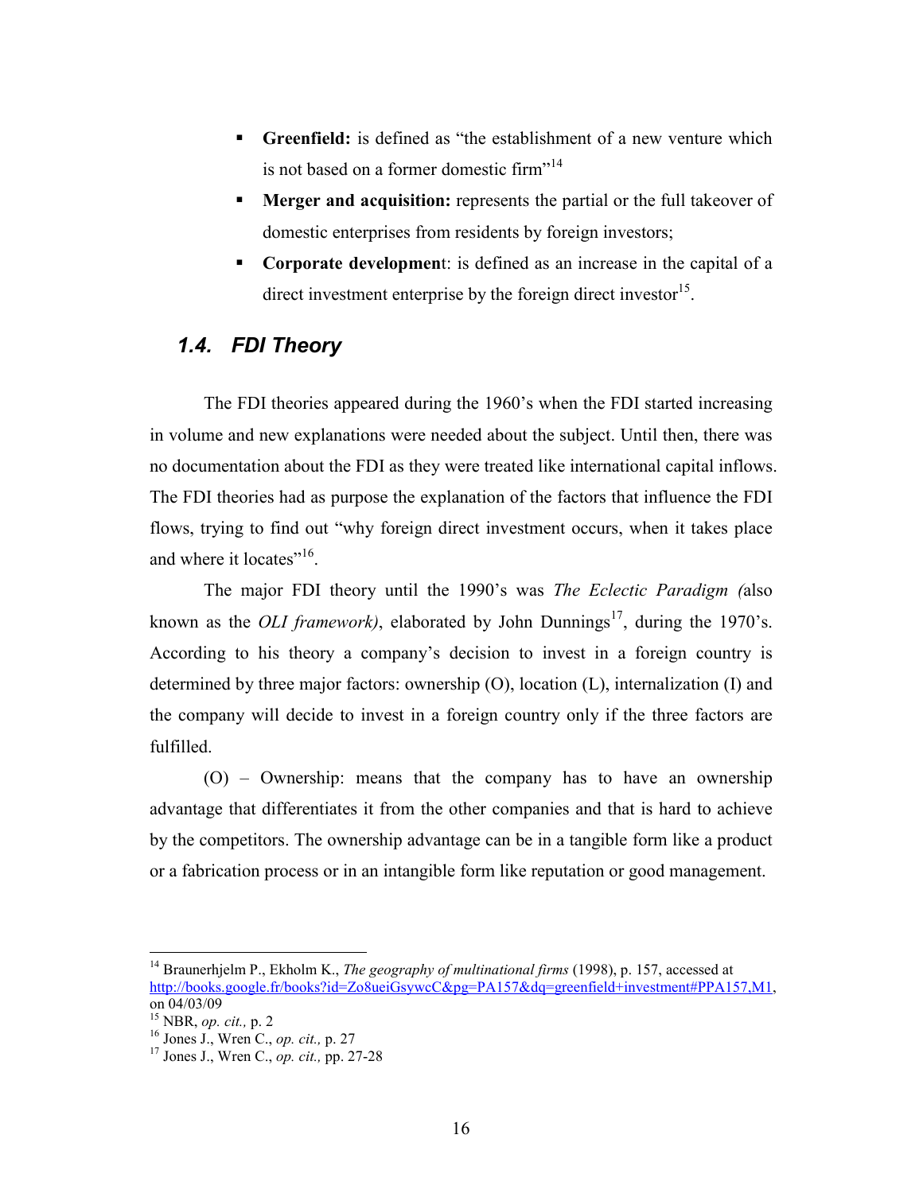- **Greenfield:** is defined as "the establishment of a new venture which is not based on a former domestic firm"[14]
- **Merger and acquisition:** represents the partial or the full takeover of domestic enterprises from residents by foreign investors;
- **Corporate development**: is defined as an increase in the capital of a direct investment enterprise by the foreign direct investor[15].

## *1.4. FDI Theory*

The FDI theories appeared during the 1960's when the FDI started increasing in volume and new explanations were needed about the subject. Until then, there was no documentation about the FDI as they were treated like international capital inflows. The FDI theories had as purpose the explanation of the factors that influence the FDI flows, trying to find out "why foreign direct investment occurs, when it takes place and where it locates"[16].

The major FDI theory until the 1990's was *The Eclectic Paradigm (*also known as the *OLI framework)*, elaborated by John Dunnings[17], during the 1970's. According to his theory a company's decision to invest in a foreign country is determined by three major factors: ownership (O), location (L), internalization (I) and the company will decide to invest in a foreign country only if the three factors are fulfilled.

(O) – Ownership: means that the company has to have an ownership advantage that differentiates it from the other companies and that is hard to achieve by the competitors. The ownership advantage can be in a tangible form like a product or a fabrication process or in an intangible form like reputation or good management.

---

[14] Braunerhjelm P., Ekholm K., *The geography of multinational firms* (1998), p. 157, accessed at http://books.google.fr/books?id=Zo8ueiGsywcC&pg=PA157&dq=greenfield+investment#PPA157,M1, on 04/03/09

[15] NBR, *op. cit.,* p. 2

[16] Jones J., Wren C., *op. cit.,* p. 27

[17] Jones J., Wren C., *op. cit.,* pp. 27-28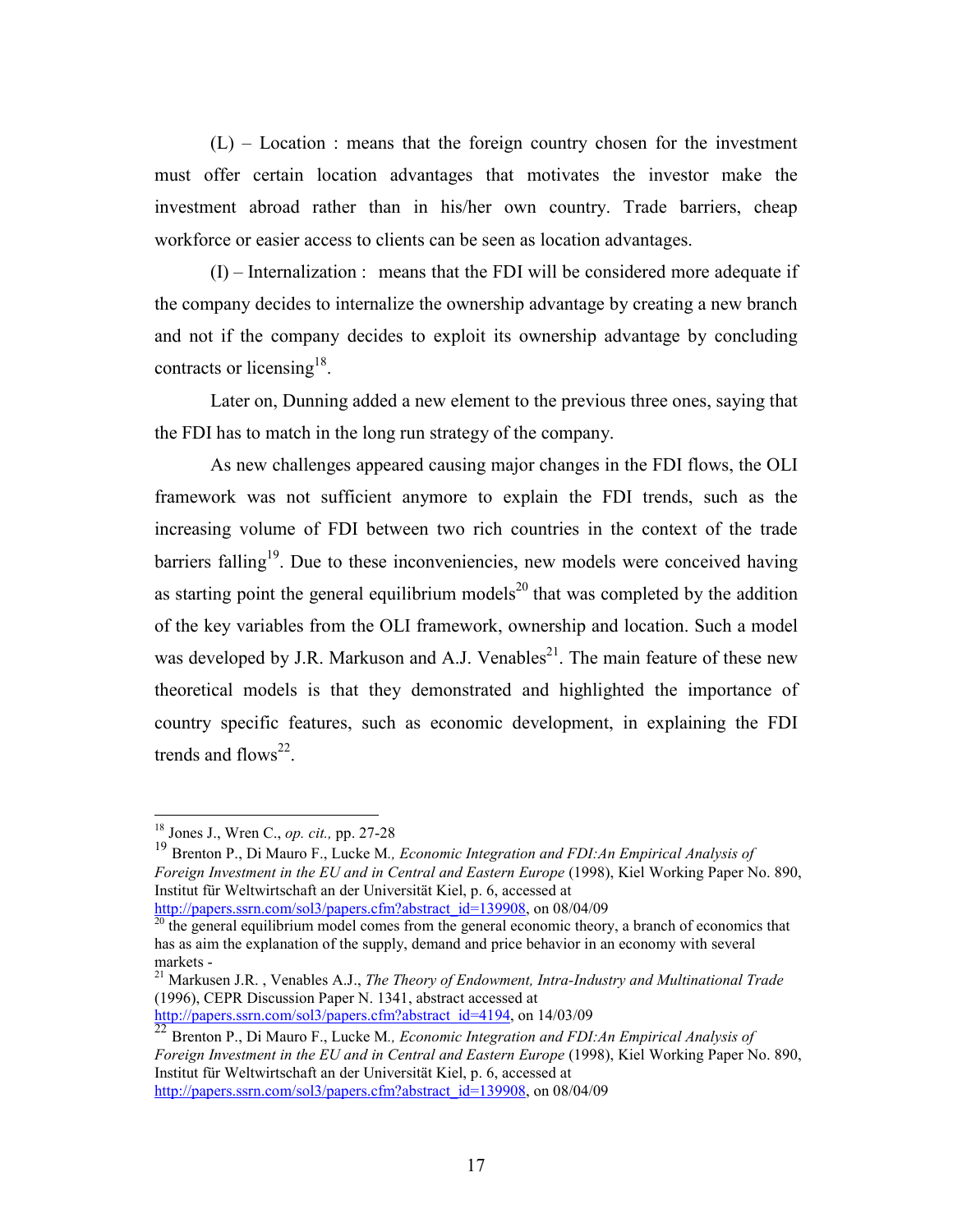(L) – Location : means that the foreign country chosen for the investment must offer certain location advantages that motivates the investor make the investment abroad rather than in his/her own country. Trade barriers, cheap workforce or easier access to clients can be seen as location advantages.

(I) – Internalization : means that the FDI will be considered more adequate if the company decides to internalize the ownership advantage by creating a new branch and not if the company decides to exploit its ownership advantage by concluding contracts or licensing[18].

Later on, Dunning added a new element to the previous three ones, saying that the FDI has to match in the long run strategy of the company.

As new challenges appeared causing major changes in the FDI flows, the OLI framework was not sufficient anymore to explain the FDI trends, such as the increasing volume of FDI between two rich countries in the context of the trade barriers falling[19]. Due to these inconveniencies, new models were conceived having as starting point the general equilibrium models[20] that was completed by the addition of the key variables from the OLI framework, ownership and location. Such a model was developed by J.R. Markuson and A.J. Venables[21]. The main feature of these new theoretical models is that they demonstrated and highlighted the importance of country specific features, such as economic development, in explaining the FDI trends and flows[22].

---

[18] Jones J., Wren C., *op. cit.,* pp. 27-28

[19] Brenton P., Di Mauro F., Lucke M*., Economic Integration and FDI:An Empirical Analysis of Foreign Investment in the EU and in Central and Eastern Europe* (1998), Kiel Working Paper No. 890, Institut für Weltwirtschaft an der Universität Kiel, p. 6, accessed at http://papers.ssrn.com/sol3/papers.cfm?abstract_id=139908, on 08/04/09

[20] the general equilibrium model comes from the general economic theory, a branch of economics that has as aim the explanation of the supply, demand and price behavior in an economy with several markets -

[21] Markusen J.R. , Venables A.J., *The Theory of Endowment, Intra-Industry and Multinational Trade* (1996), CEPR Discussion Paper N. 1341, abstract accessed at http://papers.ssrn.com/sol3/papers.cfm?abstract_id=4194, on 14/03/09

[22] Brenton P., Di Mauro F., Lucke M*., Economic Integration and FDI:An Empirical Analysis of Foreign Investment in the EU and in Central and Eastern Europe* (1998), Kiel Working Paper No. 890, Institut für Weltwirtschaft an der Universität Kiel, p. 6, accessed at http://papers.ssrn.com/sol3/papers.cfm?abstract_id=139908, on 08/04/09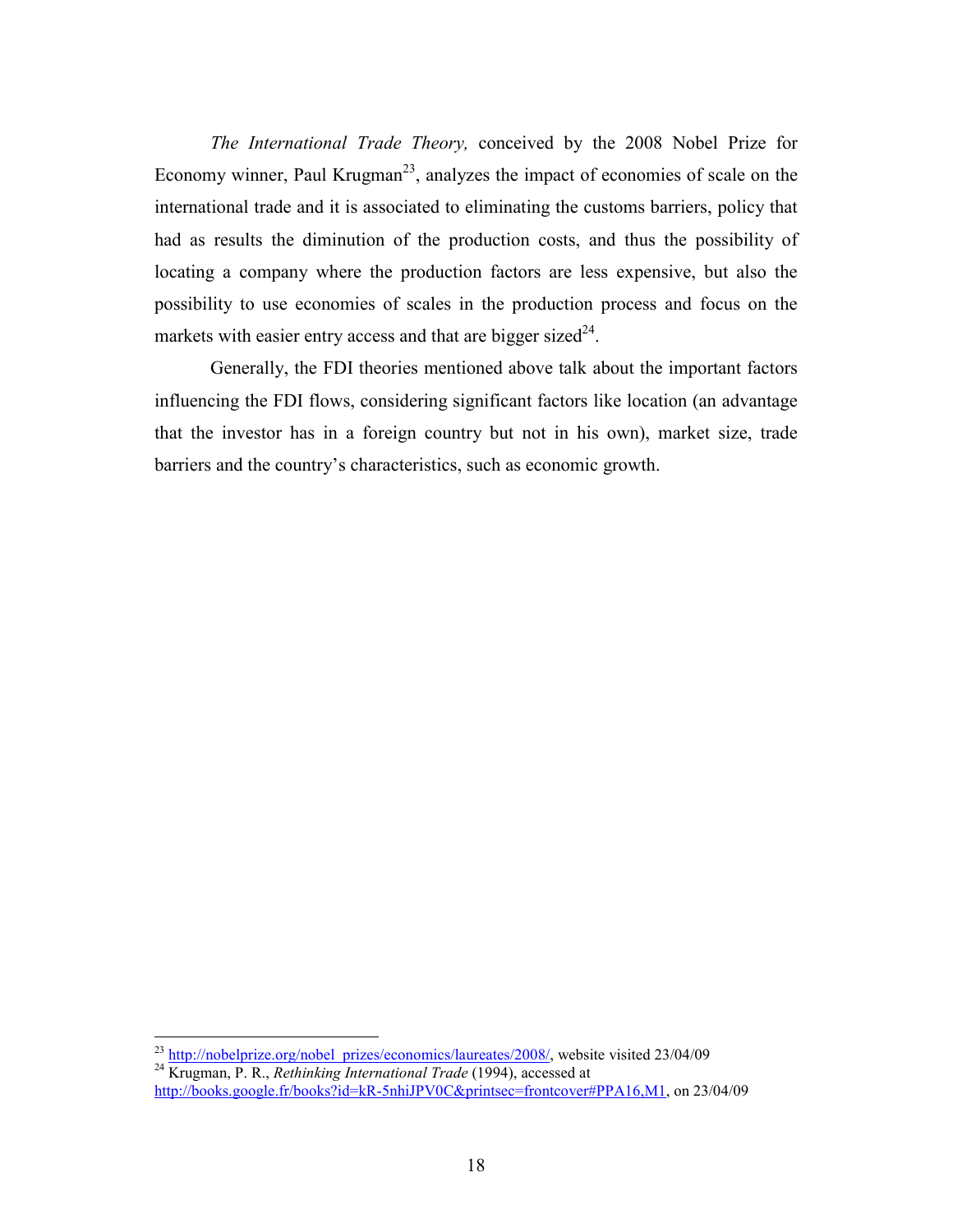*The International Trade Theory,* conceived by the 2008 Nobel Prize for Economy winner, Paul Krugman[23], analyzes the impact of economies of scale on the international trade and it is associated to eliminating the customs barriers, policy that had as results the diminution of the production costs, and thus the possibility of locating a company where the production factors are less expensive, but also the possibility to use economies of scales in the production process and focus on the markets with easier entry access and that are bigger sized[24].

Generally, the FDI theories mentioned above talk about the important factors influencing the FDI flows, considering significant factors like location (an advantage that the investor has in a foreign country but not in his own), market size, trade barriers and the country's characteristics, such as economic growth.

---

[23] http://nobelprize.org/nobel_prizes/economics/laureates/2008/, website visited 23/04/09

[24] Krugman, P. R., *Rethinking International Trade* (1994), accessed at http://books.google.fr/books?id=kR-5nhiJPV0C&printsec=frontcover#PPA16,M1, on 23/04/09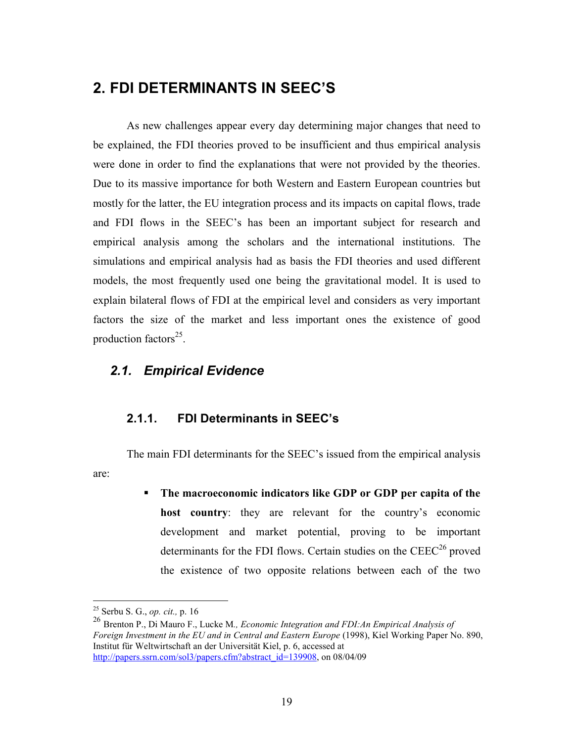# 2. FDI DETERMINANTS IN SEEC'S

As new challenges appear every day determining major changes that need to be explained, the FDI theories proved to be insufficient and thus empirical analysis were done in order to find the explanations that were not provided by the theories. Due to its massive importance for both Western and Eastern European countries but mostly for the latter, the EU integration process and its impacts on capital flows, trade and FDI flows in the SEEC's has been an important subject for research and empirical analysis among the scholars and the international institutions. The simulations and empirical analysis had as basis the FDI theories and used different models, the most frequently used one being the gravitational model. It is used to explain bilateral flows of FDI at the empirical level and considers as very important factors the size of the market and less important ones the existence of good production factors[25].

## *2.1. Empirical Evidence*

### 2.1.1. FDI Determinants in SEEC's

The main FDI determinants for the SEEC's issued from the empirical analysis are:

- **The macroeconomic indicators like GDP or GDP per capita of the host country**: they are relevant for the country's economic development and market potential, proving to be important determinants for the FDI flows. Certain studies on the CEEC[26] proved the existence of two opposite relations between each of the two

---

[25] Serbu S. G., *op. cit.,* p. 16

[26] Brenton P., Di Mauro F., Lucke M*., Economic Integration and FDI:An Empirical Analysis of Foreign Investment in the EU and in Central and Eastern Europe* (1998), Kiel Working Paper No. 890, Institut für Weltwirtschaft an der Universität Kiel, p. 6, accessed at http://papers.ssrn.com/sol3/papers.cfm?abstract_id=139908, on 08/04/09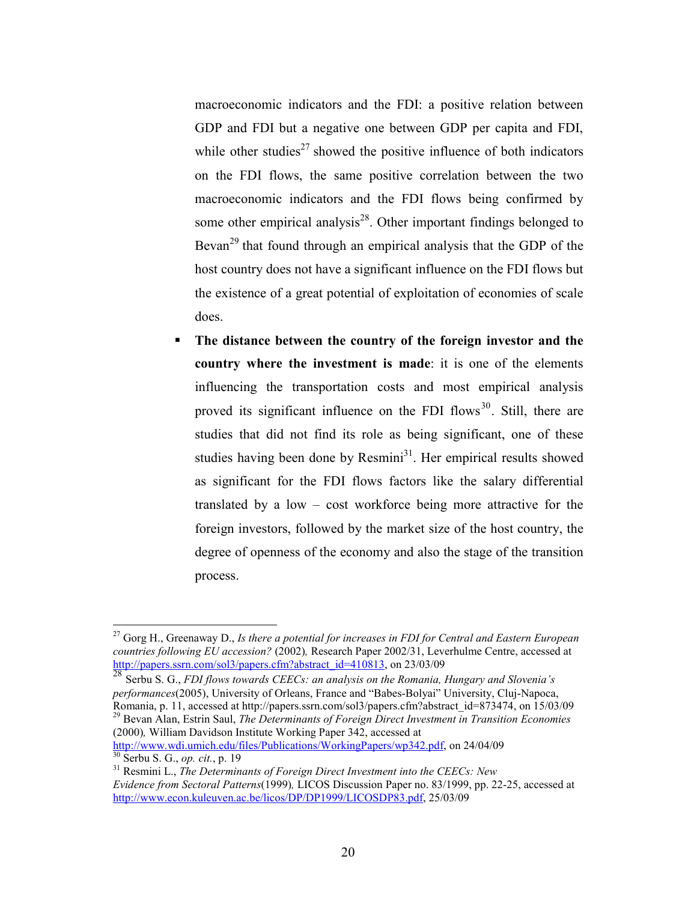macroeconomic indicators and the FDI: a positive relation between GDP and FDI but a negative one between GDP per capita and FDI, while other studies[27] showed the positive influence of both indicators on the FDI flows, the same positive correlation between the two macroeconomic indicators and the FDI flows being confirmed by some other empirical analysis[28]. Other important findings belonged to Bevan[29] that found through an empirical analysis that the GDP of the host country does not have a significant influence on the FDI flows but the existence of a great potential of exploitation of economies of scale does.

- **The distance between the country of the foreign investor and the country where the investment is made**: it is one of the elements influencing the transportation costs and most empirical analysis proved its significant influence on the FDI flows[30]. Still, there are studies that did not find its role as being significant, one of these studies having been done by Resmini[31]. Her empirical results showed as significant for the FDI flows factors like the salary differential translated by a low – cost workforce being more attractive for the foreign investors, followed by the market size of the host country, the degree of openness of the economy and also the stage of the transition process.

---

[27] Gorg H., Greenaway D., *Is there a potential for increases in FDI for Central and Eastern European countries following EU accession?* (2002), Research Paper 2002/31, Leverhulme Centre, accessed at http://papers.ssrn.com/sol3/papers.cfm?abstract_id=410813, on 23/03/09

[28] Serbu S. G., *FDI flows towards CEECs: an analysis on the Romania, Hungary and Slovenia's performances*(2005), University of Orleans, France and "Babes-Bolyai" University, Cluj-Napoca, Romania, p. 11, accessed at http://papers.ssrn.com/sol3/papers.cfm?abstract_id=873474, on 15/03/09

[29] Bevan Alan, Estrin Saul, *The Determinants of Foreign Direct Investment in Transition Economies* (2000), William Davidson Institute Working Paper 342, accessed at http://www.wdi.umich.edu/files/Publications/WorkingPapers/wp342.pdf, on 24/04/09

[30] Serbu S. G., *op. cit.*, p. 19

[31] Resmini L., *The Determinants of Foreign Direct Investment into the CEECs: New Evidence from Sectoral Patterns*(1999), LICOS Discussion Paper no. 83/1999, pp. 22-25, accessed at http://www.econ.kuleuven.ac.be/licos/DP/DP1999/LICOSDP83.pdf, 25/03/09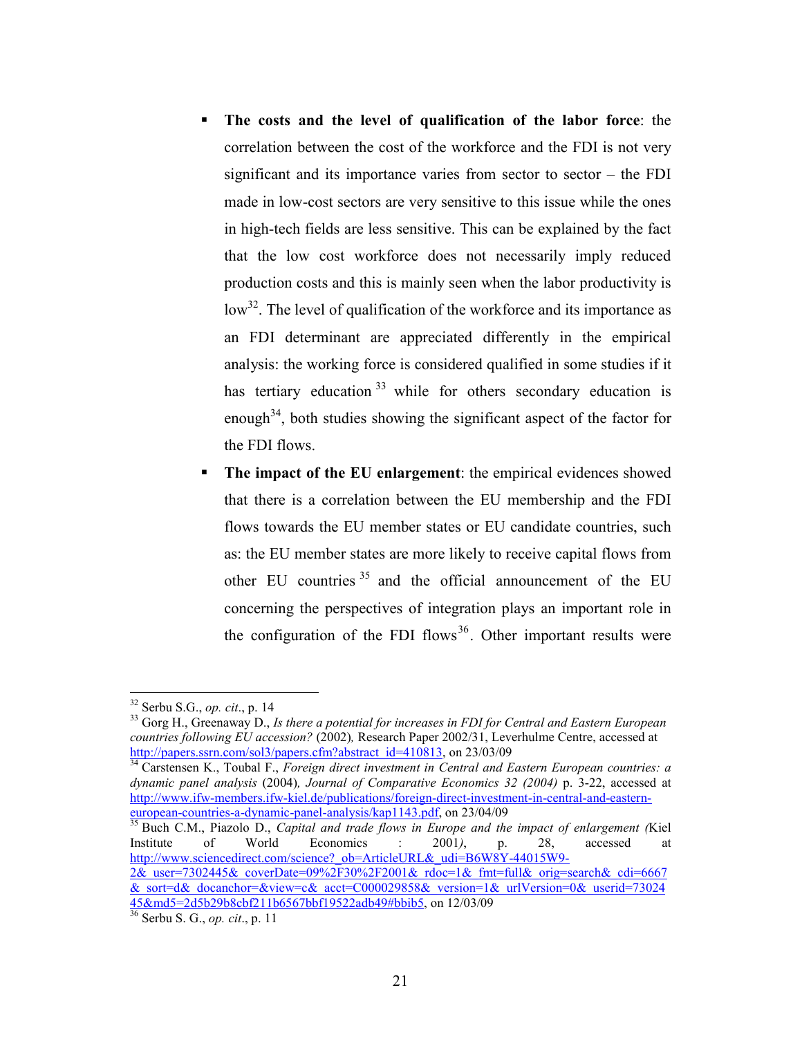- **The costs and the level of qualification of the labor force**: the correlation between the cost of the workforce and the FDI is not very significant and its importance varies from sector to sector – the FDI made in low-cost sectors are very sensitive to this issue while the ones in high-tech fields are less sensitive. This can be explained by the fact that the low cost workforce does not necessarily imply reduced production costs and this is mainly seen when the labor productivity is low[32]. The level of qualification of the workforce and its importance as an FDI determinant are appreciated differently in the empirical analysis: the working force is considered qualified in some studies if it has tertiary education[33] while for others secondary education is enough[34], both studies showing the significant aspect of the factor for the FDI flows.
- **The impact of the EU enlargement**: the empirical evidences showed that there is a correlation between the EU membership and the FDI flows towards the EU member states or EU candidate countries, such as: the EU member states are more likely to receive capital flows from other EU countries[35] and the official announcement of the EU concerning the perspectives of integration plays an important role in the configuration of the FDI flows[36]. Other important results were

---

[32] Serbu S.G., *op. cit*., p. 14

[33] Gorg H., Greenaway D., *Is there a potential for increases in FDI for Central and Eastern European countries following EU accession?* (2002)*,* Research Paper 2002/31, Leverhulme Centre, accessed at http://papers.ssrn.com/sol3/papers.cfm?abstract_id=410813, on 23/03/09

[34] Carstensen K., Toubal F., *Foreign direct investment in Central and Eastern European countries: a dynamic panel analysis* (2004)*, Journal of Comparative Economics 32 (2004)* p. 3-22, accessed at http://www.ifw-members.ifw-kiel.de/publications/foreign-direct-investment-in-central-and-eastern-european-countries-a-dynamic-panel-analysis/kap1143.pdf, on 23/04/09

[35] Buch C.M., Piazolo D., *Capital and trade flows in Europe and the impact of enlargement (*Kiel Institute of World Economics : 2001*)*, p. 28, accessed at http://www.sciencedirect.com/science?_ob=ArticleURL&_udi=B6W8Y-44015W9-2&_user=7302445&_coverDate=09%2F30%2F2001&_rdoc=1&_fmt=full&_orig=search&_cdi=6667&_sort=d&_docanchor=&view=c&_acct=C000029858&_version=1&_urlVersion=0&_userid=7302445&md5=2d5b29b8cbf211b6567bbf19522adb49#bbib5, on 12/03/09

[36] Serbu S. G., *op. cit*., p. 11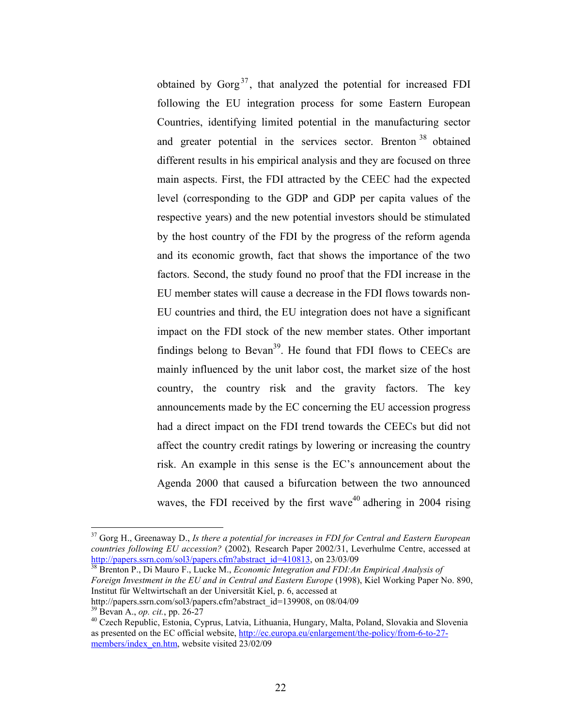obtained by Gorg[37], that analyzed the potential for increased FDI following the EU integration process for some Eastern European Countries, identifying limited potential in the manufacturing sector and greater potential in the services sector. Brenton[38] obtained different results in his empirical analysis and they are focused on three main aspects. First, the FDI attracted by the CEEC had the expected level (corresponding to the GDP and GDP per capita values of the respective years) and the new potential investors should be stimulated by the host country of the FDI by the progress of the reform agenda and its economic growth, fact that shows the importance of the two factors. Second, the study found no proof that the FDI increase in the EU member states will cause a decrease in the FDI flows towards non-EU countries and third, the EU integration does not have a significant impact on the FDI stock of the new member states. Other important findings belong to Bevan[39]. He found that FDI flows to CEECs are mainly influenced by the unit labor cost, the market size of the host country, the country risk and the gravity factors. The key announcements made by the EC concerning the EU accession progress had a direct impact on the FDI trend towards the CEECs but did not affect the country credit ratings by lowering or increasing the country risk. An example in this sense is the EC's announcement about the Agenda 2000 that caused a bifurcation between the two announced waves, the FDI received by the first wave[40] adhering in 2004 rising

---

[37] Gorg H., Greenaway D., *Is there a potential for increases in FDI for Central and Eastern European countries following EU accession?* (2002), Research Paper 2002/31, Leverhulme Centre, accessed at http://papers.ssrn.com/sol3/papers.cfm?abstract_id=410813, on 23/03/09

[38] Brenton P., Di Mauro F., Lucke M., *Economic Integration and FDI:An Empirical Analysis of Foreign Investment in the EU and in Central and Eastern Europe* (1998), Kiel Working Paper No. 890, Institut für Weltwirtschaft an der Universität Kiel, p. 6, accessed at http://papers.ssrn.com/sol3/papers.cfm?abstract_id=139908, on 08/04/09

[39] Bevan A., *op. cit.*, pp. 26-27

[40] Czech Republic, Estonia, Cyprus, Latvia, Lithuania, Hungary, Malta, Poland, Slovakia and Slovenia as presented on the EC official website, http://ec.europa.eu/enlargement/the-policy/from-6-to-27-members/index_en.htm, website visited 23/02/09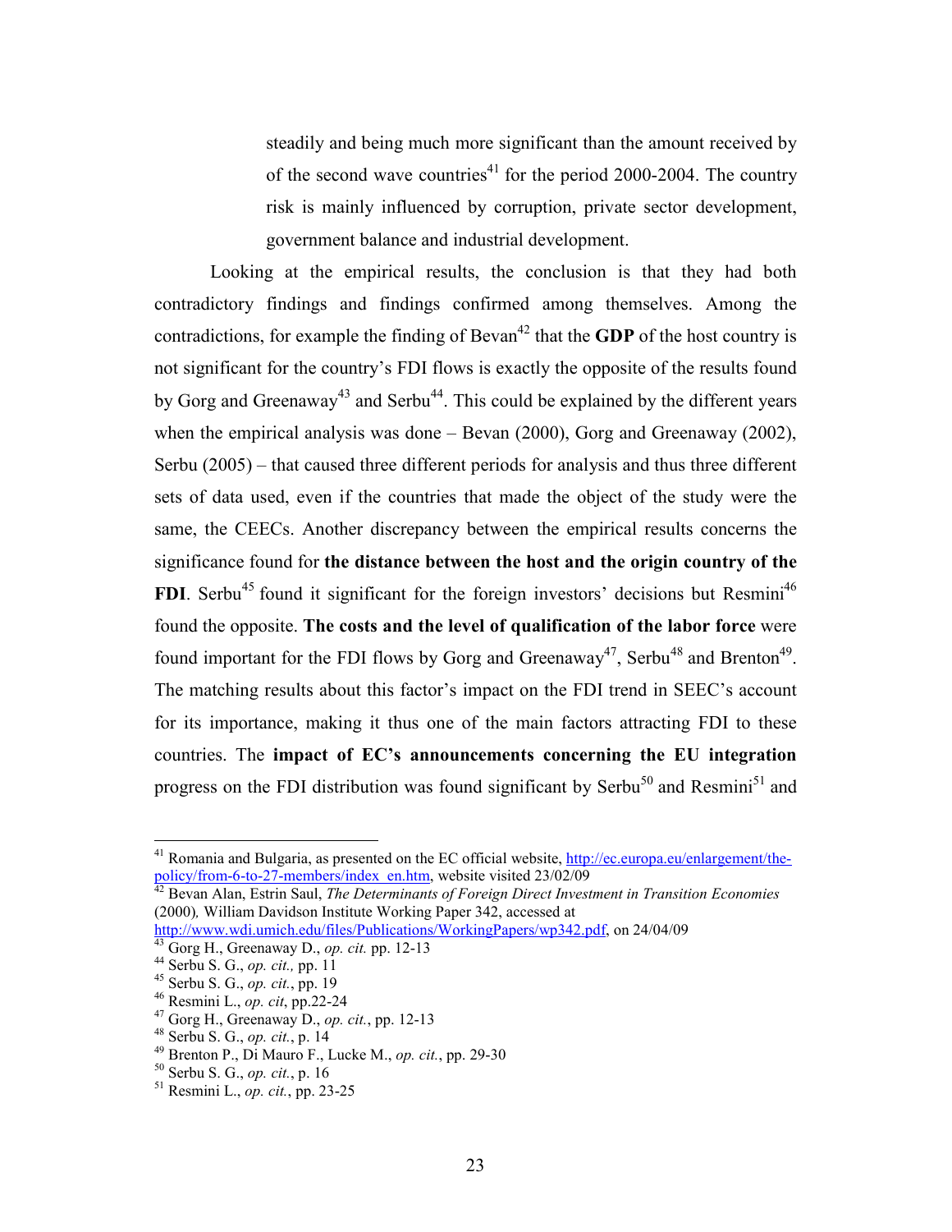steadily and being much more significant than the amount received by of the second wave countries[41] for the period 2000-2004. The country risk is mainly influenced by corruption, private sector development, government balance and industrial development.

Looking at the empirical results, the conclusion is that they had both contradictory findings and findings confirmed among themselves. Among the contradictions, for example the finding of Bevan[42] that the **GDP** of the host country is not significant for the country's FDI flows is exactly the opposite of the results found by Gorg and Greenaway[43] and Serbu[44]. This could be explained by the different years when the empirical analysis was done – Bevan (2000), Gorg and Greenaway (2002), Serbu (2005) – that caused three different periods for analysis and thus three different sets of data used, even if the countries that made the object of the study were the same, the CEECs. Another discrepancy between the empirical results concerns the significance found for **the distance between the host and the origin country of the FDI**. Serbu[45] found it significant for the foreign investors' decisions but Resmini[46] found the opposite. **The costs and the level of qualification of the labor force** were found important for the FDI flows by Gorg and Greenaway[47], Serbu[48] and Brenton[49]. The matching results about this factor's impact on the FDI trend in SEEC's account for its importance, making it thus one of the main factors attracting FDI to these countries. The **impact of EC's announcements concerning the EU integration** progress on the FDI distribution was found significant by Serbu[50] and Resmini[51] and

---

[41] Romania and Bulgaria, as presented on the EC official website, http://ec.europa.eu/enlargement/the-policy/from-6-to-27-members/index_en.htm, website visited 23/02/09

[42] Bevan Alan, Estrin Saul, *The Determinants of Foreign Direct Investment in Transition Economies* (2000)*,* William Davidson Institute Working Paper 342, accessed at http://www.wdi.umich.edu/files/Publications/WorkingPapers/wp342.pdf, on 24/04/09

[43] Gorg H., Greenaway D., *op. cit.* pp. 12-13

[44] Serbu S. G., *op. cit.,* pp. 11

[45] Serbu S. G., *op. cit.*, pp. 19

[46] Resmini L., *op. cit*, pp.22-24

[47] Gorg H., Greenaway D., *op. cit.*, pp. 12-13

[48] Serbu S. G., *op. cit.*, p. 14

[49] Brenton P., Di Mauro F., Lucke M., *op. cit.*, pp. 29-30

[50] Serbu S. G., *op. cit.*, p. 16

[51] Resmini L., *op. cit.*, pp. 23-25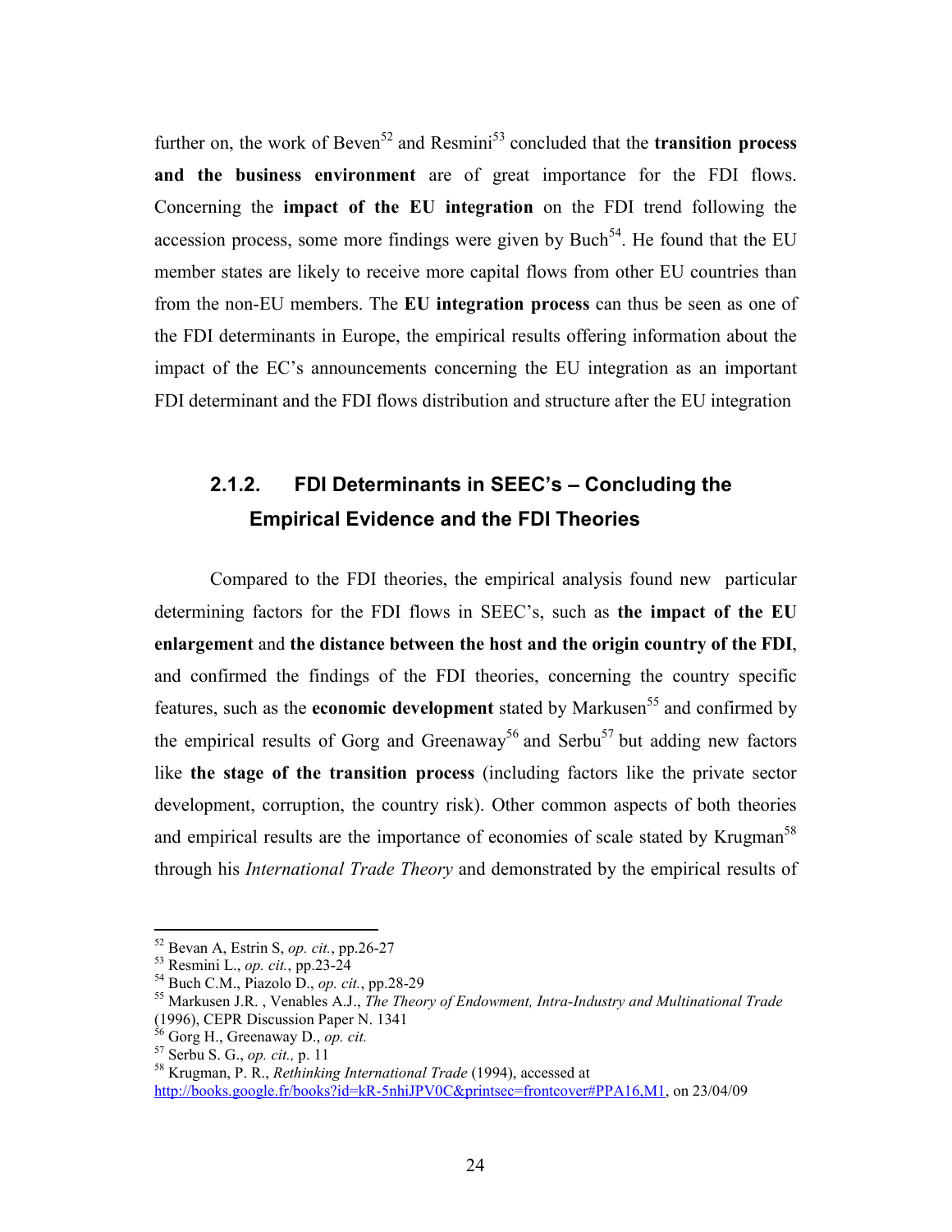further on, the work of Beven[52] and Resmini[53] concluded that the **transition process and the business environment** are of great importance for the FDI flows. Concerning the **impact of the EU integration** on the FDI trend following the accession process, some more findings were given by Buch[54]. He found that the EU member states are likely to receive more capital flows from other EU countries than from the non-EU members. The **EU integration process** can thus be seen as one of the FDI determinants in Europe, the empirical results offering information about the impact of the EC's announcements concerning the EU integration as an important FDI determinant and the FDI flows distribution and structure after the EU integration

### 2.1.2. FDI Determinants in SEEC's – Concluding the Empirical Evidence and the FDI Theories

Compared to the FDI theories, the empirical analysis found new particular determining factors for the FDI flows in SEEC's, such as **the impact of the EU enlargement** and **the distance between the host and the origin country of the FDI**, and confirmed the findings of the FDI theories, concerning the country specific features, such as the **economic development** stated by Markusen[55] and confirmed by the empirical results of Gorg and Greenaway[56] and Serbu[57] but adding new factors like **the stage of the transition process** (including factors like the private sector development, corruption, the country risk). Other common aspects of both theories and empirical results are the importance of economies of scale stated by Krugman[58] through his *International Trade Theory* and demonstrated by the empirical results of

---

[52] Bevan A, Estrin S, *op. cit.*, pp.26-27

[53] Resmini L., *op. cit.*, pp.23-24

[54] Buch C.M., Piazolo D., *op. cit.*, pp.28-29

[55] Markusen J.R. , Venables A.J., *The Theory of Endowment, Intra-Industry and Multinational Trade* (1996), CEPR Discussion Paper N. 1341

[56] Gorg H., Greenaway D., *op. cit.*

[57] Serbu S. G., *op. cit.,* p. 11

[58] Krugman, P. R., *Rethinking International Trade* (1994), accessed at http://books.google.fr/books?id=kR-5nhiJPV0C&printsec=frontcover#PPA16,M1, on 23/04/09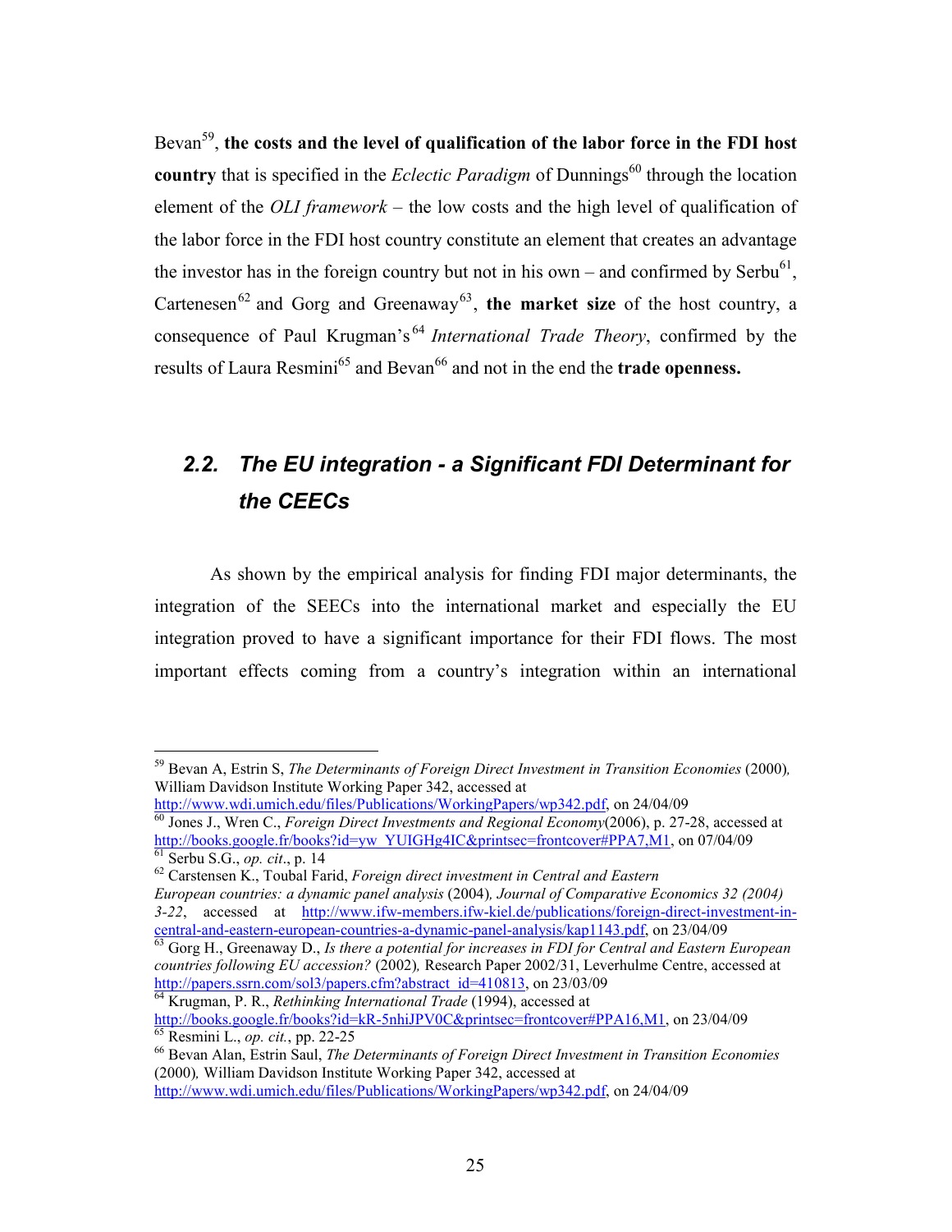Bevan[59], **the costs and the level of qualification of the labor force in the FDI host country** that is specified in the *Eclectic Paradigm* of Dunnings[60] through the location element of the *OLI framework* – the low costs and the high level of qualification of the labor force in the FDI host country constitute an element that creates an advantage the investor has in the foreign country but not in his own – and confirmed by Serbu[61], Cartenesen[62] and Gorg and Greenaway[63], **the market size** of the host country, a consequence of Paul Krugman's[64] *International Trade Theory*, confirmed by the results of Laura Resmini[65] and Bevan[66] and not in the end the **trade openness.**

## *2.2. The EU integration - a Significant FDI Determinant for the CEECs*

As shown by the empirical analysis for finding FDI major determinants, the integration of the SEECs into the international market and especially the EU integration proved to have a significant importance for their FDI flows. The most important effects coming from a country's integration within an international

---

[59] Bevan A, Estrin S, *The Determinants of Foreign Direct Investment in Transition Economies* (2000), William Davidson Institute Working Paper 342, accessed at http://www.wdi.umich.edu/files/Publications/WorkingPapers/wp342.pdf, on 24/04/09

[60] Jones J., Wren C., *Foreign Direct Investments and Regional Economy*(2006), p. 27-28, accessed at http://books.google.fr/books?id=yw_YUIGHg4IC&printsec=frontcover#PPA7,M1, on 07/04/09

[61] Serbu S.G., *op. cit*., p. 14

[62] Carstensen K., Toubal Farid, *Foreign direct investment in Central and Eastern European countries: a dynamic panel analysis* (2004), *Journal of Comparative Economics 32 (2004) 3-22*, accessed at http://www.ifw-members.ifw-kiel.de/publications/foreign-direct-investment-in-central-and-eastern-european-countries-a-dynamic-panel-analysis/kap1143.pdf, on 23/04/09

[63] Gorg H., Greenaway D., *Is there a potential for increases in FDI for Central and Eastern European countries following EU accession?* (2002), Research Paper 2002/31, Leverhulme Centre, accessed at http://papers.ssrn.com/sol3/papers.cfm?abstract_id=410813, on 23/03/09

[64] Krugman, P. R., *Rethinking International Trade* (1994), accessed at http://books.google.fr/books?id=kR-5nhiJPV0C&printsec=frontcover#PPA16,M1, on 23/04/09

[65] Resmini L., *op. cit.*, pp. 22-25

[66] Bevan Alan, Estrin Saul, *The Determinants of Foreign Direct Investment in Transition Economies* (2000), William Davidson Institute Working Paper 342, accessed at http://www.wdi.umich.edu/files/Publications/WorkingPapers/wp342.pdf, on 24/04/09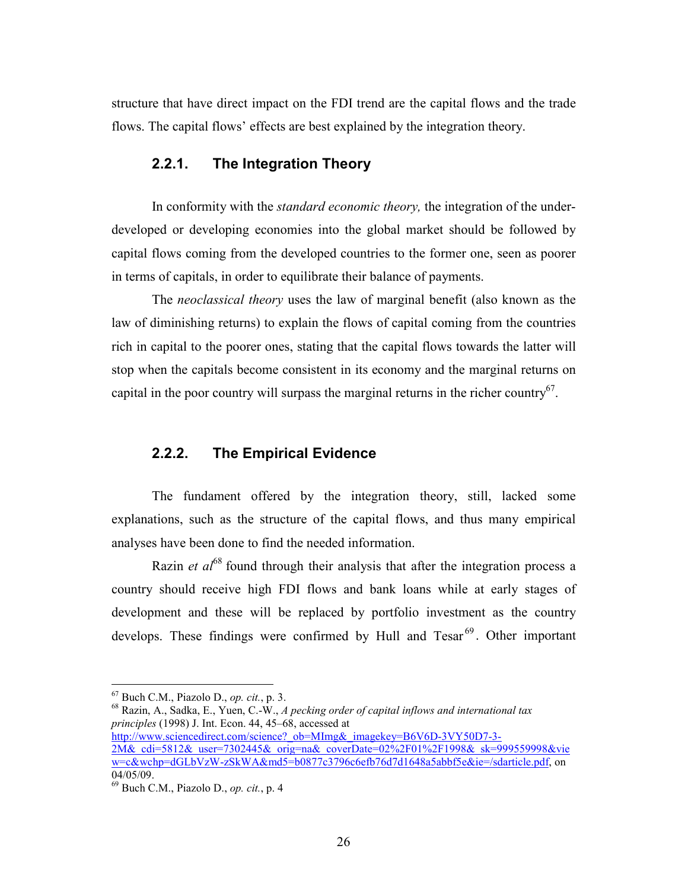structure that have direct impact on the FDI trend are the capital flows and the trade flows. The capital flows' effects are best explained by the integration theory.

### 2.2.1. The Integration Theory

In conformity with the *standard economic theory,* the integration of the under-developed or developing economies into the global market should be followed by capital flows coming from the developed countries to the former one, seen as poorer in terms of capitals, in order to equilibrate their balance of payments.

The *neoclassical theory* uses the law of marginal benefit (also known as the law of diminishing returns) to explain the flows of capital coming from the countries rich in capital to the poorer ones, stating that the capital flows towards the latter will stop when the capitals become consistent in its economy and the marginal returns on capital in the poor country will surpass the marginal returns in the richer country[67].

### 2.2.2. The Empirical Evidence

The fundament offered by the integration theory, still, lacked some explanations, such as the structure of the capital flows, and thus many empirical analyses have been done to find the needed information.

Razin *et al*[68] found through their analysis that after the integration process a country should receive high FDI flows and bank loans while at early stages of development and these will be replaced by portfolio investment as the country develops. These findings were confirmed by Hull and Tesar[69]. Other important

---

[67] Buch C.M., Piazolo D., *op. cit.*, p. 3.

[68] Razin, A., Sadka, E., Yuen, C.-W., *A pecking order of capital inflows and international tax principles* (1998) J. Int. Econ. 44, 45–68, accessed at http://www.sciencedirect.com/science?_ob=MImg&_imagekey=B6V6D-3VY50D7-3-2M&_cdi=5812&_user=7302445&_orig=na&_coverDate=02%2F01%2F1998&_sk=999559998&view=c&wchp=dGLbVzW-zSkWA&md5=b0877c3796c6efb76d7d1648a5abbf5e&ie=/sdarticle.pdf, on 04/05/09.

[69] Buch C.M., Piazolo D., *op. cit.*, p. 4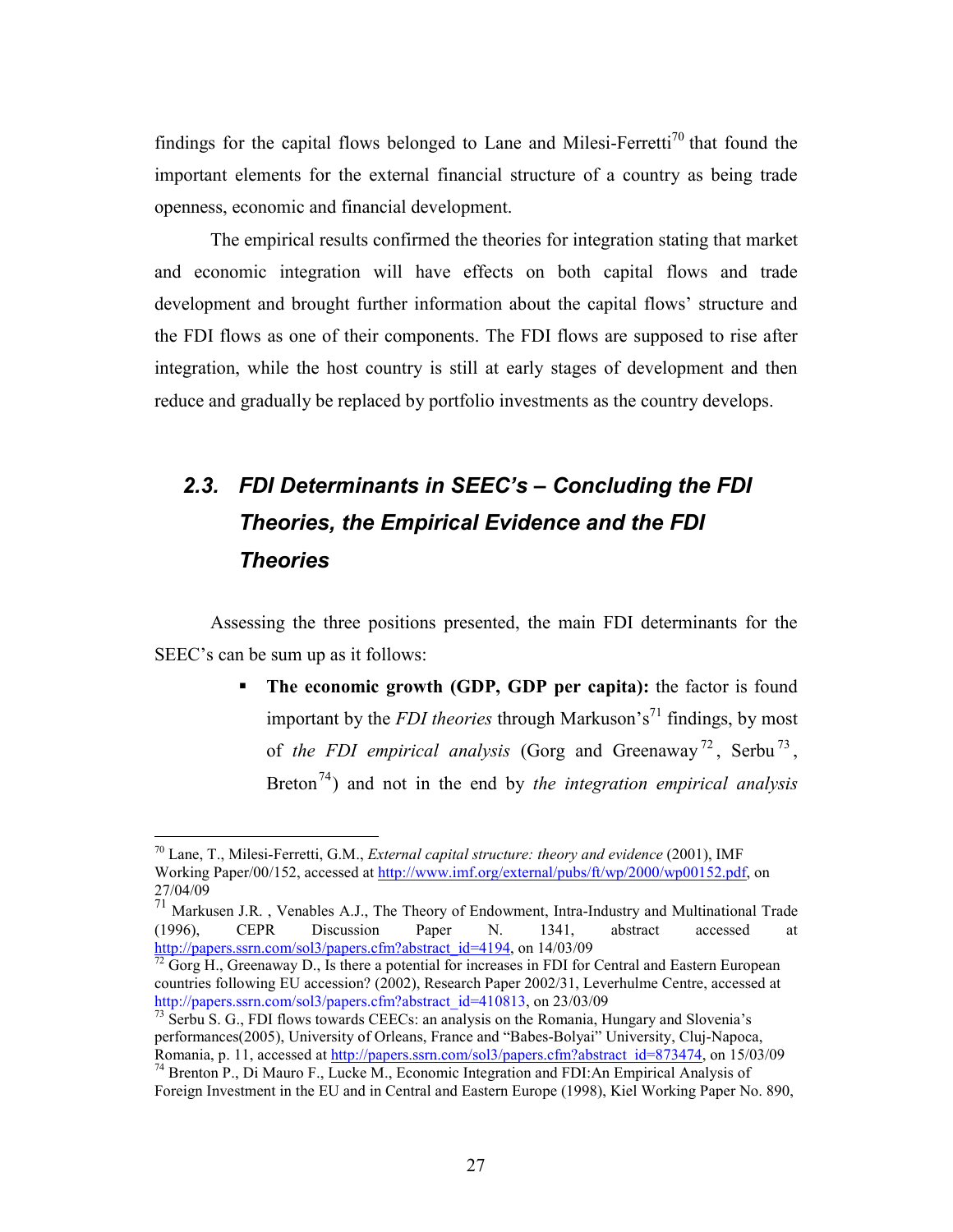findings for the capital flows belonged to Lane and Milesi-Ferretti[70] that found the important elements for the external financial structure of a country as being trade openness, economic and financial development.

The empirical results confirmed the theories for integration stating that market and economic integration will have effects on both capital flows and trade development and brought further information about the capital flows' structure and the FDI flows as one of their components. The FDI flows are supposed to rise after integration, while the host country is still at early stages of development and then reduce and gradually be replaced by portfolio investments as the country develops.

## 2.3. FDI Determinants in SEEC's – Concluding the FDI Theories, the Empirical Evidence and the FDI Theories

Assessing the three positions presented, the main FDI determinants for the SEEC's can be sum up as it follows:

- **The economic growth (GDP, GDP per capita):** the factor is found important by the *FDI theories* through Markuson's[71] findings, by most of *the FDI empirical analysis* (Gorg and Greenaway[72], Serbu[73], Breton[74]) and not in the end by *the integration empirical analysis*

---

[70] Lane, T., Milesi-Ferretti, G.M., *External capital structure: theory and evidence* (2001), IMF Working Paper/00/152, accessed at http://www.imf.org/external/pubs/ft/wp/2000/wp00152.pdf, on 27/04/09

[71] Markusen J.R. , Venables A.J., The Theory of Endowment, Intra-Industry and Multinational Trade (1996), CEPR Discussion Paper N. 1341, abstract accessed at http://papers.ssrn.com/sol3/papers.cfm?abstract_id=4194, on 14/03/09

[72] Gorg H., Greenaway D., Is there a potential for increases in FDI for Central and Eastern European countries following EU accession? (2002), Research Paper 2002/31, Leverhulme Centre, accessed at http://papers.ssrn.com/sol3/papers.cfm?abstract_id=410813, on 23/03/09

[73] Serbu S. G., FDI flows towards CEECs: an analysis on the Romania, Hungary and Slovenia's performances(2005), University of Orleans, France and "Babes-Bolyai" University, Cluj-Napoca, Romania, p. 11, accessed at http://papers.ssrn.com/sol3/papers.cfm?abstract_id=873474, on 15/03/09

[74] Brenton P., Di Mauro F., Lucke M., Economic Integration and FDI:An Empirical Analysis of Foreign Investment in the EU and in Central and Eastern Europe (1998), Kiel Working Paper No. 890,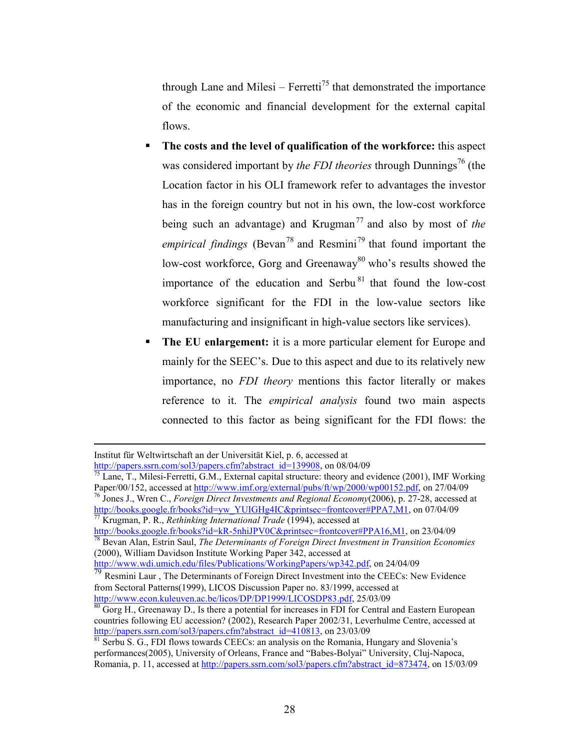through Lane and Milesi – Ferretti[75] that demonstrated the importance of the economic and financial development for the external capital flows.

- **The costs and the level of qualification of the workforce:** this aspect was considered important by *the FDI theories* through Dunnings[76] (the Location factor in his OLI framework refer to advantages the investor has in the foreign country but not in his own, the low-cost workforce being such an advantage) and Krugman[77] and also by most of *the empirical findings* (Bevan[78] and Resmini[79] that found important the low-cost workforce, Gorg and Greenaway[80] who's results showed the importance of the education and Serbu[81] that found the low-cost workforce significant for the FDI in the low-value sectors like manufacturing and insignificant in high-value sectors like services).
- **The EU enlargement:** it is a more particular element for Europe and mainly for the SEEC's. Due to this aspect and due to its relatively new importance, no *FDI theory* mentions this factor literally or makes reference to it. The *empirical analysis* found two main aspects connected to this factor as being significant for the FDI flows: the

---

Institut für Weltwirtschaft an der Universität Kiel, p. 6, accessed at http://papers.ssrn.com/sol3/papers.cfm?abstract_id=139908, on 08/04/09

[75] Lane, T., Milesi-Ferretti, G.M., External capital structure: theory and evidence (2001), IMF Working Paper/00/152, accessed at http://www.imf.org/external/pubs/ft/wp/2000/wp00152.pdf, on 27/04/09

[76] Jones J., Wren C., *Foreign Direct Investments and Regional Economy*(2006), p. 27-28, accessed at http://books.google.fr/books?id=yw_YUIGHg4IC&printsec=frontcover#PPA7,M1, on 07/04/09

[77] Krugman, P. R., *Rethinking International Trade* (1994), accessed at http://books.google.fr/books?id=kR-5nhiJPV0C&printsec=frontcover#PPA16,M1, on 23/04/09

[78] Bevan Alan, Estrin Saul, *The Determinants of Foreign Direct Investment in Transition Economies* (2000), William Davidson Institute Working Paper 342, accessed at http://www.wdi.umich.edu/files/Publications/WorkingPapers/wp342.pdf, on 24/04/09

[79] Resmini Laur , The Determinants of Foreign Direct Investment into the CEECs: New Evidence from Sectoral Patterns(1999), LICOS Discussion Paper no. 83/1999, accessed at http://www.econ.kuleuven.ac.be/licos/DP/DP1999/LICOSDP83.pdf, 25/03/09

[80] Gorg H., Greenaway D., Is there a potential for increases in FDI for Central and Eastern European countries following EU accession? (2002), Research Paper 2002/31, Leverhulme Centre, accessed at http://papers.ssrn.com/sol3/papers.cfm?abstract_id=410813, on 23/03/09

[81] Serbu S. G., FDI flows towards CEECs: an analysis on the Romania, Hungary and Slovenia's performances(2005), University of Orleans, France and "Babes-Bolyai" University, Cluj-Napoca, Romania, p. 11, accessed at http://papers.ssrn.com/sol3/papers.cfm?abstract_id=873474, on 15/03/09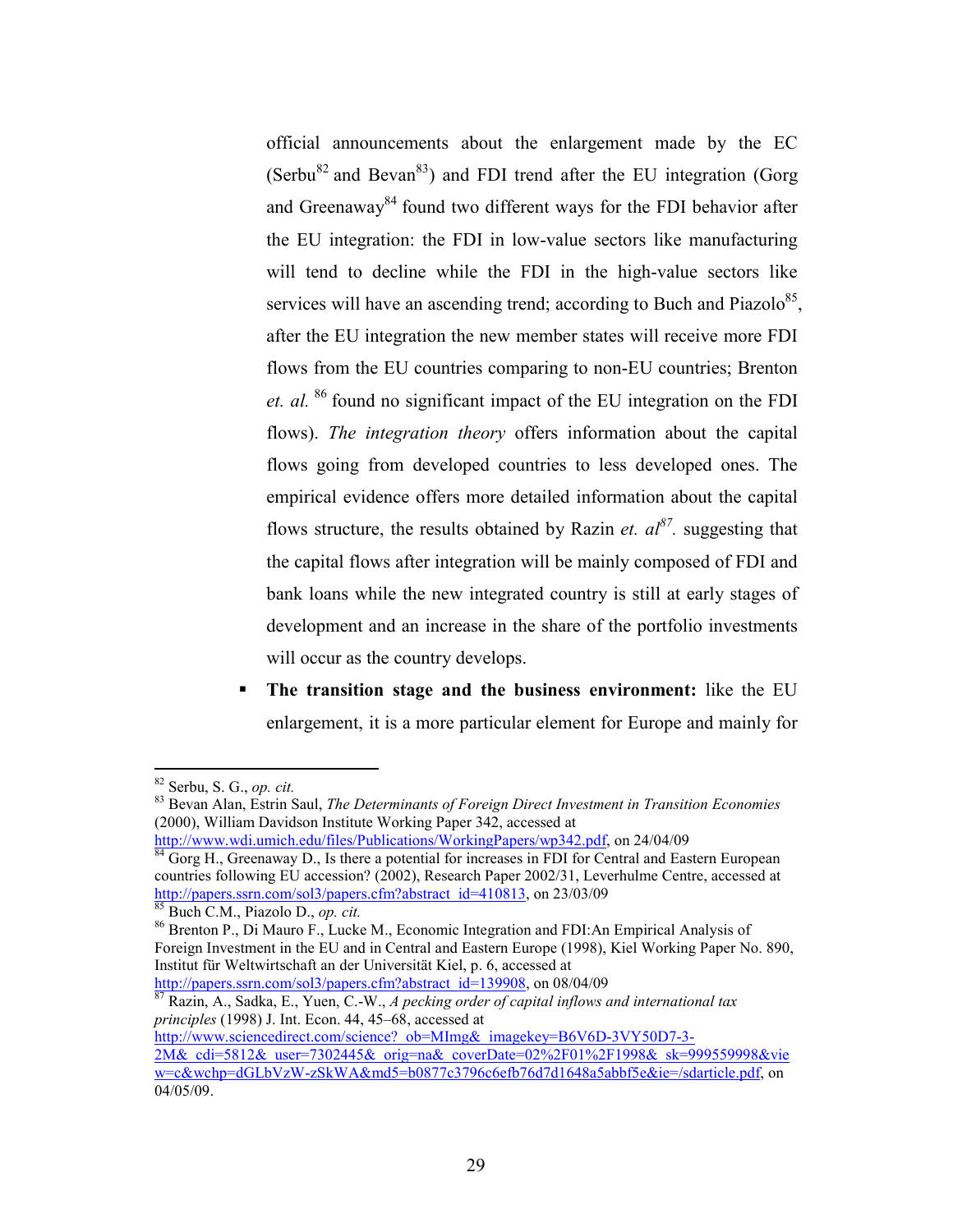official announcements about the enlargement made by the EC (Serbu[82] and Bevan[83]) and FDI trend after the EU integration (Gorg and Greenaway[84] found two different ways for the FDI behavior after the EU integration: the FDI in low-value sectors like manufacturing will tend to decline while the FDI in the high-value sectors like services will have an ascending trend; according to Buch and Piazolo[85], after the EU integration the new member states will receive more FDI flows from the EU countries comparing to non-EU countries; Brenton *et. al.* [86] found no significant impact of the EU integration on the FDI flows). *The integration theory* offers information about the capital flows going from developed countries to less developed ones. The empirical evidence offers more detailed information about the capital flows structure, the results obtained by Razin *et. al*[87]. suggesting that the capital flows after integration will be mainly composed of FDI and bank loans while the new integrated country is still at early stages of development and an increase in the share of the portfolio investments will occur as the country develops.

- **The transition stage and the business environment:** like the EU enlargement, it is a more particular element for Europe and mainly for

---

[82] Serbu, S. G., *op. cit.*

[83] Bevan Alan, Estrin Saul, *The Determinants of Foreign Direct Investment in Transition Economies* (2000), William Davidson Institute Working Paper 342, accessed at http://www.wdi.umich.edu/files/Publications/WorkingPapers/wp342.pdf, on 24/04/09

[84] Gorg H., Greenaway D., Is there a potential for increases in FDI for Central and Eastern European countries following EU accession? (2002), Research Paper 2002/31, Leverhulme Centre, accessed at http://papers.ssrn.com/sol3/papers.cfm?abstract_id=410813, on 23/03/09

[85] Buch C.M., Piazolo D., *op. cit.*

[86] Brenton P., Di Mauro F., Lucke M., Economic Integration and FDI:An Empirical Analysis of Foreign Investment in the EU and in Central and Eastern Europe (1998), Kiel Working Paper No. 890, Institut für Weltwirtschaft an der Universität Kiel, p. 6, accessed at http://papers.ssrn.com/sol3/papers.cfm?abstract_id=139908, on 08/04/09

[87] Razin, A., Sadka, E., Yuen, C.-W., *A pecking order of capital inflows and international tax principles* (1998) J. Int. Econ. 44, 45–68, accessed at http://www.sciencedirect.com/science?_ob=MImg&_imagekey=B6V6D-3VY50D7-3-2M&_cdi=5812&_user=7302445&_orig=na&_coverDate=02%2F01%2F1998&_sk=999559998&view=c&wchp=dGLbVzW-zSkWA&md5=b0877c3796c6efb76d7d1648a5abbf5e&ie=/sdarticle.pdf, on 04/05/09.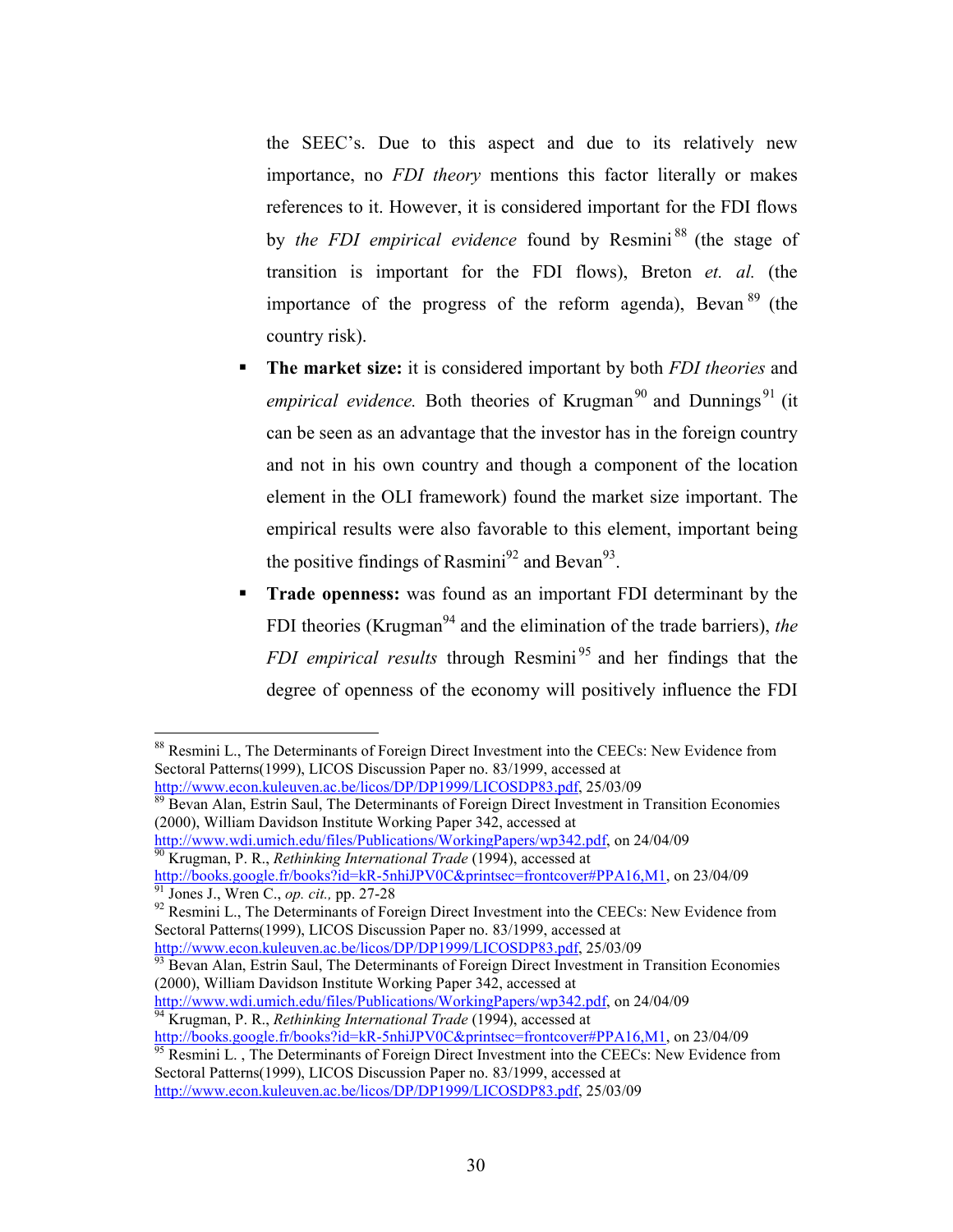the SEEC's. Due to this aspect and due to its relatively new importance, no *FDI theory* mentions this factor literally or makes references to it. However, it is considered important for the FDI flows by *the FDI empirical evidence* found by Resmini[88] (the stage of transition is important for the FDI flows), Breton *et. al.* (the importance of the progress of the reform agenda), Bevan[89] (the country risk).

- **The market size:** it is considered important by both *FDI theories* and *empirical evidence.* Both theories of Krugman[90] and Dunnings[91] (it can be seen as an advantage that the investor has in the foreign country and not in his own country and though a component of the location element in the OLI framework) found the market size important. The empirical results were also favorable to this element, important being the positive findings of Rasmini[92] and Bevan[93].
- **Trade openness:** was found as an important FDI determinant by the FDI theories (Krugman[94] and the elimination of the trade barriers), *the FDI empirical results* through Resmini[95] and her findings that the degree of openness of the economy will positively influence the FDI

---

[88] Resmini L., The Determinants of Foreign Direct Investment into the CEECs: New Evidence from Sectoral Patterns(1999), LICOS Discussion Paper no. 83/1999, accessed at http://www.econ.kuleuven.ac.be/licos/DP/DP1999/LICOSDP83.pdf, 25/03/09

[89] Bevan Alan, Estrin Saul, The Determinants of Foreign Direct Investment in Transition Economies (2000), William Davidson Institute Working Paper 342, accessed at http://www.wdi.umich.edu/files/Publications/WorkingPapers/wp342.pdf, on 24/04/09

[90] Krugman, P. R., *Rethinking International Trade* (1994), accessed at http://books.google.fr/books?id=kR-5nhiJPV0C&printsec=frontcover#PPA16,M1, on 23/04/09

[91] Jones J., Wren C., *op. cit.,* pp. 27-28

[92] Resmini L., The Determinants of Foreign Direct Investment into the CEECs: New Evidence from Sectoral Patterns(1999), LICOS Discussion Paper no. 83/1999, accessed at http://www.econ.kuleuven.ac.be/licos/DP/DP1999/LICOSDP83.pdf, 25/03/09

[93] Bevan Alan, Estrin Saul, The Determinants of Foreign Direct Investment in Transition Economies (2000), William Davidson Institute Working Paper 342, accessed at http://www.wdi.umich.edu/files/Publications/WorkingPapers/wp342.pdf, on 24/04/09

[94] Krugman, P. R., *Rethinking International Trade* (1994), accessed at http://books.google.fr/books?id=kR-5nhiJPV0C&printsec=frontcover#PPA16,M1, on 23/04/09

[95] Resmini L. , The Determinants of Foreign Direct Investment into the CEECs: New Evidence from Sectoral Patterns(1999), LICOS Discussion Paper no. 83/1999, accessed at http://www.econ.kuleuven.ac.be/licos/DP/DP1999/LICOSDP83.pdf, 25/03/09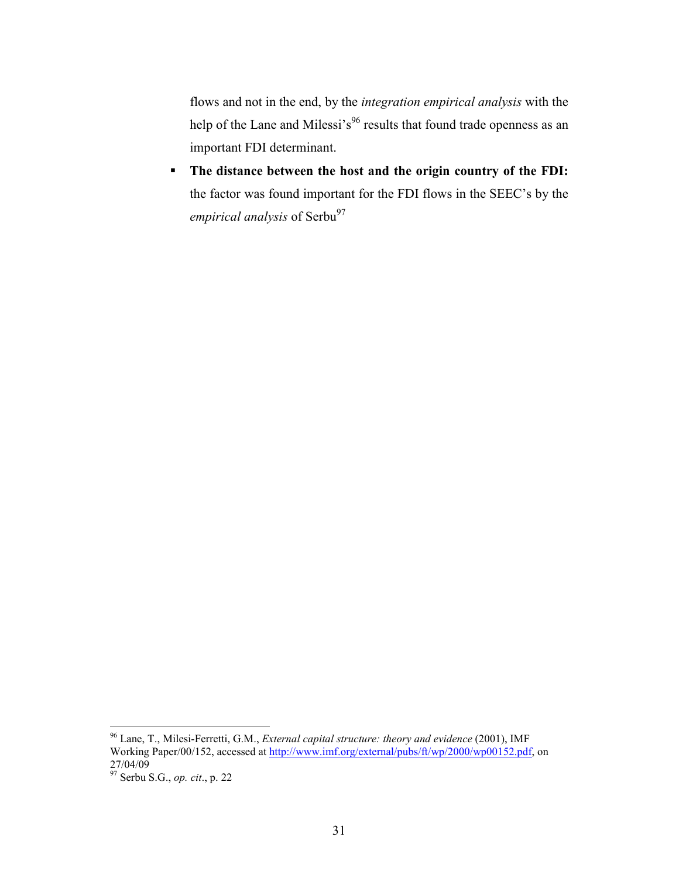flows and not in the end, by the *integration empirical analysis* with the help of the Lane and Milessi's[96] results that found trade openness as an important FDI determinant.

- **The distance between the host and the origin country of the FDI:** the factor was found important for the FDI flows in the SEEC's by the *empirical analysis* of Serbu[97]

---

[96] Lane, T., Milesi-Ferretti, G.M., *External capital structure: theory and evidence* (2001), IMF Working Paper/00/152, accessed at http://www.imf.org/external/pubs/ft/wp/2000/wp00152.pdf, on 27/04/09

[97] Serbu S.G., *op. cit*., p. 22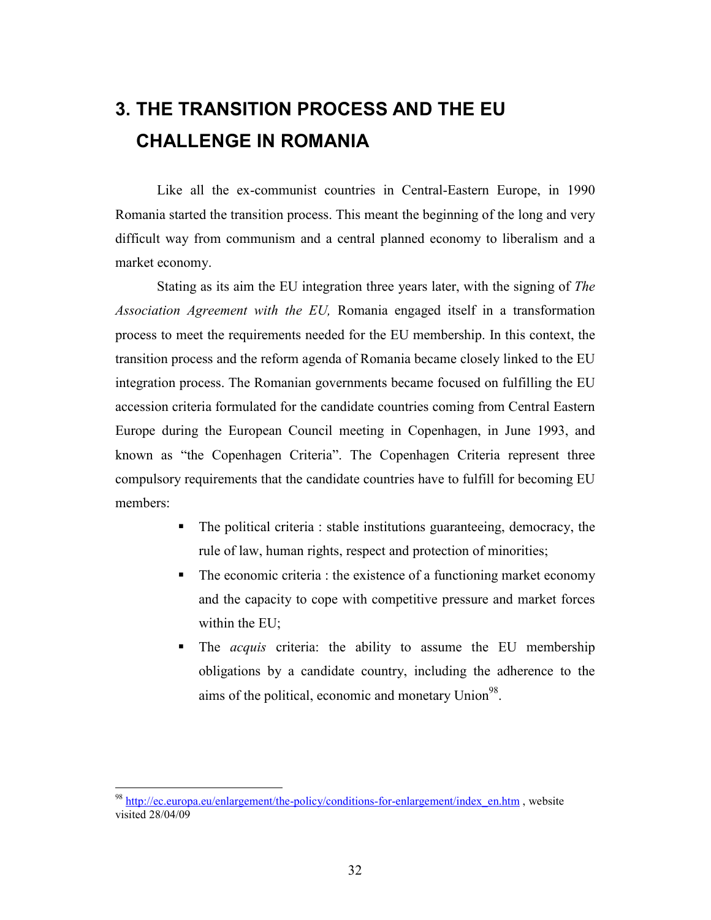# 3. THE TRANSITION PROCESS AND THE EU CHALLENGE IN ROMANIA

Like all the ex-communist countries in Central-Eastern Europe, in 1990 Romania started the transition process. This meant the beginning of the long and very difficult way from communism and a central planned economy to liberalism and a market economy.

Stating as its aim the EU integration three years later, with the signing of *The Association Agreement with the EU,* Romania engaged itself in a transformation process to meet the requirements needed for the EU membership. In this context, the transition process and the reform agenda of Romania became closely linked to the EU integration process. The Romanian governments became focused on fulfilling the EU accession criteria formulated for the candidate countries coming from Central Eastern Europe during the European Council meeting in Copenhagen, in June 1993, and known as "the Copenhagen Criteria". The Copenhagen Criteria represent three compulsory requirements that the candidate countries have to fulfill for becoming EU members:

- The political criteria : stable institutions guaranteeing, democracy, the rule of law, human rights, respect and protection of minorities;
- The economic criteria : the existence of a functioning market economy and the capacity to cope with competitive pressure and market forces within the EU;
- The *acquis* criteria: the ability to assume the EU membership obligations by a candidate country, including the adherence to the aims of the political, economic and monetary Union[98].

[98] http://ec.europa.eu/enlargement/the-policy/conditions-for-enlargement/index_en.htm , website visited 28/04/09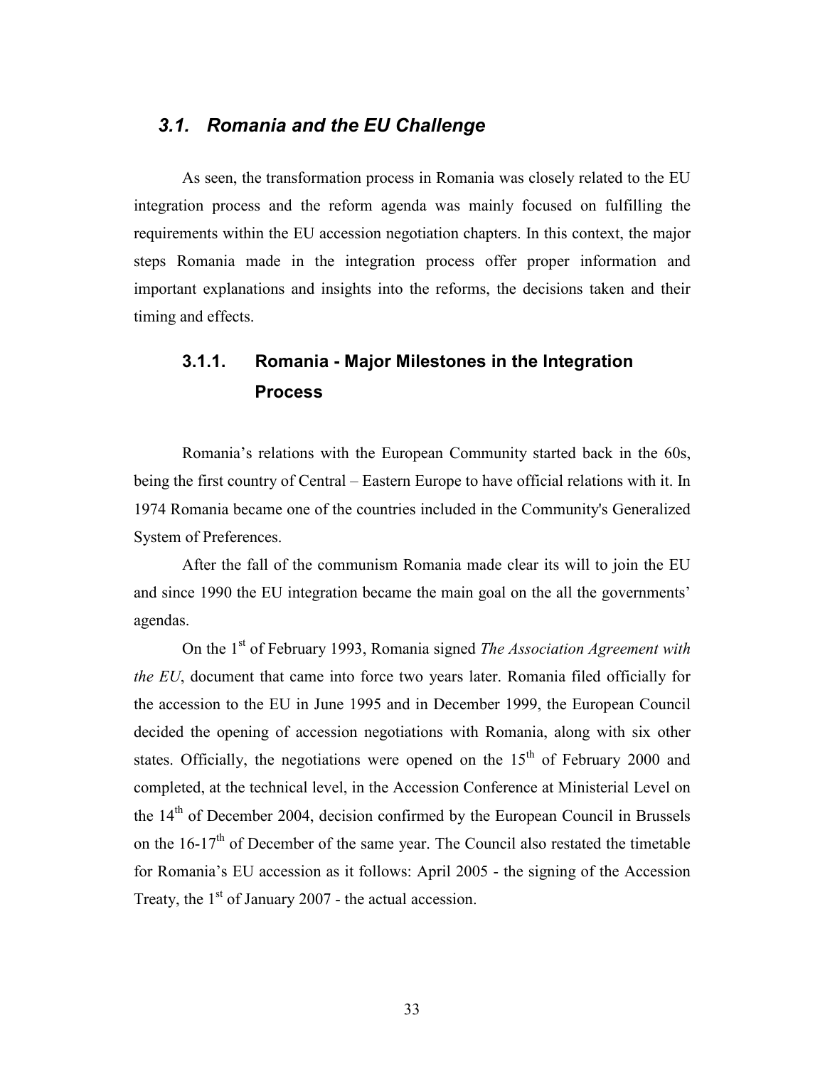## *3.1. Romania and the EU Challenge*

As seen, the transformation process in Romania was closely related to the EU integration process and the reform agenda was mainly focused on fulfilling the requirements within the EU accession negotiation chapters. In this context, the major steps Romania made in the integration process offer proper information and important explanations and insights into the reforms, the decisions taken and their timing and effects.

### 3.1.1. Romania - Major Milestones in the Integration Process

Romania's relations with the European Community started back in the 60s, being the first country of Central – Eastern Europe to have official relations with it. In 1974 Romania became one of the countries included in the Community's Generalized System of Preferences.

After the fall of the communism Romania made clear its will to join the EU and since 1990 the EU integration became the main goal on the all the governments' agendas.

On the 1st of February 1993, Romania signed *The Association Agreement with the EU*, document that came into force two years later. Romania filed officially for the accession to the EU in June 1995 and in December 1999, the European Council decided the opening of accession negotiations with Romania, along with six other states. Officially, the negotiations were opened on the 15th of February 2000 and completed, at the technical level, in the Accession Conference at Ministerial Level on the 14th of December 2004, decision confirmed by the European Council in Brussels on the 16-17th of December of the same year. The Council also restated the timetable for Romania's EU accession as it follows: April 2005 - the signing of the Accession Treaty, the 1st of January 2007 - the actual accession.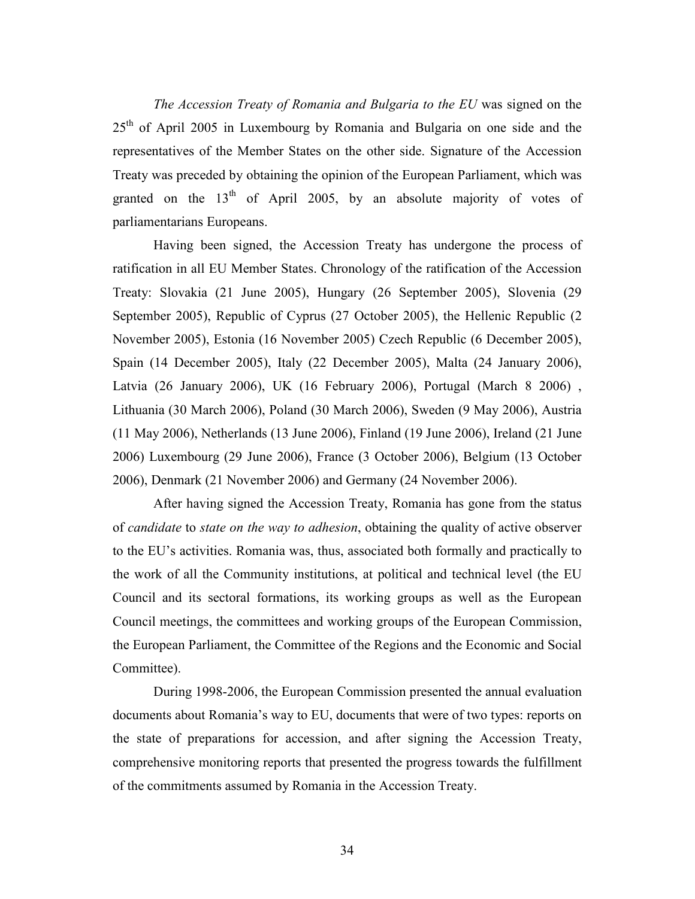*The Accession Treaty of Romania and Bulgaria to the EU* was signed on the 25th of April 2005 in Luxembourg by Romania and Bulgaria on one side and the representatives of the Member States on the other side. Signature of the Accession Treaty was preceded by obtaining the opinion of the European Parliament, which was granted on the 13th of April 2005, by an absolute majority of votes of parliamentarians Europeans.

Having been signed, the Accession Treaty has undergone the process of ratification in all EU Member States. Chronology of the ratification of the Accession Treaty: Slovakia (21 June 2005), Hungary (26 September 2005), Slovenia (29 September 2005), Republic of Cyprus (27 October 2005), the Hellenic Republic (2 November 2005), Estonia (16 November 2005) Czech Republic (6 December 2005), Spain (14 December 2005), Italy (22 December 2005), Malta (24 January 2006), Latvia (26 January 2006), UK (16 February 2006), Portugal (March 8 2006) , Lithuania (30 March 2006), Poland (30 March 2006), Sweden (9 May 2006), Austria (11 May 2006), Netherlands (13 June 2006), Finland (19 June 2006), Ireland (21 June 2006) Luxembourg (29 June 2006), France (3 October 2006), Belgium (13 October 2006), Denmark (21 November 2006) and Germany (24 November 2006).

After having signed the Accession Treaty, Romania has gone from the status of *candidate* to *state on the way to adhesion*, obtaining the quality of active observer to the EU's activities. Romania was, thus, associated both formally and practically to the work of all the Community institutions, at political and technical level (the EU Council and its sectoral formations, its working groups as well as the European Council meetings, the committees and working groups of the European Commission, the European Parliament, the Committee of the Regions and the Economic and Social Committee).

During 1998-2006, the European Commission presented the annual evaluation documents about Romania's way to EU, documents that were of two types: reports on the state of preparations for accession, and after signing the Accession Treaty, comprehensive monitoring reports that presented the progress towards the fulfillment of the commitments assumed by Romania in the Accession Treaty.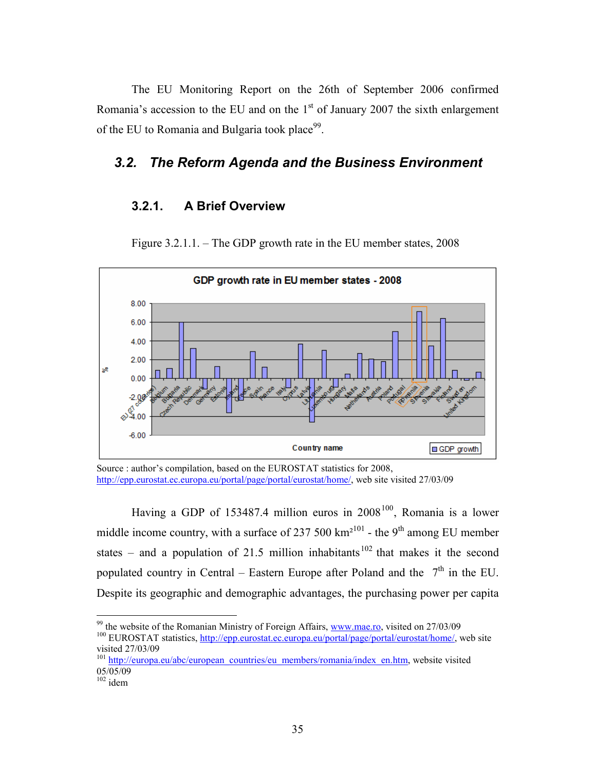The EU Monitoring Report on the 26th of September 2006 confirmed Romania's accession to the EU and on the 1st of January 2007 the sixth enlargement of the EU to Romania and Bulgaria took place[99].

## 3.2. *The Reform Agenda and the Business Environment*

### 3.2.1. A Brief Overview

Figure 3.2.1.1. – The GDP growth rate in the EU member states, 2008

Source : author's compilation, based on the EUROSTAT statistics for 2008, http://epp.eurostat.ec.europa.eu/portal/page/portal/eurostat/home/, web site visited 27/03/09

Having a GDP of 153487.4 million euros in 2008[100], Romania is a lower middle income country, with a surface of 237 500 km²[101] - the 9th among EU member states – and a population of 21.5 million inhabitants[102] that makes it the second populated country in Central – Eastern Europe after Poland and the 7th in the EU. Despite its geographic and demographic advantages, the purchasing power per capita

---

[99] the website of the Romanian Ministry of Foreign Affairs, www.mae.ro, visited on 27/03/09

[100] EUROSTAT statistics, http://epp.eurostat.ec.europa.eu/portal/page/portal/eurostat/home/, web site visited 27/03/09

[101] http://europa.eu/abc/european_countries/eu_members/romania/index_en.htm, website visited 05/05/09

[102] idem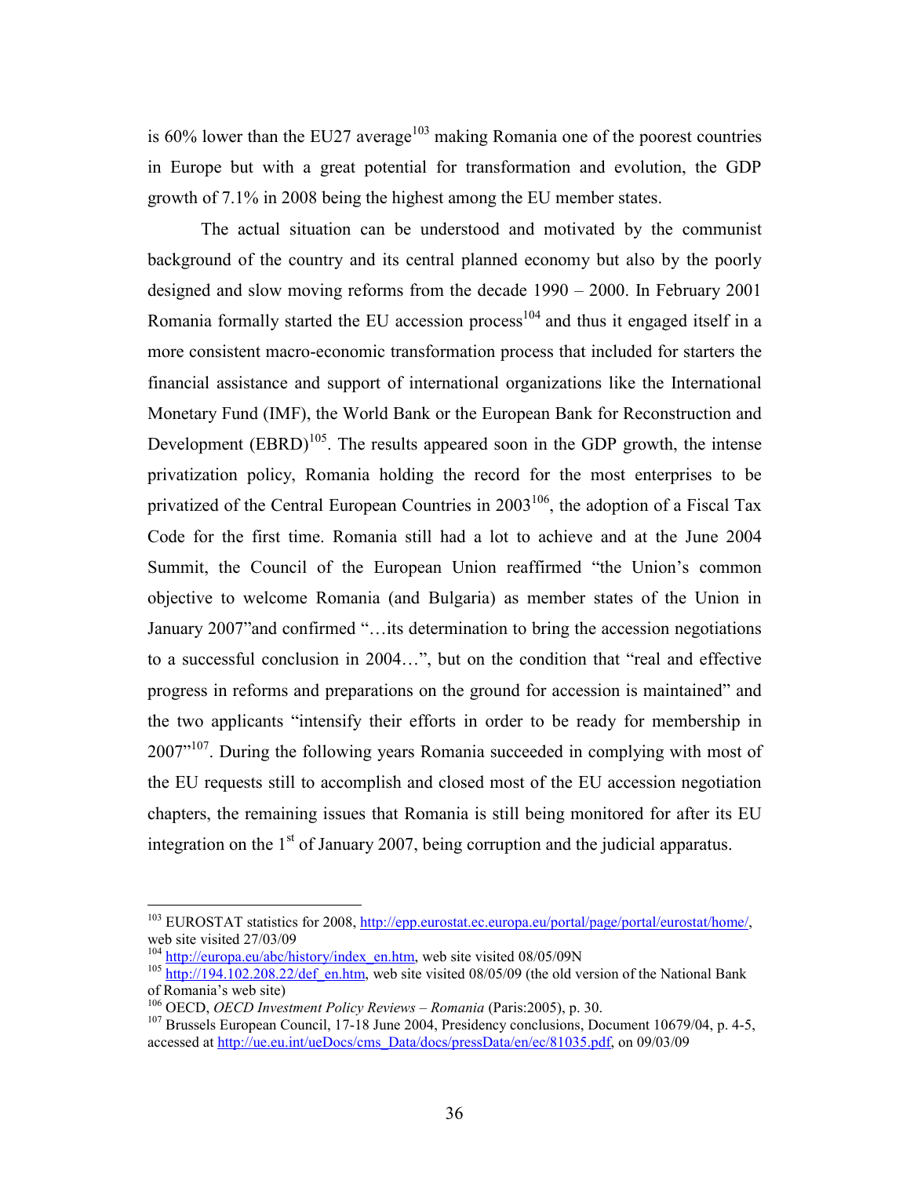is 60% lower than the EU27 average[103] making Romania one of the poorest countries in Europe but with a great potential for transformation and evolution, the GDP growth of 7.1% in 2008 being the highest among the EU member states.

The actual situation can be understood and motivated by the communist background of the country and its central planned economy but also by the poorly designed and slow moving reforms from the decade 1990 – 2000. In February 2001 Romania formally started the EU accession process[104] and thus it engaged itself in a more consistent macro-economic transformation process that included for starters the financial assistance and support of international organizations like the International Monetary Fund (IMF), the World Bank or the European Bank for Reconstruction and Development (EBRD)[105]. The results appeared soon in the GDP growth, the intense privatization policy, Romania holding the record for the most enterprises to be privatized of the Central European Countries in 2003[106], the adoption of a Fiscal Tax Code for the first time. Romania still had a lot to achieve and at the June 2004 Summit, the Council of the European Union reaffirmed "the Union's common objective to welcome Romania (and Bulgaria) as member states of the Union in January 2007"and confirmed "…its determination to bring the accession negotiations to a successful conclusion in 2004…", but on the condition that "real and effective progress in reforms and preparations on the ground for accession is maintained" and the two applicants "intensify their efforts in order to be ready for membership in 2007"[107]. During the following years Romania succeeded in complying with most of the EU requests still to accomplish and closed most of the EU accession negotiation chapters, the remaining issues that Romania is still being monitored for after its EU integration on the 1st of January 2007, being corruption and the judicial apparatus.

---

[103] EUROSTAT statistics for 2008, http://epp.eurostat.ec.europa.eu/portal/page/portal/eurostat/home/, web site visited 27/03/09

[104] http://europa.eu/abc/history/index_en.htm, web site visited 08/05/09N

[105] http://194.102.208.22/def_en.htm, web site visited 08/05/09 (the old version of the National Bank of Romania's web site)

[106] OECD, *OECD Investment Policy Reviews – Romania* (Paris:2005), p. 30.

[107] Brussels European Council, 17-18 June 2004, Presidency conclusions, Document 10679/04, p. 4-5, accessed at http://ue.eu.int/ueDocs/cms_Data/docs/pressData/en/ec/81035.pdf, on 09/03/09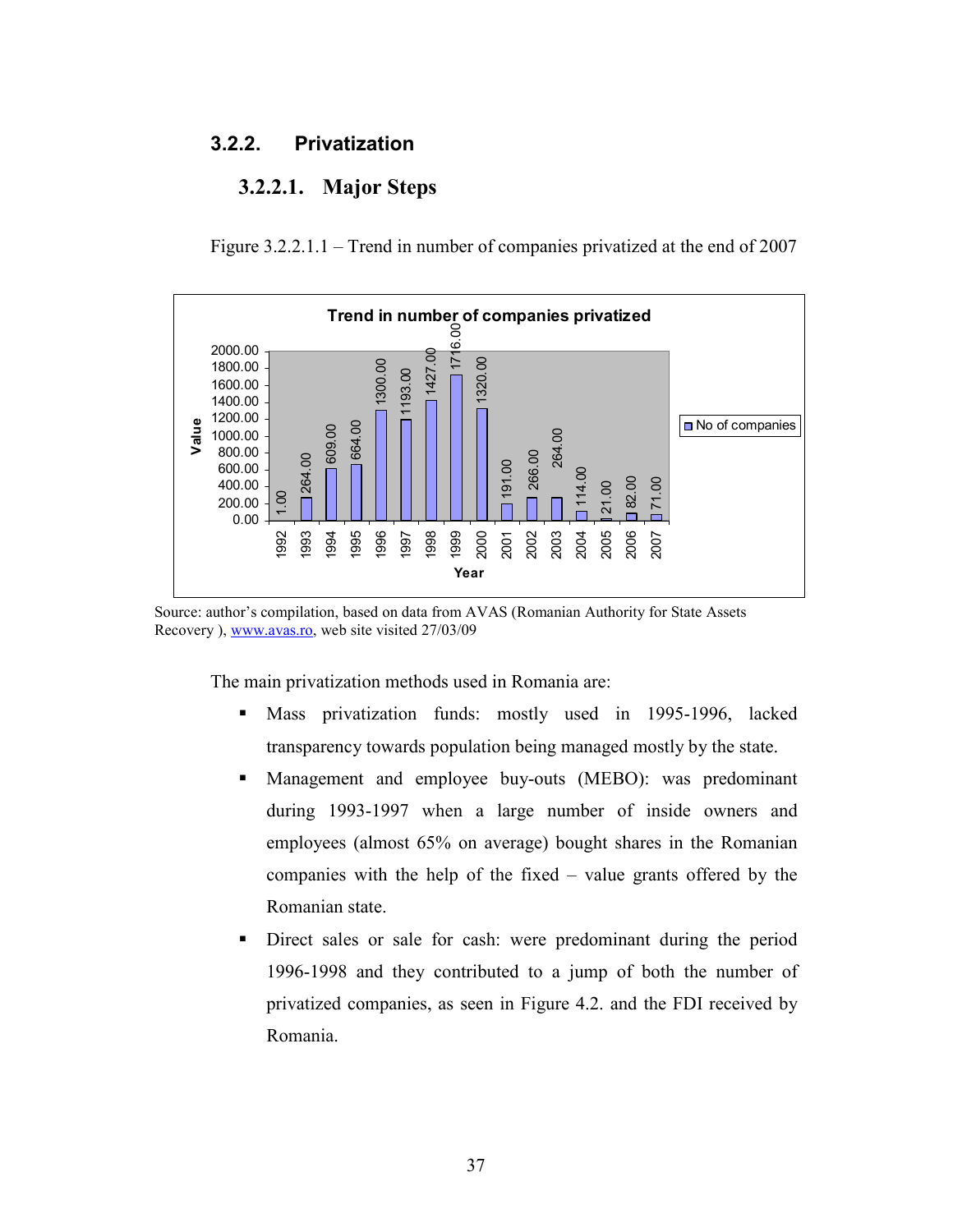## 3.2.2. Privatization

### 3.2.2.1. Major Steps

Figure 3.2.2.1.1 – Trend in number of companies privatized at the end of 2007

| Year | No of companies |
|---|---|
| 1992 | 1.00 |
| 1993 | 264.00 |
| 1994 | 609.00 |
| 1995 | 664.00 |
| 1996 | 1300.00 |
| 1997 | 1193.00 |
| 1998 | 1427.00 |
| 1999 | 1716.00 |
| 2000 | 1320.00 |
| 2001 | 191.00 |
| 2002 | 266.00 |
| 2003 | 264.00 |
| 2004 | 114.00 |
| 2005 | 21.00 |
| 2006 | 82.00 |
| 2007 | 71.00 |

Source: author's compilation, based on data from AVAS (Romanian Authority for State Assets Recovery ), www.avas.ro, web site visited 27/03/09

The main privatization methods used in Romania are:

- Mass privatization funds: mostly used in 1995-1996, lacked transparency towards population being managed mostly by the state.
- Management and employee buy-outs (MEBO): was predominant during 1993-1997 when a large number of inside owners and employees (almost 65% on average) bought shares in the Romanian companies with the help of the fixed – value grants offered by the Romanian state.
- Direct sales or sale for cash: were predominant during the period 1996-1998 and they contributed to a jump of both the number of privatized companies, as seen in Figure 4.2. and the FDI received by Romania.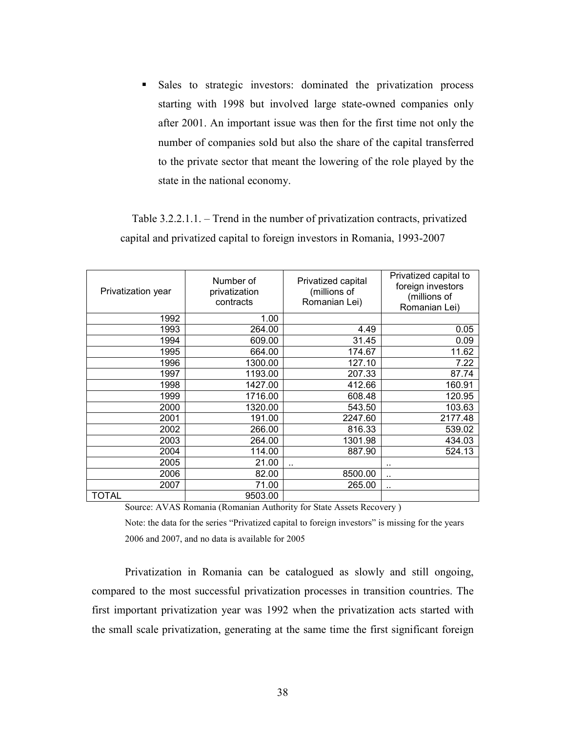- Sales to strategic investors: dominated the privatization process starting with 1998 but involved large state-owned companies only after 2001. An important issue was then for the first time not only the number of companies sold but also the share of the capital transferred to the private sector that meant the lowering of the role played by the state in the national economy.

Table 3.2.2.1.1. – Trend in the number of privatization contracts, privatized capital and privatized capital to foreign investors in Romania, 1993-2007

| Privatization year | Number of privatization contracts | Privatized capital (millions of Romanian Lei) | Privatized capital to foreign investors (millions of Romanian Lei) |
|---|---|---|---|
| 1992 | 1.00 | | |
| 1993 | 264.00 | 4.49 | 0.05 |
| 1994 | 609.00 | 31.45 | 0.09 |
| 1995 | 664.00 | 174.67 | 11.62 |
| 1996 | 1300.00 | 127.10 | 7.22 |
| 1997 | 1193.00 | 207.33 | 87.74 |
| 1998 | 1427.00 | 412.66 | 160.91 |
| 1999 | 1716.00 | 608.48 | 120.95 |
| 2000 | 1320.00 | 543.50 | 103.63 |
| 2001 | 191.00 | 2247.60 | 2177.48 |
| 2002 | 266.00 | 816.33 | 539.02 |
| 2003 | 264.00 | 1301.98 | 434.03 |
| 2004 | 114.00 | 887.90 | 524.13 |
| 2005 | 21.00 | .. | .. |
| 2006 | 82.00 | 8500.00 | .. |
| 2007 | 71.00 | 265.00 | .. |
| TOTAL | 9503.00 | | |

Source: AVAS Romania (Romanian Authority for State Assets Recovery )

Note: the data for the series "Privatized capital to foreign investors" is missing for the years 2006 and 2007, and no data is available for 2005

Privatization in Romania can be catalogued as slowly and still ongoing, compared to the most successful privatization processes in transition countries. The first important privatization year was 1992 when the privatization acts started with the small scale privatization, generating at the same time the first significant foreign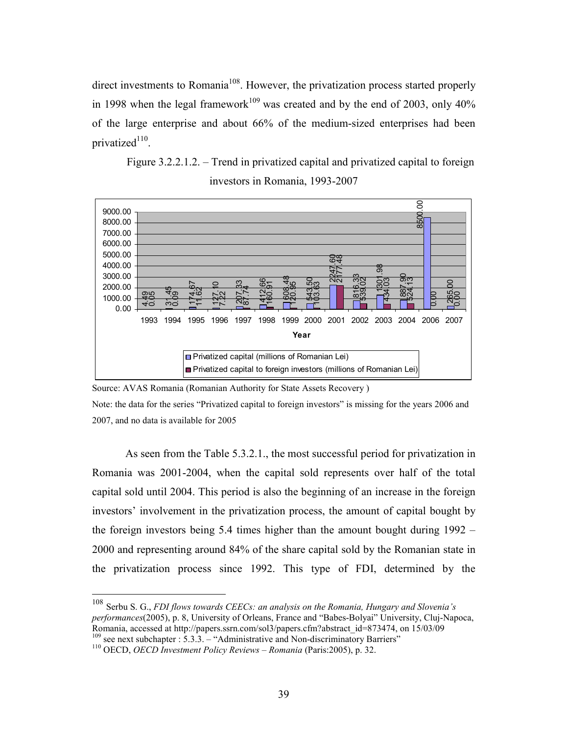direct investments to Romania[108]. However, the privatization process started properly in 1998 when the legal framework[109] was created and by the end of 2003, only 40% of the large enterprise and about 66% of the medium-sized enterprises had been privatized[110].

Figure 3.2.2.1.2. – Trend in privatized capital and privatized capital to foreign investors in Romania, 1993-2007

| Year | Privatized capital (millions of Romanian Lei) | Privatized capital to foreign investors (millions of Romanian Lei) |
|---|---|---|
| 1993 | 4.49 | 0.05 |
| 1994 | 31.45 | 0.09 |
| 1995 | 174.67 | 11.62 |
| 1996 | 127.10 | 7.22 |
| 1997 | 207.33 | 87.74 |
| 1998 | 412.66 | 160.91 |
| 1999 | 608.48 | 120.95 |
| 2000 | 543.50 | 103.63 |
| 2001 | 2247.60 | 2177.48 |
| 2002 | 816.33 | 539.02 |
| 2003 | 1301.98 | 434.03 |
| 2004 | 887.90 | 524.13 |
| 2006 | 8500.00 | 0.00 |
| 2007 | 265.00 | 0.00 |

Source: AVAS Romania (Romanian Authority for State Assets Recovery )

Note: the data for the series "Privatized capital to foreign investors" is missing for the years 2006 and 2007, and no data is available for 2005

As seen from the Table 5.3.2.1., the most successful period for privatization in Romania was 2001-2004, when the capital sold represents over half of the total capital sold until 2004. This period is also the beginning of an increase in the foreign investors' involvement in the privatization process, the amount of capital bought by the foreign investors being 5.4 times higher than the amount bought during 1992 – 2000 and representing around 84% of the share capital sold by the Romanian state in the privatization process since 1992. This type of FDI, determined by the

---

[108] Serbu S. G., *FDI flows towards CEECs: an analysis on the Romania, Hungary and Slovenia's performances*(2005), p. 8, University of Orleans, France and "Babes-Bolyai" University, Cluj-Napoca, Romania, accessed at http://papers.ssrn.com/sol3/papers.cfm?abstract_id=873474, on 15/03/09

[109] see next subchapter : 5.3.3. – "Administrative and Non-discriminatory Barriers"

[110] OECD, *OECD Investment Policy Reviews – Romania* (Paris:2005), p. 32.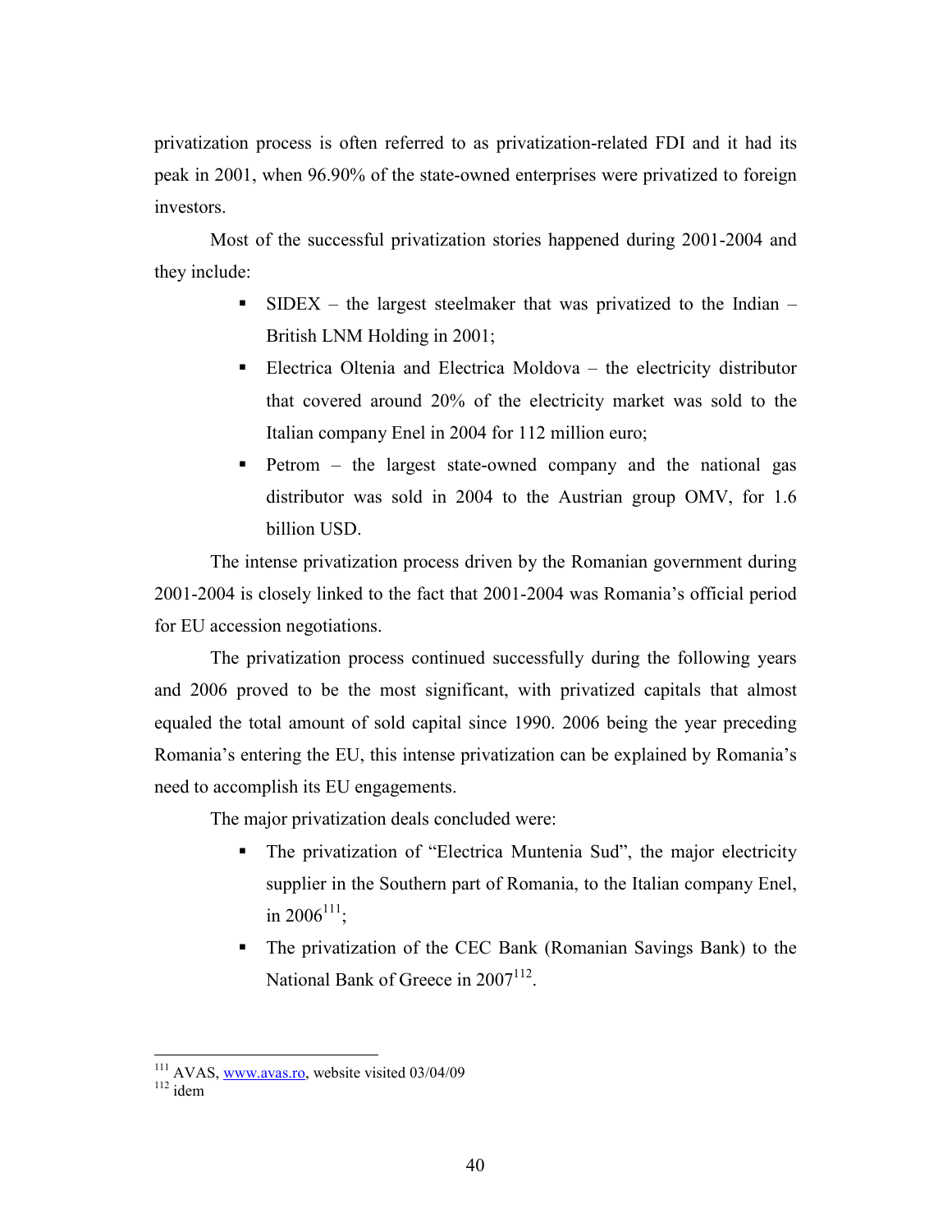privatization process is often referred to as privatization-related FDI and it had its peak in 2001, when 96.90% of the state-owned enterprises were privatized to foreign investors.

Most of the successful privatization stories happened during 2001-2004 and they include:

- SIDEX – the largest steelmaker that was privatized to the Indian – British LNM Holding in 2001;
- Electrica Oltenia and Electrica Moldova – the electricity distributor that covered around 20% of the electricity market was sold to the Italian company Enel in 2004 for 112 million euro;
- Petrom – the largest state-owned company and the national gas distributor was sold in 2004 to the Austrian group OMV, for 1.6 billion USD.

The intense privatization process driven by the Romanian government during 2001-2004 is closely linked to the fact that 2001-2004 was Romania's official period for EU accession negotiations.

The privatization process continued successfully during the following years and 2006 proved to be the most significant, with privatized capitals that almost equaled the total amount of sold capital since 1990. 2006 being the year preceding Romania's entering the EU, this intense privatization can be explained by Romania's need to accomplish its EU engagements.

The major privatization deals concluded were:

- The privatization of "Electrica Muntenia Sud", the major electricity supplier in the Southern part of Romania, to the Italian company Enel, in 2006[111];
- The privatization of the CEC Bank (Romanian Savings Bank) to the National Bank of Greece in 2007[112].

---

[111] AVAS, www.avas.ro, website visited 03/04/09

[112] idem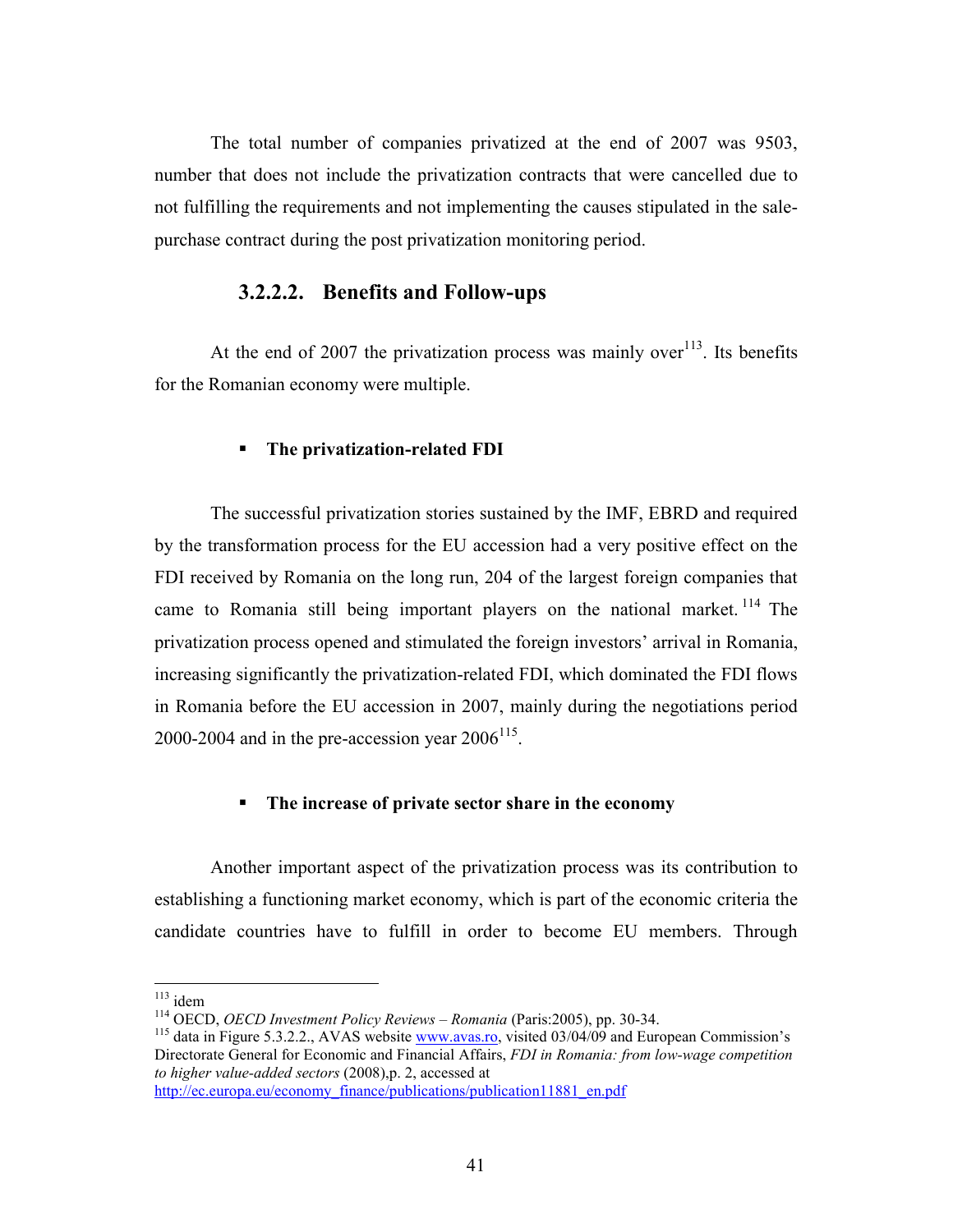The total number of companies privatized at the end of 2007 was 9503, number that does not include the privatization contracts that were cancelled due to not fulfilling the requirements and not implementing the causes stipulated in the sale-purchase contract during the post privatization monitoring period.

#### 3.2.2.2. Benefits and Follow-ups

At the end of 2007 the privatization process was mainly over[113]. Its benefits for the Romanian economy were multiple.

- **The privatization-related FDI**

The successful privatization stories sustained by the IMF, EBRD and required by the transformation process for the EU accession had a very positive effect on the FDI received by Romania on the long run, 204 of the largest foreign companies that came to Romania still being important players on the national market.[114] The privatization process opened and stimulated the foreign investors' arrival in Romania, increasing significantly the privatization-related FDI, which dominated the FDI flows in Romania before the EU accession in 2007, mainly during the negotiations period 2000-2004 and in the pre-accession year 2006[115].

- **The increase of private sector share in the economy**

Another important aspect of the privatization process was its contribution to establishing a functioning market economy, which is part of the economic criteria the candidate countries have to fulfill in order to become EU members. Through

---

[113] idem

[114] OECD, *OECD Investment Policy Reviews – Romania* (Paris:2005), pp. 30-34.

[115] data in Figure 5.3.2.2., AVAS website www.avas.ro, visited 03/04/09 and European Commission's Directorate General for Economic and Financial Affairs, *FDI in Romania: from low-wage competition to higher value-added sectors* (2008),p. 2, accessed at http://ec.europa.eu/economy_finance/publications/publication11881_en.pdf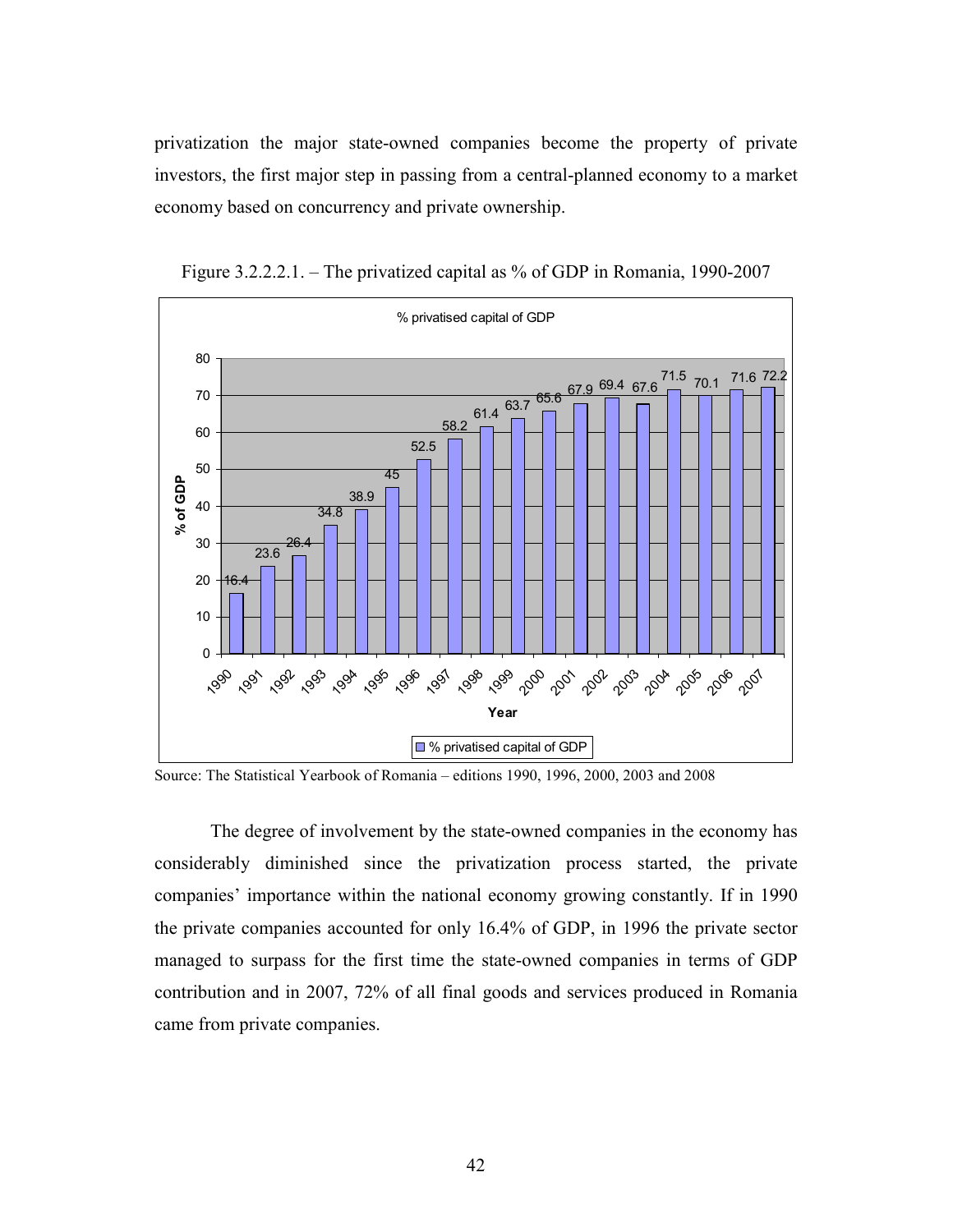privatization the major state-owned companies become the property of private investors, the first major step in passing from a central-planned economy to a market economy based on concurrency and private ownership.

Figure 3.2.2.2.1. – The privatized capital as % of GDP in Romania, 1990-2007

Source: The Statistical Yearbook of Romania – editions 1990, 1996, 2000, 2003 and 2008

The degree of involvement by the state-owned companies in the economy has considerably diminished since the privatization process started, the private companies' importance within the national economy growing constantly. If in 1990 the private companies accounted for only 16.4% of GDP, in 1996 the private sector managed to surpass for the first time the state-owned companies in terms of GDP contribution and in 2007, 72% of all final goods and services produced in Romania came from private companies.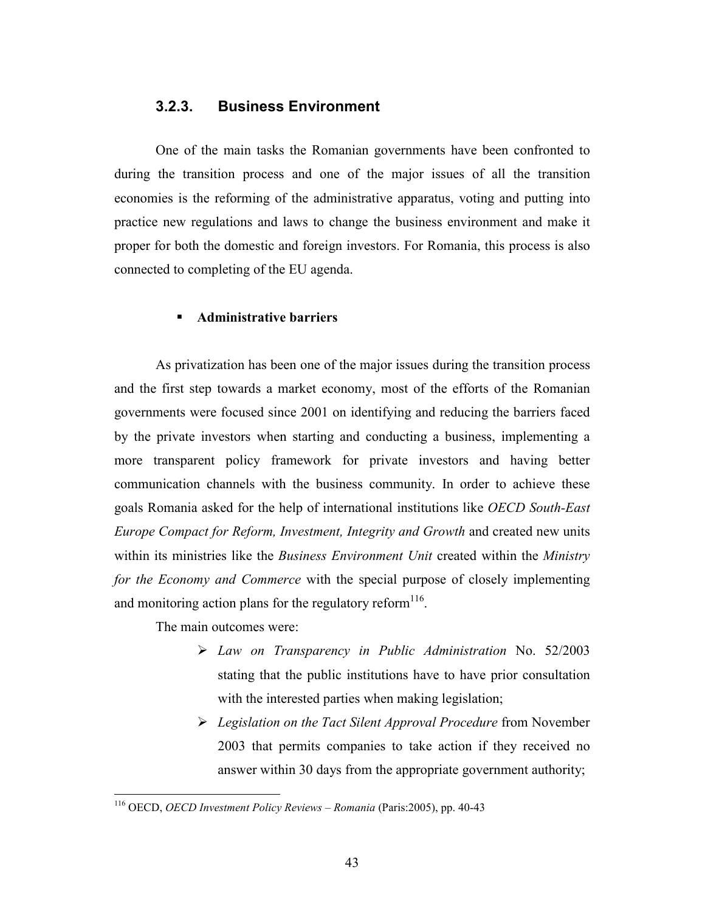### 3.2.3. Business Environment

One of the main tasks the Romanian governments have been confronted to during the transition process and one of the major issues of all the transition economies is the reforming of the administrative apparatus, voting and putting into practice new regulations and laws to change the business environment and make it proper for both the domestic and foreign investors. For Romania, this process is also connected to completing of the EU agenda.

- **Administrative barriers**

As privatization has been one of the major issues during the transition process and the first step towards a market economy, most of the efforts of the Romanian governments were focused since 2001 on identifying and reducing the barriers faced by the private investors when starting and conducting a business, implementing a more transparent policy framework for private investors and having better communication channels with the business community. In order to achieve these goals Romania asked for the help of international institutions like *OECD South-East Europe Compact for Reform, Investment, Integrity and Growth* and created new units within its ministries like the *Business Environment Unit* created within the *Ministry for the Economy and Commerce* with the special purpose of closely implementing and monitoring action plans for the regulatory reform[116].

The main outcomes were:

- *Law on Transparency in Public Administration* No. 52/2003 stating that the public institutions have to have prior consultation with the interested parties when making legislation;
- *Legislation on the Tact Silent Approval Procedure* from November 2003 that permits companies to take action if they received no answer within 30 days from the appropriate government authority;

---

[116] OECD, *OECD Investment Policy Reviews – Romania* (Paris:2005), pp. 40-43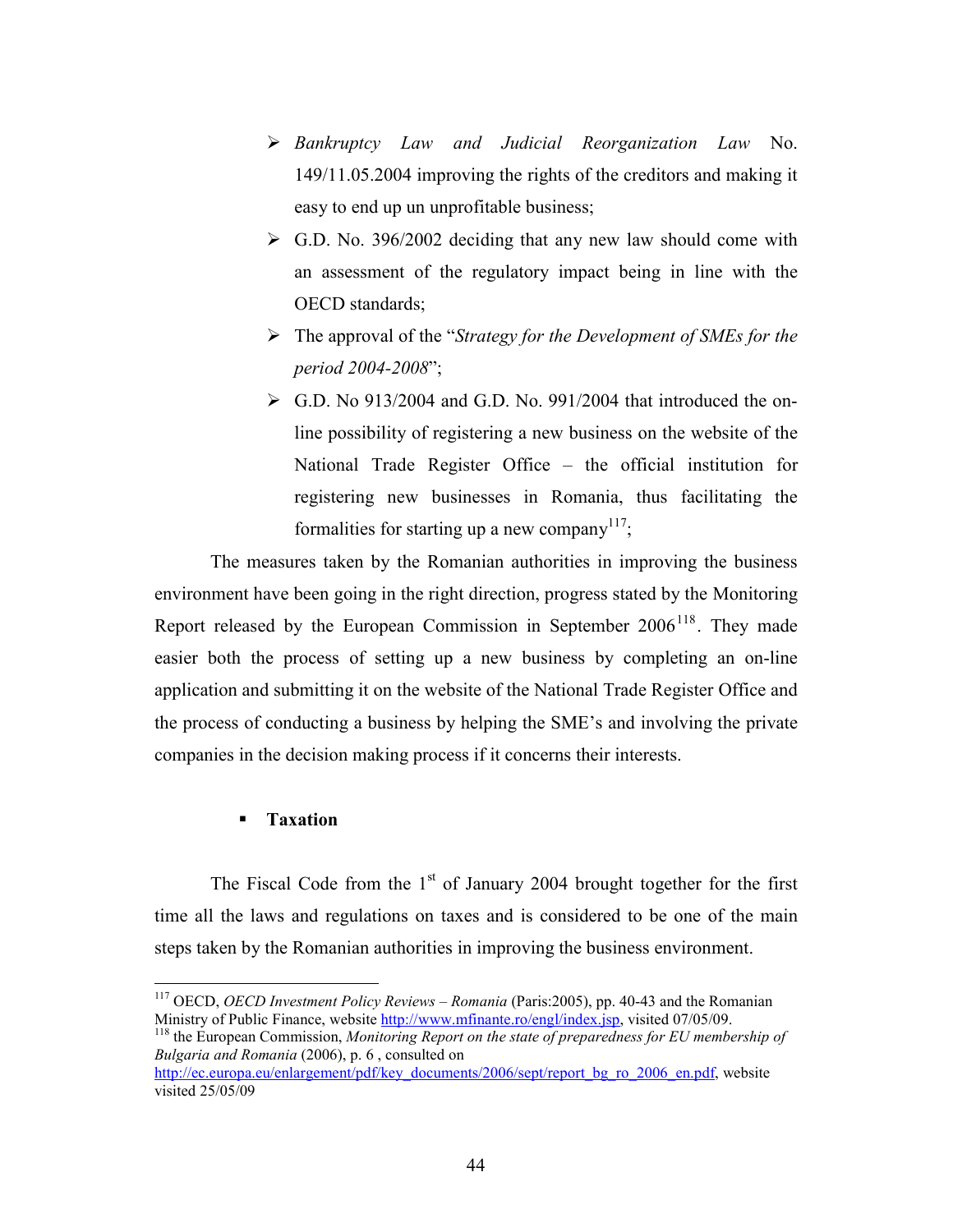- *Bankruptcy Law and Judicial Reorganization Law* No. 149/11.05.2004 improving the rights of the creditors and making it easy to end up un unprofitable business;
- G.D. No. 396/2002 deciding that any new law should come with an assessment of the regulatory impact being in line with the OECD standards;
- The approval of the "*Strategy for the Development of SMEs for the period 2004-2008*";
- G.D. No 913/2004 and G.D. No. 991/2004 that introduced the on-line possibility of registering a new business on the website of the National Trade Register Office – the official institution for registering new businesses in Romania, thus facilitating the formalities for starting up a new company[117];

The measures taken by the Romanian authorities in improving the business environment have been going in the right direction, progress stated by the Monitoring Report released by the European Commission in September 2006[118]. They made easier both the process of setting up a new business by completing an on-line application and submitting it on the website of the National Trade Register Office and the process of conducting a business by helping the SME's and involving the private companies in the decision making process if it concerns their interests.

- **Taxation**

The Fiscal Code from the 1st of January 2004 brought together for the first time all the laws and regulations on taxes and is considered to be one of the main steps taken by the Romanian authorities in improving the business environment.

---

[117] OECD, *OECD Investment Policy Reviews – Romania* (Paris:2005), pp. 40-43 and the Romanian Ministry of Public Finance, website http://www.mfinante.ro/engl/index.jsp, visited 07/05/09.

[118] the European Commission, *Monitoring Report on the state of preparedness for EU membership of Bulgaria and Romania* (2006), p. 6 , consulted on http://ec.europa.eu/enlargement/pdf/key_documents/2006/sept/report_bg_ro_2006_en.pdf, website visited 25/05/09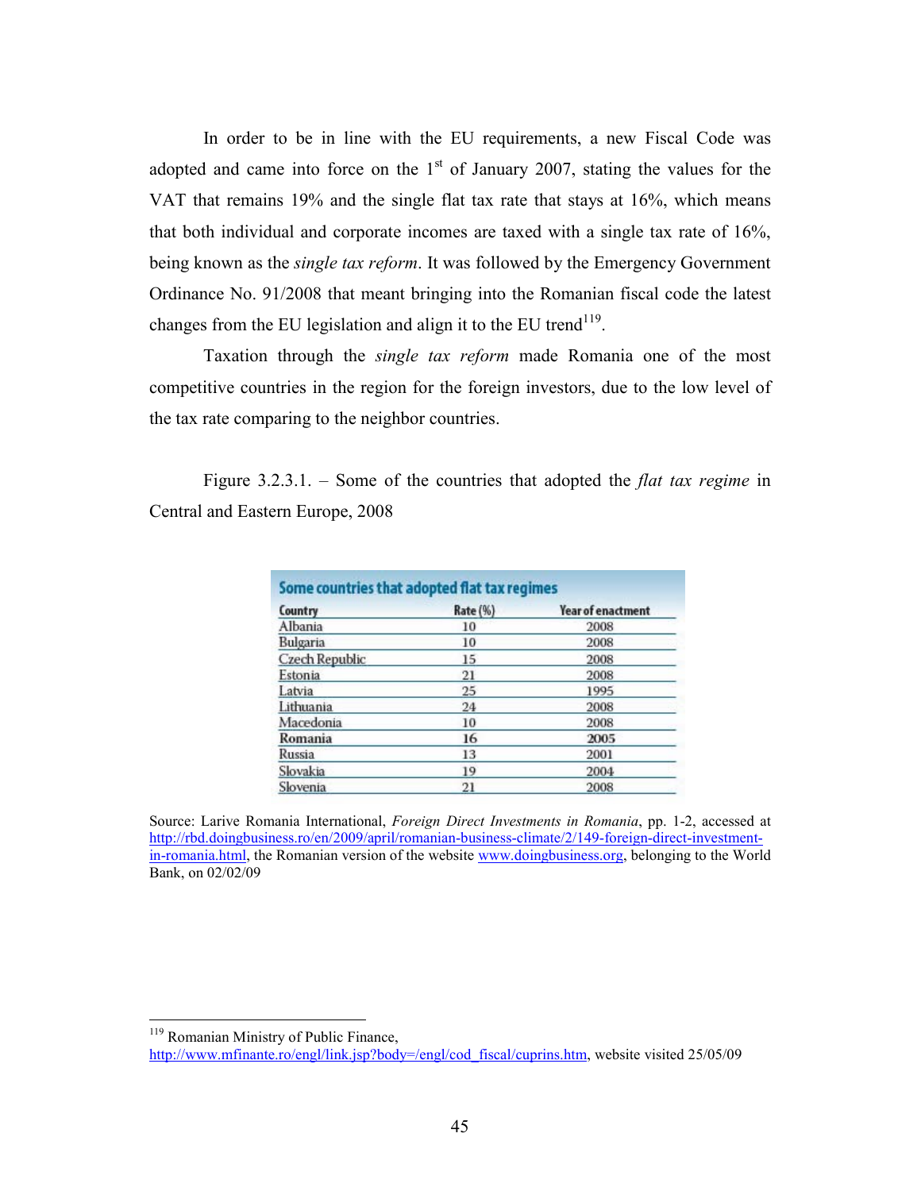In order to be in line with the EU requirements, a new Fiscal Code was adopted and came into force on the 1st of January 2007, stating the values for the VAT that remains 19% and the single flat tax rate that stays at 16%, which means that both individual and corporate incomes are taxed with a single tax rate of 16%, being known as the *single tax reform*. It was followed by the Emergency Government Ordinance No. 91/2008 that meant bringing into the Romanian fiscal code the latest changes from the EU legislation and align it to the EU trend[119].

Taxation through the *single tax reform* made Romania one of the most competitive countries in the region for the foreign investors, due to the low level of the tax rate comparing to the neighbor countries.

Figure 3.2.3.1. – Some of the countries that adopted the *flat tax regime* in Central and Eastern Europe, 2008

**Some countries that adopted flat tax regimes**

| Country | Rate (%) | Year of enactment |
|---|---|---|
| Albania | 10 | 2008 |
| Bulgaria | 10 | 2008 |
| Czech Republic | 15 | 2008 |
| Estonia | 21 | 2008 |
| Latvia | 25 | 1995 |
| Lithuania | 24 | 2008 |
| Macedonia | 10 | 2008 |
| **Romania** | **16** | **2005** |
| Russia | 13 | 2001 |
| Slovakia | 19 | 2004 |
| Slovenia | 21 | 2008 |

Source: Larive Romania International, *Foreign Direct Investments in Romania*, pp. 1-2, accessed at http://rbd.doingbusiness.ro/en/2009/april/romanian-business-climate/2/149-foreign-direct-investment-in-romania.html, the Romanian version of the website www.doingbusiness.org, belonging to the World Bank, on 02/02/09

---

[119] Romanian Ministry of Public Finance, http://www.mfinante.ro/engl/link.jsp?body=/engl/cod_fiscal/cuprins.htm, website visited 25/05/09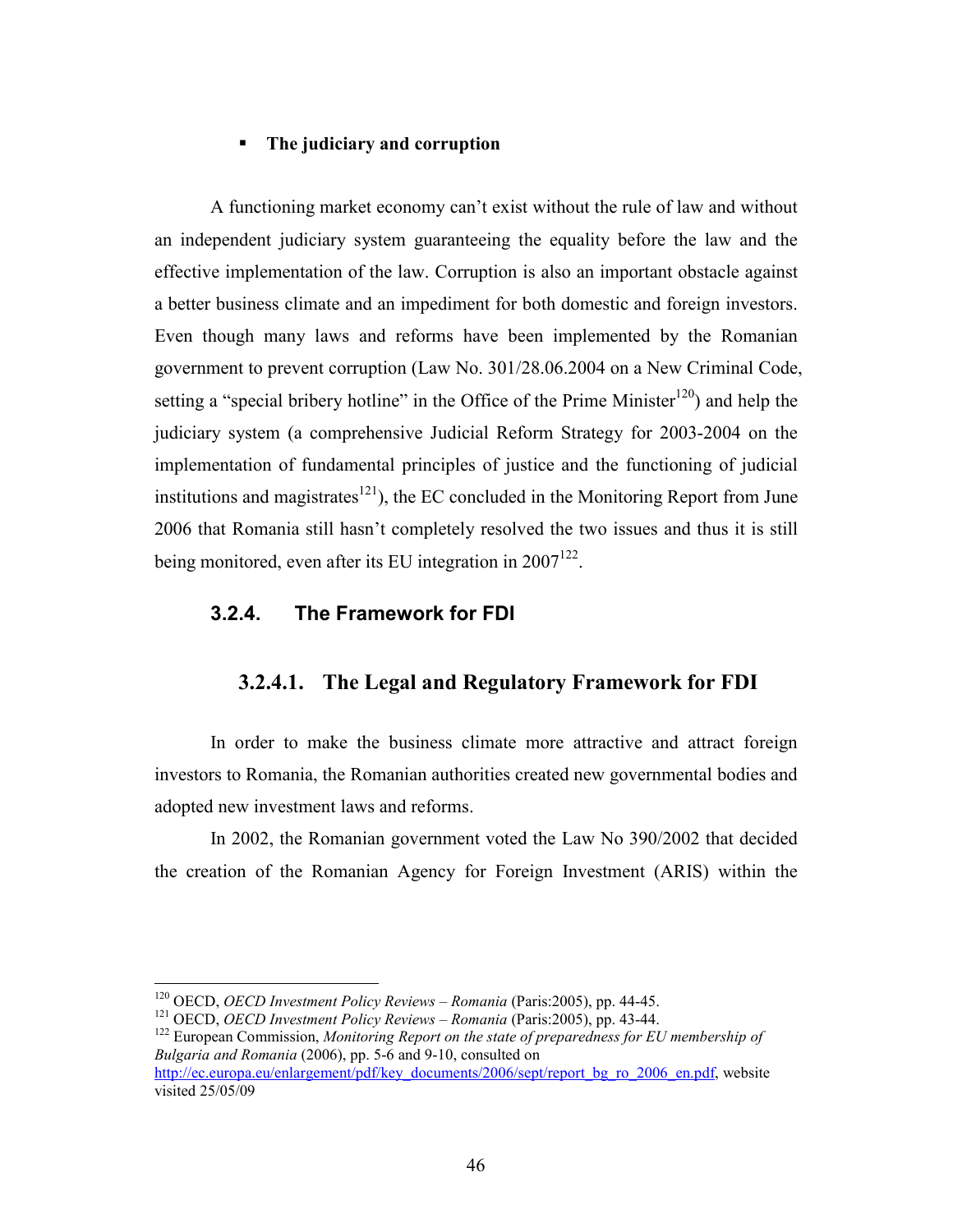- **The judiciary and corruption**

A functioning market economy can't exist without the rule of law and without an independent judiciary system guaranteeing the equality before the law and the effective implementation of the law. Corruption is also an important obstacle against a better business climate and an impediment for both domestic and foreign investors. Even though many laws and reforms have been implemented by the Romanian government to prevent corruption (Law No. 301/28.06.2004 on a New Criminal Code, setting a "special bribery hotline" in the Office of the Prime Minister[120]) and help the judiciary system (a comprehensive Judicial Reform Strategy for 2003-2004 on the implementation of fundamental principles of justice and the functioning of judicial institutions and magistrates[121]), the EC concluded in the Monitoring Report from June 2006 that Romania still hasn't completely resolved the two issues and thus it is still being monitored, even after its EU integration in 2007[122].

### 3.2.4. The Framework for FDI

#### 3.2.4.1. The Legal and Regulatory Framework for FDI

In order to make the business climate more attractive and attract foreign investors to Romania, the Romanian authorities created new governmental bodies and adopted new investment laws and reforms.

In 2002, the Romanian government voted the Law No 390/2002 that decided the creation of the Romanian Agency for Foreign Investment (ARIS) within the

---

[120] OECD, *OECD Investment Policy Reviews – Romania* (Paris:2005), pp. 44-45.

[121] OECD, *OECD Investment Policy Reviews – Romania* (Paris:2005), pp. 43-44.

[122] European Commission, *Monitoring Report on the state of preparedness for EU membership of Bulgaria and Romania* (2006), pp. 5-6 and 9-10, consulted on http://ec.europa.eu/enlargement/pdf/key_documents/2006/sept/report_bg_ro_2006_en.pdf, website visited 25/05/09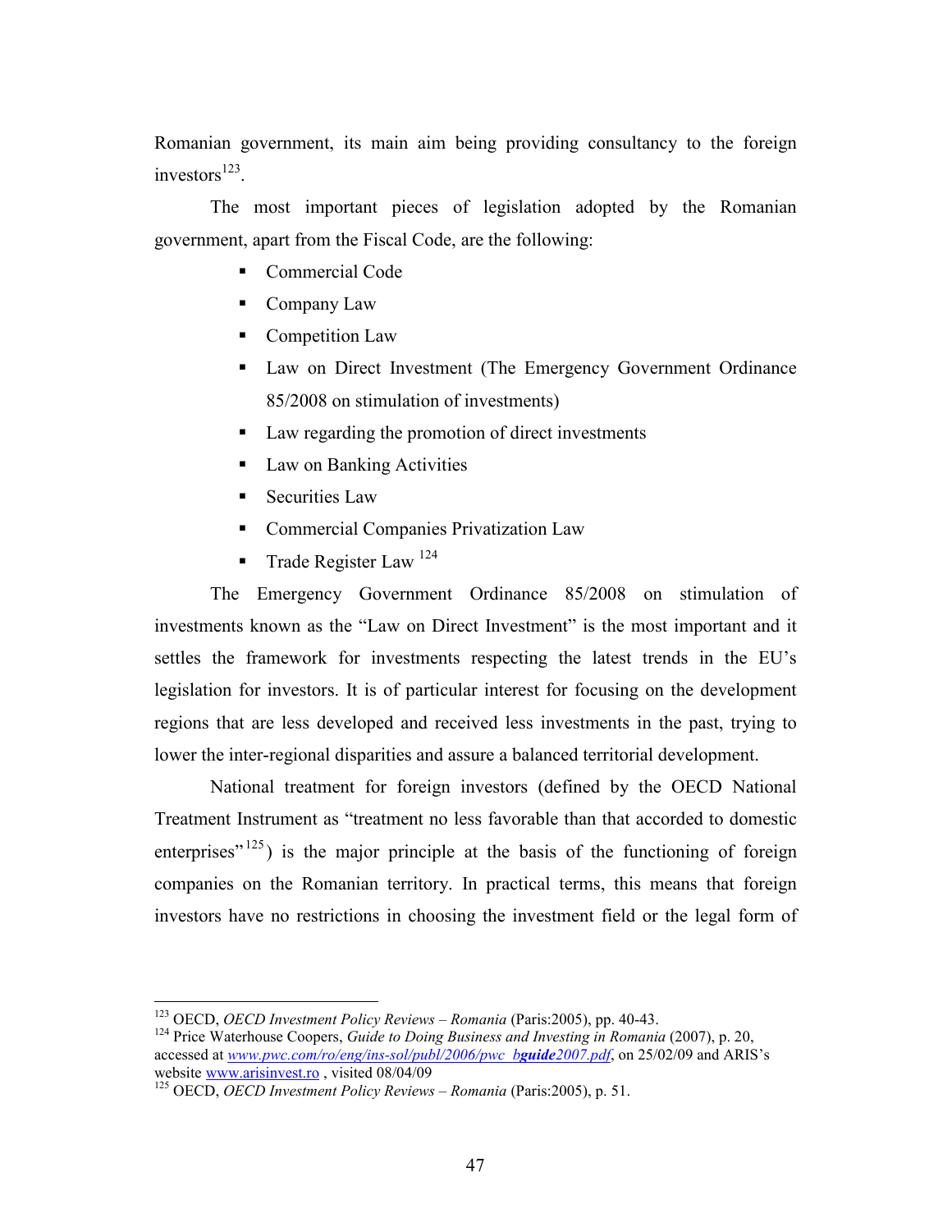Romanian government, its main aim being providing consultancy to the foreign investors[123].

The most important pieces of legislation adopted by the Romanian government, apart from the Fiscal Code, are the following:

- Commercial Code
- Company Law
- Competition Law
- Law on Direct Investment (The Emergency Government Ordinance 85/2008 on stimulation of investments)
- Law regarding the promotion of direct investments
- Law on Banking Activities
- Securities Law
- Commercial Companies Privatization Law
- Trade Register Law [124]

The Emergency Government Ordinance 85/2008 on stimulation of investments known as the "Law on Direct Investment" is the most important and it settles the framework for investments respecting the latest trends in the EU's legislation for investors. It is of particular interest for focusing on the development regions that are less developed and received less investments in the past, trying to lower the inter-regional disparities and assure a balanced territorial development.

National treatment for foreign investors (defined by the OECD National Treatment Instrument as "treatment no less favorable than that accorded to domestic enterprises"[125]) is the major principle at the basis of the functioning of foreign companies on the Romanian territory. In practical terms, this means that foreign investors have no restrictions in choosing the investment field or the legal form of

---

[123] OECD, *OECD Investment Policy Reviews – Romania* (Paris:2005), pp. 40-43.

[124] Price Waterhouse Coopers, *Guide to Doing Business and Investing in Romania* (2007), p. 20, accessed at *www.pwc.com/ro/eng/ins-sol/publ/2006/pwc_bguide2007.pdf*, on 25/02/09 and ARIS's website www.arisinvest.ro , visited 08/04/09

[125] OECD, *OECD Investment Policy Reviews – Romania* (Paris:2005), p. 51.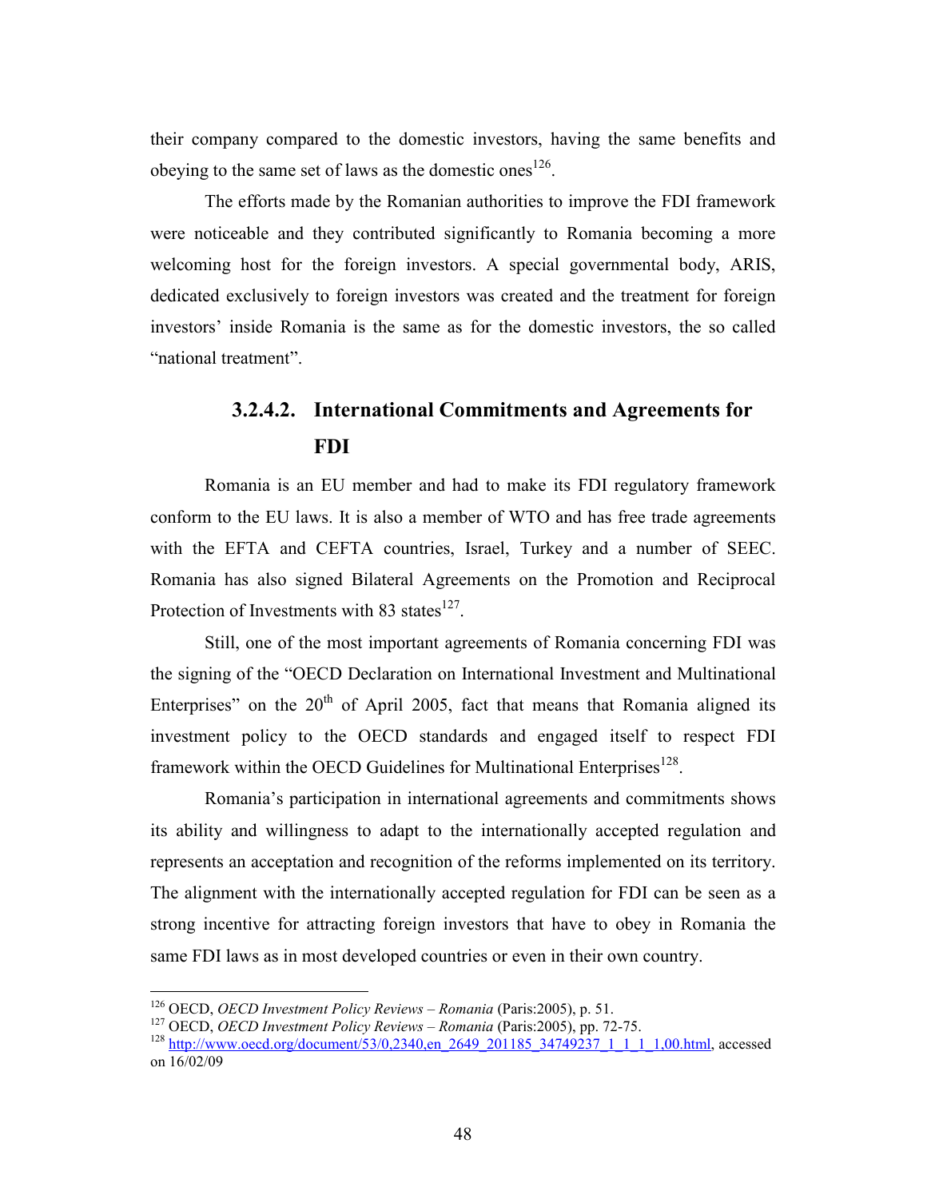their company compared to the domestic investors, having the same benefits and obeying to the same set of laws as the domestic ones[126].

The efforts made by the Romanian authorities to improve the FDI framework were noticeable and they contributed significantly to Romania becoming a more welcoming host for the foreign investors. A special governmental body, ARIS, dedicated exclusively to foreign investors was created and the treatment for foreign investors' inside Romania is the same as for the domestic investors, the so called "national treatment".

#### 3.2.4.2. International Commitments and Agreements for FDI

Romania is an EU member and had to make its FDI regulatory framework conform to the EU laws. It is also a member of WTO and has free trade agreements with the EFTA and CEFTA countries, Israel, Turkey and a number of SEEC. Romania has also signed Bilateral Agreements on the Promotion and Reciprocal Protection of Investments with 83 states[127].

Still, one of the most important agreements of Romania concerning FDI was the signing of the "OECD Declaration on International Investment and Multinational Enterprises" on the 20th of April 2005, fact that means that Romania aligned its investment policy to the OECD standards and engaged itself to respect FDI framework within the OECD Guidelines for Multinational Enterprises[128].

Romania's participation in international agreements and commitments shows its ability and willingness to adapt to the internationally accepted regulation and represents an acceptation and recognition of the reforms implemented on its territory. The alignment with the internationally accepted regulation for FDI can be seen as a strong incentive for attracting foreign investors that have to obey in Romania the same FDI laws as in most developed countries or even in their own country.

---

[126] OECD, *OECD Investment Policy Reviews – Romania* (Paris:2005), p. 51.

[127] OECD, *OECD Investment Policy Reviews – Romania* (Paris:2005), pp. 72-75.

[128] http://www.oecd.org/document/53/0,2340,en_2649_201185_34749237_1_1_1_1,00.html, accessed on 16/02/09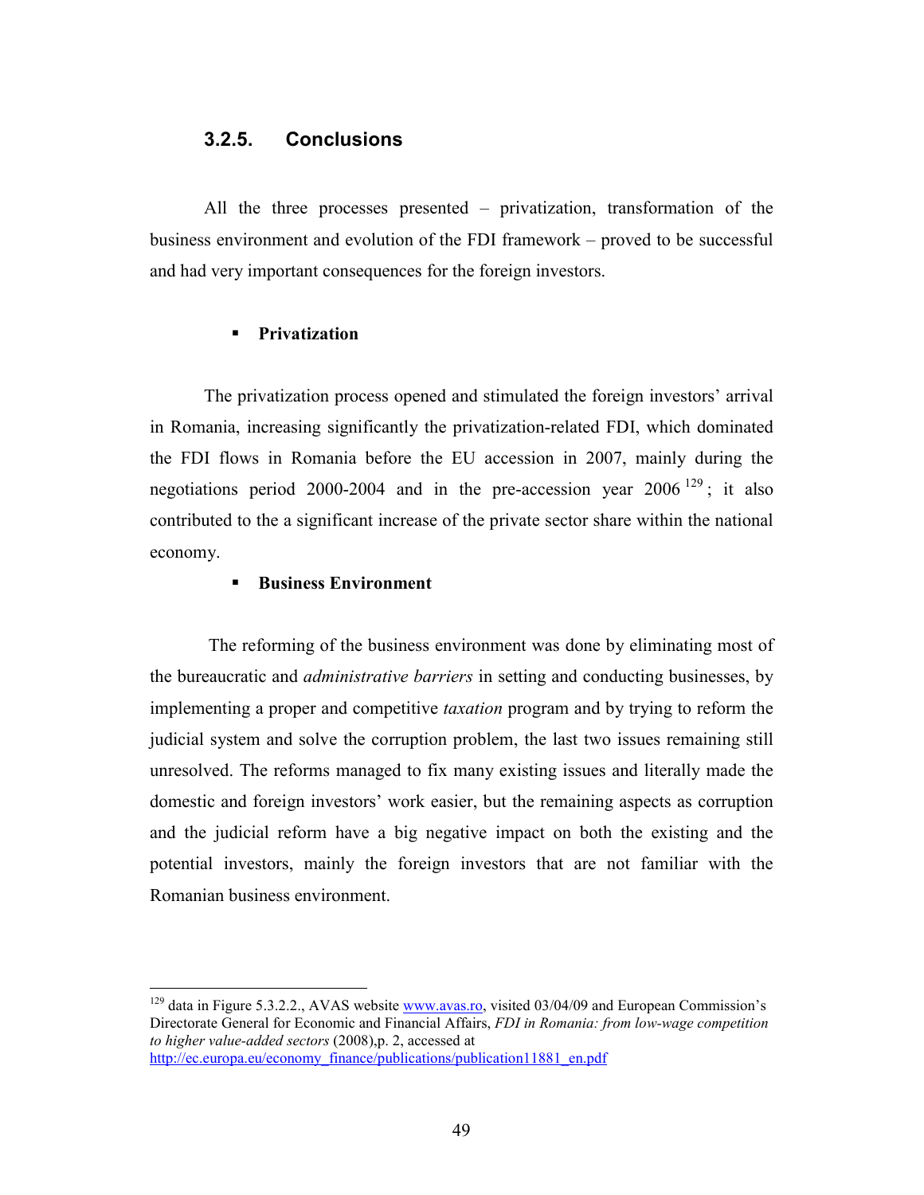### 3.2.5. Conclusions

All the three processes presented – privatization, transformation of the business environment and evolution of the FDI framework – proved to be successful and had very important consequences for the foreign investors.

- **Privatization**

The privatization process opened and stimulated the foreign investors' arrival in Romania, increasing significantly the privatization-related FDI, which dominated the FDI flows in Romania before the EU accession in 2007, mainly during the negotiations period 2000-2004 and in the pre-accession year 2006 [129]; it also contributed to the a significant increase of the private sector share within the national economy.

- **Business Environment**

The reforming of the business environment was done by eliminating most of the bureaucratic and *administrative barriers* in setting and conducting businesses, by implementing a proper and competitive *taxation* program and by trying to reform the judicial system and solve the corruption problem, the last two issues remaining still unresolved. The reforms managed to fix many existing issues and literally made the domestic and foreign investors' work easier, but the remaining aspects as corruption and the judicial reform have a big negative impact on both the existing and the potential investors, mainly the foreign investors that are not familiar with the Romanian business environment.

---

[129] data in Figure 5.3.2.2., AVAS website www.avas.ro, visited 03/04/09 and European Commission's Directorate General for Economic and Financial Affairs, *FDI in Romania: from low-wage competition to higher value-added sectors* (2008),p. 2, accessed at http://ec.europa.eu/economy_finance/publications/publication11881_en.pdf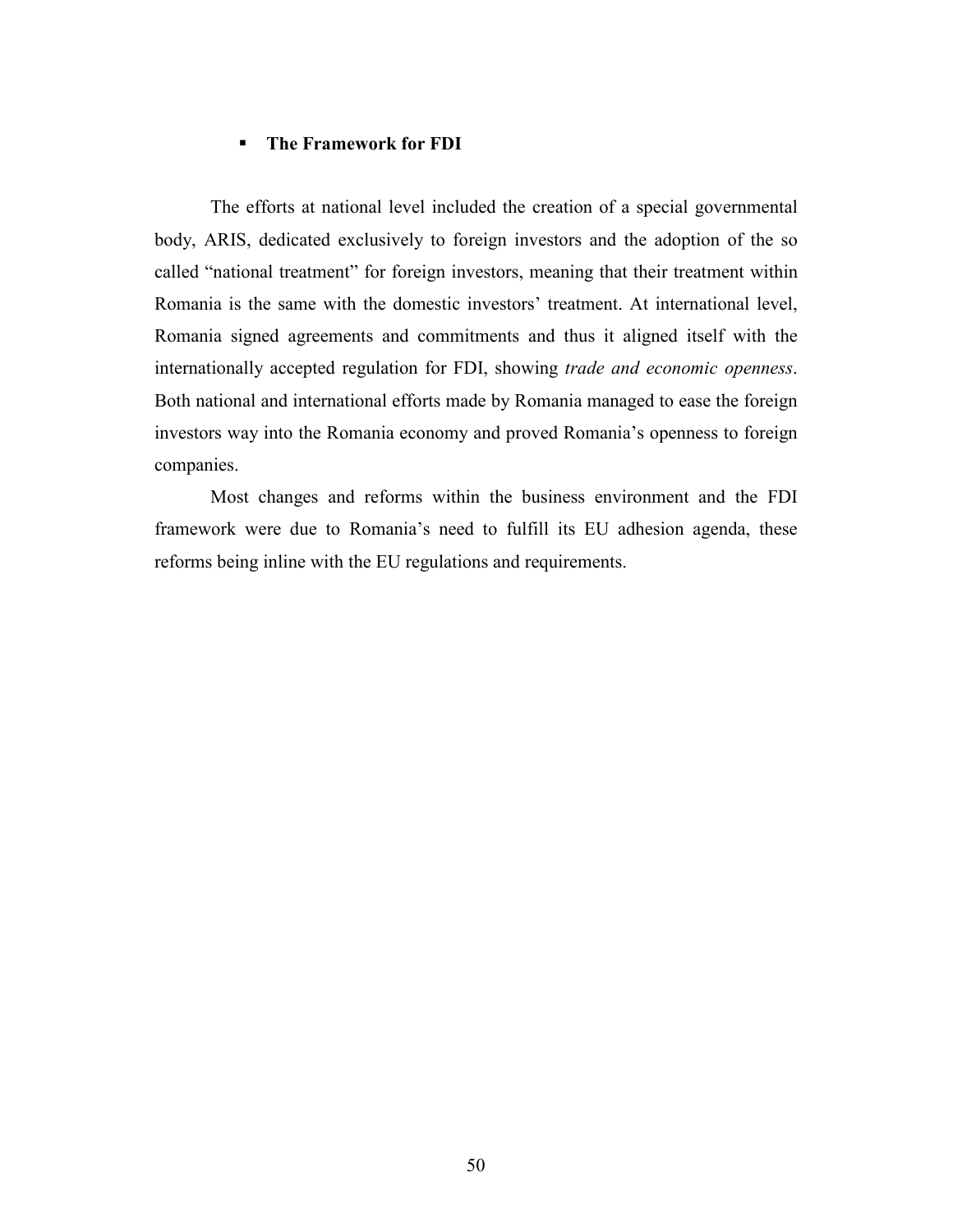- **The Framework for FDI**

The efforts at national level included the creation of a special governmental body, ARIS, dedicated exclusively to foreign investors and the adoption of the so called "national treatment" for foreign investors, meaning that their treatment within Romania is the same with the domestic investors' treatment. At international level, Romania signed agreements and commitments and thus it aligned itself with the internationally accepted regulation for FDI, showing *trade and economic openness*. Both national and international efforts made by Romania managed to ease the foreign investors way into the Romania economy and proved Romania's openness to foreign companies.

Most changes and reforms within the business environment and the FDI framework were due to Romania's need to fulfill its EU adhesion agenda, these reforms being inline with the EU regulations and requirements.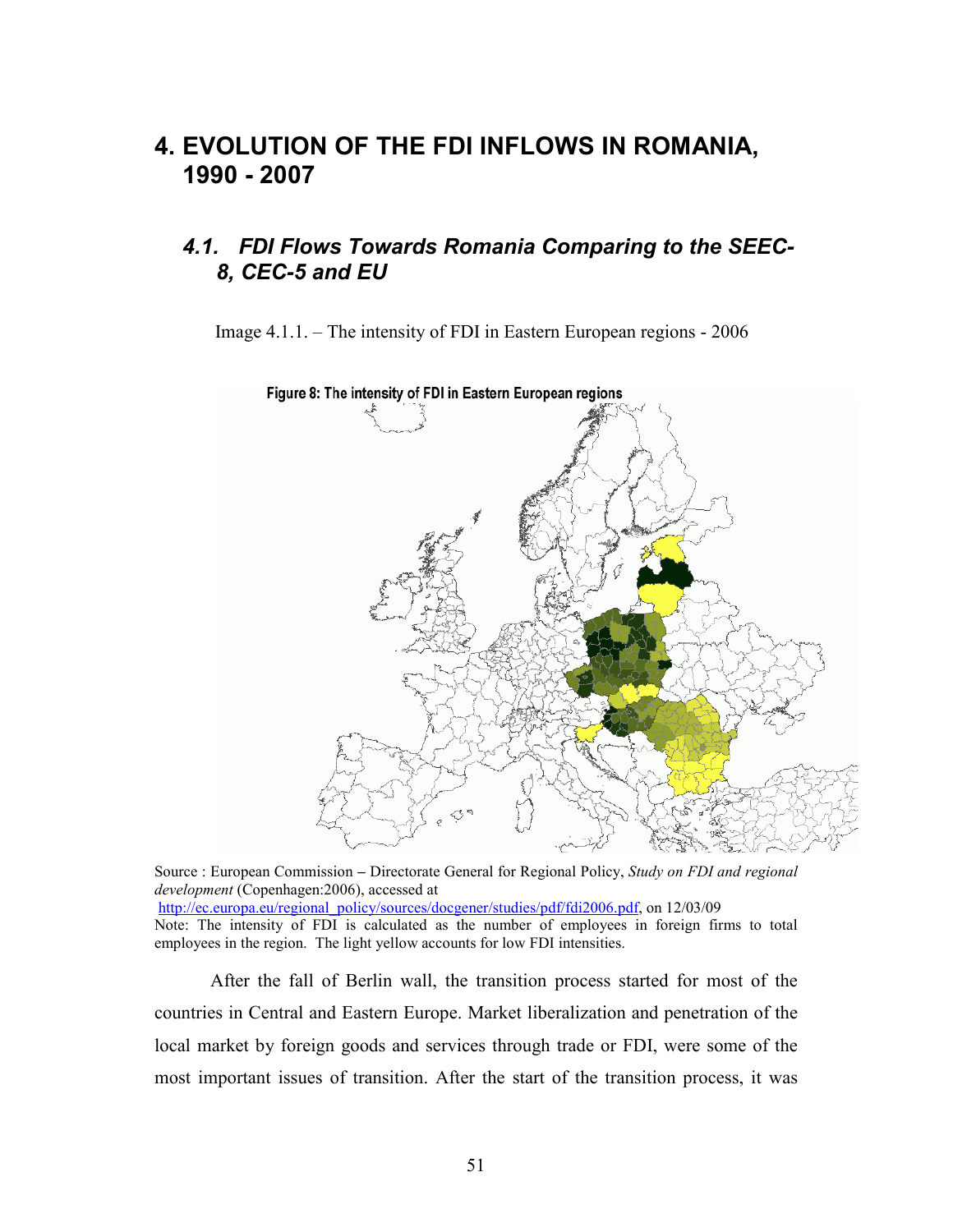# 4. EVOLUTION OF THE FDI INFLOWS IN ROMANIA, 1990 - 2007

## *4.1. FDI Flows Towards Romania Comparing to the SEEC-8, CEC-5 and EU*

Image 4.1.1. – The intensity of FDI in Eastern European regions - 2006

Figure 8: The intensity of FDI in Eastern European regions

Source : European Commission – Directorate General for Regional Policy, *Study on FDI and regional development* (Copenhagen:2006), accessed at http://ec.europa.eu/regional_policy/sources/docgener/studies/pdf/fdi2006.pdf, on 12/03/09

Note: The intensity of FDI is calculated as the number of employees in foreign firms to total employees in the region. The light yellow accounts for low FDI intensities.

After the fall of Berlin wall, the transition process started for most of the countries in Central and Eastern Europe. Market liberalization and penetration of the local market by foreign goods and services through trade or FDI, were some of the most important issues of transition. After the start of the transition process, it was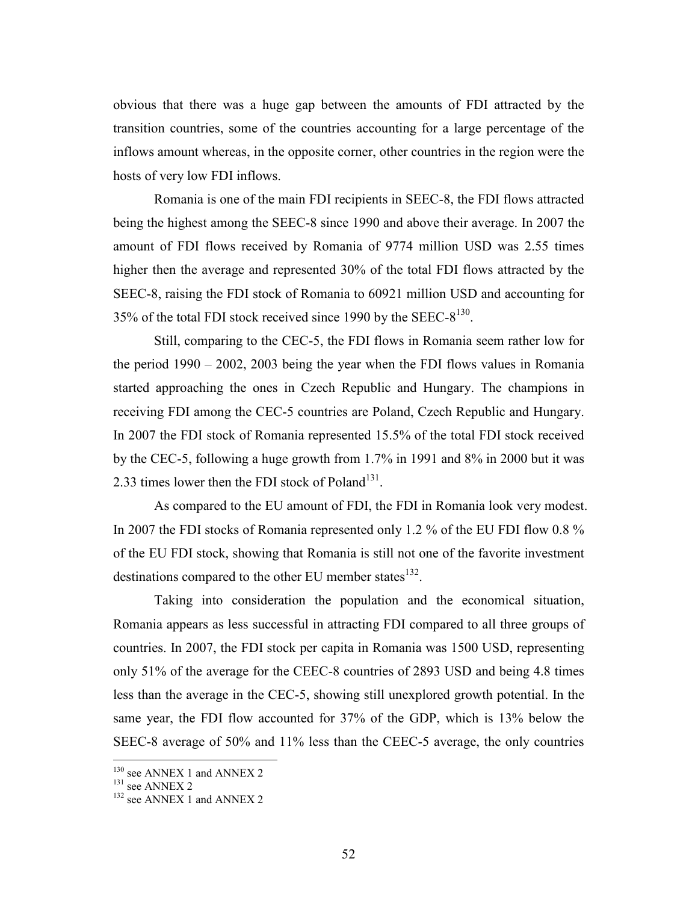obvious that there was a huge gap between the amounts of FDI attracted by the transition countries, some of the countries accounting for a large percentage of the inflows amount whereas, in the opposite corner, other countries in the region were the hosts of very low FDI inflows.

Romania is one of the main FDI recipients in SEEC-8, the FDI flows attracted being the highest among the SEEC-8 since 1990 and above their average. In 2007 the amount of FDI flows received by Romania of 9774 million USD was 2.55 times higher then the average and represented 30% of the total FDI flows attracted by the SEEC-8, raising the FDI stock of Romania to 60921 million USD and accounting for 35% of the total FDI stock received since 1990 by the SEEC-8[130].

Still, comparing to the CEC-5, the FDI flows in Romania seem rather low for the period 1990 – 2002, 2003 being the year when the FDI flows values in Romania started approaching the ones in Czech Republic and Hungary. The champions in receiving FDI among the CEC-5 countries are Poland, Czech Republic and Hungary. In 2007 the FDI stock of Romania represented 15.5% of the total FDI stock received by the CEC-5, following a huge growth from 1.7% in 1991 and 8% in 2000 but it was 2.33 times lower then the FDI stock of Poland[131].

As compared to the EU amount of FDI, the FDI in Romania look very modest. In 2007 the FDI stocks of Romania represented only 1.2 % of the EU FDI flow 0.8 % of the EU FDI stock, showing that Romania is still not one of the favorite investment destinations compared to the other EU member states[132].

Taking into consideration the population and the economical situation, Romania appears as less successful in attracting FDI compared to all three groups of countries. In 2007, the FDI stock per capita in Romania was 1500 USD, representing only 51% of the average for the CEEC-8 countries of 2893 USD and being 4.8 times less than the average in the CEC-5, showing still unexplored growth potential. In the same year, the FDI flow accounted for 37% of the GDP, which is 13% below the SEEC-8 average of 50% and 11% less than the CEEC-5 average, the only countries

---

[130] see ANNEX 1 and ANNEX 2

[131] see ANNEX 2

[132] see ANNEX 1 and ANNEX 2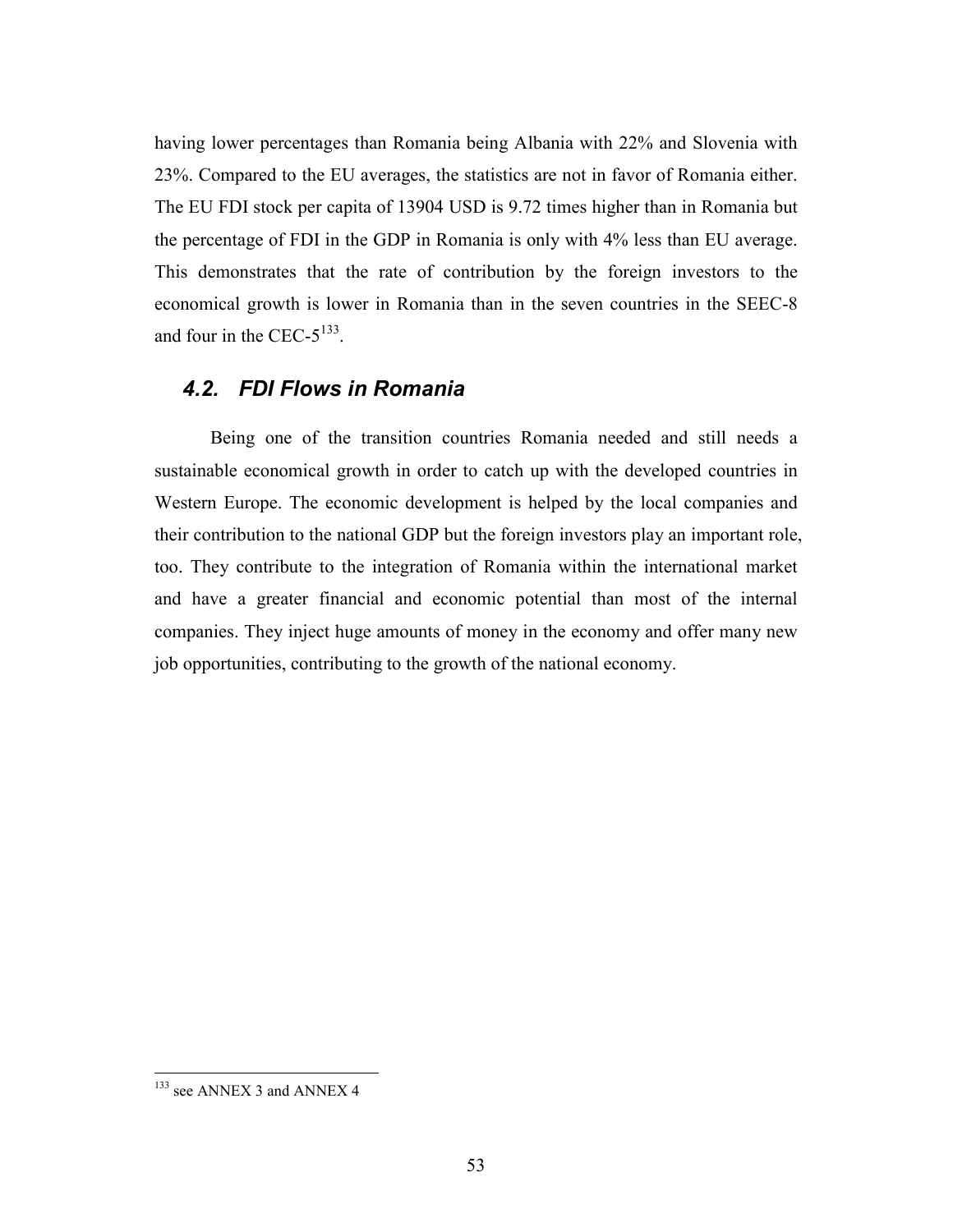having lower percentages than Romania being Albania with 22% and Slovenia with 23%. Compared to the EU averages, the statistics are not in favor of Romania either. The EU FDI stock per capita of 13904 USD is 9.72 times higher than in Romania but the percentage of FDI in the GDP in Romania is only with 4% less than EU average. This demonstrates that the rate of contribution by the foreign investors to the economical growth is lower in Romania than in the seven countries in the SEEC-8 and four in the CEC-5[133].

## *4.2. FDI Flows in Romania*

Being one of the transition countries Romania needed and still needs a sustainable economical growth in order to catch up with the developed countries in Western Europe. The economic development is helped by the local companies and their contribution to the national GDP but the foreign investors play an important role, too. They contribute to the integration of Romania within the international market and have a greater financial and economic potential than most of the internal companies. They inject huge amounts of money in the economy and offer many new job opportunities, contributing to the growth of the national economy.

[133] see ANNEX 3 and ANNEX 4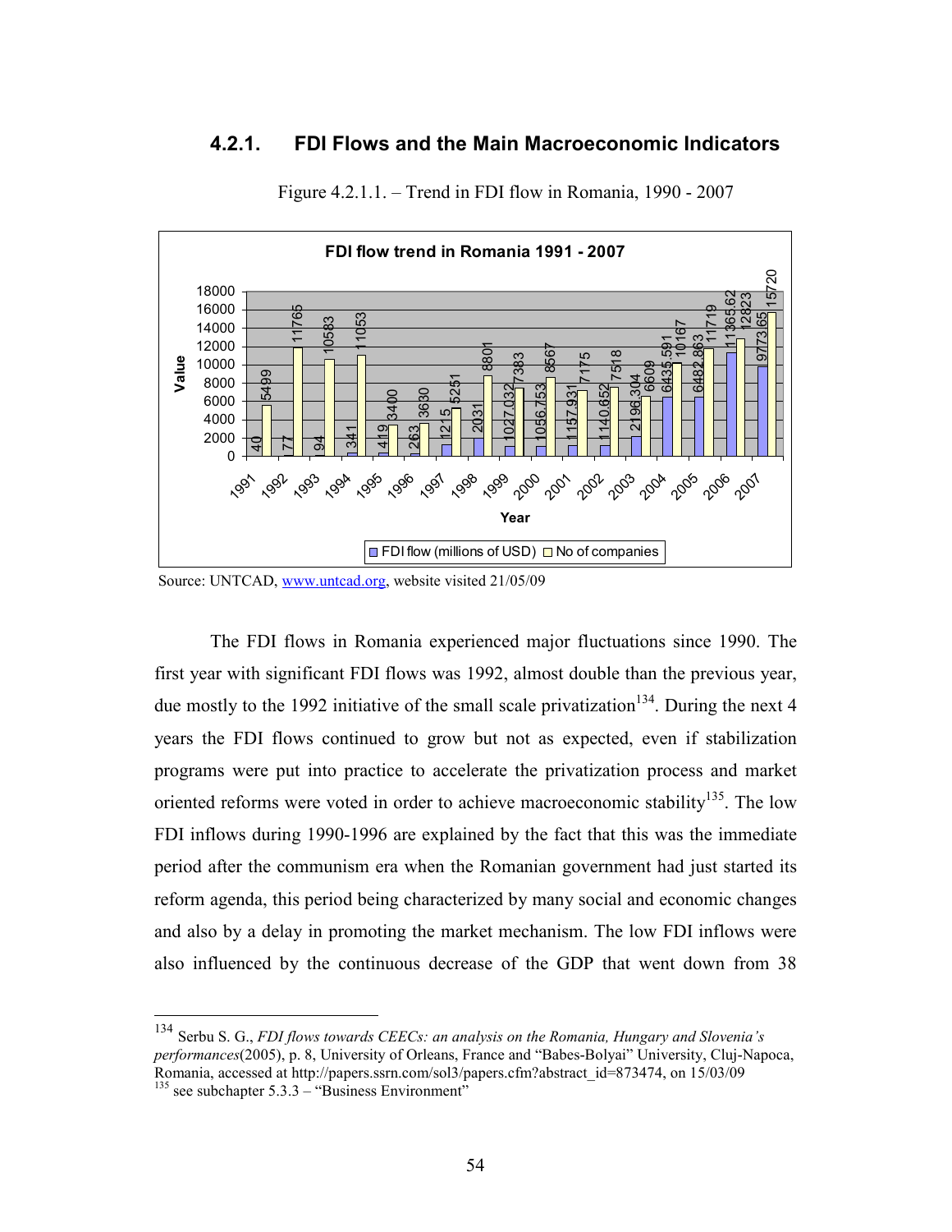### 4.2.1. FDI Flows and the Main Macroeconomic Indicators

Figure 4.2.1.1. – Trend in FDI flow in Romania, 1990 - 2007

**FDI flow trend in Romania 1991 - 2007**

| Year | FDI flow (millions of USD) | No of companies |
|---|---|---|
| 1991 | 40 | 5499 |
| 1992 | 77 | 11765 |
| 1993 | 94 | 10583 |
| 1994 | 341 | 11053 |
| 1995 | 419 | 3400 |
| 1996 | 263 | 3630 |
| 1997 | 1215 | 5251 |
| 1998 | 2031 | 8801 |
| 1999 | 1027.032 | 7383 |
| 2000 | 1056.753 | 8567 |
| 2001 | 1157.931 | 7175 |
| 2002 | 1140.652 | 7518 |
| 2003 | 2196.304 | 6609 |
| 2004 | 6435.591 | 10167 |
| 2005 | 6482.863 | 11719 |
| 2006 | 11365.62 | 12823 |
| 2007 | 9773.65 | 15720 |

Source: UNTCAD, www.untcad.org, website visited 21/05/09

The FDI flows in Romania experienced major fluctuations since 1990. The first year with significant FDI flows was 1992, almost double than the previous year, due mostly to the 1992 initiative of the small scale privatization[134]. During the next 4 years the FDI flows continued to grow but not as expected, even if stabilization programs were put into practice to accelerate the privatization process and market oriented reforms were voted in order to achieve macroeconomic stability[135]. The low FDI inflows during 1990-1996 are explained by the fact that this was the immediate period after the communism era when the Romanian government had just started its reform agenda, this period being characterized by many social and economic changes and also by a delay in promoting the market mechanism. The low FDI inflows were also influenced by the continuous decrease of the GDP that went down from 38

---

[134] Serbu S. G., *FDI flows towards CEECs: an analysis on the Romania, Hungary and Slovenia's performances*(2005), p. 8, University of Orleans, France and "Babes-Bolyai" University, Cluj-Napoca, Romania, accessed at http://papers.ssrn.com/sol3/papers.cfm?abstract_id=873474, on 15/03/09

[135] see subchapter 5.3.3 – "Business Environment"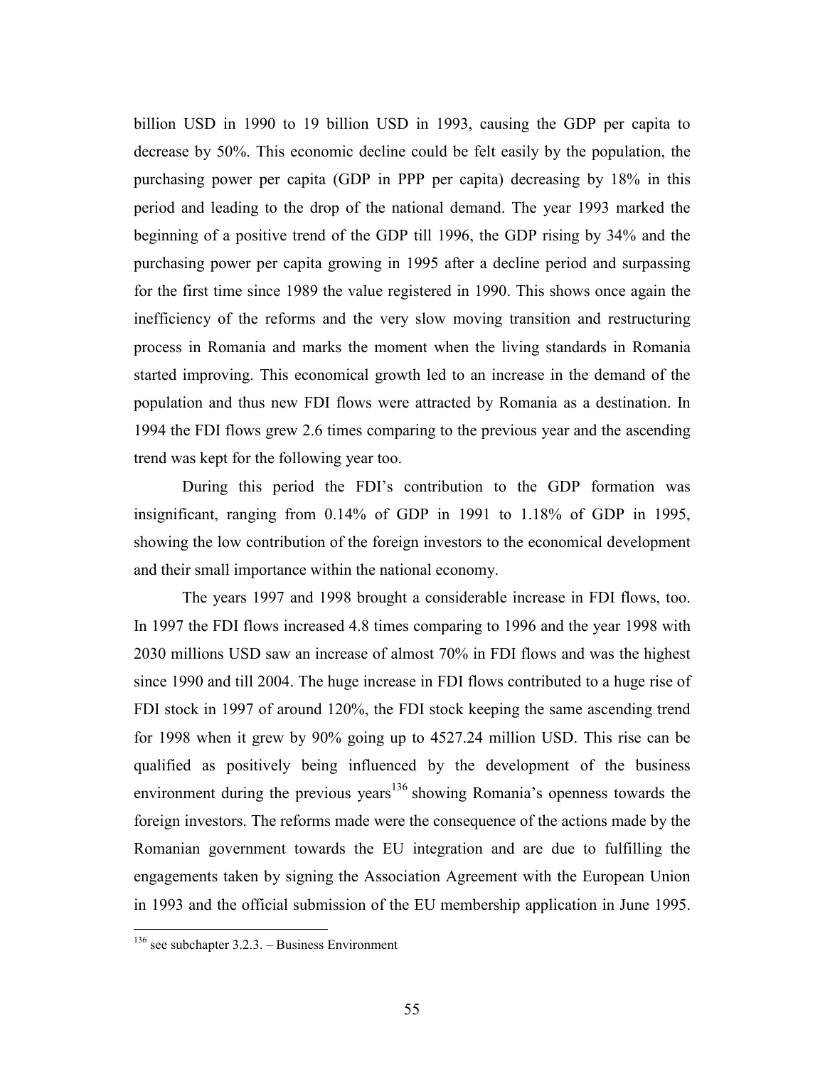billion USD in 1990 to 19 billion USD in 1993, causing the GDP per capita to decrease by 50%. This economic decline could be felt easily by the population, the purchasing power per capita (GDP in PPP per capita) decreasing by 18% in this period and leading to the drop of the national demand. The year 1993 marked the beginning of a positive trend of the GDP till 1996, the GDP rising by 34% and the purchasing power per capita growing in 1995 after a decline period and surpassing for the first time since 1989 the value registered in 1990. This shows once again the inefficiency of the reforms and the very slow moving transition and restructuring process in Romania and marks the moment when the living standards in Romania started improving. This economical growth led to an increase in the demand of the population and thus new FDI flows were attracted by Romania as a destination. In 1994 the FDI flows grew 2.6 times comparing to the previous year and the ascending trend was kept for the following year too.

During this period the FDI's contribution to the GDP formation was insignificant, ranging from 0.14% of GDP in 1991 to 1.18% of GDP in 1995, showing the low contribution of the foreign investors to the economical development and their small importance within the national economy.

The years 1997 and 1998 brought a considerable increase in FDI flows, too. In 1997 the FDI flows increased 4.8 times comparing to 1996 and the year 1998 with 2030 millions USD saw an increase of almost 70% in FDI flows and was the highest since 1990 and till 2004. The huge increase in FDI flows contributed to a huge rise of FDI stock in 1997 of around 120%, the FDI stock keeping the same ascending trend for 1998 when it grew by 90% going up to 4527.24 million USD. This rise can be qualified as positively being influenced by the development of the business environment during the previous years[136] showing Romania's openness towards the foreign investors. The reforms made were the consequence of the actions made by the Romanian government towards the EU integration and are due to fulfilling the engagements taken by signing the Association Agreement with the European Union in 1993 and the official submission of the EU membership application in June 1995.

[136] see subchapter 3.2.3. – Business Environment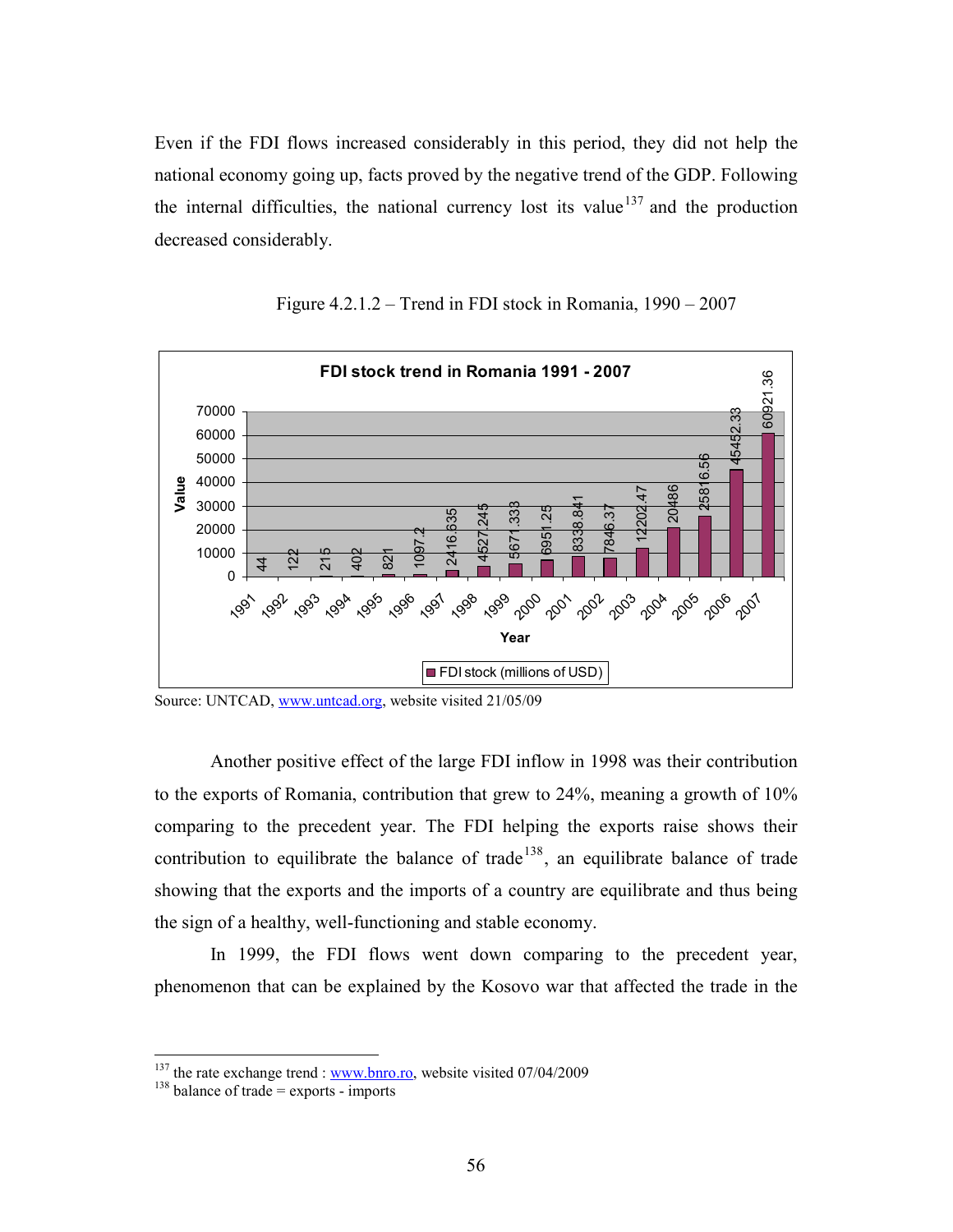Even if the FDI flows increased considerably in this period, they did not help the national economy going up, facts proved by the negative trend of the GDP. Following the internal difficulties, the national currency lost its value[137] and the production decreased considerably.

Figure 4.2.1.2 – Trend in FDI stock in Romania, 1990 – 2007

**FDI stock trend in Romania 1991 - 2007**

| Year | FDI stock (millions of USD) |
|---|---|
| 1991 | 44 |
| 1992 | 122 |
| 1993 | 215 |
| 1994 | 402 |
| 1995 | 821 |
| 1996 | 1097.2 |
| 1997 | 2416.635 |
| 1998 | 4527.245 |
| 1999 | 5671.333 |
| 2000 | 6951.25 |
| 2001 | 8338.841 |
| 2002 | 7846.37 |
| 2003 | 12202.47 |
| 2004 | 20486 |
| 2005 | 25816.56 |
| 2006 | 45452.33 |
| 2007 | 60921.36 |

Source: UNTCAD, www.untcad.org, website visited 21/05/09

Another positive effect of the large FDI inflow in 1998 was their contribution to the exports of Romania, contribution that grew to 24%, meaning a growth of 10% comparing to the precedent year. The FDI helping the exports raise shows their contribution to equilibrate the balance of trade[138], an equilibrate balance of trade showing that the exports and the imports of a country are equilibrate and thus being the sign of a healthy, well-functioning and stable economy.

In 1999, the FDI flows went down comparing to the precedent year, phenomenon that can be explained by the Kosovo war that affected the trade in the

[137] the rate exchange trend : www.bnro.ro, website visited 07/04/2009

[138] balance of trade = exports - imports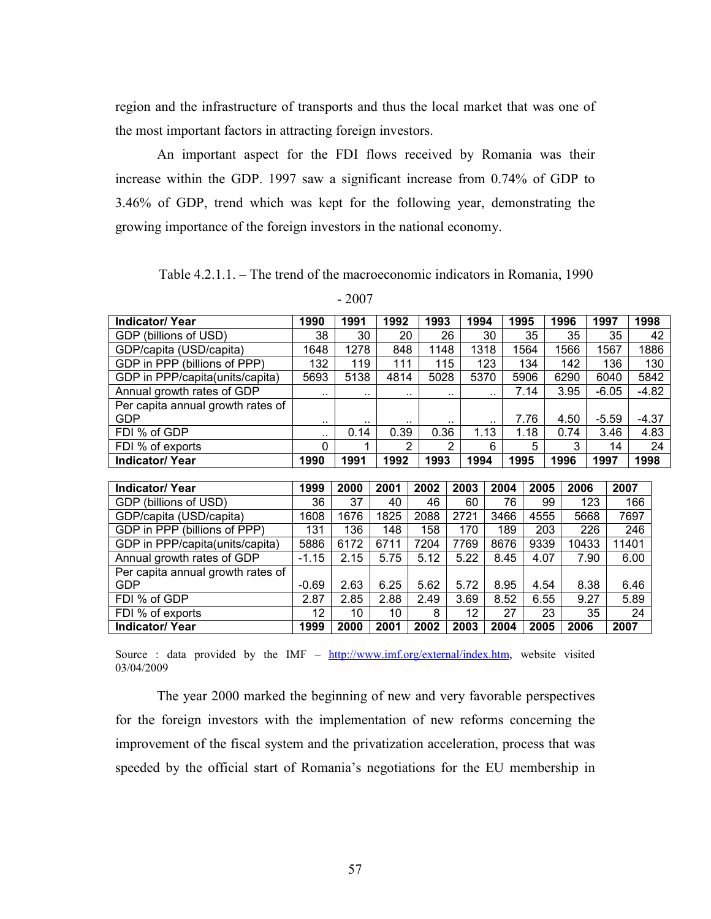region and the infrastructure of transports and thus the local market that was one of the most important factors in attracting foreign investors.

An important aspect for the FDI flows received by Romania was their increase within the GDP. 1997 saw a significant increase from 0.74% of GDP to 3.46% of GDP, trend which was kept for the following year, demonstrating the growing importance of the foreign investors in the national economy.

Table 4.2.1.1. – The trend of the macroeconomic indicators in Romania, 1990 - 2007

| **Indicator/ Year** | **1990** | **1991** | **1992** | **1993** | **1994** | **1995** | **1996** | **1997** | **1998** |
|---|---|---|---|---|---|---|---|---|---|
| GDP (billions of USD) | 38 | 30 | 20 | 26 | 30 | 35 | 35 | 35 | 42 |
| GDP/capita (USD/capita) | 1648 | 1278 | 848 | 1148 | 1318 | 1564 | 1566 | 1567 | 1886 |
| GDP in PPP (billions of PPP) | 132 | 119 | 111 | 115 | 123 | 134 | 142 | 136 | 130 |
| GDP in PPP/capita(units/capita) | 5693 | 5138 | 4814 | 5028 | 5370 | 5906 | 6290 | 6040 | 5842 |
| Annual growth rates of GDP | .. | .. | .. | .. | .. | 7.14 | 3.95 | -6.05 | -4.82 |
| Per capita annual growth rates of GDP | .. | .. | .. | .. | .. | 7.76 | 4.50 | -5.59 | -4.37 |
| FDI % of GDP | .. | 0.14 | 0.39 | 0.36 | 1.13 | 1.18 | 0.74 | 3.46 | 4.83 |
| FDI % of exports | 0 | 1 | 2 | 2 | 6 | 5 | 3 | 14 | 24 |
| **Indicator/ Year** | **1990** | **1991** | **1992** | **1993** | **1994** | **1995** | **1996** | **1997** | **1998** |

| **Indicator/ Year** | **1999** | **2000** | **2001** | **2002** | **2003** | **2004** | **2005** | **2006** | **2007** |
|---|---|---|---|---|---|---|---|---|---|
| GDP (billions of USD) | 36 | 37 | 40 | 46 | 60 | 76 | 99 | 123 | 166 |
| GDP/capita (USD/capita) | 1608 | 1676 | 1825 | 2088 | 2721 | 3466 | 4555 | 5668 | 7697 |
| GDP in PPP (billions of PPP) | 131 | 136 | 148 | 158 | 170 | 189 | 203 | 226 | 246 |
| GDP in PPP/capita(units/capita) | 5886 | 6172 | 6711 | 7204 | 7769 | 8676 | 9339 | 10433 | 11401 |
| Annual growth rates of GDP | -1.15 | 2.15 | 5.75 | 5.12 | 5.22 | 8.45 | 4.07 | 7.90 | 6.00 |
| Per capita annual growth rates of GDP | -0.69 | 2.63 | 6.25 | 5.62 | 5.72 | 8.95 | 4.54 | 8.38 | 6.46 |
| FDI % of GDP | 2.87 | 2.85 | 2.88 | 2.49 | 3.69 | 8.52 | 6.55 | 9.27 | 5.89 |
| FDI % of exports | 12 | 10 | 10 | 8 | 12 | 27 | 23 | 35 | 24 |
| **Indicator/ Year** | **1999** | **2000** | **2001** | **2002** | **2003** | **2004** | **2005** | **2006** | **2007** |

Source : data provided by the IMF – http://www.imf.org/external/index.htm, website visited 03/04/2009

The year 2000 marked the beginning of new and very favorable perspectives for the foreign investors with the implementation of new reforms concerning the improvement of the fiscal system and the privatization acceleration, process that was speeded by the official start of Romania's negotiations for the EU membership in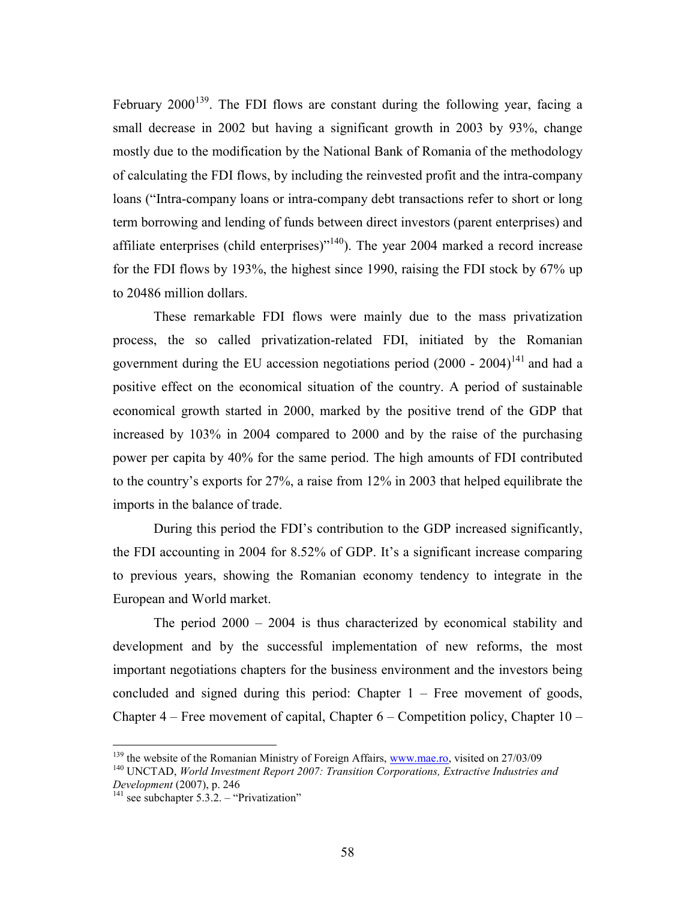February 2000[139]. The FDI flows are constant during the following year, facing a small decrease in 2002 but having a significant growth in 2003 by 93%, change mostly due to the modification by the National Bank of Romania of the methodology of calculating the FDI flows, by including the reinvested profit and the intra-company loans ("Intra-company loans or intra-company debt transactions refer to short or long term borrowing and lending of funds between direct investors (parent enterprises) and affiliate enterprises (child enterprises)"[140]). The year 2004 marked a record increase for the FDI flows by 193%, the highest since 1990, raising the FDI stock by 67% up to 20486 million dollars.

These remarkable FDI flows were mainly due to the mass privatization process, the so called privatization-related FDI, initiated by the Romanian government during the EU accession negotiations period (2000 - 2004)[141] and had a positive effect on the economical situation of the country. A period of sustainable economical growth started in 2000, marked by the positive trend of the GDP that increased by 103% in 2004 compared to 2000 and by the raise of the purchasing power per capita by 40% for the same period. The high amounts of FDI contributed to the country's exports for 27%, a raise from 12% in 2003 that helped equilibrate the imports in the balance of trade.

During this period the FDI's contribution to the GDP increased significantly, the FDI accounting in 2004 for 8.52% of GDP. It's a significant increase comparing to previous years, showing the Romanian economy tendency to integrate in the European and World market.

The period 2000 – 2004 is thus characterized by economical stability and development and by the successful implementation of new reforms, the most important negotiations chapters for the business environment and the investors being concluded and signed during this period: Chapter 1 – Free movement of goods, Chapter 4 – Free movement of capital, Chapter 6 – Competition policy, Chapter 10 –

---

[139] the website of the Romanian Ministry of Foreign Affairs, www.mae.ro, visited on 27/03/09

[140] UNCTAD, *World Investment Report 2007: Transition Corporations, Extractive Industries and Development* (2007), p. 246

[141] see subchapter 5.3.2. – "Privatization"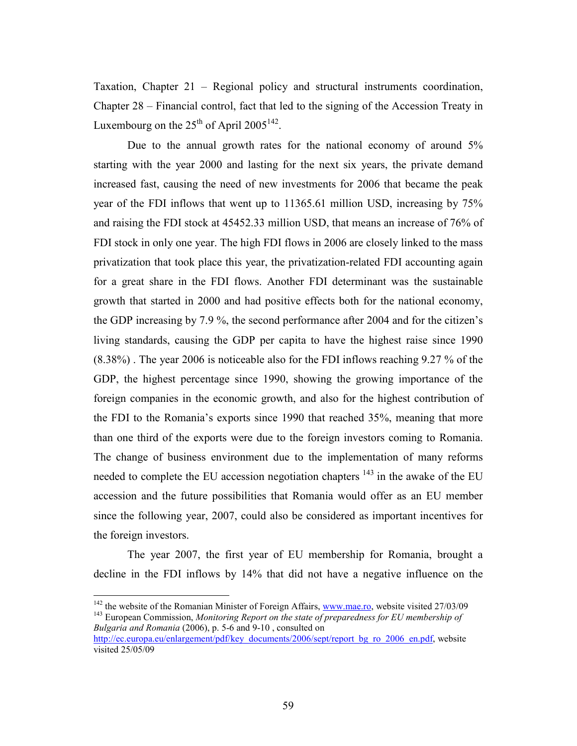Taxation, Chapter 21 – Regional policy and structural instruments coordination, Chapter 28 – Financial control, fact that led to the signing of the Accession Treaty in Luxembourg on the 25th of April 2005[142].

Due to the annual growth rates for the national economy of around 5% starting with the year 2000 and lasting for the next six years, the private demand increased fast, causing the need of new investments for 2006 that became the peak year of the FDI inflows that went up to 11365.61 million USD, increasing by 75% and raising the FDI stock at 45452.33 million USD, that means an increase of 76% of FDI stock in only one year. The high FDI flows in 2006 are closely linked to the mass privatization that took place this year, the privatization-related FDI accounting again for a great share in the FDI flows. Another FDI determinant was the sustainable growth that started in 2000 and had positive effects both for the national economy, the GDP increasing by 7.9 %, the second performance after 2004 and for the citizen's living standards, causing the GDP per capita to have the highest raise since 1990 (8.38%) . The year 2006 is noticeable also for the FDI inflows reaching 9.27 % of the GDP, the highest percentage since 1990, showing the growing importance of the foreign companies in the economic growth, and also for the highest contribution of the FDI to the Romania's exports since 1990 that reached 35%, meaning that more than one third of the exports were due to the foreign investors coming to Romania. The change of business environment due to the implementation of many reforms needed to complete the EU accession negotiation chapters [143] in the awake of the EU accession and the future possibilities that Romania would offer as an EU member since the following year, 2007, could also be considered as important incentives for the foreign investors.

The year 2007, the first year of EU membership for Romania, brought a decline in the FDI inflows by 14% that did not have a negative influence on the

---

[142] the website of the Romanian Minister of Foreign Affairs, www.mae.ro, website visited 27/03/09

[143] European Commission, *Monitoring Report on the state of preparedness for EU membership of Bulgaria and Romania* (2006), p. 5-6 and 9-10 , consulted on http://ec.europa.eu/enlargement/pdf/key_documents/2006/sept/report_bg_ro_2006_en.pdf, website visited 25/05/09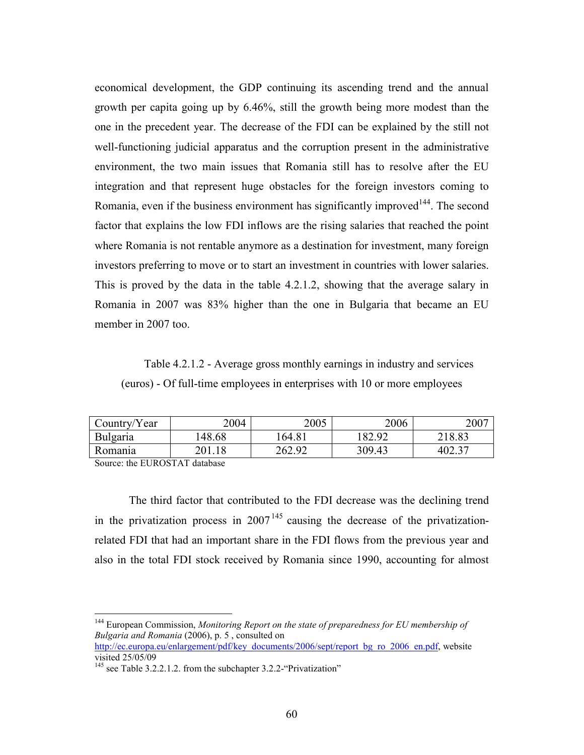economical development, the GDP continuing its ascending trend and the annual growth per capita going up by 6.46%, still the growth being more modest than the one in the precedent year. The decrease of the FDI can be explained by the still not well-functioning judicial apparatus and the corruption present in the administrative environment, the two main issues that Romania still has to resolve after the EU integration and that represent huge obstacles for the foreign investors coming to Romania, even if the business environment has significantly improved[144]. The second factor that explains the low FDI inflows are the rising salaries that reached the point where Romania is not rentable anymore as a destination for investment, many foreign investors preferring to move or to start an investment in countries with lower salaries. This is proved by the data in the table 4.2.1.2, showing that the average salary in Romania in 2007 was 83% higher than the one in Bulgaria that became an EU member in 2007 too.

Table 4.2.1.2 - Average gross monthly earnings in industry and services (euros) - Of full-time employees in enterprises with 10 or more employees

| Country/Year | 2004 | 2005 | 2006 | 2007 |
|---|---|---|---|---|
| Bulgaria | 148.68 | 164.81 | 182.92 | 218.83 |
| Romania | 201.18 | 262.92 | 309.43 | 402.37 |

Source: the EUROSTAT database

The third factor that contributed to the FDI decrease was the declining trend in the privatization process in 2007[145] causing the decrease of the privatization-related FDI that had an important share in the FDI flows from the previous year and also in the total FDI stock received by Romania since 1990, accounting for almost

[144] European Commission, *Monitoring Report on the state of preparedness for EU membership of Bulgaria and Romania* (2006), p. 5 , consulted on http://ec.europa.eu/enlargement/pdf/key_documents/2006/sept/report_bg_ro_2006_en.pdf, website visited 25/05/09

[145] see Table 3.2.2.1.2. from the subchapter 3.2.2-"Privatization"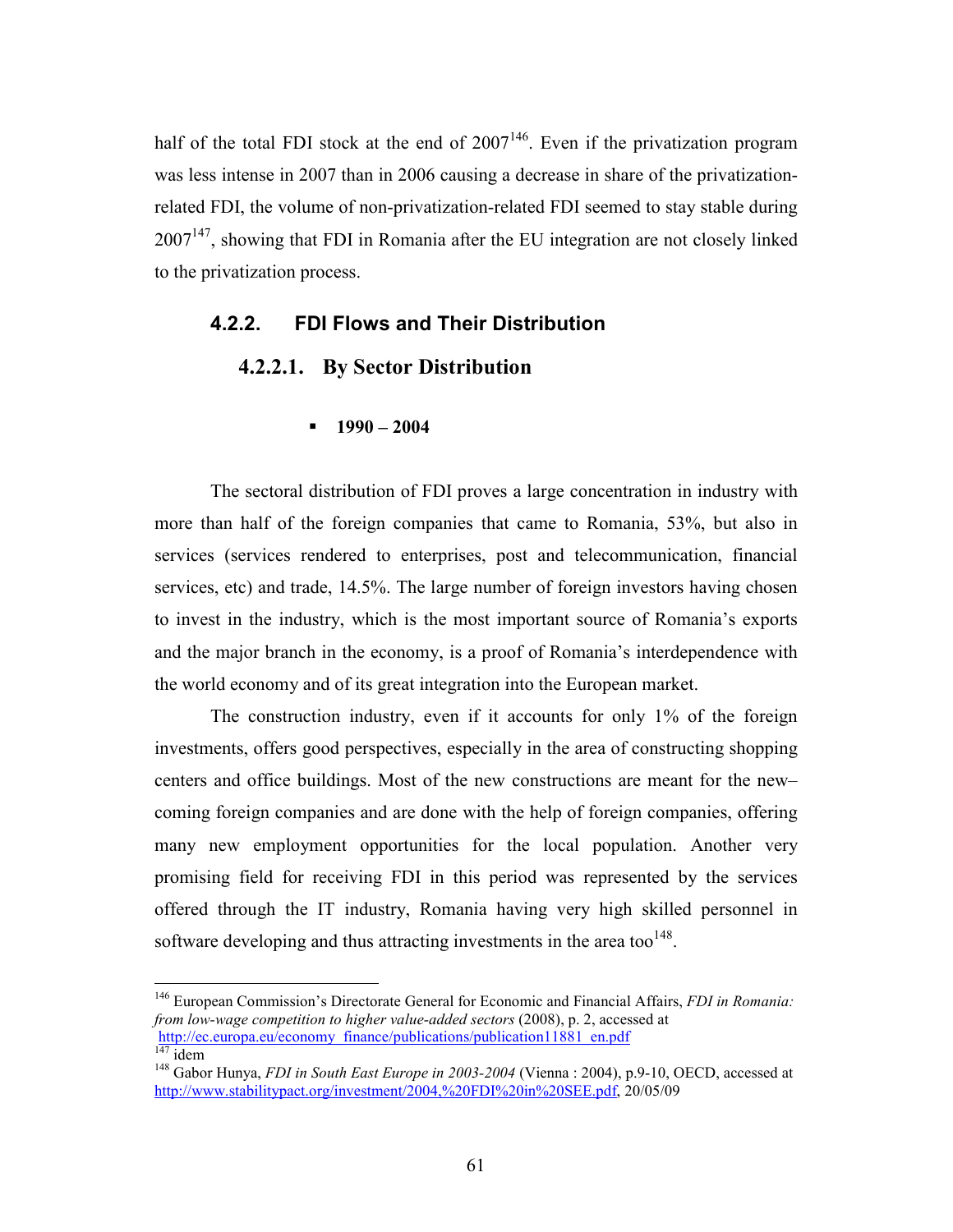half of the total FDI stock at the end of 2007[146]. Even if the privatization program was less intense in 2007 than in 2006 causing a decrease in share of the privatization-related FDI, the volume of non-privatization-related FDI seemed to stay stable during 2007[147], showing that FDI in Romania after the EU integration are not closely linked to the privatization process.

### 4.2.2. FDI Flows and Their Distribution

#### 4.2.2.1. By Sector Distribution

- **1990 – 2004**

The sectoral distribution of FDI proves a large concentration in industry with more than half of the foreign companies that came to Romania, 53%, but also in services (services rendered to enterprises, post and telecommunication, financial services, etc) and trade, 14.5%. The large number of foreign investors having chosen to invest in the industry, which is the most important source of Romania's exports and the major branch in the economy, is a proof of Romania's interdependence with the world economy and of its great integration into the European market.

The construction industry, even if it accounts for only 1% of the foreign investments, offers good perspectives, especially in the area of constructing shopping centers and office buildings. Most of the new constructions are meant for the new–coming foreign companies and are done with the help of foreign companies, offering many new employment opportunities for the local population. Another very promising field for receiving FDI in this period was represented by the services offered through the IT industry, Romania having very high skilled personnel in software developing and thus attracting investments in the area too[148].

---

[146] European Commission's Directorate General for Economic and Financial Affairs, *FDI in Romania: from low-wage competition to higher value-added sectors* (2008), p. 2, accessed at http://ec.europa.eu/economy_finance/publications/publication11881_en.pdf

[147] idem

[148] Gabor Hunya, *FDI in South East Europe in 2003-2004* (Vienna : 2004), p.9-10, OECD, accessed at http://www.stabilitypact.org/investment/2004,%20FDI%20in%20SEE.pdf, 20/05/09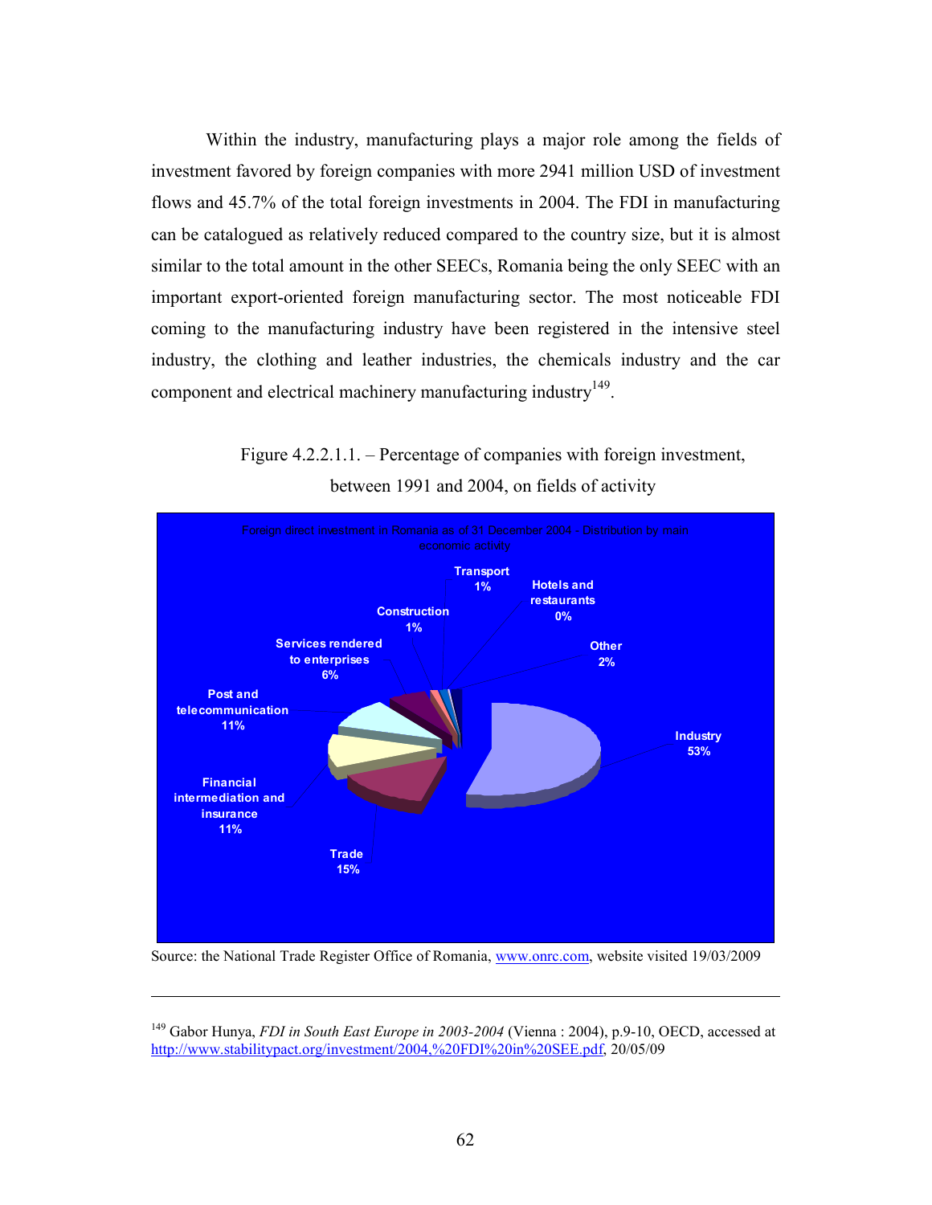Within the industry, manufacturing plays a major role among the fields of investment favored by foreign companies with more 2941 million USD of investment flows and 45.7% of the total foreign investments in 2004. The FDI in manufacturing can be catalogued as relatively reduced compared to the country size, but it is almost similar to the total amount in the other SEECs, Romania being the only SEEC with an important export-oriented foreign manufacturing sector. The most noticeable FDI coming to the manufacturing industry have been registered in the intensive steel industry, the clothing and leather industries, the chemicals industry and the car component and electrical machinery manufacturing industry[149].

Figure 4.2.2.1.1. – Percentage of companies with foreign investment, between 1991 and 2004, on fields of activity

Foreign direct investment in Romania as of 31 December 2004 - Distribution by main economic activity

| Activity | Share |
|---|---|
| Industry | 53% |
| Trade | 15% |
| Financial intermediation and insurance | 11% |
| Post and telecommunication | 11% |
| Services rendered to enterprises | 6% |
| Construction | 1% |
| Transport | 1% |
| Hotels and restaurants | 0% |
| Other | 2% |

Source: the National Trade Register Office of Romania, www.onrc.com, website visited 19/03/2009

---

[149] Gabor Hunya, *FDI in South East Europe in 2003-2004* (Vienna : 2004), p.9-10, OECD, accessed at http://www.stabilitypact.org/investment/2004,%20FDI%20in%20SEE.pdf, 20/05/09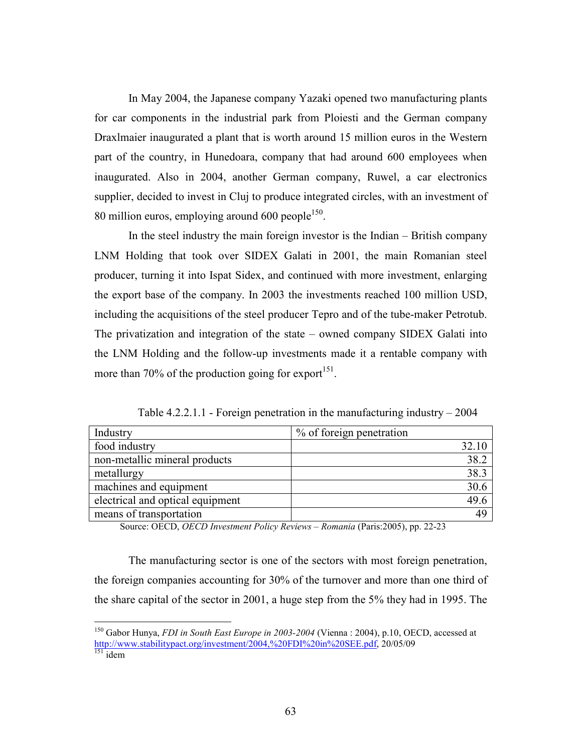In May 2004, the Japanese company Yazaki opened two manufacturing plants for car components in the industrial park from Ploiesti and the German company Draxlmaier inaugurated a plant that is worth around 15 million euros in the Western part of the country, in Hunedoara, company that had around 600 employees when inaugurated. Also in 2004, another German company, Ruwel, a car electronics supplier, decided to invest in Cluj to produce integrated circles, with an investment of 80 million euros, employing around 600 people[150].

In the steel industry the main foreign investor is the Indian – British company LNM Holding that took over SIDEX Galati in 2001, the main Romanian steel producer, turning it into Ispat Sidex, and continued with more investment, enlarging the export base of the company. In 2003 the investments reached 100 million USD, including the acquisitions of the steel producer Tepro and of the tube-maker Petrotub. The privatization and integration of the state – owned company SIDEX Galati into the LNM Holding and the follow-up investments made it a rentable company with more than 70% of the production going for export[151].

Table 4.2.2.1.1 - Foreign penetration in the manufacturing industry – 2004

| Industry | % of foreign penetration |
|---|---|
| food industry | 32.10 |
| non-metallic mineral products | 38.2 |
| metallurgy | 38.3 |
| machines and equipment | 30.6 |
| electrical and optical equipment | 49.6 |
| means of transportation | 49 |

Source: OECD, *OECD Investment Policy Reviews – Romania* (Paris:2005), pp. 22-23

The manufacturing sector is one of the sectors with most foreign penetration, the foreign companies accounting for 30% of the turnover and more than one third of the share capital of the sector in 2001, a huge step from the 5% they had in 1995. The

---

[150] Gabor Hunya, *FDI in South East Europe in 2003-2004* (Vienna : 2004), p.10, OECD, accessed at http://www.stabilitypact.org/investment/2004,%20FDI%20in%20SEE.pdf, 20/05/09

[151] idem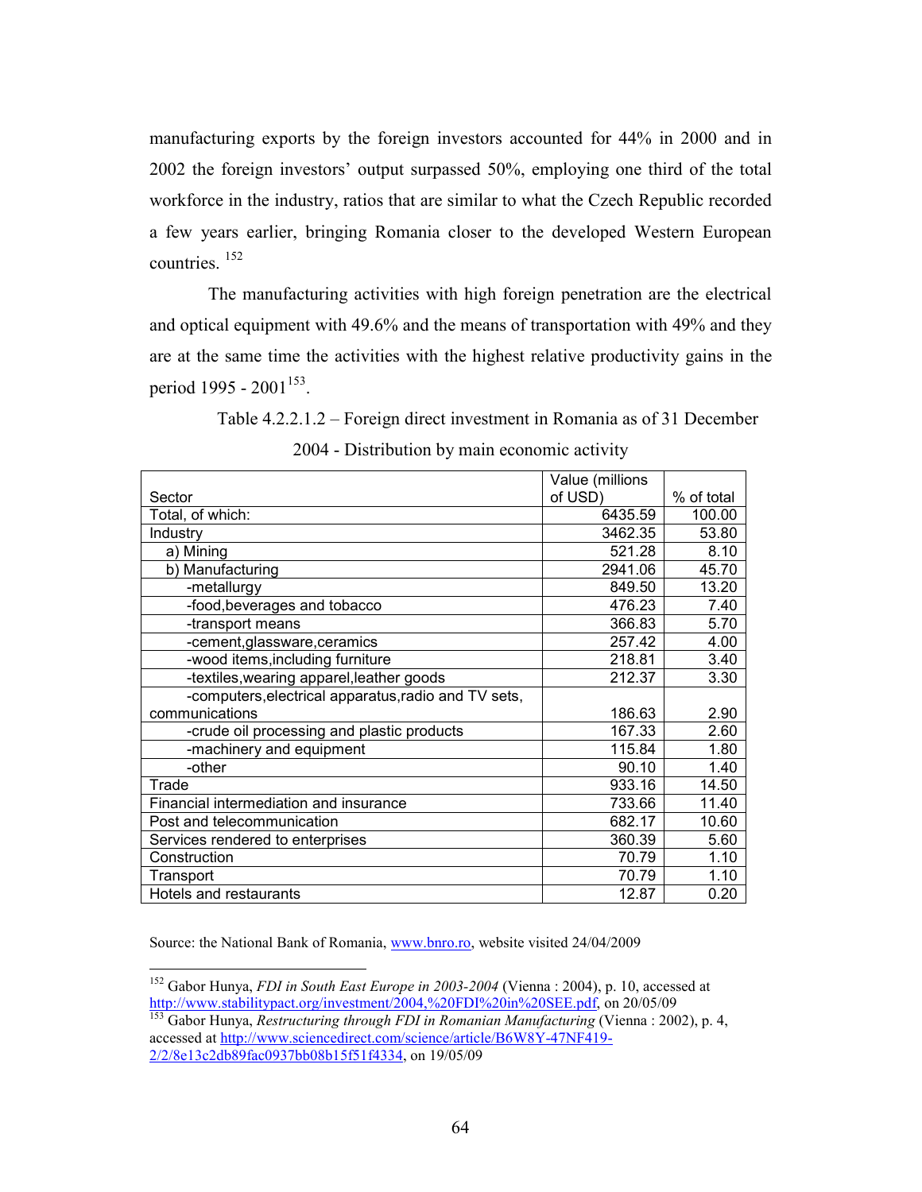manufacturing exports by the foreign investors accounted for 44% in 2000 and in 2002 the foreign investors' output surpassed 50%, employing one third of the total workforce in the industry, ratios that are similar to what the Czech Republic recorded a few years earlier, bringing Romania closer to the developed Western European countries. [152]

The manufacturing activities with high foreign penetration are the electrical and optical equipment with 49.6% and the means of transportation with 49% and they are at the same time the activities with the highest relative productivity gains in the period 1995 - 2001[153].

Table 4.2.2.1.2 – Foreign direct investment in Romania as of 31 December 2004 - Distribution by main economic activity

| Sector | Value (millions of USD) | % of total |
|---|---|---|
| Total, of which: | 6435.59 | 100.00 |
| Industry | 3462.35 | 53.80 |
| a) Mining | 521.28 | 8.10 |
| b) Manufacturing | 2941.06 | 45.70 |
| -metallurgy | 849.50 | 13.20 |
| -food,beverages and tobacco | 476.23 | 7.40 |
| -transport means | 366.83 | 5.70 |
| -cement,glassware,ceramics | 257.42 | 4.00 |
| -wood items,including furniture | 218.81 | 3.40 |
| -textiles,wearing apparel,leather goods | 212.37 | 3.30 |
| -computers,electrical apparatus,radio and TV sets, communications | 186.63 | 2.90 |
| -crude oil processing and plastic products | 167.33 | 2.60 |
| -machinery and equipment | 115.84 | 1.80 |
| -other | 90.10 | 1.40 |
| Trade | 933.16 | 14.50 |
| Financial intermediation and insurance | 733.66 | 11.40 |
| Post and telecommunication | 682.17 | 10.60 |
| Services rendered to enterprises | 360.39 | 5.60 |
| Construction | 70.79 | 1.10 |
| Transport | 70.79 | 1.10 |
| Hotels and restaurants | 12.87 | 0.20 |

Source: the National Bank of Romania, www.bnro.ro, website visited 24/04/2009

---

[152] Gabor Hunya, *FDI in South East Europe in 2003-2004* (Vienna : 2004), p. 10, accessed at http://www.stabilitypact.org/investment/2004,%20FDI%20in%20SEE.pdf, on 20/05/09

[153] Gabor Hunya, *Restructuring through FDI in Romanian Manufacturing* (Vienna : 2002), p. 4, accessed at http://www.sciencedirect.com/science/article/B6W8Y-47NF419-2/2/8e13c2db89fac0937bb08b15f51f4334, on 19/05/09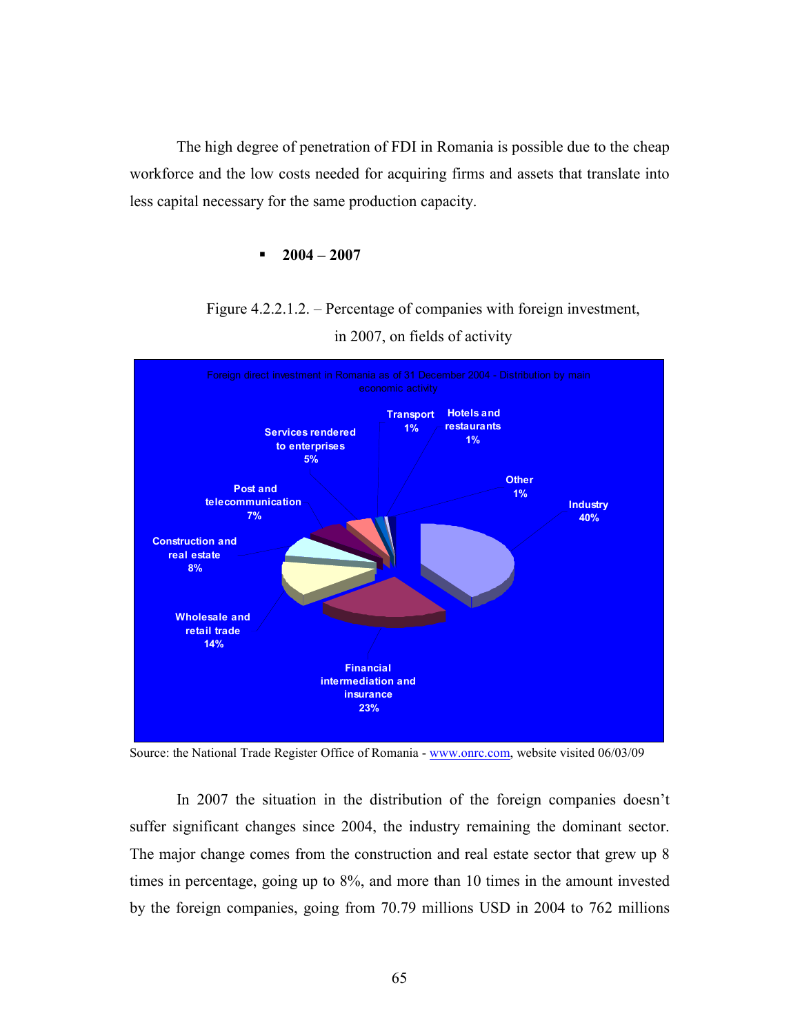The high degree of penetration of FDI in Romania is possible due to the cheap workforce and the low costs needed for acquiring firms and assets that translate into less capital necessary for the same production capacity.

- **2004 – 2007**

Figure 4.2.2.1.2. – Percentage of companies with foreign investment, in 2007, on fields of activity

Source: the National Trade Register Office of Romania - www.onrc.com, website visited 06/03/09

In 2007 the situation in the distribution of the foreign companies doesn't suffer significant changes since 2004, the industry remaining the dominant sector. The major change comes from the construction and real estate sector that grew up 8 times in percentage, going up to 8%, and more than 10 times in the amount invested by the foreign companies, going from 70.79 millions USD in 2004 to 762 millions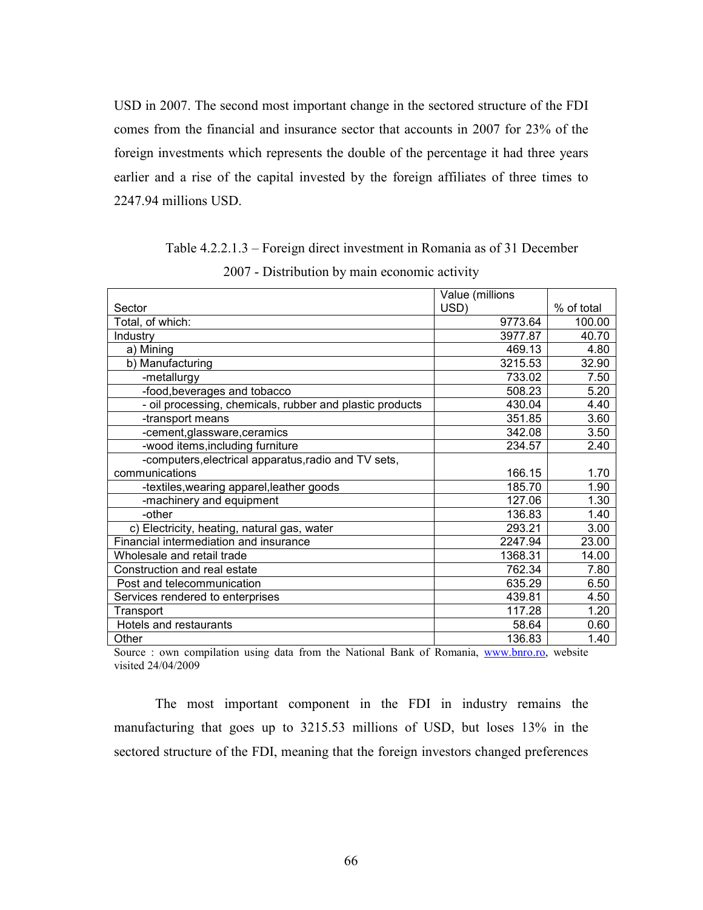USD in 2007. The second most important change in the sectored structure of the FDI comes from the financial and insurance sector that accounts in 2007 for 23% of the foreign investments which represents the double of the percentage it had three years earlier and a rise of the capital invested by the foreign affiliates of three times to 2247.94 millions USD.

Table 4.2.2.1.3 – Foreign direct investment in Romania as of 31 December 2007 - Distribution by main economic activity

| Sector | Value (millions USD) | % of total |
|---|---|---|
| Total, of which: | 9773.64 | 100.00 |
| Industry | 3977.87 | 40.70 |
| a) Mining | 469.13 | 4.80 |
| b) Manufacturing | 3215.53 | 32.90 |
| -metallurgy | 733.02 | 7.50 |
| -food,beverages and tobacco | 508.23 | 5.20 |
| - oil processing, chemicals, rubber and plastic products | 430.04 | 4.40 |
| -transport means | 351.85 | 3.60 |
| -cement,glassware,ceramics | 342.08 | 3.50 |
| -wood items,including furniture | 234.57 | 2.40 |
| -computers,electrical apparatus,radio and TV sets, communications | 166.15 | 1.70 |
| -textiles,wearing apparel,leather goods | 185.70 | 1.90 |
| -machinery and equipment | 127.06 | 1.30 |
| -other | 136.83 | 1.40 |
| c) Electricity, heating, natural gas, water | 293.21 | 3.00 |
| Financial intermediation and insurance | 2247.94 | 23.00 |
| Wholesale and retail trade | 1368.31 | 14.00 |
| Construction and real estate | 762.34 | 7.80 |
| Post and telecommunication | 635.29 | 6.50 |
| Services rendered to enterprises | 439.81 | 4.50 |
| Transport | 117.28 | 1.20 |
| Hotels and restaurants | 58.64 | 0.60 |
| Other | 136.83 | 1.40 |

Source : own compilation using data from the National Bank of Romania, www.bnro.ro, website visited 24/04/2009

The most important component in the FDI in industry remains the manufacturing that goes up to 3215.53 millions of USD, but loses 13% in the sectored structure of the FDI, meaning that the foreign investors changed preferences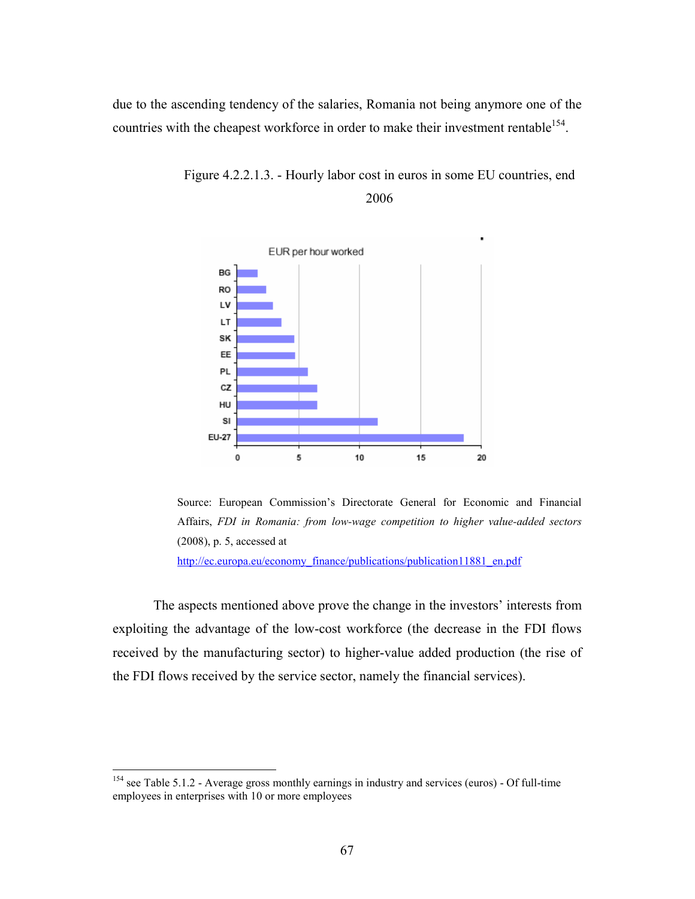due to the ascending tendency of the salaries, Romania not being anymore one of the countries with the cheapest workforce in order to make their investment rentable[154].

Figure 4.2.2.1.3. - Hourly labor cost in euros in some EU countries, end 2006

Source: European Commission's Directorate General for Economic and Financial Affairs, *FDI in Romania: from low-wage competition to higher value-added sectors* (2008), p. 5, accessed at http://ec.europa.eu/economy_finance/publications/publication11881_en.pdf

The aspects mentioned above prove the change in the investors' interests from exploiting the advantage of the low-cost workforce (the decrease in the FDI flows received by the manufacturing sector) to higher-value added production (the rise of the FDI flows received by the service sector, namely the financial services).

---

[154] see Table 5.1.2 - Average gross monthly earnings in industry and services (euros) - Of full-time employees in enterprises with 10 or more employees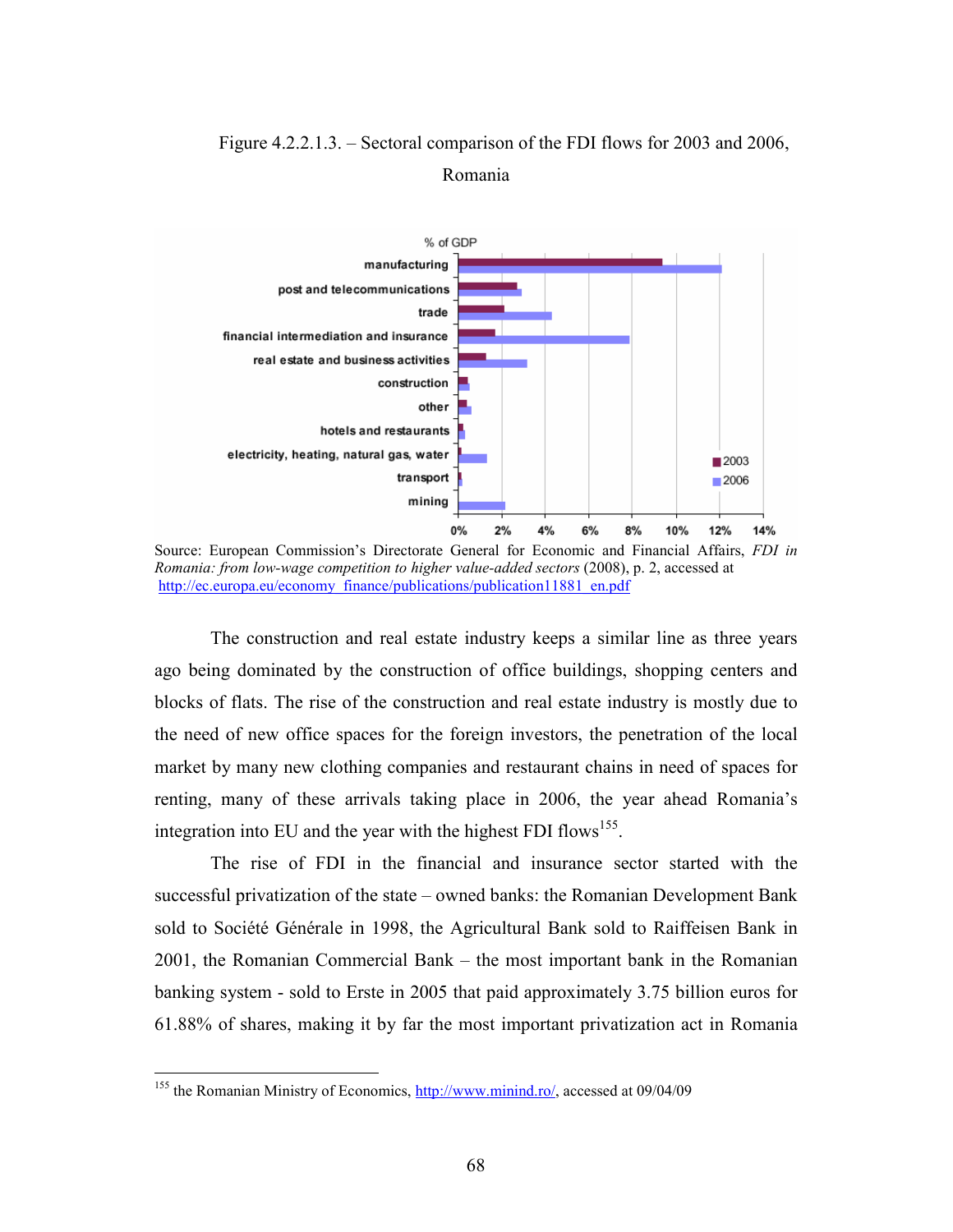Figure 4.2.2.1.3. – Sectoral comparison of the FDI flows for 2003 and 2006, Romania

Source: European Commission's Directorate General for Economic and Financial Affairs, *FDI in Romania: from low-wage competition to higher value-added sectors* (2008), p. 2, accessed at http://ec.europa.eu/economy_finance/publications/publication11881_en.pdf

The construction and real estate industry keeps a similar line as three years ago being dominated by the construction of office buildings, shopping centers and blocks of flats. The rise of the construction and real estate industry is mostly due to the need of new office spaces for the foreign investors, the penetration of the local market by many new clothing companies and restaurant chains in need of spaces for renting, many of these arrivals taking place in 2006, the year ahead Romania's integration into EU and the year with the highest FDI flows[155].

The rise of FDI in the financial and insurance sector started with the successful privatization of the state – owned banks: the Romanian Development Bank sold to Société Générale in 1998, the Agricultural Bank sold to Raiffeisen Bank in 2001, the Romanian Commercial Bank – the most important bank in the Romanian banking system - sold to Erste in 2005 that paid approximately 3.75 billion euros for 61.88% of shares, making it by far the most important privatization act in Romania

[155] the Romanian Ministry of Economics, http://www.minind.ro/, accessed at 09/04/09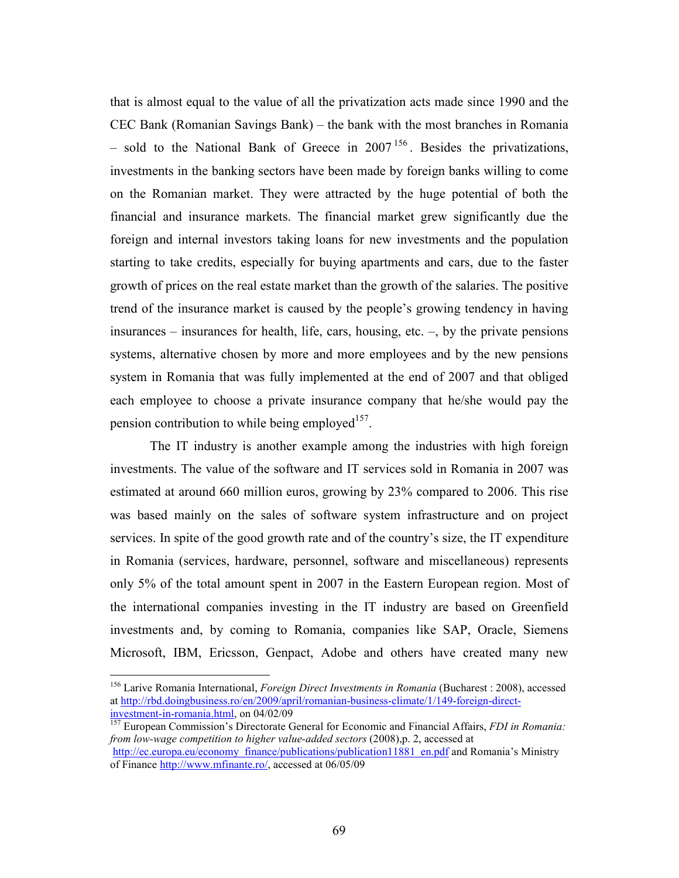that is almost equal to the value of all the privatization acts made since 1990 and the CEC Bank (Romanian Savings Bank) – the bank with the most branches in Romania – sold to the National Bank of Greece in 2007[156]. Besides the privatizations, investments in the banking sectors have been made by foreign banks willing to come on the Romanian market. They were attracted by the huge potential of both the financial and insurance markets. The financial market grew significantly due the foreign and internal investors taking loans for new investments and the population starting to take credits, especially for buying apartments and cars, due to the faster growth of prices on the real estate market than the growth of the salaries. The positive trend of the insurance market is caused by the people's growing tendency in having insurances – insurances for health, life, cars, housing, etc. –, by the private pensions systems, alternative chosen by more and more employees and by the new pensions system in Romania that was fully implemented at the end of 2007 and that obliged each employee to choose a private insurance company that he/she would pay the pension contribution to while being employed[157].

The IT industry is another example among the industries with high foreign investments. The value of the software and IT services sold in Romania in 2007 was estimated at around 660 million euros, growing by 23% compared to 2006. This rise was based mainly on the sales of software system infrastructure and on project services. In spite of the good growth rate and of the country's size, the IT expenditure in Romania (services, hardware, personnel, software and miscellaneous) represents only 5% of the total amount spent in 2007 in the Eastern European region. Most of the international companies investing in the IT industry are based on Greenfield investments and, by coming to Romania, companies like SAP, Oracle, Siemens Microsoft, IBM, Ericsson, Genpact, Adobe and others have created many new

---

[156] Larive Romania International, *Foreign Direct Investments in Romania* (Bucharest : 2008), accessed at http://rbd.doingbusiness.ro/en/2009/april/romanian-business-climate/1/149-foreign-direct-investment-in-romania.html, on 04/02/09

[157] European Commission's Directorate General for Economic and Financial Affairs, *FDI in Romania: from low-wage competition to higher value-added sectors* (2008),p. 2, accessed at http://ec.europa.eu/economy_finance/publications/publication11881_en.pdf and Romania's Ministry of Finance http://www.mfinante.ro/, accessed at 06/05/09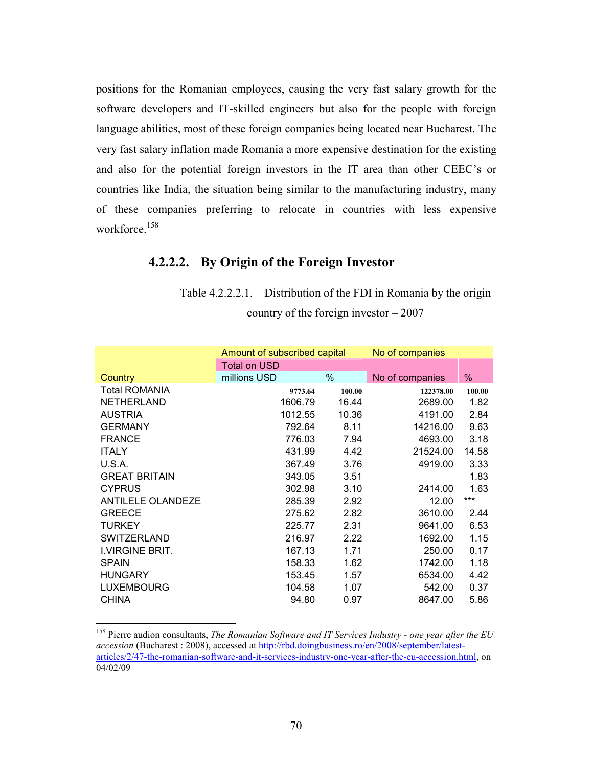positions for the Romanian employees, causing the very fast salary growth for the software developers and IT-skilled engineers but also for the people with foreign language abilities, most of these foreign companies being located near Bucharest. The very fast salary inflation made Romania a more expensive destination for the existing and also for the potential foreign investors in the IT area than other CEEC's or countries like India, the situation being similar to the manufacturing industry, many of these companies preferring to relocate in countries with less expensive workforce.[158]

### 4.2.2.2. By Origin of the Foreign Investor

Table 4.2.2.2.1. – Distribution of the FDI in Romania by the origin country of the foreign investor – 2007

| Country | Amount of subscribed capital | | No of companies | |
|---|---|---|---|---|
| | Total on USD | | | |
| | millions USD | % | No of companies | % |
| Total ROMANIA | 9773.64 | 100.00 | 122378.00 | 100.00 |
| NETHERLAND | 1606.79 | 16.44 | 2689.00 | 1.82 |
| AUSTRIA | 1012.55 | 10.36 | 4191.00 | 2.84 |
| GERMANY | 792.64 | 8.11 | 14216.00 | 9.63 |
| FRANCE | 776.03 | 7.94 | 4693.00 | 3.18 |
| ITALY | 431.99 | 4.42 | 21524.00 | 14.58 |
| U.S.A. | 367.49 | 3.76 | 4919.00 | 3.33 |
| GREAT BRITAIN | 343.05 | 3.51 | | 1.83 |
| CYPRUS | 302.98 | 3.10 | 2414.00 | 1.63 |
| ANTILELE OLANDEZE | 285.39 | 2.92 | 12.00 | *** |
| GREECE | 275.62 | 2.82 | 3610.00 | 2.44 |
| TURKEY | 225.77 | 2.31 | 9641.00 | 6.53 |
| SWITZERLAND | 216.97 | 2.22 | 1692.00 | 1.15 |
| I.VIRGINE BRIT. | 167.13 | 1.71 | 250.00 | 0.17 |
| SPAIN | 158.33 | 1.62 | 1742.00 | 1.18 |
| HUNGARY | 153.45 | 1.57 | 6534.00 | 4.42 |
| LUXEMBOURG | 104.58 | 1.07 | 542.00 | 0.37 |
| CHINA | 94.80 | 0.97 | 8647.00 | 5.86 |

---

[158] Pierre audion consultants, *The Romanian Software and IT Services Industry - one year after the EU accession* (Bucharest : 2008), accessed at http://rbd.doingbusiness.ro/en/2008/september/latest-articles/2/47-the-romanian-software-and-it-services-industry-one-year-after-the-eu-accession.html, on 04/02/09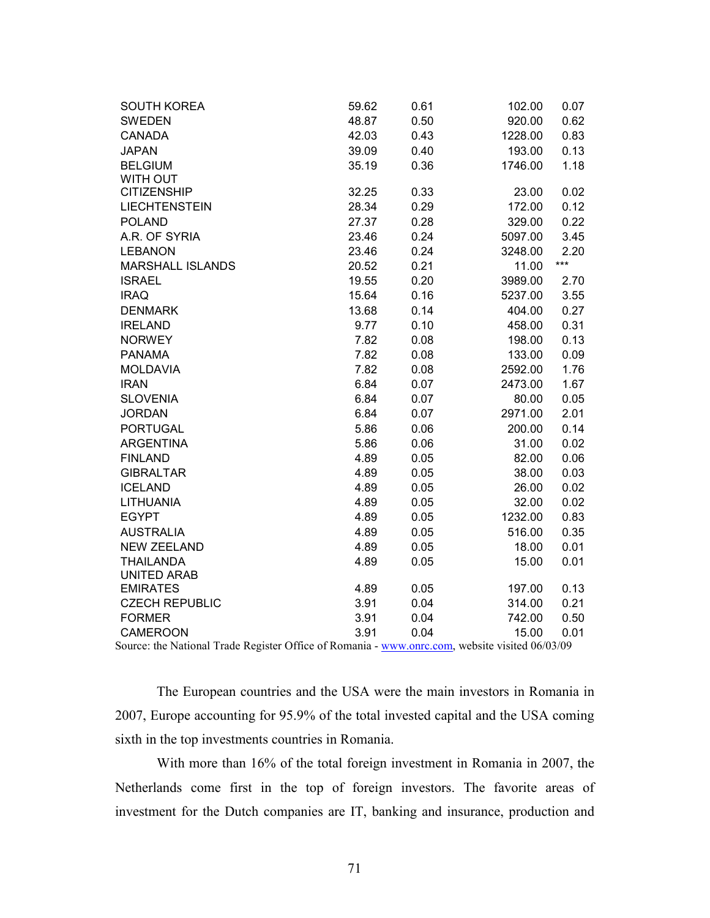| | | | | |
|---|---|---|---|---|
| SOUTH KOREA | 59.62 | 0.61 | 102.00 | 0.07 |
| SWEDEN | 48.87 | 0.50 | 920.00 | 0.62 |
| CANADA | 42.03 | 0.43 | 1228.00 | 0.83 |
| JAPAN | 39.09 | 0.40 | 193.00 | 0.13 |
| BELGIUM | 35.19 | 0.36 | 1746.00 | 1.18 |
| WITH OUT CITIZENSHIP | 32.25 | 0.33 | 23.00 | 0.02 |
| LIECHTENSTEIN | 28.34 | 0.29 | 172.00 | 0.12 |
| POLAND | 27.37 | 0.28 | 329.00 | 0.22 |
| A.R. OF SYRIA | 23.46 | 0.24 | 5097.00 | 3.45 |
| LEBANON | 23.46 | 0.24 | 3248.00 | 2.20 |
| MARSHALL ISLANDS | 20.52 | 0.21 | 11.00 | *** |
| ISRAEL | 19.55 | 0.20 | 3989.00 | 2.70 |
| IRAQ | 15.64 | 0.16 | 5237.00 | 3.55 |
| DENMARK | 13.68 | 0.14 | 404.00 | 0.27 |
| IRELAND | 9.77 | 0.10 | 458.00 | 0.31 |
| NORWEY | 7.82 | 0.08 | 198.00 | 0.13 |
| PANAMA | 7.82 | 0.08 | 133.00 | 0.09 |
| MOLDAVIA | 7.82 | 0.08 | 2592.00 | 1.76 |
| IRAN | 6.84 | 0.07 | 2473.00 | 1.67 |
| SLOVENIA | 6.84 | 0.07 | 80.00 | 0.05 |
| JORDAN | 6.84 | 0.07 | 2971.00 | 2.01 |
| PORTUGAL | 5.86 | 0.06 | 200.00 | 0.14 |
| ARGENTINA | 5.86 | 0.06 | 31.00 | 0.02 |
| FINLAND | 4.89 | 0.05 | 82.00 | 0.06 |
| GIBRALTAR | 4.89 | 0.05 | 38.00 | 0.03 |
| ICELAND | 4.89 | 0.05 | 26.00 | 0.02 |
| LITHUANIA | 4.89 | 0.05 | 32.00 | 0.02 |
| EGYPT | 4.89 | 0.05 | 1232.00 | 0.83 |
| AUSTRALIA | 4.89 | 0.05 | 516.00 | 0.35 |
| NEW ZEELAND | 4.89 | 0.05 | 18.00 | 0.01 |
| THAILANDA | 4.89 | 0.05 | 15.00 | 0.01 |
| UNITED ARAB EMIRATES | 4.89 | 0.05 | 197.00 | 0.13 |
| CZECH REPUBLIC | 3.91 | 0.04 | 314.00 | 0.21 |
| FORMER | 3.91 | 0.04 | 742.00 | 0.50 |
| CAMEROON | 3.91 | 0.04 | 15.00 | 0.01 |

Source: the National Trade Register Office of Romania - www.onrc.com, website visited 06/03/09

The European countries and the USA were the main investors in Romania in 2007, Europe accounting for 95.9% of the total invested capital and the USA coming sixth in the top investments countries in Romania.

With more than 16% of the total foreign investment in Romania in 2007, the Netherlands come first in the top of foreign investors. The favorite areas of investment for the Dutch companies are IT, banking and insurance, production and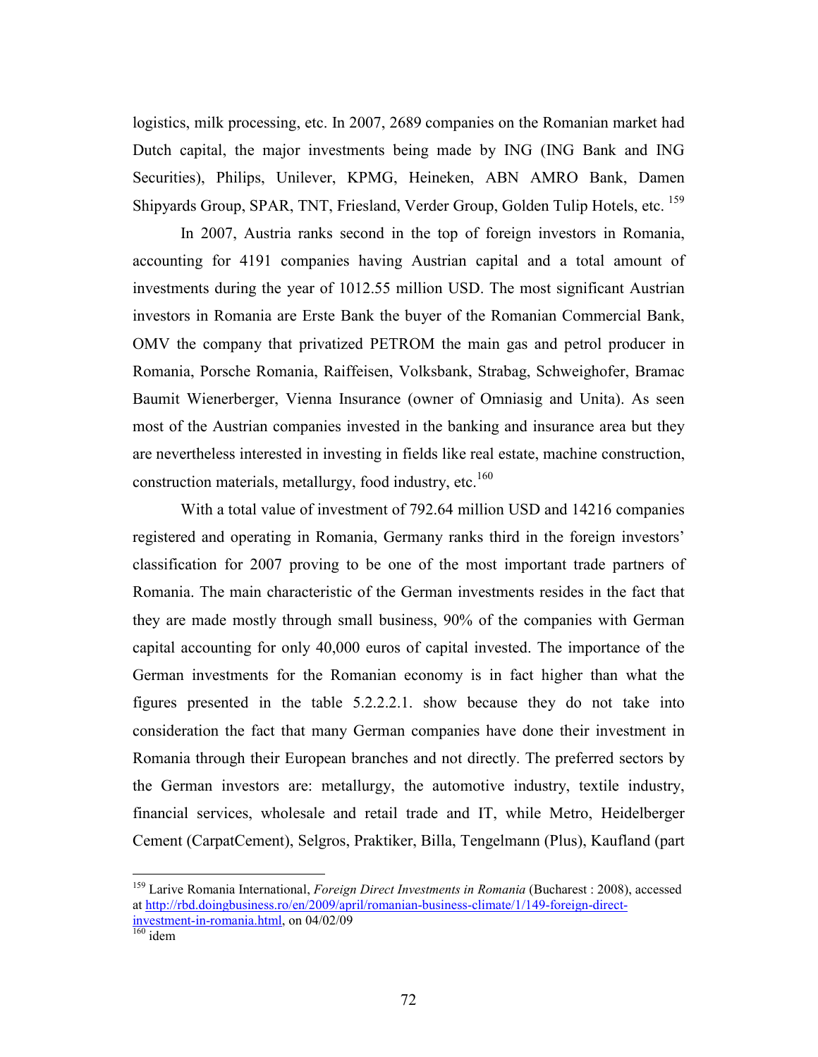logistics, milk processing, etc. In 2007, 2689 companies on the Romanian market had Dutch capital, the major investments being made by ING (ING Bank and ING Securities), Philips, Unilever, KPMG, Heineken, ABN AMRO Bank, Damen Shipyards Group, SPAR, TNT, Friesland, Verder Group, Golden Tulip Hotels, etc. [159]

In 2007, Austria ranks second in the top of foreign investors in Romania, accounting for 4191 companies having Austrian capital and a total amount of investments during the year of 1012.55 million USD. The most significant Austrian investors in Romania are Erste Bank the buyer of the Romanian Commercial Bank, OMV the company that privatized PETROM the main gas and petrol producer in Romania, Porsche Romania, Raiffeisen, Volksbank, Strabag, Schweighofer, Bramac Baumit Wienerberger, Vienna Insurance (owner of Omniasig and Unita). As seen most of the Austrian companies invested in the banking and insurance area but they are nevertheless interested in investing in fields like real estate, machine construction, construction materials, metallurgy, food industry, etc.[160]

With a total value of investment of 792.64 million USD and 14216 companies registered and operating in Romania, Germany ranks third in the foreign investors' classification for 2007 proving to be one of the most important trade partners of Romania. The main characteristic of the German investments resides in the fact that they are made mostly through small business, 90% of the companies with German capital accounting for only 40,000 euros of capital invested. The importance of the German investments for the Romanian economy is in fact higher than what the figures presented in the table 5.2.2.2.1. show because they do not take into consideration the fact that many German companies have done their investment in Romania through their European branches and not directly. The preferred sectors by the German investors are: metallurgy, the automotive industry, textile industry, financial services, wholesale and retail trade and IT, while Metro, Heidelberger Cement (CarpatCement), Selgros, Praktiker, Billa, Tengelmann (Plus), Kaufland (part

---

[159] Larive Romania International, *Foreign Direct Investments in Romania* (Bucharest : 2008), accessed at http://rbd.doingbusiness.ro/en/2009/april/romanian-business-climate/1/149-foreign-direct-investment-in-romania.html, on 04/02/09

[160] idem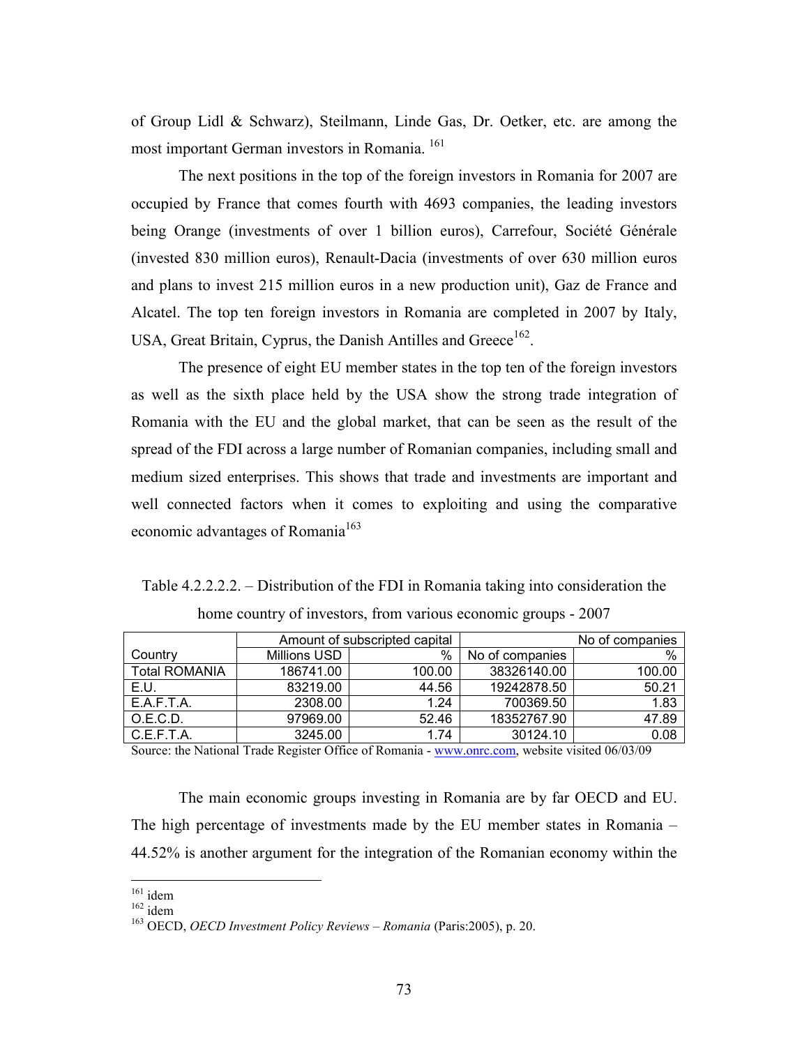of Group Lidl & Schwarz), Steilmann, Linde Gas, Dr. Oetker, etc. are among the most important German investors in Romania. [161]

The next positions in the top of the foreign investors in Romania for 2007 are occupied by France that comes fourth with 4693 companies, the leading investors being Orange (investments of over 1 billion euros), Carrefour, Société Générale (invested 830 million euros), Renault-Dacia (investments of over 630 million euros and plans to invest 215 million euros in a new production unit), Gaz de France and Alcatel. The top ten foreign investors in Romania are completed in 2007 by Italy, USA, Great Britain, Cyprus, the Danish Antilles and Greece[162].

The presence of eight EU member states in the top ten of the foreign investors as well as the sixth place held by the USA show the strong trade integration of Romania with the EU and the global market, that can be seen as the result of the spread of the FDI across a large number of Romanian companies, including small and medium sized enterprises. This shows that trade and investments are important and well connected factors when it comes to exploiting and using the comparative economic advantages of Romania[163]

Table 4.2.2.2.2. – Distribution of the FDI in Romania taking into consideration the home country of investors, from various economic groups - 2007

| | Amount of subscripted capital | | No of companies | |
|---|---|---|---|---|
| Country | Millions USD | % | No of companies | % |
| Total ROMANIA | 186741.00 | 100.00 | 38326140.00 | 100.00 |
| E.U. | 83219.00 | 44.56 | 19242878.50 | 50.21 |
| E.A.F.T.A. | 2308.00 | 1.24 | 700369.50 | 1.83 |
| O.E.C.D. | 97969.00 | 52.46 | 18352767.90 | 47.89 |
| C.E.F.T.A. | 3245.00 | 1.74 | 30124.10 | 0.08 |

Source: the National Trade Register Office of Romania - www.onrc.com, website visited 06/03/09

The main economic groups investing in Romania are by far OECD and EU. The high percentage of investments made by the EU member states in Romania – 44.52% is another argument for the integration of the Romanian economy within the

---

[161] idem
[162] idem
[163] OECD, *OECD Investment Policy Reviews – Romania* (Paris:2005), p. 20.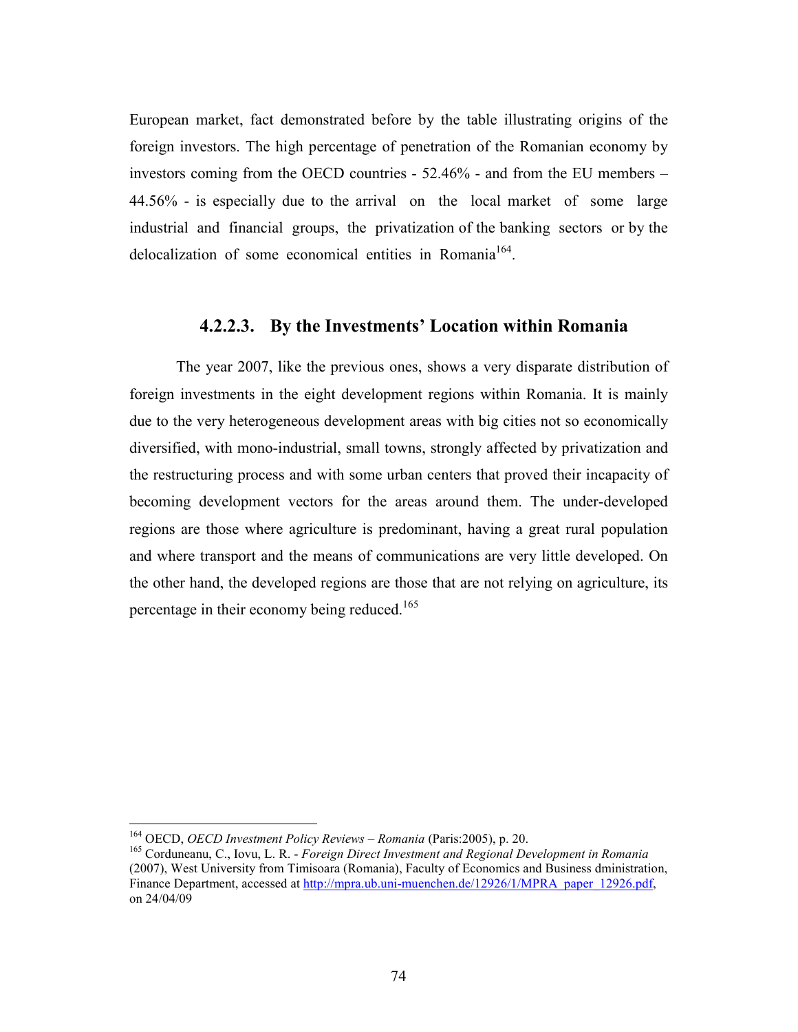European market, fact demonstrated before by the table illustrating origins of the foreign investors. The high percentage of penetration of the Romanian economy by investors coming from the OECD countries - 52.46% - and from the EU members – 44.56% - is especially due to the arrival on the local market of some large industrial and financial groups, the privatization of the banking sectors or by the delocalization of some economical entities in Romania[164].

#### 4.2.2.3. By the Investments' Location within Romania

The year 2007, like the previous ones, shows a very disparate distribution of foreign investments in the eight development regions within Romania. It is mainly due to the very heterogeneous development areas with big cities not so economically diversified, with mono-industrial, small towns, strongly affected by privatization and the restructuring process and with some urban centers that proved their incapacity of becoming development vectors for the areas around them. The under-developed regions are those where agriculture is predominant, having a great rural population and where transport and the means of communications are very little developed. On the other hand, the developed regions are those that are not relying on agriculture, its percentage in their economy being reduced.[165]

---

[164] OECD, *OECD Investment Policy Reviews – Romania* (Paris:2005), p. 20.

[165] Corduneanu, C., Iovu, L. R. - *Foreign Direct Investment and Regional Development in Romania* (2007), West University from Timisoara (Romania), Faculty of Economics and Business dministration, Finance Department, accessed at http://mpra.ub.uni-muenchen.de/12926/1/MPRA_paper_12926.pdf, on 24/04/09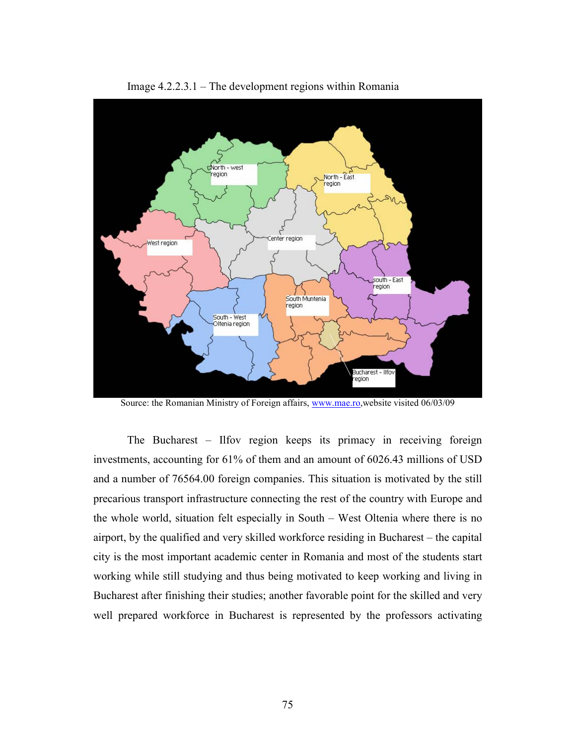Image 4.2.2.3.1 – The development regions within Romania

Source: the Romanian Ministry of Foreign affairs, www.mae.ro,website visited 06/03/09

The Bucharest – Ilfov region keeps its primacy in receiving foreign investments, accounting for 61% of them and an amount of 6026.43 millions of USD and a number of 76564.00 foreign companies. This situation is motivated by the still precarious transport infrastructure connecting the rest of the country with Europe and the whole world, situation felt especially in South – West Oltenia where there is no airport, by the qualified and very skilled workforce residing in Bucharest – the capital city is the most important academic center in Romania and most of the students start working while still studying and thus being motivated to keep working and living in Bucharest after finishing their studies; another favorable point for the skilled and very well prepared workforce in Bucharest is represented by the professors activating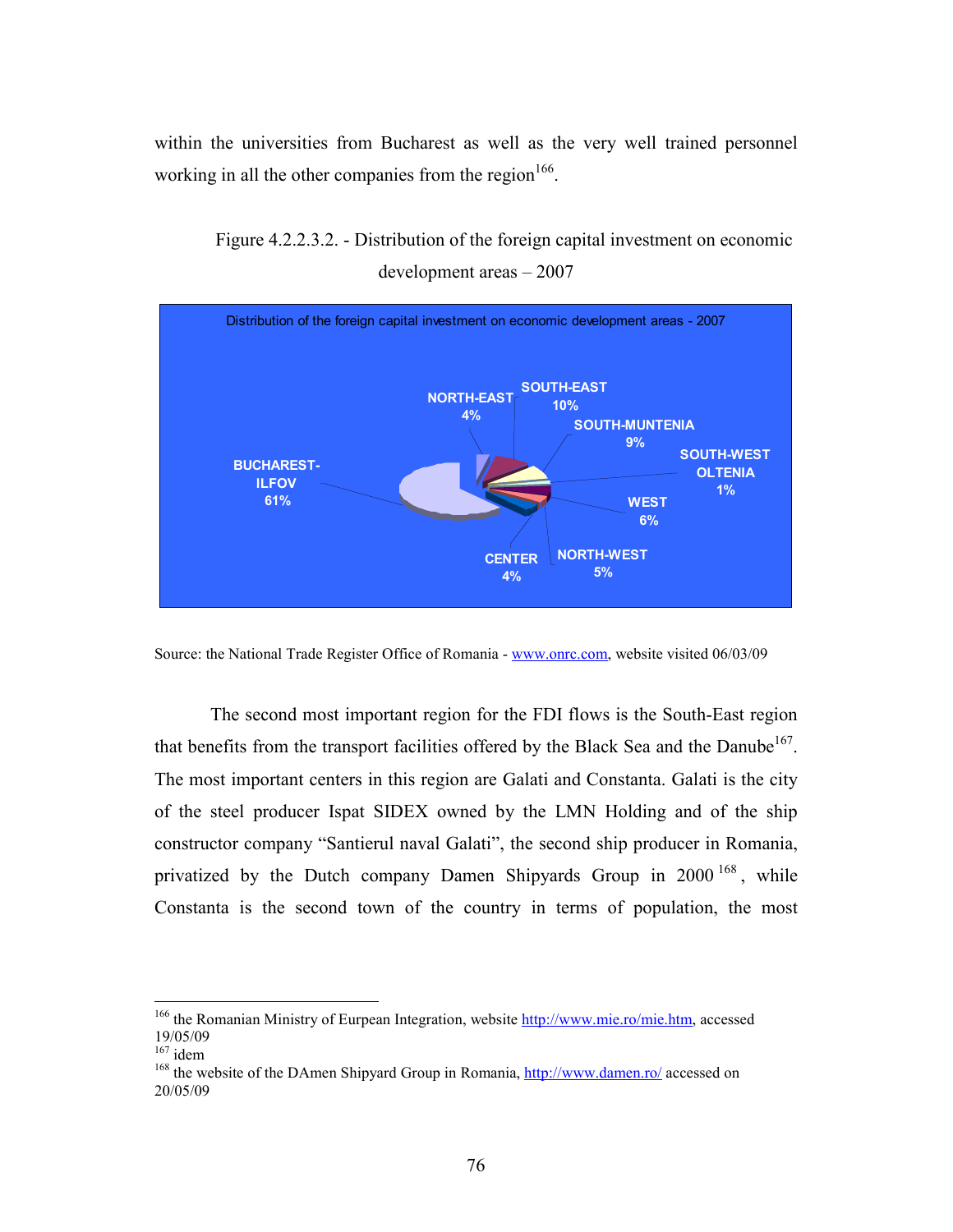within the universities from Bucharest as well as the very well trained personnel working in all the other companies from the region[166].

Figure 4.2.2.3.2. - Distribution of the foreign capital investment on economic development areas – 2007

Distribution of the foreign capital investment on economic development areas - 2007

| Region | Share |
|---|---|
| BUCHAREST-ILFOV | 61% |
| NORTH-EAST | 4% |
| SOUTH-EAST | 10% |
| SOUTH-MUNTENIA | 9% |
| SOUTH-WEST OLTENIA | 1% |
| WEST | 6% |
| NORTH-WEST | 5% |
| CENTER | 4% |

Source: the National Trade Register Office of Romania - www.onrc.com, website visited 06/03/09

The second most important region for the FDI flows is the South-East region that benefits from the transport facilities offered by the Black Sea and the Danube[167]. The most important centers in this region are Galati and Constanta. Galati is the city of the steel producer Ispat SIDEX owned by the LMN Holding and of the ship constructor company "Santierul naval Galati", the second ship producer in Romania, privatized by the Dutch company Damen Shipyards Group in 2000[168], while Constanta is the second town of the country in terms of population, the most

---

[166] the Romanian Ministry of Eurpean Integration, website http://www.mie.ro/mie.htm, accessed 19/05/09

[167] idem

[168] the website of the DAmen Shipyard Group in Romania, http://www.damen.ro/ accessed on 20/05/09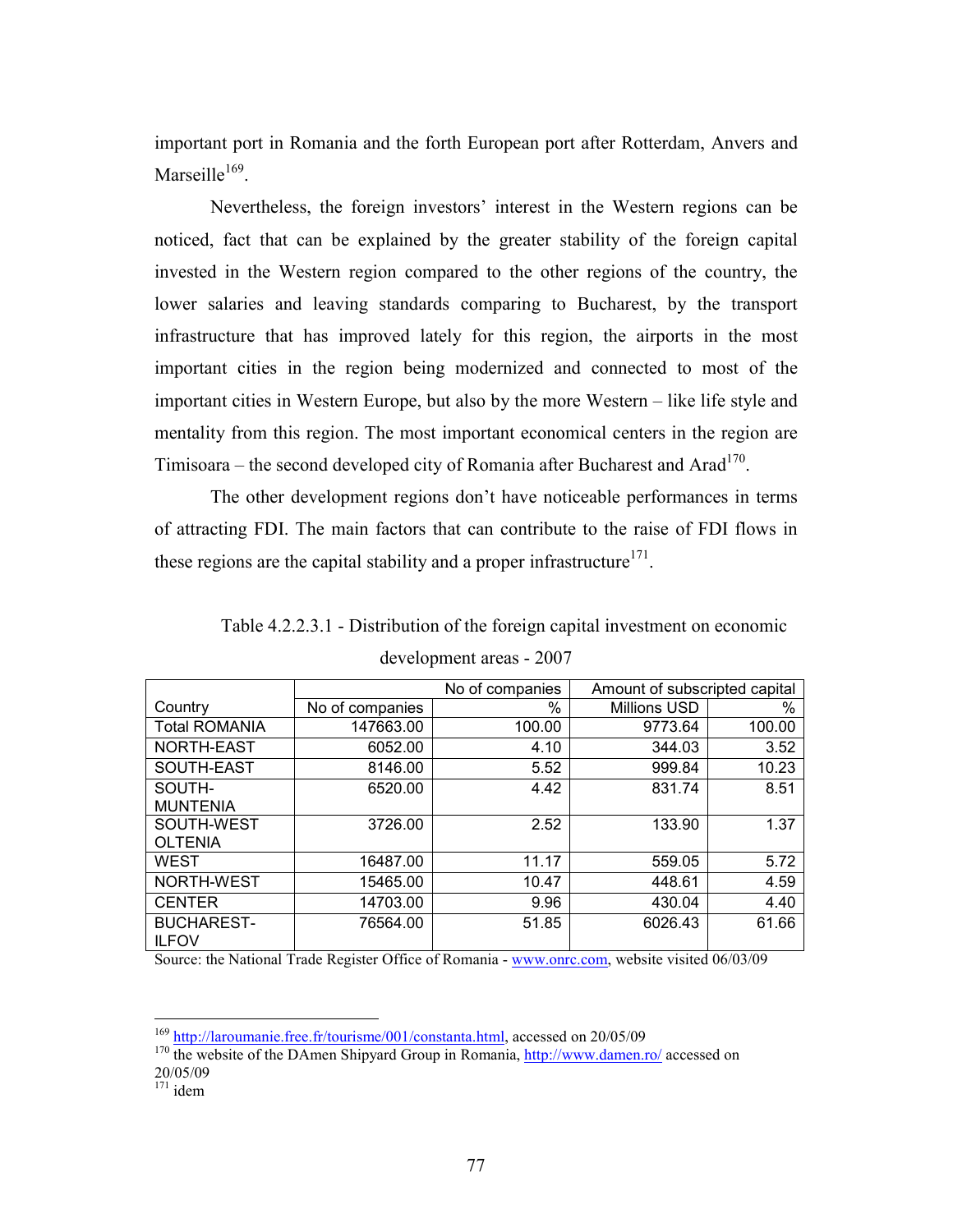important port in Romania and the forth European port after Rotterdam, Anvers and Marseille[169].

Nevertheless, the foreign investors' interest in the Western regions can be noticed, fact that can be explained by the greater stability of the foreign capital invested in the Western region compared to the other regions of the country, the lower salaries and leaving standards comparing to Bucharest, by the transport infrastructure that has improved lately for this region, the airports in the most important cities in the region being modernized and connected to most of the important cities in Western Europe, but also by the more Western – like life style and mentality from this region. The most important economical centers in the region are Timisoara – the second developed city of Romania after Bucharest and Arad[170].

The other development regions don't have noticeable performances in terms of attracting FDI. The main factors that can contribute to the raise of FDI flows in these regions are the capital stability and a proper infrastructure[171].

Table 4.2.2.3.1 - Distribution of the foreign capital investment on economic development areas - 2007

| | | No of companies | Amount of subscripted capital | |
|---|---|---|---|---|
| Country | No of companies | % | Millions USD | % |
| Total ROMANIA | 147663.00 | 100.00 | 9773.64 | 100.00 |
| NORTH-EAST | 6052.00 | 4.10 | 344.03 | 3.52 |
| SOUTH-EAST | 8146.00 | 5.52 | 999.84 | 10.23 |
| SOUTH-MUNTENIA | 6520.00 | 4.42 | 831.74 | 8.51 |
| SOUTH-WEST OLTENIA | 3726.00 | 2.52 | 133.90 | 1.37 |
| WEST | 16487.00 | 11.17 | 559.05 | 5.72 |
| NORTH-WEST | 15465.00 | 10.47 | 448.61 | 4.59 |
| CENTER | 14703.00 | 9.96 | 430.04 | 4.40 |
| BUCHAREST-ILFOV | 76564.00 | 51.85 | 6026.43 | 61.66 |

Source: the National Trade Register Office of Romania - www.onrc.com, website visited 06/03/09

---

[169] http://laroumanie.free.fr/tourisme/001/constanta.html, accessed on 20/05/09

[170] the website of the DAmen Shipyard Group in Romania, http://www.damen.ro/ accessed on 20/05/09

[171] idem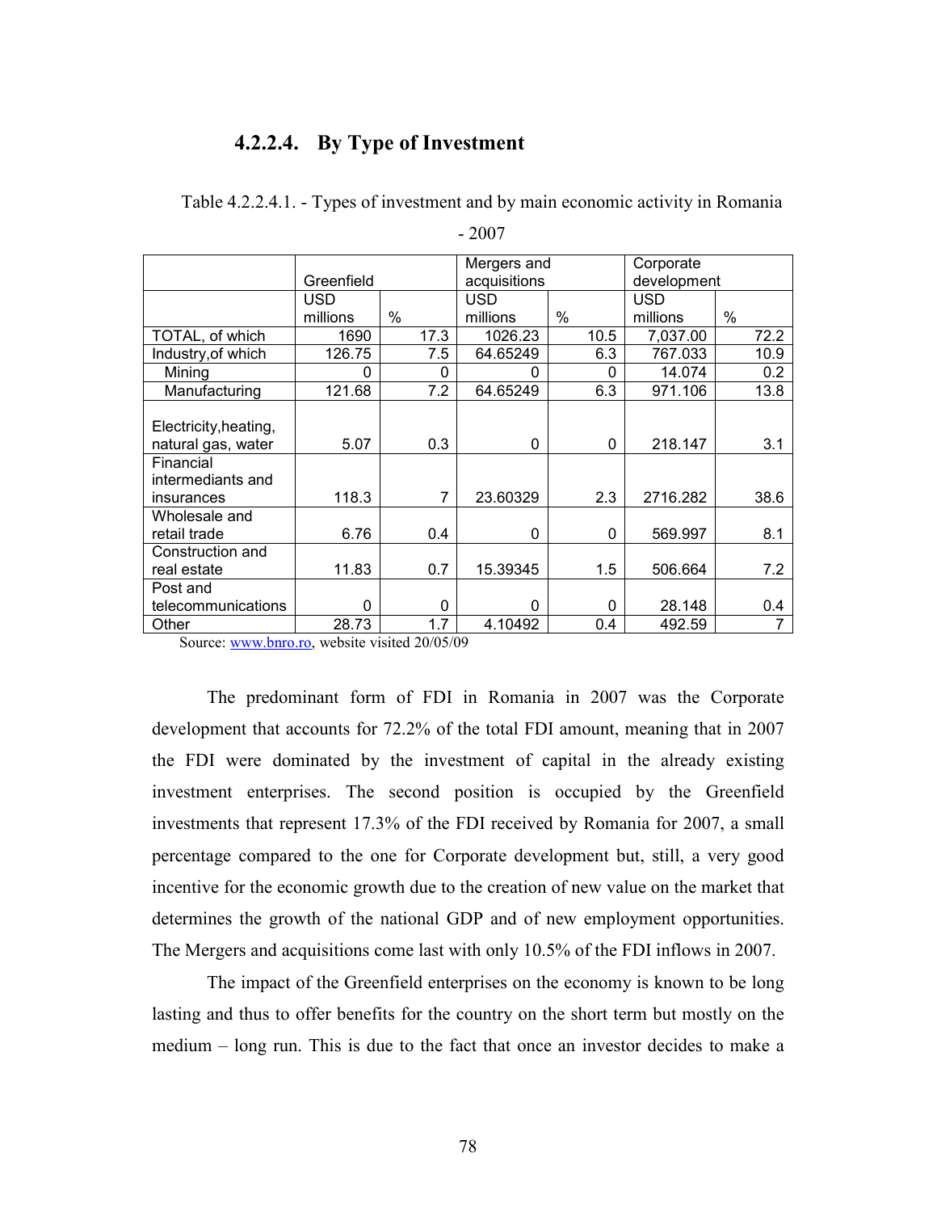#### 4.2.2.4. By Type of Investment

Table 4.2.2.4.1. - Types of investment and by main economic activity in Romania - 2007

| | Greenfield | | Mergers and acquisitions | | Corporate development | |
|---|---|---|---|---|---|---|
| | USD millions | % | USD millions | % | USD millions | % |
| TOTAL, of which | 1690 | 17.3 | 1026.23 | 10.5 | 7,037.00 | 72.2 |
| Industry,of which | 126.75 | 7.5 | 64.65249 | 6.3 | 767.033 | 10.9 |
| Mining | 0 | 0 | 0 | 0 | 14.074 | 0.2 |
| Manufacturing | 121.68 | 7.2 | 64.65249 | 6.3 | 971.106 | 13.8 |
| Electricity,heating, natural gas, water | 5.07 | 0.3 | 0 | 0 | 218.147 | 3.1 |
| Financial intermediants and insurances | 118.3 | 7 | 23.60329 | 2.3 | 2716.282 | 38.6 |
| Wholesale and retail trade | 6.76 | 0.4 | 0 | 0 | 569.997 | 8.1 |
| Construction and real estate | 11.83 | 0.7 | 15.39345 | 1.5 | 506.664 | 7.2 |
| Post and telecommunications | 0 | 0 | 0 | 0 | 28.148 | 0.4 |
| Other | 28.73 | 1.7 | 4.10492 | 0.4 | 492.59 | 7 |

Source: www.bnro.ro, website visited 20/05/09

The predominant form of FDI in Romania in 2007 was the Corporate development that accounts for 72.2% of the total FDI amount, meaning that in 2007 the FDI were dominated by the investment of capital in the already existing investment enterprises. The second position is occupied by the Greenfield investments that represent 17.3% of the FDI received by Romania for 2007, a small percentage compared to the one for Corporate development but, still, a very good incentive for the economic growth due to the creation of new value on the market that determines the growth of the national GDP and of new employment opportunities. The Mergers and acquisitions come last with only 10.5% of the FDI inflows in 2007.

The impact of the Greenfield enterprises on the economy is known to be long lasting and thus to offer benefits for the country on the short term but mostly on the medium – long run. This is due to the fact that once an investor decides to make a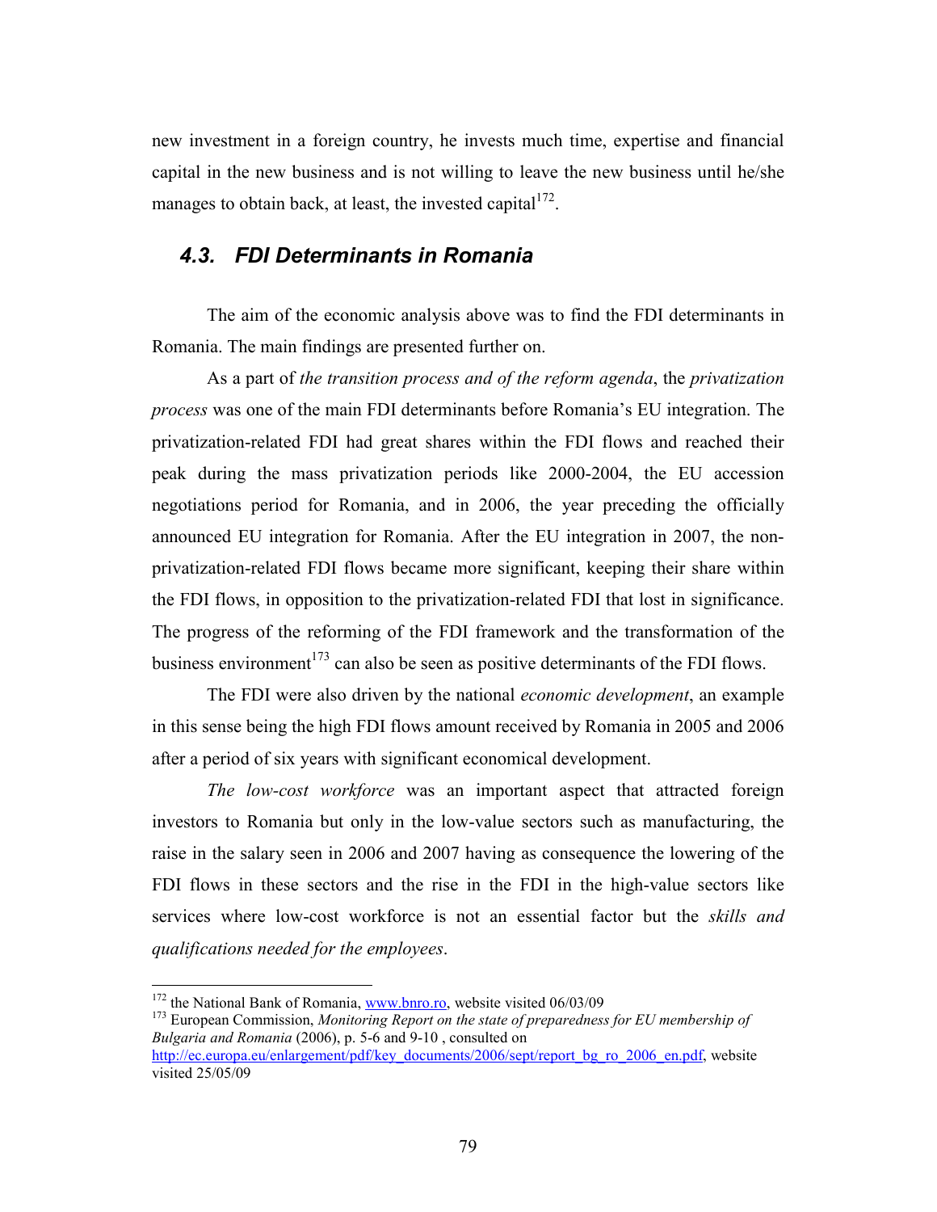new investment in a foreign country, he invests much time, expertise and financial capital in the new business and is not willing to leave the new business until he/she manages to obtain back, at least, the invested capital[172].

## *4.3. FDI Determinants in Romania*

The aim of the economic analysis above was to find the FDI determinants in Romania. The main findings are presented further on.

As a part of *the transition process and of the reform agenda*, the *privatization process* was one of the main FDI determinants before Romania's EU integration. The privatization-related FDI had great shares within the FDI flows and reached their peak during the mass privatization periods like 2000-2004, the EU accession negotiations period for Romania, and in 2006, the year preceding the officially announced EU integration for Romania. After the EU integration in 2007, the non-privatization-related FDI flows became more significant, keeping their share within the FDI flows, in opposition to the privatization-related FDI that lost in significance. The progress of the reforming of the FDI framework and the transformation of the business environment[173] can also be seen as positive determinants of the FDI flows.

The FDI were also driven by the national *economic development*, an example in this sense being the high FDI flows amount received by Romania in 2005 and 2006 after a period of six years with significant economical development.

*The low-cost workforce* was an important aspect that attracted foreign investors to Romania but only in the low-value sectors such as manufacturing, the raise in the salary seen in 2006 and 2007 having as consequence the lowering of the FDI flows in these sectors and the rise in the FDI in the high-value sectors like services where low-cost workforce is not an essential factor but the *skills and qualifications needed for the employees*.

---

[172] the National Bank of Romania, www.bnro.ro, website visited 06/03/09

[173] European Commission, *Monitoring Report on the state of preparedness for EU membership of Bulgaria and Romania* (2006), p. 5-6 and 9-10 , consulted on http://ec.europa.eu/enlargement/pdf/key_documents/2006/sept/report_bg_ro_2006_en.pdf, website visited 25/05/09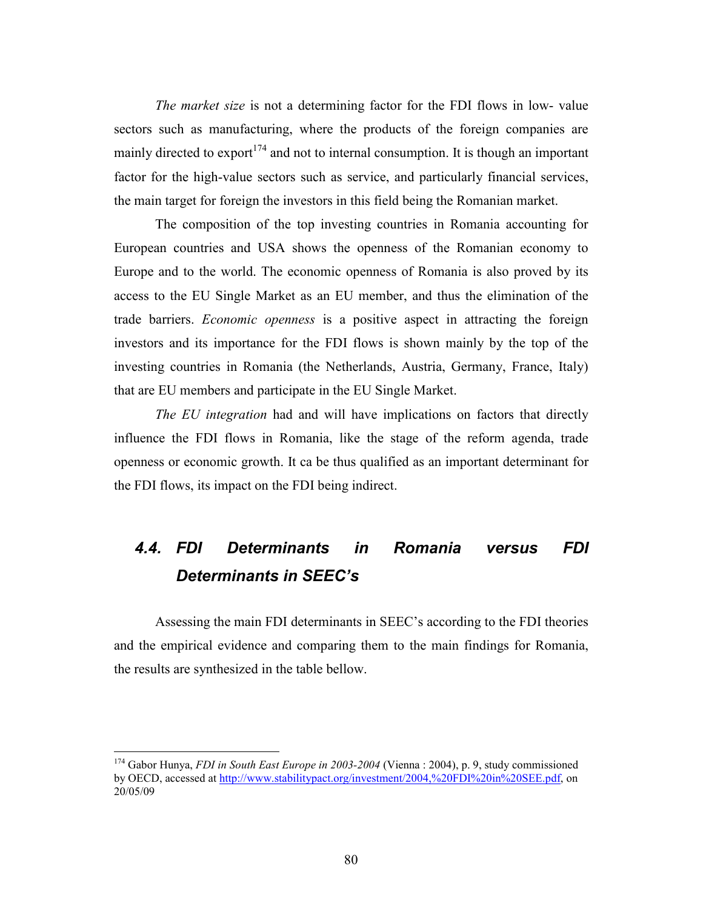*The market size* is not a determining factor for the FDI flows in low- value sectors such as manufacturing, where the products of the foreign companies are mainly directed to export[174] and not to internal consumption. It is though an important factor for the high-value sectors such as service, and particularly financial services, the main target for foreign the investors in this field being the Romanian market.

The composition of the top investing countries in Romania accounting for European countries and USA shows the openness of the Romanian economy to Europe and to the world. The economic openness of Romania is also proved by its access to the EU Single Market as an EU member, and thus the elimination of the trade barriers. *Economic openness* is a positive aspect in attracting the foreign investors and its importance for the FDI flows is shown mainly by the top of the investing countries in Romania (the Netherlands, Austria, Germany, France, Italy) that are EU members and participate in the EU Single Market.

*The EU integration* had and will have implications on factors that directly influence the FDI flows in Romania, like the stage of the reform agenda, trade openness or economic growth. It ca be thus qualified as an important determinant for the FDI flows, its impact on the FDI being indirect.

## *4.4. FDI Determinants in Romania versus FDI Determinants in SEEC's*

Assessing the main FDI determinants in SEEC's according to the FDI theories and the empirical evidence and comparing them to the main findings for Romania, the results are synthesized in the table bellow.

---

[174] Gabor Hunya, *FDI in South East Europe in 2003-2004* (Vienna : 2004), p. 9, study commissioned by OECD, accessed at http://www.stabilitypact.org/investment/2004,%20FDI%20in%20SEE.pdf, on 20/05/09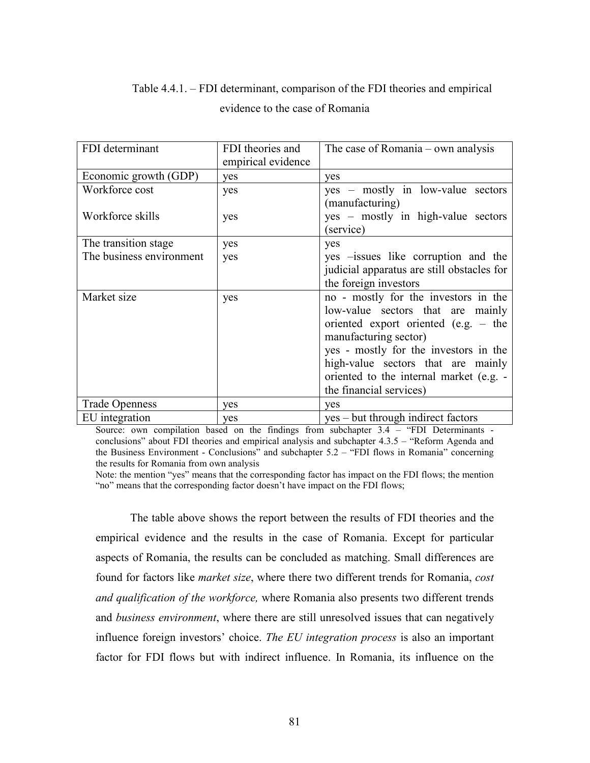Table 4.4.1. – FDI determinant, comparison of the FDI theories and empirical evidence to the case of Romania

| FDI determinant | FDI theories and empirical evidence | The case of Romania – own analysis |
|---|---|---|
| Economic growth (GDP) | yes | yes |
| Workforce cost<br><br>Workforce skills | yes<br><br>yes | yes – mostly in low-value sectors (manufacturing)<br>yes – mostly in high-value sectors (service) |
| The transition stage<br>The business environment | yes<br>yes | yes<br>yes –issues like corruption and the judicial apparatus are still obstacles for the foreign investors |
| Market size | yes | no - mostly for the investors in the low-value sectors that are mainly oriented export oriented (e.g. – the manufacturing sector)<br>yes - mostly for the investors in the high-value sectors that are mainly oriented to the internal market (e.g. - the financial services) |
| Trade Openness | yes | yes |
| EU integration | yes | yes – but through indirect factors |

Source: own compilation based on the findings from subchapter 3.4 – "FDI Determinants - conclusions" about FDI theories and empirical analysis and subchapter 4.3.5 – "Reform Agenda and the Business Environment - Conclusions" and subchapter 5.2 – "FDI flows in Romania" concerning the results for Romania from own analysis

Note: the mention "yes" means that the corresponding factor has impact on the FDI flows; the mention "no" means that the corresponding factor doesn't have impact on the FDI flows;

The table above shows the report between the results of FDI theories and the empirical evidence and the results in the case of Romania. Except for particular aspects of Romania, the results can be concluded as matching. Small differences are found for factors like *market size*, where there two different trends for Romania, *cost and qualification of the workforce,* where Romania also presents two different trends and *business environment*, where there are still unresolved issues that can negatively influence foreign investors' choice. *The EU integration process* is also an important factor for FDI flows but with indirect influence. In Romania, its influence on the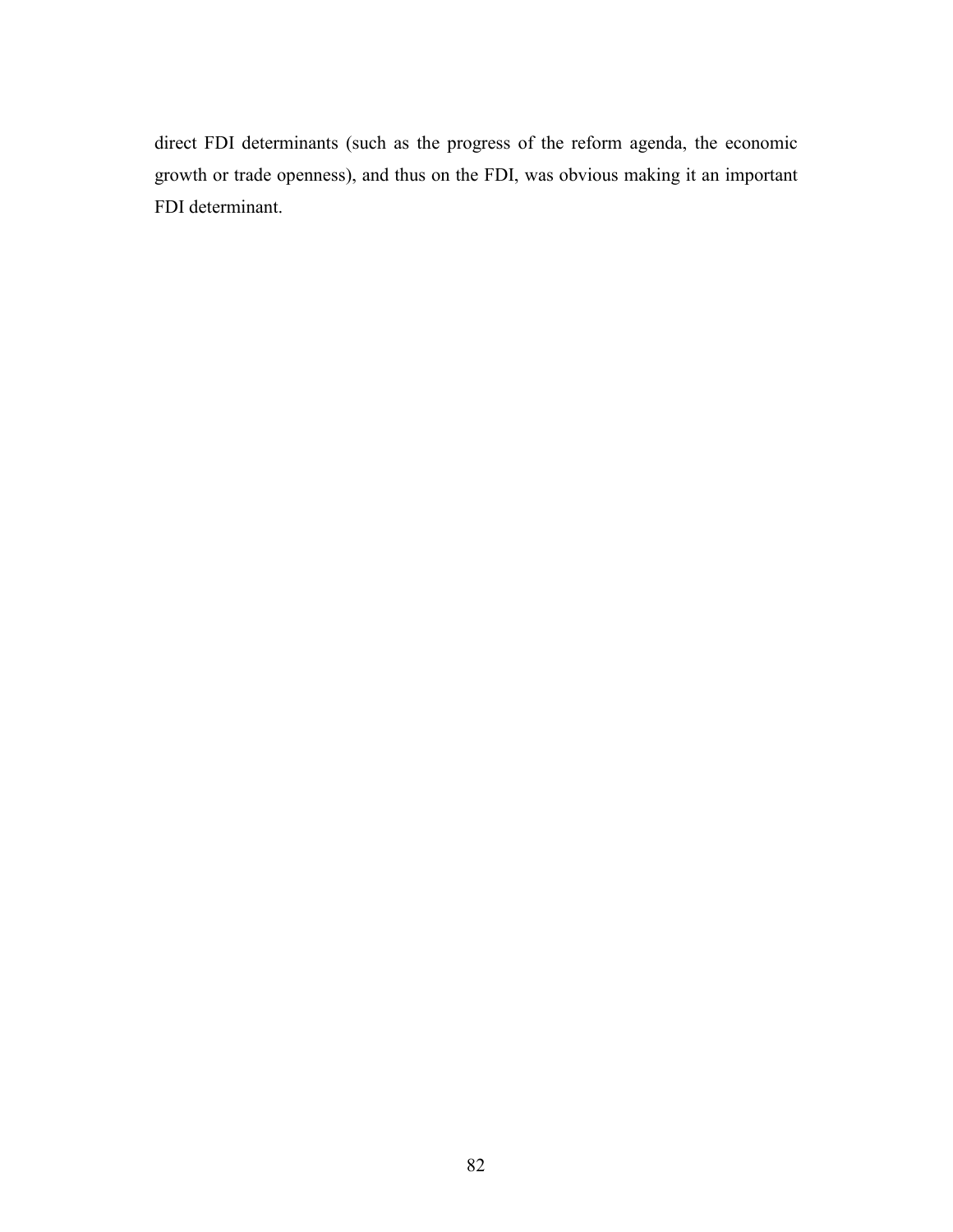direct FDI determinants (such as the progress of the reform agenda, the economic growth or trade openness), and thus on the FDI, was obvious making it an important FDI determinant.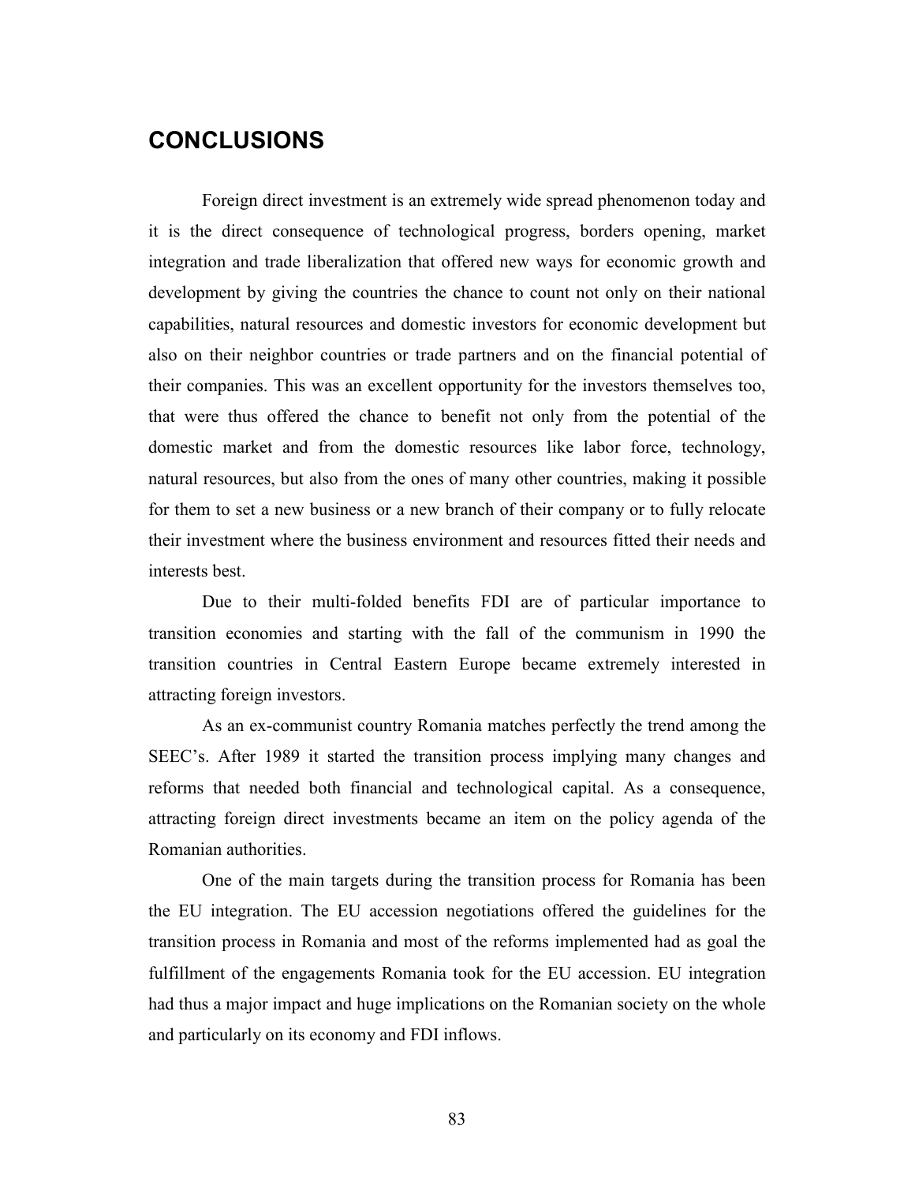## CONCLUSIONS

Foreign direct investment is an extremely wide spread phenomenon today and it is the direct consequence of technological progress, borders opening, market integration and trade liberalization that offered new ways for economic growth and development by giving the countries the chance to count not only on their national capabilities, natural resources and domestic investors for economic development but also on their neighbor countries or trade partners and on the financial potential of their companies. This was an excellent opportunity for the investors themselves too, that were thus offered the chance to benefit not only from the potential of the domestic market and from the domestic resources like labor force, technology, natural resources, but also from the ones of many other countries, making it possible for them to set a new business or a new branch of their company or to fully relocate their investment where the business environment and resources fitted their needs and interests best.

Due to their multi-folded benefits FDI are of particular importance to transition economies and starting with the fall of the communism in 1990 the transition countries in Central Eastern Europe became extremely interested in attracting foreign investors.

As an ex-communist country Romania matches perfectly the trend among the SEEC's. After 1989 it started the transition process implying many changes and reforms that needed both financial and technological capital. As a consequence, attracting foreign direct investments became an item on the policy agenda of the Romanian authorities.

One of the main targets during the transition process for Romania has been the EU integration. The EU accession negotiations offered the guidelines for the transition process in Romania and most of the reforms implemented had as goal the fulfillment of the engagements Romania took for the EU accession. EU integration had thus a major impact and huge implications on the Romanian society on the whole and particularly on its economy and FDI inflows.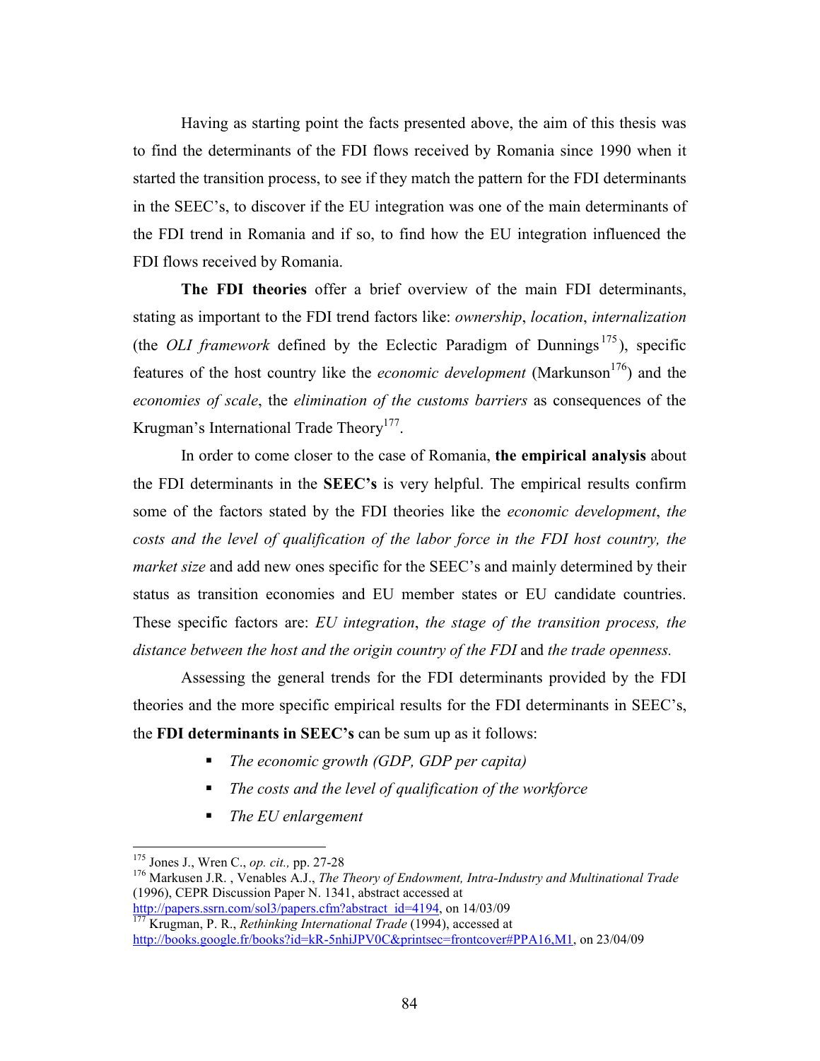Having as starting point the facts presented above, the aim of this thesis was to find the determinants of the FDI flows received by Romania since 1990 when it started the transition process, to see if they match the pattern for the FDI determinants in the SEEC's, to discover if the EU integration was one of the main determinants of the FDI trend in Romania and if so, to find how the EU integration influenced the FDI flows received by Romania.

**The FDI theories** offer a brief overview of the main FDI determinants, stating as important to the FDI trend factors like: *ownership*, *location*, *internalization* (the *OLI framework* defined by the Eclectic Paradigm of Dunnings[175]), specific features of the host country like the *economic development* (Markunson[176]) and the *economies of scale*, the *elimination of the customs barriers* as consequences of the Krugman's International Trade Theory[177].

In order to come closer to the case of Romania, **the empirical analysis** about the FDI determinants in the **SEEC's** is very helpful. The empirical results confirm some of the factors stated by the FDI theories like the *economic development*, *the costs and the level of qualification of the labor force in the FDI host country, the market size* and add new ones specific for the SEEC's and mainly determined by their status as transition economies and EU member states or EU candidate countries. These specific factors are: *EU integration*, *the stage of the transition process, the distance between the host and the origin country of the FDI* and *the trade openness.*

Assessing the general trends for the FDI determinants provided by the FDI theories and the more specific empirical results for the FDI determinants in SEEC's, the **FDI determinants in SEEC's** can be sum up as it follows:

- *The economic growth (GDP, GDP per capita)*
- *The costs and the level of qualification of the workforce*
- *The EU enlargement*

---

[175] Jones J., Wren C., *op. cit.,* pp. 27-28

[176] Markusen J.R. , Venables A.J., *The Theory of Endowment, Intra-Industry and Multinational Trade* (1996), CEPR Discussion Paper N. 1341, abstract accessed at http://papers.ssrn.com/sol3/papers.cfm?abstract_id=4194, on 14/03/09

[177] Krugman, P. R., *Rethinking International Trade* (1994), accessed at http://books.google.fr/books?id=kR-5nhiJPV0C&printsec=frontcover#PPA16,M1, on 23/04/09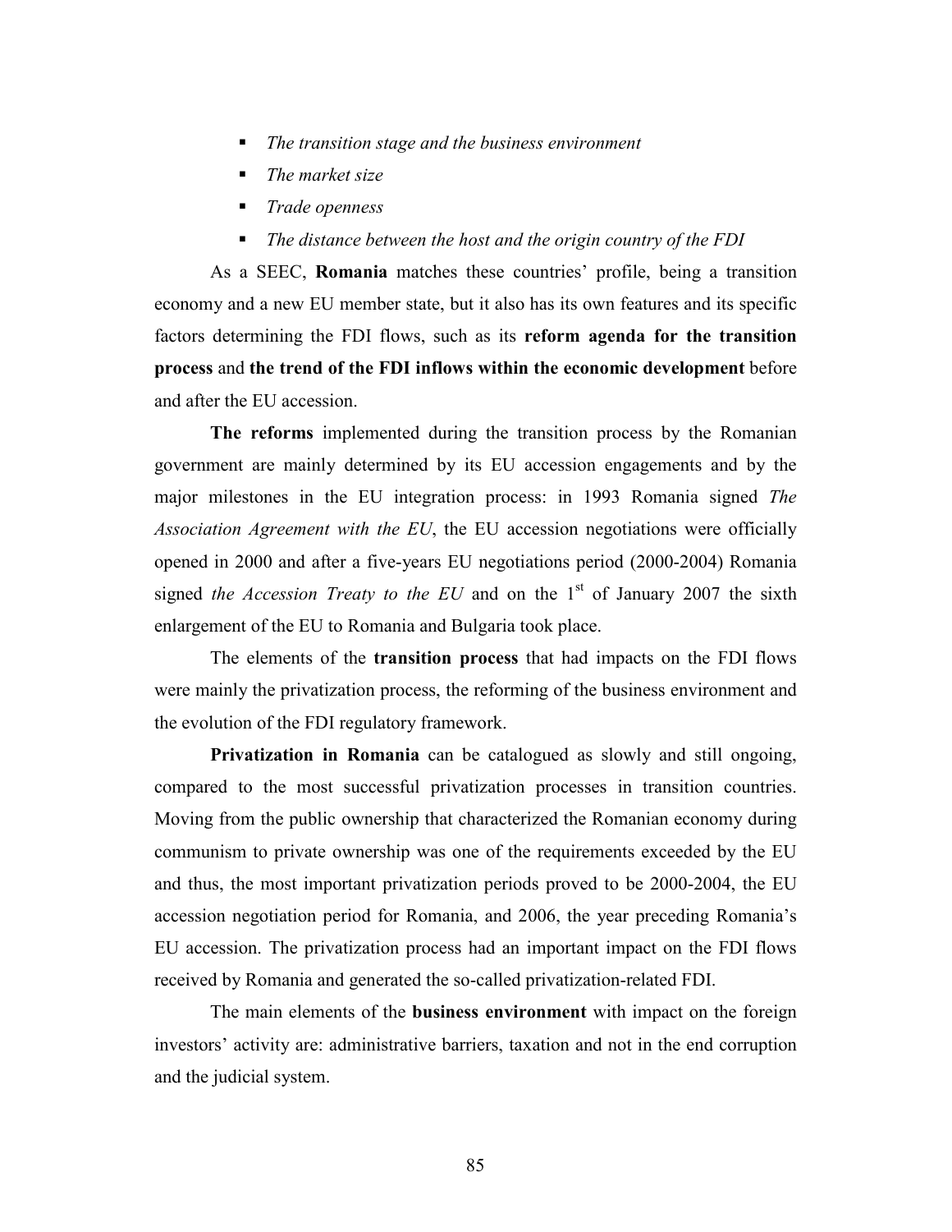- *The transition stage and the business environment*
- *The market size*
- *Trade openness*
- *The distance between the host and the origin country of the FDI*

As a SEEC, **Romania** matches these countries' profile, being a transition economy and a new EU member state, but it also has its own features and its specific factors determining the FDI flows, such as its **reform agenda for the transition process** and **the trend of the FDI inflows within the economic development** before and after the EU accession.

**The reforms** implemented during the transition process by the Romanian government are mainly determined by its EU accession engagements and by the major milestones in the EU integration process: in 1993 Romania signed *The Association Agreement with the EU*, the EU accession negotiations were officially opened in 2000 and after a five-years EU negotiations period (2000-2004) Romania signed *the Accession Treaty to the EU* and on the 1st of January 2007 the sixth enlargement of the EU to Romania and Bulgaria took place.

The elements of the **transition process** that had impacts on the FDI flows were mainly the privatization process, the reforming of the business environment and the evolution of the FDI regulatory framework.

**Privatization in Romania** can be catalogued as slowly and still ongoing, compared to the most successful privatization processes in transition countries. Moving from the public ownership that characterized the Romanian economy during communism to private ownership was one of the requirements exceeded by the EU and thus, the most important privatization periods proved to be 2000-2004, the EU accession negotiation period for Romania, and 2006, the year preceding Romania's EU accession. The privatization process had an important impact on the FDI flows received by Romania and generated the so-called privatization-related FDI.

The main elements of the **business environment** with impact on the foreign investors' activity are: administrative barriers, taxation and not in the end corruption and the judicial system.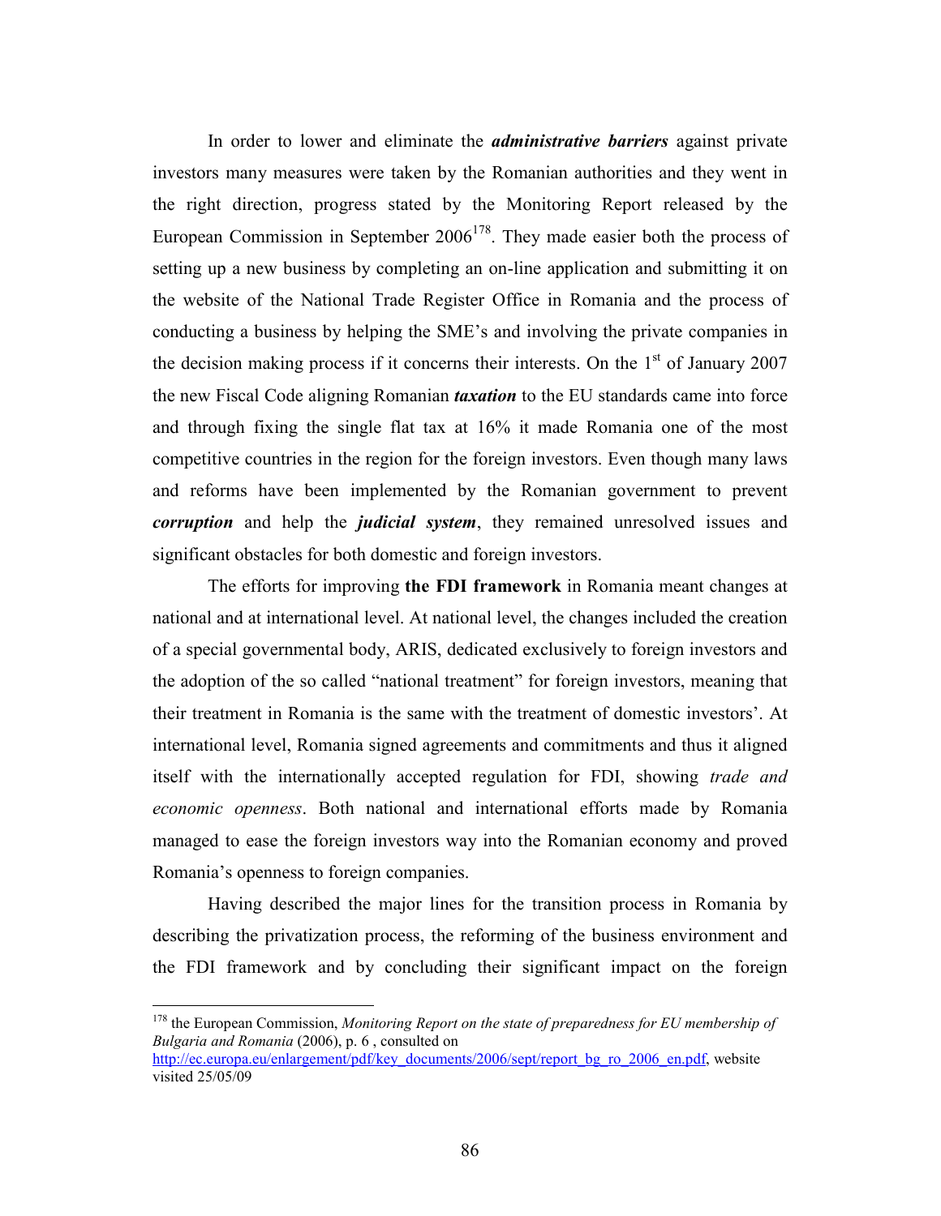In order to lower and eliminate the ***administrative barriers*** against private investors many measures were taken by the Romanian authorities and they went in the right direction, progress stated by the Monitoring Report released by the European Commission in September 2006[178]. They made easier both the process of setting up a new business by completing an on-line application and submitting it on the website of the National Trade Register Office in Romania and the process of conducting a business by helping the SME's and involving the private companies in the decision making process if it concerns their interests. On the 1st of January 2007 the new Fiscal Code aligning Romanian ***taxation*** to the EU standards came into force and through fixing the single flat tax at 16% it made Romania one of the most competitive countries in the region for the foreign investors. Even though many laws and reforms have been implemented by the Romanian government to prevent ***corruption*** and help the ***judicial system***, they remained unresolved issues and significant obstacles for both domestic and foreign investors.

The efforts for improving **the FDI framework** in Romania meant changes at national and at international level. At national level, the changes included the creation of a special governmental body, ARIS, dedicated exclusively to foreign investors and the adoption of the so called "national treatment" for foreign investors, meaning that their treatment in Romania is the same with the treatment of domestic investors'. At international level, Romania signed agreements and commitments and thus it aligned itself with the internationally accepted regulation for FDI, showing *trade and economic openness*. Both national and international efforts made by Romania managed to ease the foreign investors way into the Romanian economy and proved Romania's openness to foreign companies.

Having described the major lines for the transition process in Romania by describing the privatization process, the reforming of the business environment and the FDI framework and by concluding their significant impact on the foreign

---

[178] the European Commission, *Monitoring Report on the state of preparedness for EU membership of Bulgaria and Romania* (2006), p. 6 , consulted on http://ec.europa.eu/enlargement/pdf/key_documents/2006/sept/report_bg_ro_2006_en.pdf, website visited 25/05/09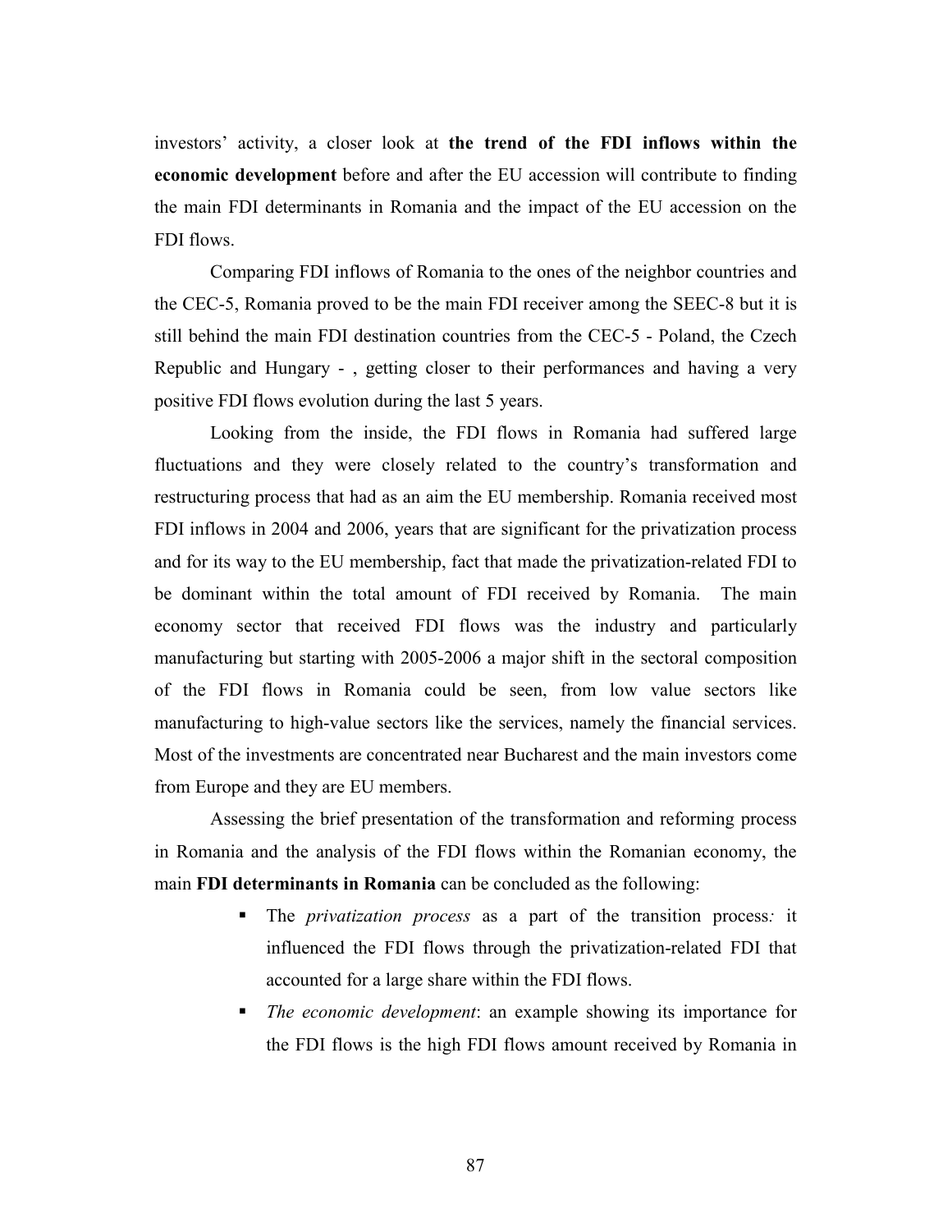investors' activity, a closer look at **the trend of the FDI inflows within the economic development** before and after the EU accession will contribute to finding the main FDI determinants in Romania and the impact of the EU accession on the FDI flows.

Comparing FDI inflows of Romania to the ones of the neighbor countries and the CEC-5, Romania proved to be the main FDI receiver among the SEEC-8 but it is still behind the main FDI destination countries from the CEC-5 - Poland, the Czech Republic and Hungary - , getting closer to their performances and having a very positive FDI flows evolution during the last 5 years.

Looking from the inside, the FDI flows in Romania had suffered large fluctuations and they were closely related to the country's transformation and restructuring process that had as an aim the EU membership. Romania received most FDI inflows in 2004 and 2006, years that are significant for the privatization process and for its way to the EU membership, fact that made the privatization-related FDI to be dominant within the total amount of FDI received by Romania. The main economy sector that received FDI flows was the industry and particularly manufacturing but starting with 2005-2006 a major shift in the sectoral composition of the FDI flows in Romania could be seen, from low value sectors like manufacturing to high-value sectors like the services, namely the financial services. Most of the investments are concentrated near Bucharest and the main investors come from Europe and they are EU members.

Assessing the brief presentation of the transformation and reforming process in Romania and the analysis of the FDI flows within the Romanian economy, the main **FDI determinants in Romania** can be concluded as the following:

- The *privatization process* as a part of the transition process*:* it influenced the FDI flows through the privatization-related FDI that accounted for a large share within the FDI flows.
- *The economic development*: an example showing its importance for the FDI flows is the high FDI flows amount received by Romania in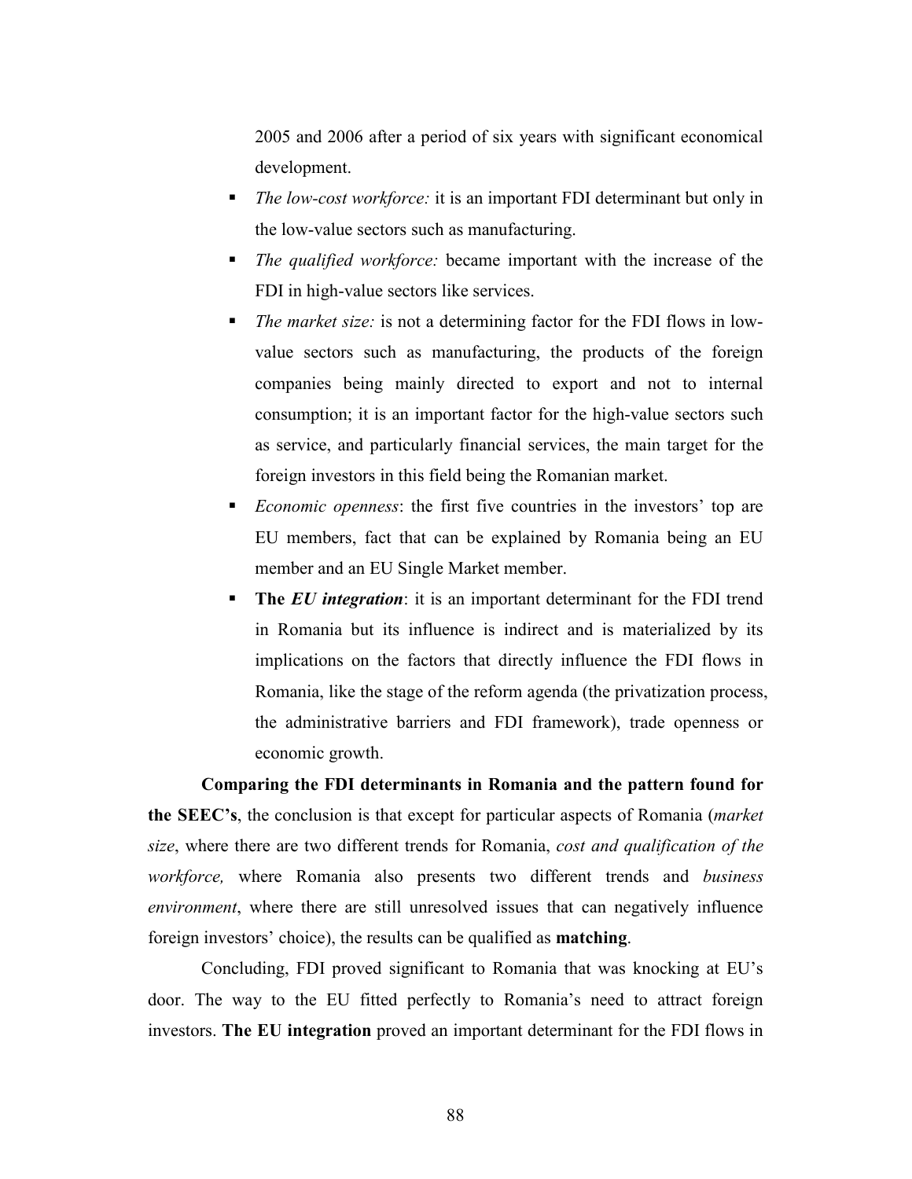2005 and 2006 after a period of six years with significant economical development.

- *The low-cost workforce:* it is an important FDI determinant but only in the low-value sectors such as manufacturing.
- *The qualified workforce:* became important with the increase of the FDI in high-value sectors like services.
- *The market size:* is not a determining factor for the FDI flows in low-value sectors such as manufacturing, the products of the foreign companies being mainly directed to export and not to internal consumption; it is an important factor for the high-value sectors such as service, and particularly financial services, the main target for the foreign investors in this field being the Romanian market.
- *Economic openness*: the first five countries in the investors' top are EU members, fact that can be explained by Romania being an EU member and an EU Single Market member.
- **The *EU integration***: it is an important determinant for the FDI trend in Romania but its influence is indirect and is materialized by its implications on the factors that directly influence the FDI flows in Romania, like the stage of the reform agenda (the privatization process, the administrative barriers and FDI framework), trade openness or economic growth.

**Comparing the FDI determinants in Romania and the pattern found for the SEEC's**, the conclusion is that except for particular aspects of Romania (*market size*, where there are two different trends for Romania, *cost and qualification of the workforce,* where Romania also presents two different trends and *business environment*, where there are still unresolved issues that can negatively influence foreign investors' choice), the results can be qualified as **matching**.

Concluding, FDI proved significant to Romania that was knocking at EU's door. The way to the EU fitted perfectly to Romania's need to attract foreign investors. **The EU integration** proved an important determinant for the FDI flows in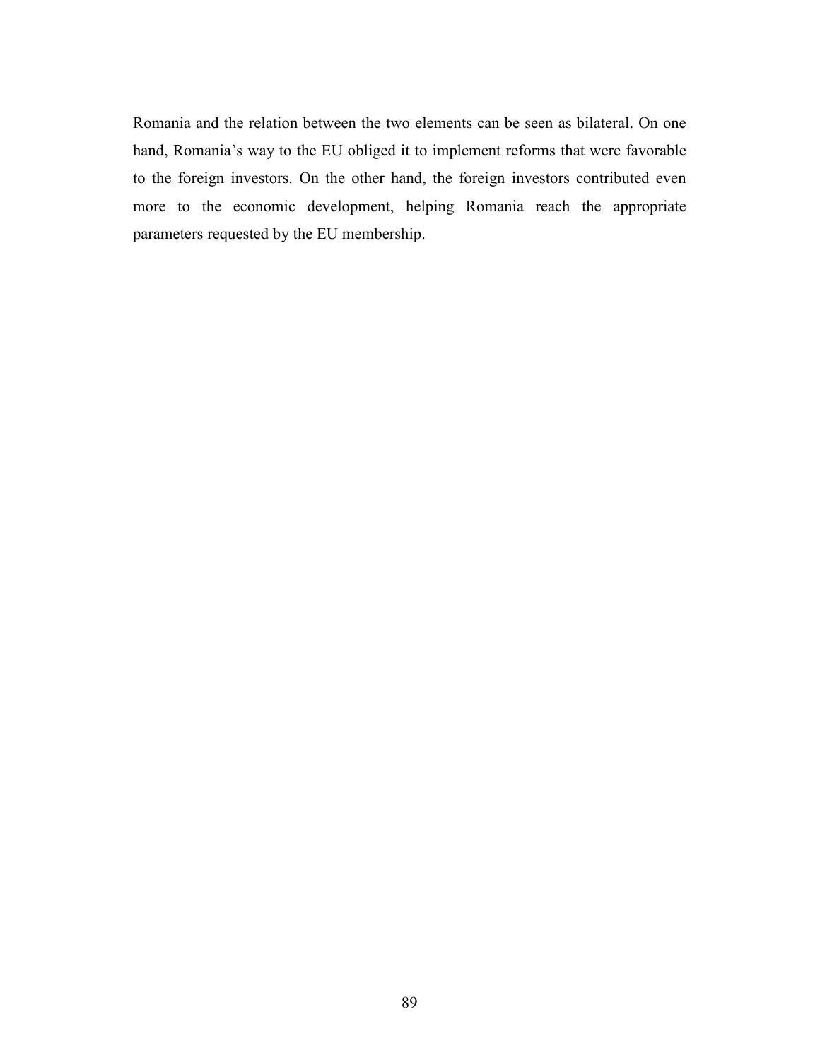Romania and the relation between the two elements can be seen as bilateral. On one hand, Romania’s way to the EU obliged it to implement reforms that were favorable to the foreign investors. On the other hand, the foreign investors contributed even more to the economic development, helping Romania reach the appropriate parameters requested by the EU membership.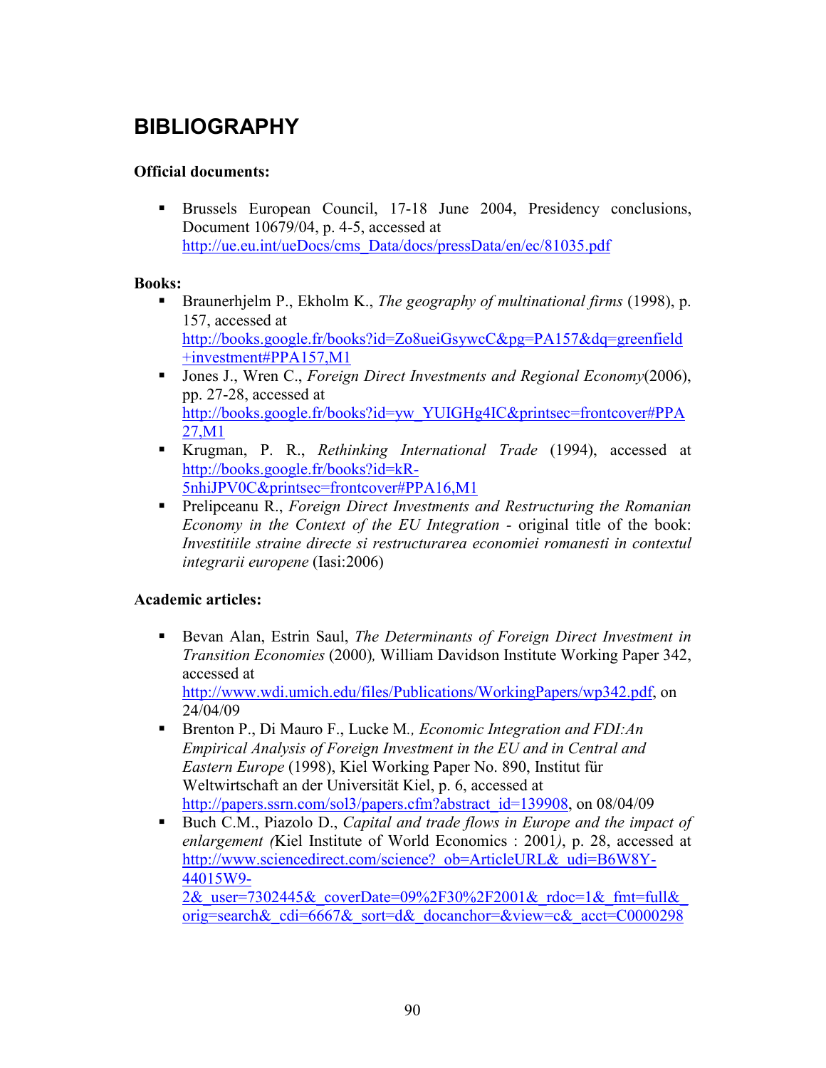# BIBLIOGRAPHY

**Official documents:**

- Brussels European Council, 17-18 June 2004, Presidency conclusions, Document 10679/04, p. 4-5, accessed at http://ue.eu.int/ueDocs/cms_Data/docs/pressData/en/ec/81035.pdf

**Books:**

- Braunerhjelm P., Ekholm K., *The geography of multinational firms* (1998), p. 157, accessed at http://books.google.fr/books?id=Zo8ueiGsywcC&pg=PA157&dq=greenfield+investment#PPA157,M1
- Jones J., Wren C., *Foreign Direct Investments and Regional Economy*(2006), pp. 27-28, accessed at http://books.google.fr/books?id=yw_YUIGHg4IC&printsec=frontcover#PPA27,M1
- Krugman, P. R., *Rethinking International Trade* (1994), accessed at http://books.google.fr/books?id=kR-5nhiJPV0C&printsec=frontcover#PPA16,M1
- Prelipceanu R., *Foreign Direct Investments and Restructuring the Romanian Economy in the Context of the EU Integration* - original title of the book: *Investitiile straine directe si restructurarea economiei romanesti in contextul integrarii europene* (Iasi:2006)

**Academic articles:**

- Bevan Alan, Estrin Saul, *The Determinants of Foreign Direct Investment in Transition Economies* (2000), William Davidson Institute Working Paper 342, accessed at http://www.wdi.umich.edu/files/Publications/WorkingPapers/wp342.pdf, on 24/04/09
- Brenton P., Di Mauro F., Lucke M., *Economic Integration and FDI:An Empirical Analysis of Foreign Investment in the EU and in Central and Eastern Europe* (1998), Kiel Working Paper No. 890, Institut für Weltwirtschaft an der Universität Kiel, p. 6, accessed at http://papers.ssrn.com/sol3/papers.cfm?abstract_id=139908, on 08/04/09
- Buch C.M., Piazolo D., *Capital and trade flows in Europe and the impact of enlargement (*Kiel Institute of World Economics : 2001*)*, p. 28, accessed at http://www.sciencedirect.com/science?_ob=ArticleURL&_udi=B6W8Y-44015W9-2&_user=7302445&_coverDate=09%2F30%2F2001&_rdoc=1&_fmt=full&_orig=search&_cdi=6667&_sort=d&_docanchor=&view=c&_acct=C0000298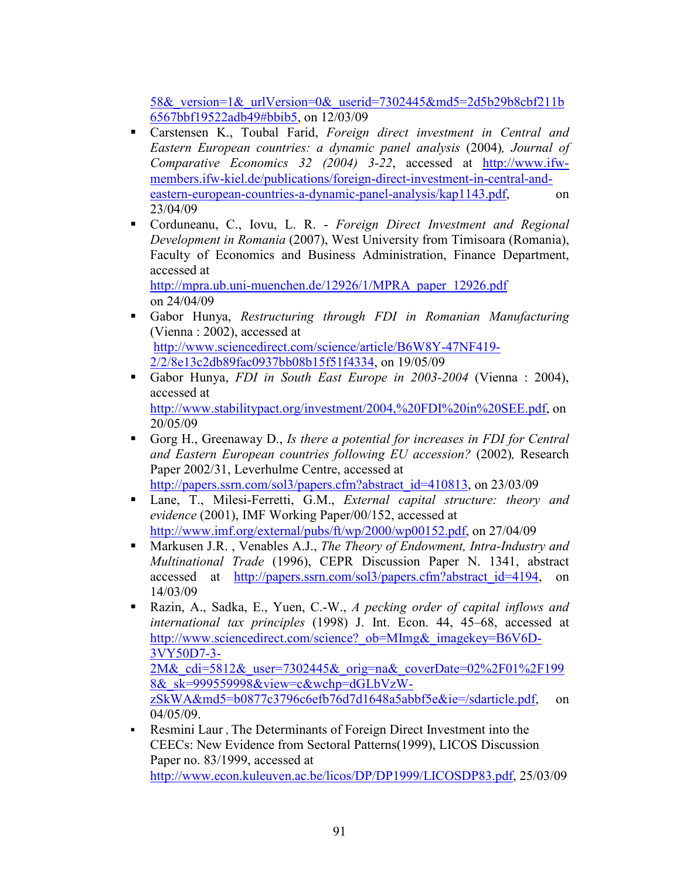58&_version=1&_urlVersion=0&_userid=7302445&md5=2d5b29b8cbf211b6567bbf19522adb49#bbib5, on 12/03/09

- Carstensen K., Toubal Farid, *Foreign direct investment in Central and Eastern European countries: a dynamic panel analysis* (2004), *Journal of Comparative Economics 32 (2004) 3-22*, accessed at http://www.ifw-members.ifw-kiel.de/publications/foreign-direct-investment-in-central-and-eastern-european-countries-a-dynamic-panel-analysis/kap1143.pdf, on 23/04/09
- Corduneanu, C., Iovu, L. R. - *Foreign Direct Investment and Regional Development in Romania* (2007), West University from Timisoara (Romania), Faculty of Economics and Business Administration, Finance Department, accessed at http://mpra.ub.uni-muenchen.de/12926/1/MPRA_paper_12926.pdf on 24/04/09
- Gabor Hunya, *Restructuring through FDI in Romanian Manufacturing* (Vienna : 2002), accessed at http://www.sciencedirect.com/science/article/B6W8Y-47NF419-2/2/8e13c2db89fac0937bb08b15f51f4334, on 19/05/09
- Gabor Hunya, *FDI in South East Europe in 2003-2004* (Vienna : 2004), accessed at http://www.stabilitypact.org/investment/2004,%20FDI%20in%20SEE.pdf, on 20/05/09
- Gorg H., Greenaway D., *Is there a potential for increases in FDI for Central and Eastern European countries following EU accession?* (2002), Research Paper 2002/31, Leverhulme Centre, accessed at http://papers.ssrn.com/sol3/papers.cfm?abstract_id=410813, on 23/03/09
- Lane, T., Milesi-Ferretti, G.M., *External capital structure: theory and evidence* (2001), IMF Working Paper/00/152, accessed at http://www.imf.org/external/pubs/ft/wp/2000/wp00152.pdf, on 27/04/09
- Markusen J.R. , Venables A.J., *The Theory of Endowment, Intra-Industry and Multinational Trade* (1996), CEPR Discussion Paper N. 1341, abstract accessed at http://papers.ssrn.com/sol3/papers.cfm?abstract_id=4194, on 14/03/09
- Razin, A., Sadka, E., Yuen, C.-W., *A pecking order of capital inflows and international tax principles* (1998) J. Int. Econ. 44, 45–68, accessed at http://www.sciencedirect.com/science?_ob=MImg&_imagekey=B6V6D-3VY50D7-3-2M&_cdi=5812&_user=7302445&_orig=na&_coverDate=02%2F01%2F1998&_sk=999559998&view=c&wchp=dGLbVzW-zSkWA&md5=b0877c3796c6efb76d7d1648a5abbf5e&ie=/sdarticle.pdf, on 04/05/09.
- Resmini Laur , The Determinants of Foreign Direct Investment into the CEECs: New Evidence from Sectoral Patterns(1999), LICOS Discussion Paper no. 83/1999, accessed at http://www.econ.kuleuven.ac.be/licos/DP/DP1999/LICOSDP83.pdf, 25/03/09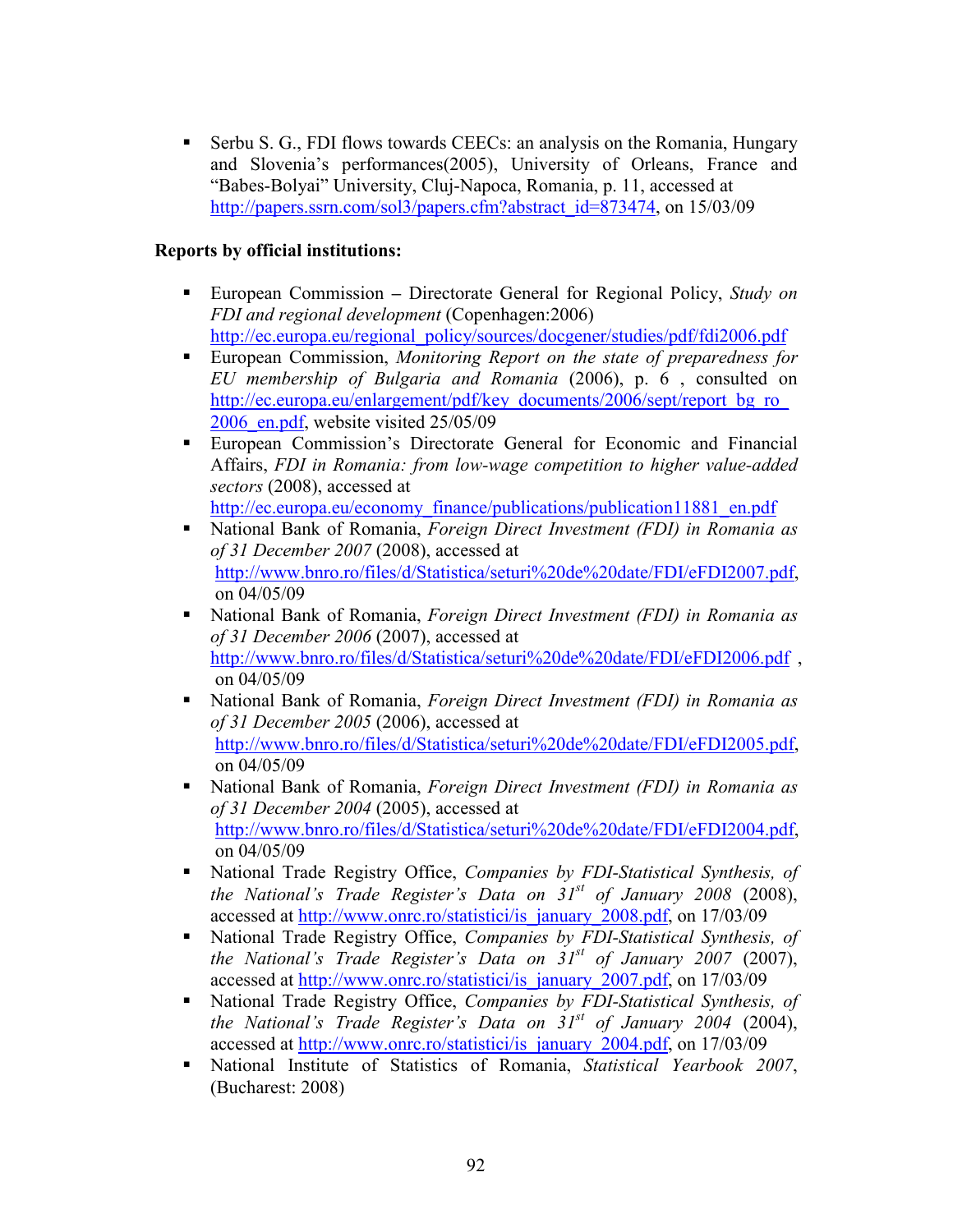- Serbu S. G., FDI flows towards CEECs: an analysis on the Romania, Hungary and Slovenia's performances(2005), University of Orleans, France and "Babes-Bolyai" University, Cluj-Napoca, Romania, p. 11, accessed at http://papers.ssrn.com/sol3/papers.cfm?abstract_id=873474, on 15/03/09

**Reports by official institutions:**

- European Commission – Directorate General for Regional Policy, *Study on FDI and regional development* (Copenhagen:2006) http://ec.europa.eu/regional_policy/sources/docgener/studies/pdf/fdi2006.pdf
- European Commission, *Monitoring Report on the state of preparedness for EU membership of Bulgaria and Romania* (2006), p. 6 , consulted on http://ec.europa.eu/enlargement/pdf/key_documents/2006/sept/report_bg_ro_2006_en.pdf, website visited 25/05/09
- European Commission's Directorate General for Economic and Financial Affairs, *FDI in Romania: from low-wage competition to higher value-added sectors* (2008), accessed at http://ec.europa.eu/economy_finance/publications/publication11881_en.pdf
- National Bank of Romania, *Foreign Direct Investment (FDI) in Romania as of 31 December 2007* (2008), accessed at http://www.bnro.ro/files/d/Statistica/seturi%20de%20date/FDI/eFDI2007.pdf, on 04/05/09
- National Bank of Romania, *Foreign Direct Investment (FDI) in Romania as of 31 December 2006* (2007), accessed at http://www.bnro.ro/files/d/Statistica/seturi%20de%20date/FDI/eFDI2006.pdf , on 04/05/09
- National Bank of Romania, *Foreign Direct Investment (FDI) in Romania as of 31 December 2005* (2006), accessed at http://www.bnro.ro/files/d/Statistica/seturi%20de%20date/FDI/eFDI2005.pdf, on 04/05/09
- National Bank of Romania, *Foreign Direct Investment (FDI) in Romania as of 31 December 2004* (2005), accessed at http://www.bnro.ro/files/d/Statistica/seturi%20de%20date/FDI/eFDI2004.pdf, on 04/05/09
- National Trade Registry Office, *Companies by FDI-Statistical Synthesis, of the National's Trade Register's Data on 31st of January 2008* (2008), accessed at http://www.onrc.ro/statistici/is_january_2008.pdf, on 17/03/09
- National Trade Registry Office, *Companies by FDI-Statistical Synthesis, of the National's Trade Register's Data on 31st of January 2007* (2007), accessed at http://www.onrc.ro/statistici/is_january_2007.pdf, on 17/03/09
- National Trade Registry Office, *Companies by FDI-Statistical Synthesis, of the National's Trade Register's Data on 31st of January 2004* (2004), accessed at http://www.onrc.ro/statistici/is_january_2004.pdf, on 17/03/09
- National Institute of Statistics of Romania, *Statistical Yearbook 2007*, (Bucharest: 2008)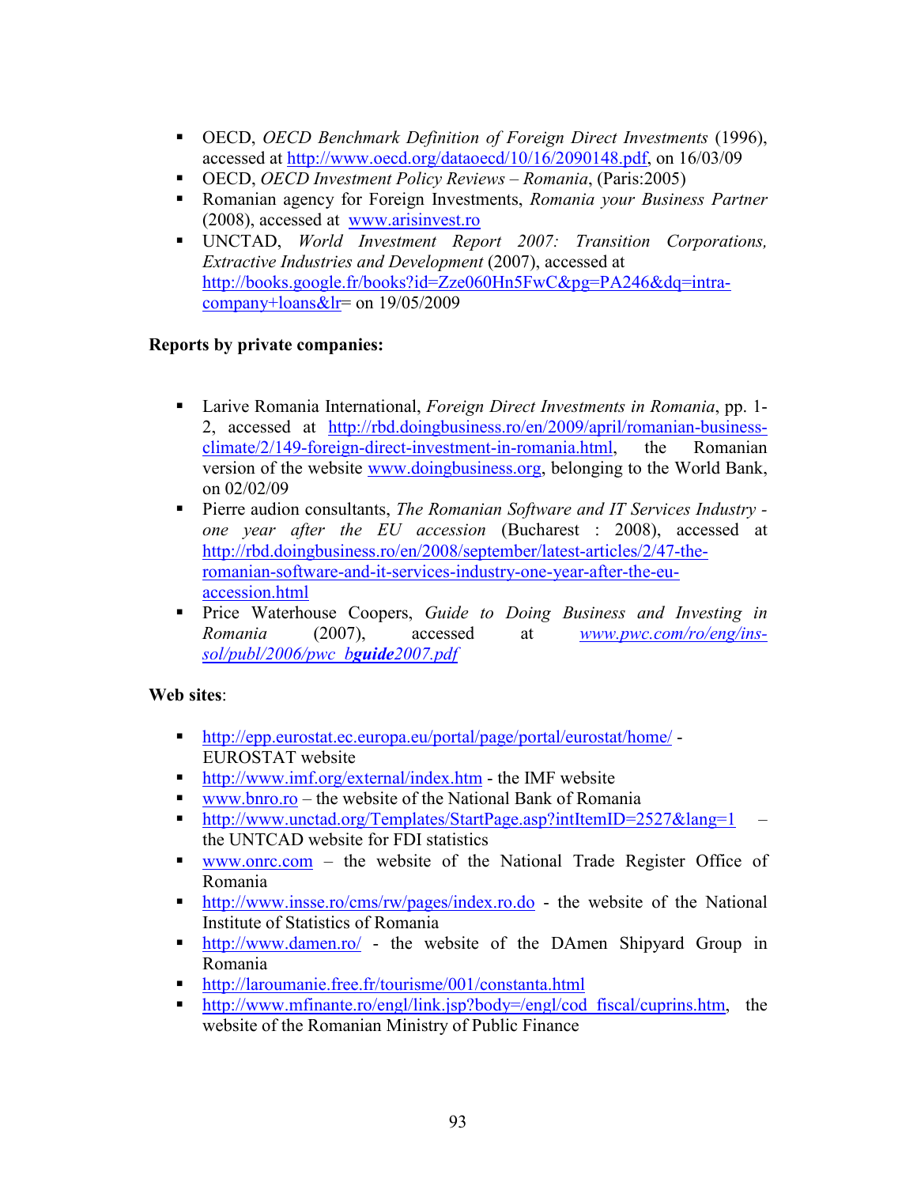- OECD, *OECD Benchmark Definition of Foreign Direct Investments* (1996), accessed at http://www.oecd.org/dataoecd/10/16/2090148.pdf, on 16/03/09
- OECD, *OECD Investment Policy Reviews – Romania*, (Paris:2005)
- Romanian agency for Foreign Investments, *Romania your Business Partner* (2008), accessed at www.arisinvest.ro
- UNCTAD, *World Investment Report 2007: Transition Corporations, Extractive Industries and Development* (2007), accessed at http://books.google.fr/books?id=Zze060Hn5FwC&pg=PA246&dq=intra-company+loans&lr= on 19/05/2009

**Reports by private companies:**

- Larive Romania International, *Foreign Direct Investments in Romania*, pp. 1-2, accessed at http://rbd.doingbusiness.ro/en/2009/april/romanian-business-climate/2/149-foreign-direct-investment-in-romania.html, the Romanian version of the website www.doingbusiness.org, belonging to the World Bank, on 02/02/09
- Pierre audion consultants, *The Romanian Software and IT Services Industry - one year after the EU accession* (Bucharest : 2008), accessed at http://rbd.doingbusiness.ro/en/2008/september/latest-articles/2/47-the-romanian-software-and-it-services-industry-one-year-after-the-eu-accession.html
- Price Waterhouse Coopers, *Guide to Doing Business and Investing in Romania* (2007), accessed at *www.pwc.com/ro/eng/ins-sol/publ/2006/pwc_b**guide**2007.pdf*

**Web sites**:

- http://epp.eurostat.ec.europa.eu/portal/page/portal/eurostat/home/ - EUROSTAT website
- http://www.imf.org/external/index.htm - the IMF website
- www.bnro.ro – the website of the National Bank of Romania
- http://www.unctad.org/Templates/StartPage.asp?intItemID=2527&lang=1 – the UNTCAD website for FDI statistics
- www.onrc.com – the website of the National Trade Register Office of Romania
- http://www.insse.ro/cms/rw/pages/index.ro.do - the website of the National Institute of Statistics of Romania
- http://www.damen.ro/ - the website of the DAmen Shipyard Group in Romania
- http://laroumanie.free.fr/tourisme/001/constanta.html
- http://www.mfinante.ro/engl/link.jsp?body=/engl/cod_fiscal/cuprins.htm, the website of the Romanian Ministry of Public Finance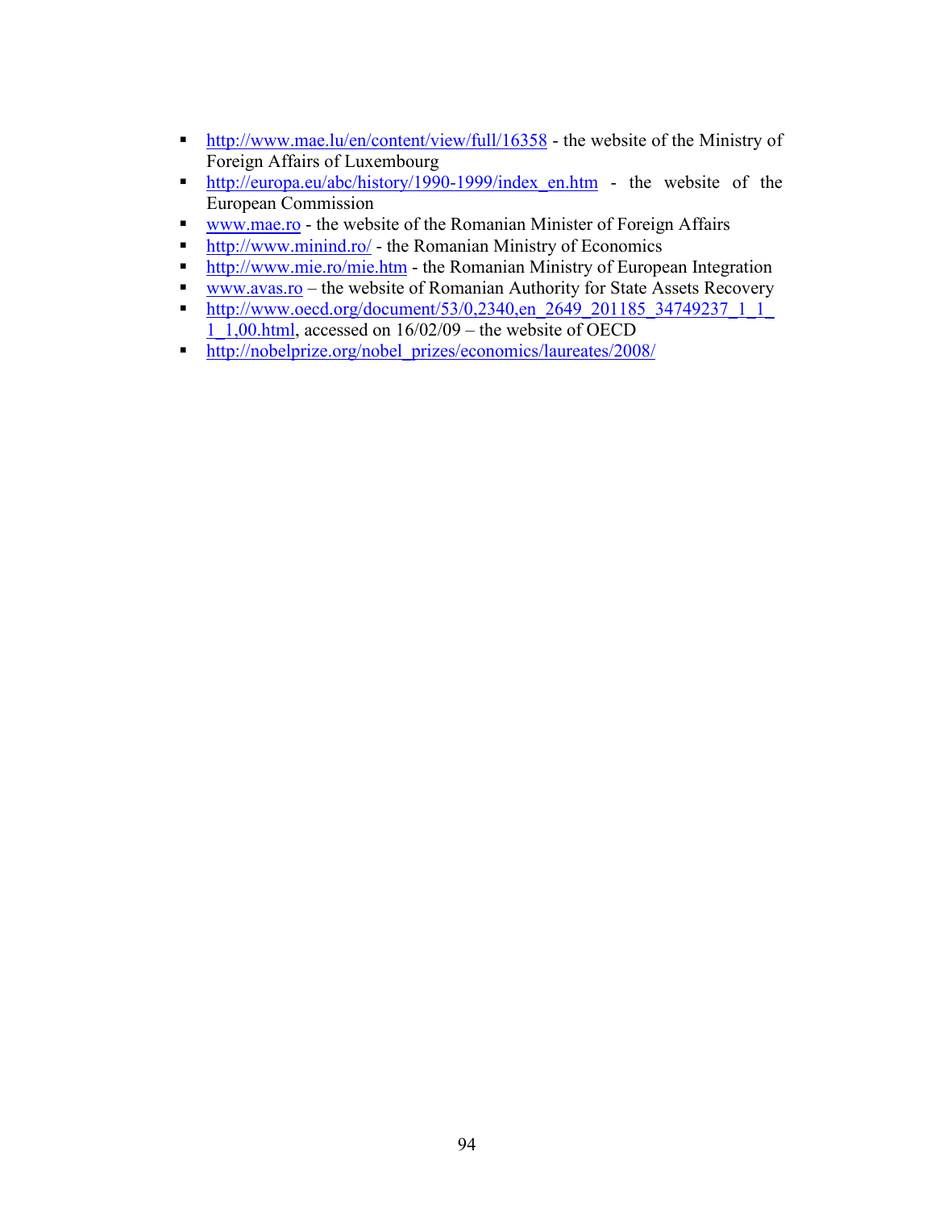- http://www.mae.lu/en/content/view/full/16358 - the website of the Ministry of Foreign Affairs of Luxembourg
- http://europa.eu/abc/history/1990-1999/index_en.htm - the website of the European Commission
- www.mae.ro - the website of the Romanian Minister of Foreign Affairs
- http://www.minind.ro/ - the Romanian Ministry of Economics
- http://www.mie.ro/mie.htm - the Romanian Ministry of European Integration
- www.avas.ro – the website of Romanian Authority for State Assets Recovery
- http://www.oecd.org/document/53/0,2340,en_2649_201185_34749237_1_1_1_1,00.html, accessed on 16/02/09 – the website of OECD
- http://nobelprize.org/nobel_prizes/economics/laureates/2008/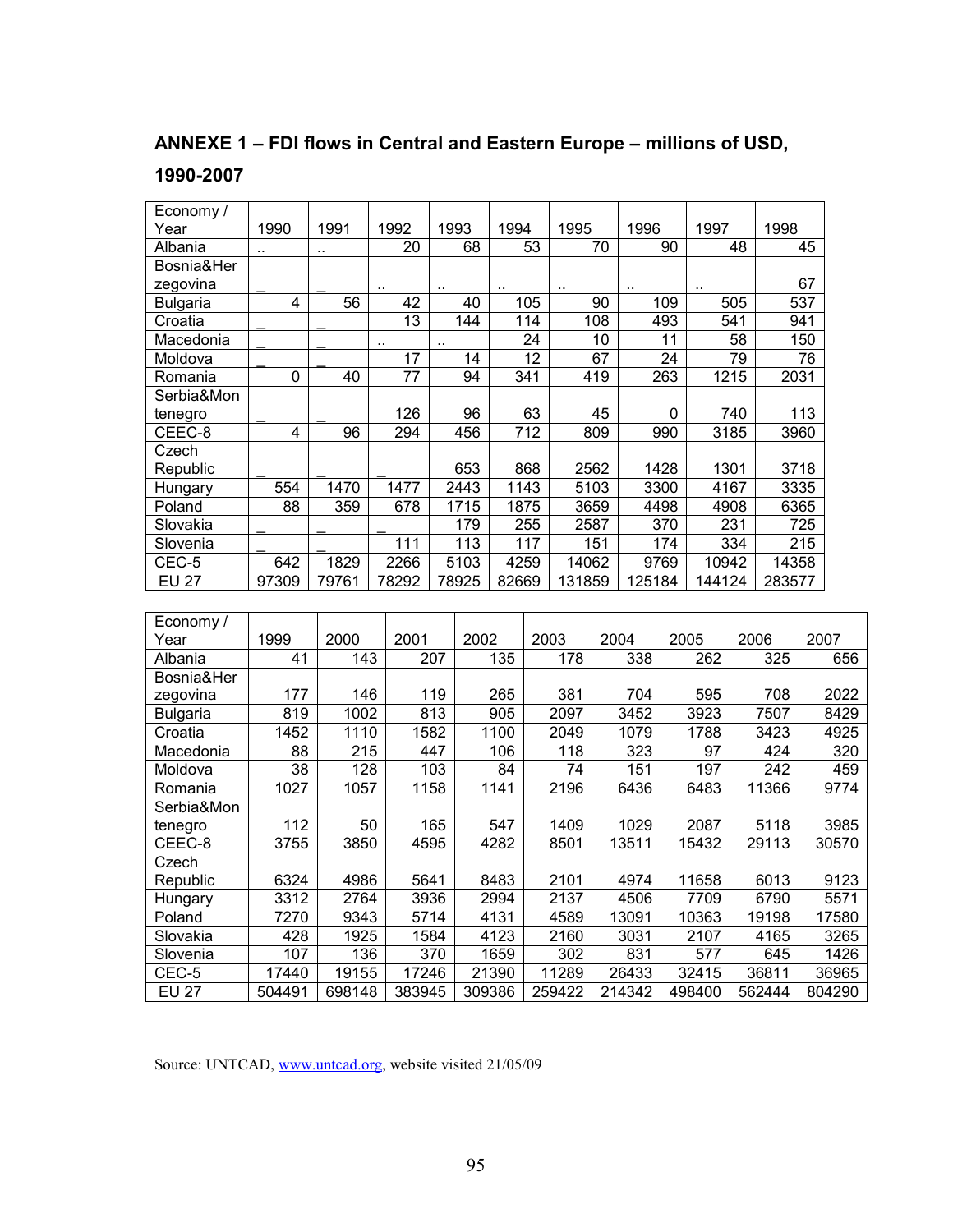## ANNEXE 1 – FDI flows in Central and Eastern Europe – millions of USD, 1990-2007

| Economy / Year | 1990 | 1991 | 1992 | 1993 | 1994 | 1995 | 1996 | 1997 | 1998 |
|---|---|---|---|---|---|---|---|---|---|
| Albania | .. | .. | 20 | 68 | 53 | 70 | 90 | 48 | 45 |
| Bosnia&Herzegovina | _ | _ | .. | .. | .. | .. | .. | .. | 67 |
| Bulgaria | 4 | 56 | 42 | 40 | 105 | 90 | 109 | 505 | 537 |
| Croatia | _ | _ | 13 | 144 | 114 | 108 | 493 | 541 | 941 |
| Macedonia | _ | _ | .. | .. | 24 | 10 | 11 | 58 | 150 |
| Moldova | _ | _ | 17 | 14 | 12 | 67 | 24 | 79 | 76 |
| Romania | 0 | 40 | 77 | 94 | 341 | 419 | 263 | 1215 | 2031 |
| Serbia&Montenegro | _ | _ | 126 | 96 | 63 | 45 | 0 | 740 | 113 |
| CEEC-8 | 4 | 96 | 294 | 456 | 712 | 809 | 990 | 3185 | 3960 |
| Czech Republic | _ | _ | _ | 653 | 868 | 2562 | 1428 | 1301 | 3718 |
| Hungary | 554 | 1470 | 1477 | 2443 | 1143 | 5103 | 3300 | 4167 | 3335 |
| Poland | 88 | 359 | 678 | 1715 | 1875 | 3659 | 4498 | 4908 | 6365 |
| Slovakia | _ | _ | _ | 179 | 255 | 2587 | 370 | 231 | 725 |
| Slovenia | _ | _ | 111 | 113 | 117 | 151 | 174 | 334 | 215 |
| CEC-5 | 642 | 1829 | 2266 | 5103 | 4259 | 14062 | 9769 | 10942 | 14358 |
| EU 27 | 97309 | 79761 | 78292 | 78925 | 82669 | 131859 | 125184 | 144124 | 283577 |

| Economy / Year | 1999 | 2000 | 2001 | 2002 | 2003 | 2004 | 2005 | 2006 | 2007 |
|---|---|---|---|---|---|---|---|---|---|
| Albania | 41 | 143 | 207 | 135 | 178 | 338 | 262 | 325 | 656 |
| Bosnia&Herzegovina | 177 | 146 | 119 | 265 | 381 | 704 | 595 | 708 | 2022 |
| Bulgaria | 819 | 1002 | 813 | 905 | 2097 | 3452 | 3923 | 7507 | 8429 |
| Croatia | 1452 | 1110 | 1582 | 1100 | 2049 | 1079 | 1788 | 3423 | 4925 |
| Macedonia | 88 | 215 | 447 | 106 | 118 | 323 | 97 | 424 | 320 |
| Moldova | 38 | 128 | 103 | 84 | 74 | 151 | 197 | 242 | 459 |
| Romania | 1027 | 1057 | 1158 | 1141 | 2196 | 6436 | 6483 | 11366 | 9774 |
| Serbia&Montenegro | 112 | 50 | 165 | 547 | 1409 | 1029 | 2087 | 5118 | 3985 |
| CEEC-8 | 3755 | 3850 | 4595 | 4282 | 8501 | 13511 | 15432 | 29113 | 30570 |
| Czech Republic | 6324 | 4986 | 5641 | 8483 | 2101 | 4974 | 11658 | 6013 | 9123 |
| Hungary | 3312 | 2764 | 3936 | 2994 | 2137 | 4506 | 7709 | 6790 | 5571 |
| Poland | 7270 | 9343 | 5714 | 4131 | 4589 | 13091 | 10363 | 19198 | 17580 |
| Slovakia | 428 | 1925 | 1584 | 4123 | 2160 | 3031 | 2107 | 4165 | 3265 |
| Slovenia | 107 | 136 | 370 | 1659 | 302 | 831 | 577 | 645 | 1426 |
| CEC-5 | 17440 | 19155 | 17246 | 21390 | 11289 | 26433 | 32415 | 36811 | 36965 |
| EU 27 | 504491 | 698148 | 383945 | 309386 | 259422 | 214342 | 498400 | 562444 | 804290 |

Source: UNTCAD, www.untcad.org, website visited 21/05/09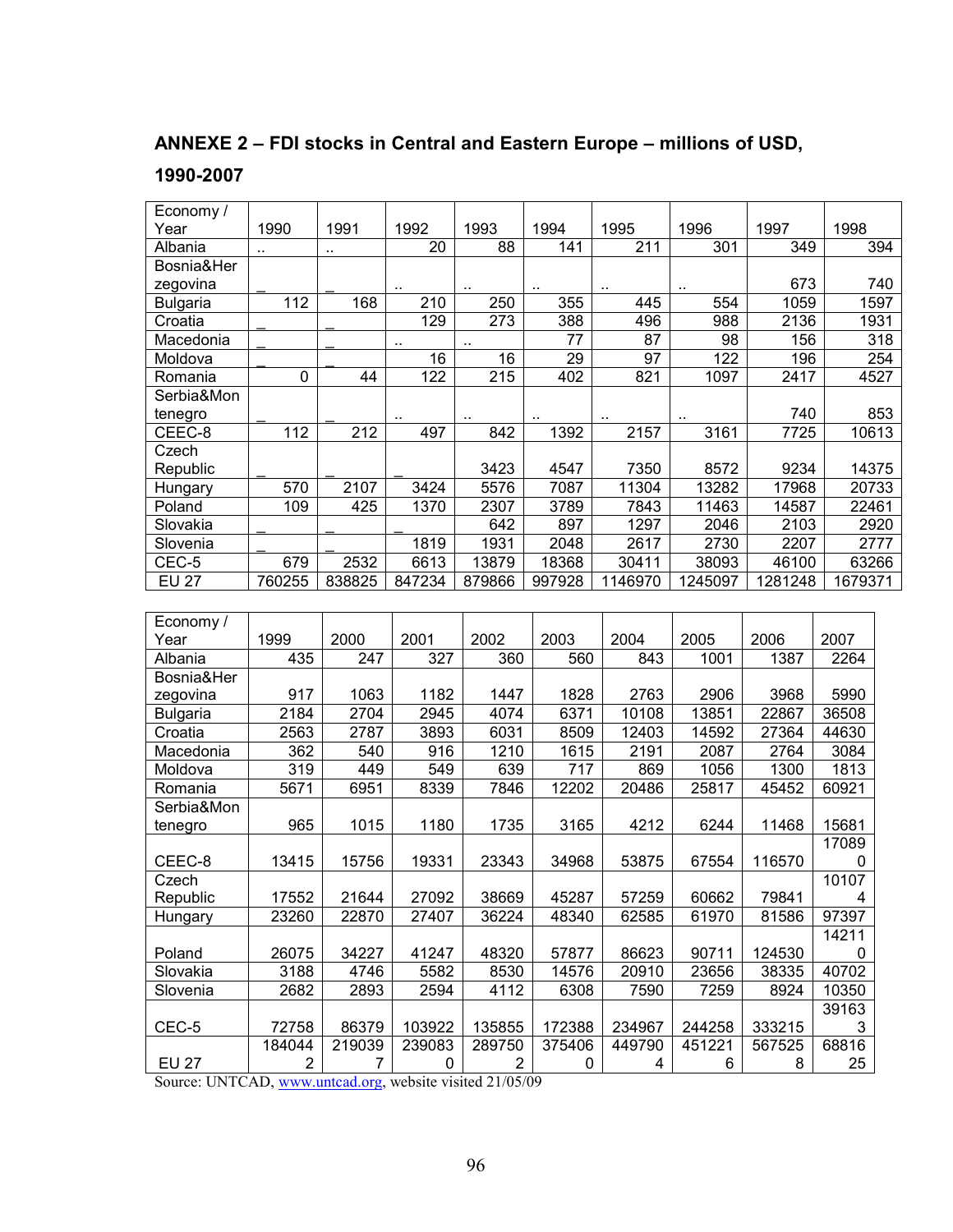## ANNEXE 2 – FDI stocks in Central and Eastern Europe – millions of USD, 1990-2007

| Economy / Year | 1990 | 1991 | 1992 | 1993 | 1994 | 1995 | 1996 | 1997 | 1998 |
|---|---|---|---|---|---|---|---|---|---|
| Albania | .. | .. | 20 | 88 | 141 | 211 | 301 | 349 | 394 |
| Bosnia&Herzegovina | _ | _ | .. | .. | .. | .. | .. | 673 | 740 |
| Bulgaria | 112 | 168 | 210 | 250 | 355 | 445 | 554 | 1059 | 1597 |
| Croatia | _ | _ | 129 | 273 | 388 | 496 | 988 | 2136 | 1931 |
| Macedonia | _ | _ | .. | .. | 77 | 87 | 98 | 156 | 318 |
| Moldova | _ | _ | 16 | 16 | 29 | 97 | 122 | 196 | 254 |
| Romania | 0 | 44 | 122 | 215 | 402 | 821 | 1097 | 2417 | 4527 |
| Serbia&Montenegro | _ | _ | .. | .. | .. | .. | .. | 740 | 853 |
| CEEC-8 | 112 | 212 | 497 | 842 | 1392 | 2157 | 3161 | 7725 | 10613 |
| Czech Republic | _ | _ | _ | 3423 | 4547 | 7350 | 8572 | 9234 | 14375 |
| Hungary | 570 | 2107 | 3424 | 5576 | 7087 | 11304 | 13282 | 17968 | 20733 |
| Poland | 109 | 425 | 1370 | 2307 | 3789 | 7843 | 11463 | 14587 | 22461 |
| Slovakia | _ | _ | _ | 642 | 897 | 1297 | 2046 | 2103 | 2920 |
| Slovenia | _ | _ | 1819 | 1931 | 2048 | 2617 | 2730 | 2207 | 2777 |
| CEC-5 | 679 | 2532 | 6613 | 13879 | 18368 | 30411 | 38093 | 46100 | 63266 |
| EU 27 | 760255 | 838825 | 847234 | 879866 | 997928 | 1146970 | 1245097 | 1281248 | 1679371 |

| Economy / Year | 1999 | 2000 | 2001 | 2002 | 2003 | 2004 | 2005 | 2006 | 2007 |
|---|---|---|---|---|---|---|---|---|---|
| Albania | 435 | 247 | 327 | 360 | 560 | 843 | 1001 | 1387 | 2264 |
| Bosnia&Herzegovina | 917 | 1063 | 1182 | 1447 | 1828 | 2763 | 2906 | 3968 | 5990 |
| Bulgaria | 2184 | 2704 | 2945 | 4074 | 6371 | 10108 | 13851 | 22867 | 36508 |
| Croatia | 2563 | 2787 | 3893 | 6031 | 8509 | 12403 | 14592 | 27364 | 44630 |
| Macedonia | 362 | 540 | 916 | 1210 | 1615 | 2191 | 2087 | 2764 | 3084 |
| Moldova | 319 | 449 | 549 | 639 | 717 | 869 | 1056 | 1300 | 1813 |
| Romania | 5671 | 6951 | 8339 | 7846 | 12202 | 20486 | 25817 | 45452 | 60921 |
| Serbia&Montenegro | 965 | 1015 | 1180 | 1735 | 3165 | 4212 | 6244 | 11468 | 15681 |
| CEEC-8 | 13415 | 15756 | 19331 | 23343 | 34968 | 53875 | 67554 | 116570 | 170890 |
| Czech Republic | 17552 | 21644 | 27092 | 38669 | 45287 | 57259 | 60662 | 79841 | 101074 |
| Hungary | 23260 | 22870 | 27407 | 36224 | 48340 | 62585 | 61970 | 81586 | 97397 |
| Poland | 26075 | 34227 | 41247 | 48320 | 57877 | 86623 | 90711 | 124530 | 142110 |
| Slovakia | 3188 | 4746 | 5582 | 8530 | 14576 | 20910 | 23656 | 38335 | 40702 |
| Slovenia | 2682 | 2893 | 2594 | 4112 | 6308 | 7590 | 7259 | 8924 | 10350 |
| CEC-5 | 72758 | 86379 | 103922 | 135855 | 172388 | 234967 | 244258 | 333215 | 391633 |
| EU 27 | 1840442 | 2190397 | 2390830 | 2897502 | 3754060 | 4497904 | 4512216 | 5675258 | 6881625 |

Source: UNTCAD, www.untcad.org, website visited 21/05/09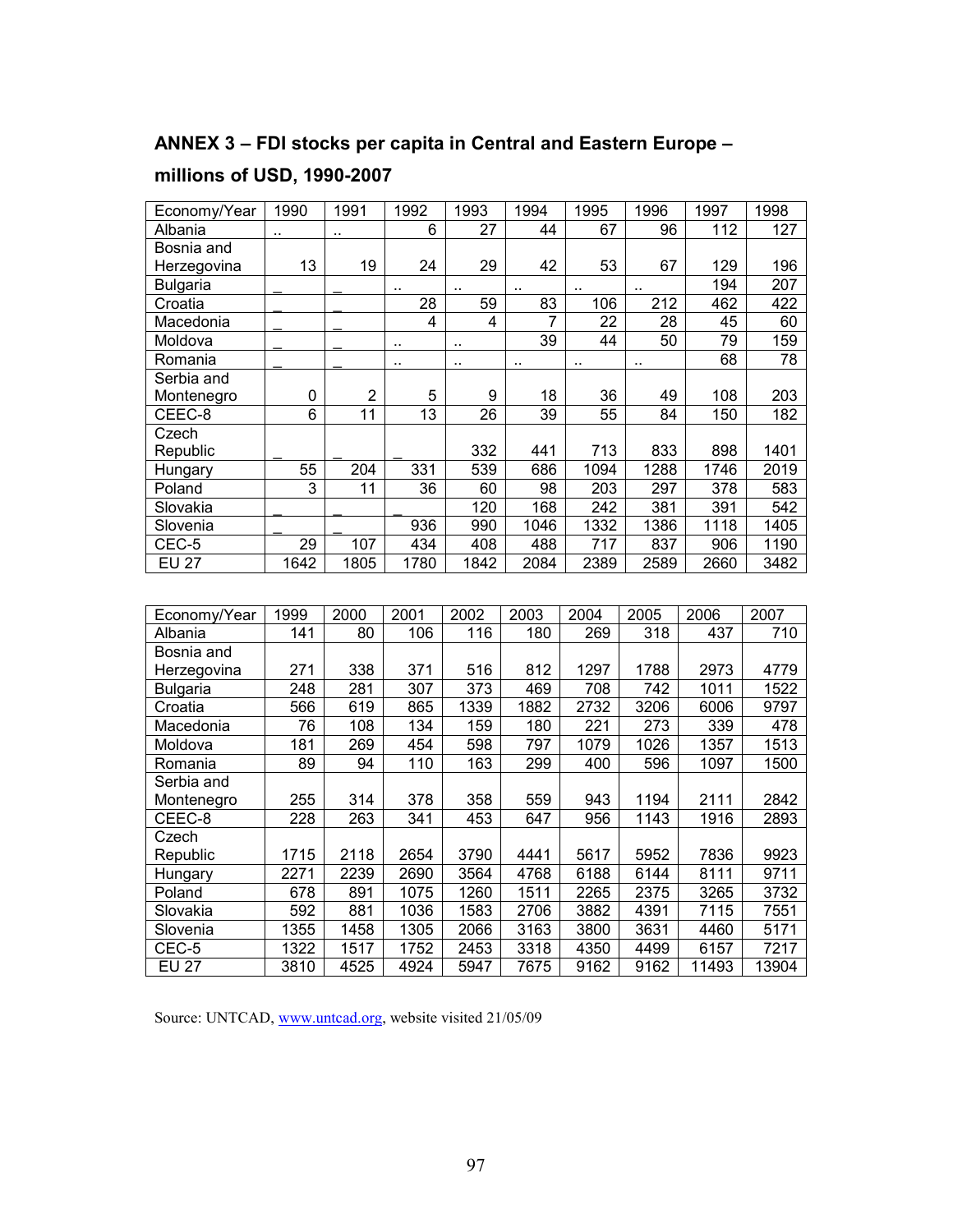## ANNEX 3 – FDI stocks per capita in Central and Eastern Europe – millions of USD, 1990-2007

| Economy/Year | 1990 | 1991 | 1992 | 1993 | 1994 | 1995 | 1996 | 1997 | 1998 |
|---|---|---|---|---|---|---|---|---|---|
| Albania | .. | .. | 6 | 27 | 44 | 67 | 96 | 112 | 127 |
| Bosnia and Herzegovina | 13 | 19 | 24 | 29 | 42 | 53 | 67 | 129 | 196 |
| Bulgaria | _ | _ | .. | .. | .. | .. | .. | 194 | 207 |
| Croatia | _ | _ | 28 | 59 | 83 | 106 | 212 | 462 | 422 |
| Macedonia | _ | _ | 4 | 4 | 7 | 22 | 28 | 45 | 60 |
| Moldova | _ | _ | .. | .. | 39 | 44 | 50 | 79 | 159 |
| Romania | _ | _ | .. | .. | .. | .. | .. | 68 | 78 |
| Serbia and Montenegro | 0 | 2 | 5 | 9 | 18 | 36 | 49 | 108 | 203 |
| CEEC-8 | 6 | 11 | 13 | 26 | 39 | 55 | 84 | 150 | 182 |
| Czech Republic | _ | _ | _ | 332 | 441 | 713 | 833 | 898 | 1401 |
| Hungary | 55 | 204 | 331 | 539 | 686 | 1094 | 1288 | 1746 | 2019 |
| Poland | 3 | 11 | 36 | 60 | 98 | 203 | 297 | 378 | 583 |
| Slovakia | _ | _ | _ | 120 | 168 | 242 | 381 | 391 | 542 |
| Slovenia | _ | _ | 936 | 990 | 1046 | 1332 | 1386 | 1118 | 1405 |
| CEC-5 | 29 | 107 | 434 | 408 | 488 | 717 | 837 | 906 | 1190 |
| EU 27 | 1642 | 1805 | 1780 | 1842 | 2084 | 2389 | 2589 | 2660 | 3482 |

| Economy/Year | 1999 | 2000 | 2001 | 2002 | 2003 | 2004 | 2005 | 2006 | 2007 |
|---|---|---|---|---|---|---|---|---|---|
| Albania | 141 | 80 | 106 | 116 | 180 | 269 | 318 | 437 | 710 |
| Bosnia and Herzegovina | 271 | 338 | 371 | 516 | 812 | 1297 | 1788 | 2973 | 4779 |
| Bulgaria | 248 | 281 | 307 | 373 | 469 | 708 | 742 | 1011 | 1522 |
| Croatia | 566 | 619 | 865 | 1339 | 1882 | 2732 | 3206 | 6006 | 9797 |
| Macedonia | 76 | 108 | 134 | 159 | 180 | 221 | 273 | 339 | 478 |
| Moldova | 181 | 269 | 454 | 598 | 797 | 1079 | 1026 | 1357 | 1513 |
| Romania | 89 | 94 | 110 | 163 | 299 | 400 | 596 | 1097 | 1500 |
| Serbia and Montenegro | 255 | 314 | 378 | 358 | 559 | 943 | 1194 | 2111 | 2842 |
| CEEC-8 | 228 | 263 | 341 | 453 | 647 | 956 | 1143 | 1916 | 2893 |
| Czech Republic | 1715 | 2118 | 2654 | 3790 | 4441 | 5617 | 5952 | 7836 | 9923 |
| Hungary | 2271 | 2239 | 2690 | 3564 | 4768 | 6188 | 6144 | 8111 | 9711 |
| Poland | 678 | 891 | 1075 | 1260 | 1511 | 2265 | 2375 | 3265 | 3732 |
| Slovakia | 592 | 881 | 1036 | 1583 | 2706 | 3882 | 4391 | 7115 | 7551 |
| Slovenia | 1355 | 1458 | 1305 | 2066 | 3163 | 3800 | 3631 | 4460 | 5171 |
| CEC-5 | 1322 | 1517 | 1752 | 2453 | 3318 | 4350 | 4499 | 6157 | 7217 |
| EU 27 | 3810 | 4525 | 4924 | 5947 | 7675 | 9162 | 9162 | 11493 | 13904 |

Source: UNTCAD, www.untcad.org, website visited 21/05/09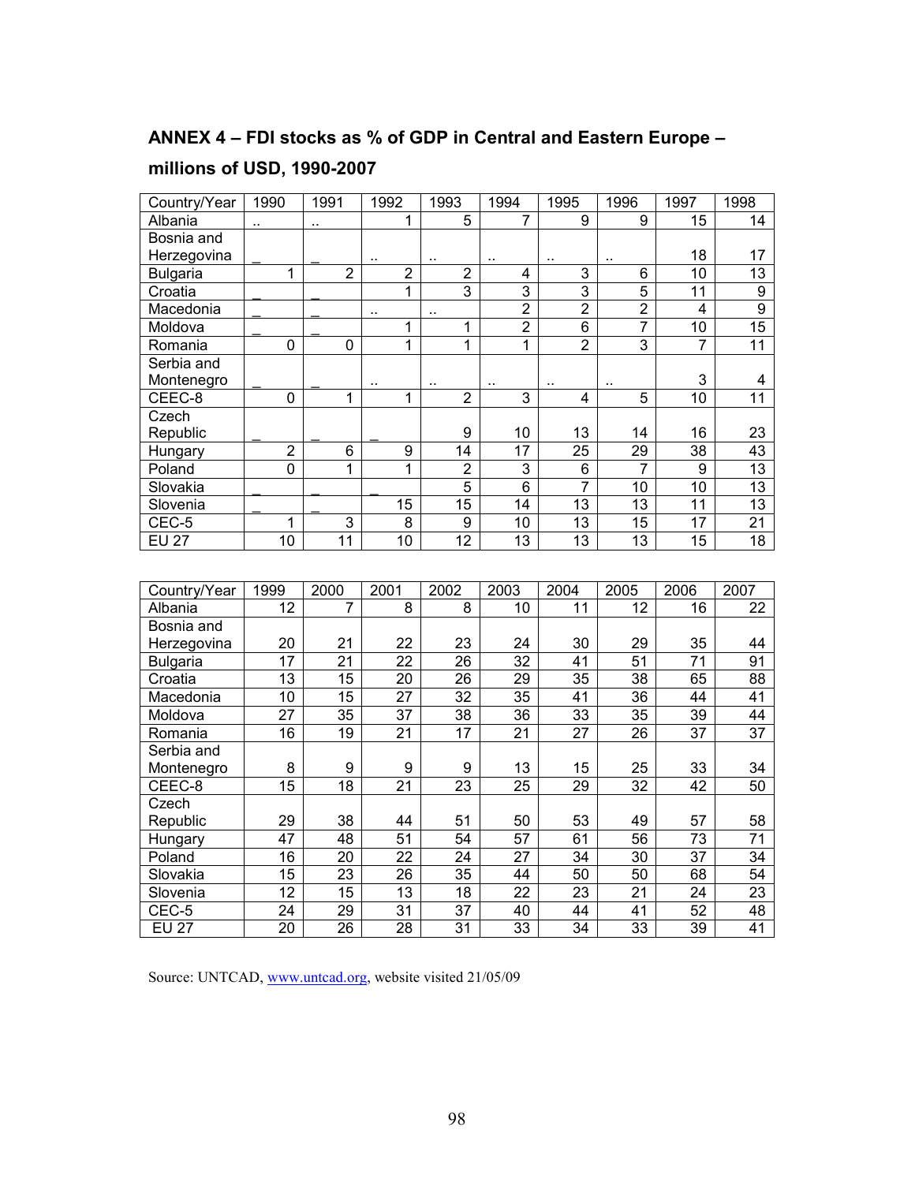## ANNEX 4 – FDI stocks as % of GDP in Central and Eastern Europe – millions of USD, 1990-2007

| Country/Year | 1990 | 1991 | 1992 | 1993 | 1994 | 1995 | 1996 | 1997 | 1998 |
|---|---|---|---|---|---|---|---|---|---|
| Albania | .. | .. | 1 | 5 | 7 | 9 | 9 | 15 | 14 |
| Bosnia and Herzegovina | _ | _ | .. | .. | .. | .. | .. | 18 | 17 |
| Bulgaria | 1 | 2 | 2 | 2 | 4 | 3 | 6 | 10 | 13 |
| Croatia | _ | _ | 1 | 3 | 3 | 3 | 5 | 11 | 9 |
| Macedonia | _ | _ | .. | .. | 2 | 2 | 2 | 4 | 9 |
| Moldova | _ | _ | 1 | 1 | 2 | 6 | 7 | 10 | 15 |
| Romania | 0 | 0 | 1 | 1 | 1 | 2 | 3 | 7 | 11 |
| Serbia and Montenegro | _ | _ | .. | .. | .. | .. | .. | 3 | 4 |
| CEEC-8 | 0 | 1 | 1 | 2 | 3 | 4 | 5 | 10 | 11 |
| Czech Republic | _ | _ | _ | 9 | 10 | 13 | 14 | 16 | 23 |
| Hungary | 2 | 6 | 9 | 14 | 17 | 25 | 29 | 38 | 43 |
| Poland | 0 | 1 | 1 | 2 | 3 | 6 | 7 | 9 | 13 |
| Slovakia | _ | _ | _ | 5 | 6 | 7 | 10 | 10 | 13 |
| Slovenia | _ | _ | 15 | 15 | 14 | 13 | 13 | 11 | 13 |
| CEC-5 | 1 | 3 | 8 | 9 | 10 | 13 | 15 | 17 | 21 |
| EU 27 | 10 | 11 | 10 | 12 | 13 | 13 | 13 | 15 | 18 |

| Country/Year | 1999 | 2000 | 2001 | 2002 | 2003 | 2004 | 2005 | 2006 | 2007 |
|---|---|---|---|---|---|---|---|---|---|
| Albania | 12 | 7 | 8 | 8 | 10 | 11 | 12 | 16 | 22 |
| Bosnia and Herzegovina | 20 | 21 | 22 | 23 | 24 | 30 | 29 | 35 | 44 |
| Bulgaria | 17 | 21 | 22 | 26 | 32 | 41 | 51 | 71 | 91 |
| Croatia | 13 | 15 | 20 | 26 | 29 | 35 | 38 | 65 | 88 |
| Macedonia | 10 | 15 | 27 | 32 | 35 | 41 | 36 | 44 | 41 |
| Moldova | 27 | 35 | 37 | 38 | 36 | 33 | 35 | 39 | 44 |
| Romania | 16 | 19 | 21 | 17 | 21 | 27 | 26 | 37 | 37 |
| Serbia and Montenegro | 8 | 9 | 9 | 9 | 13 | 15 | 25 | 33 | 34 |
| CEEC-8 | 15 | 18 | 21 | 23 | 25 | 29 | 32 | 42 | 50 |
| Czech Republic | 29 | 38 | 44 | 51 | 50 | 53 | 49 | 57 | 58 |
| Hungary | 47 | 48 | 51 | 54 | 57 | 61 | 56 | 73 | 71 |
| Poland | 16 | 20 | 22 | 24 | 27 | 34 | 30 | 37 | 34 |
| Slovakia | 15 | 23 | 26 | 35 | 44 | 50 | 50 | 68 | 54 |
| Slovenia | 12 | 15 | 13 | 18 | 22 | 23 | 21 | 24 | 23 |
| CEC-5 | 24 | 29 | 31 | 37 | 40 | 44 | 41 | 52 | 48 |
| EU 27 | 20 | 26 | 28 | 31 | 33 | 34 | 33 | 39 | 41 |

Source: UNTCAD, www.untcad.org, website visited 21/05/09